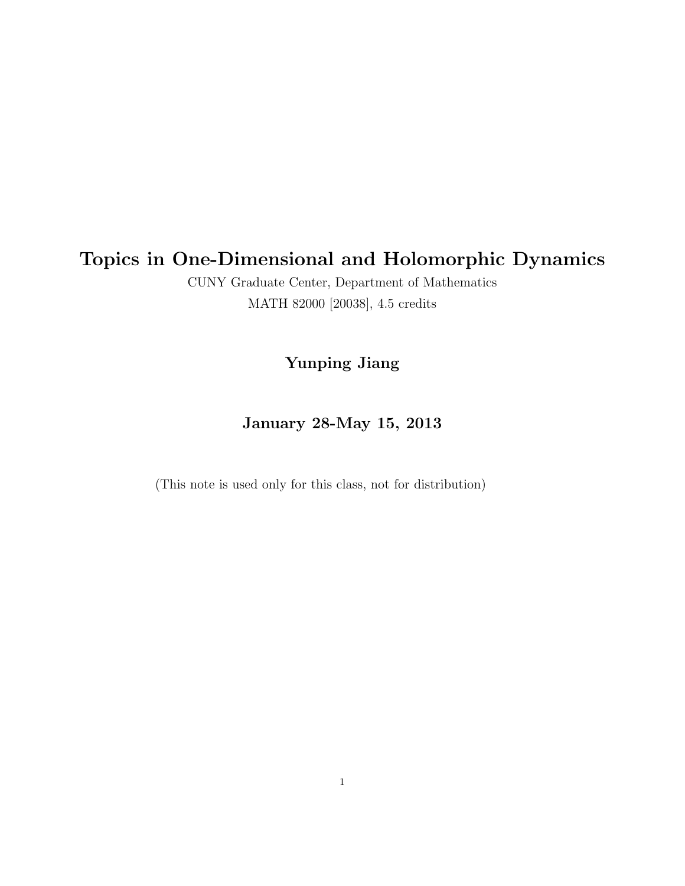# Topics in One-Dimensional and Holomorphic Dynamics

CUNY Graduate Center, Department of Mathematics

MATH 82000 [20038], 4.5 credits

**Yunping Jiang**

**January 28-May 15, 2013**

(This note is used only for this class, not for distribution)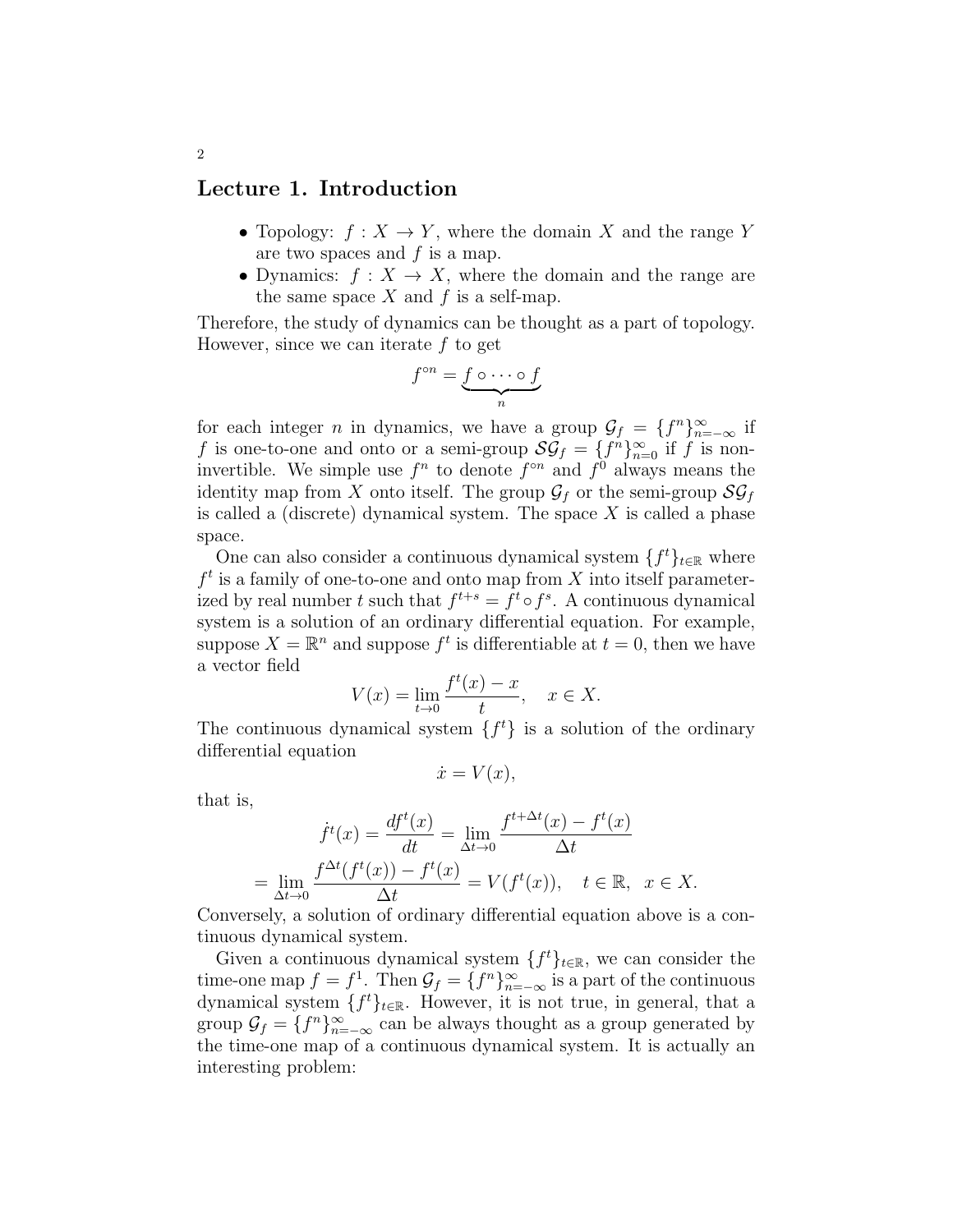## Lecture 1. Introduction

- Topology: $f : X \to Y$, where the domain $X$ and the range $Y$ are two spaces and $f$ is a map.
- Dynamics: $f : X \to X$, where the domain and the range are the same space $X$ and $f$ is a self-map.

Therefore, the study of dynamics can be thought as a part of topology. However, since we can iterate $f$ to get

$$f^{\circ n} = \underbrace{f \circ \cdots \circ f}_{n}$$

for each integer $n$ in dynamics, we have a group $\mathcal{G}_f = \{f^n\}_{n=-\infty}^{\infty}$ if $f$ is one-to-one and onto or a semi-group $\mathcal{SG}_f = \{f^n\}_{n=0}^{\infty}$ if $f$ is non-invertible. We simple use $f^n$ to denote $f^{\circ n}$ and $f^0$ always means the identity map from $X$ onto itself. The group $\mathcal{G}_f$ or the semi-group $\mathcal{SG}_f$ is called a (discrete) dynamical system. The space $X$ is called a phase space.

One can also consider a continuous dynamical system $\{f^t\}_{t\in\mathbb{R}}$ where $f^t$ is a family of one-to-one and onto map from $X$ into itself parameterized by real number $t$ such that $f^{t+s} = f^t \circ f^s$. A continuous dynamical system is a solution of an ordinary differential equation. For example, suppose $X = \mathbb{R}^n$ and suppose $f^t$ is differentiable at $t = 0$, then we have a vector field

$$V(x) = \lim_{t\to 0} \frac{f^t(x) - x}{t}, \quad x \in X.$$

The continuous dynamical system $\{f^t\}$ is a solution of the ordinary differential equation

$$\dot{x} = V(x),$$

that is,

$$\dot{f}^t(x) = \frac{df^t(x)}{dt} = \lim_{\Delta t\to 0} \frac{f^{t+\Delta t}(x) - f^t(x)}{\Delta t}$$

$$= \lim_{\Delta t\to 0} \frac{f^{\Delta t}(f^t(x)) - f^t(x)}{\Delta t} = V(f^t(x)), \quad t \in \mathbb{R}, \ \ x \in X.$$

Conversely, a solution of ordinary differential equation above is a continuous dynamical system.

Given a continuous dynamical system $\{f^t\}_{t\in\mathbb{R}}$, we can consider the time-one map $f = f^1$. Then $\mathcal{G}_f = \{f^n\}_{n=-\infty}^{\infty}$ is a part of the continuous dynamical system $\{f^t\}_{t\in\mathbb{R}}$. However, it is not true, in general, that a group $\mathcal{G}_f = \{f^n\}_{n=-\infty}^{\infty}$ can be always thought as a group generated by the time-one map of a continuous dynamical system. It is actually an interesting problem: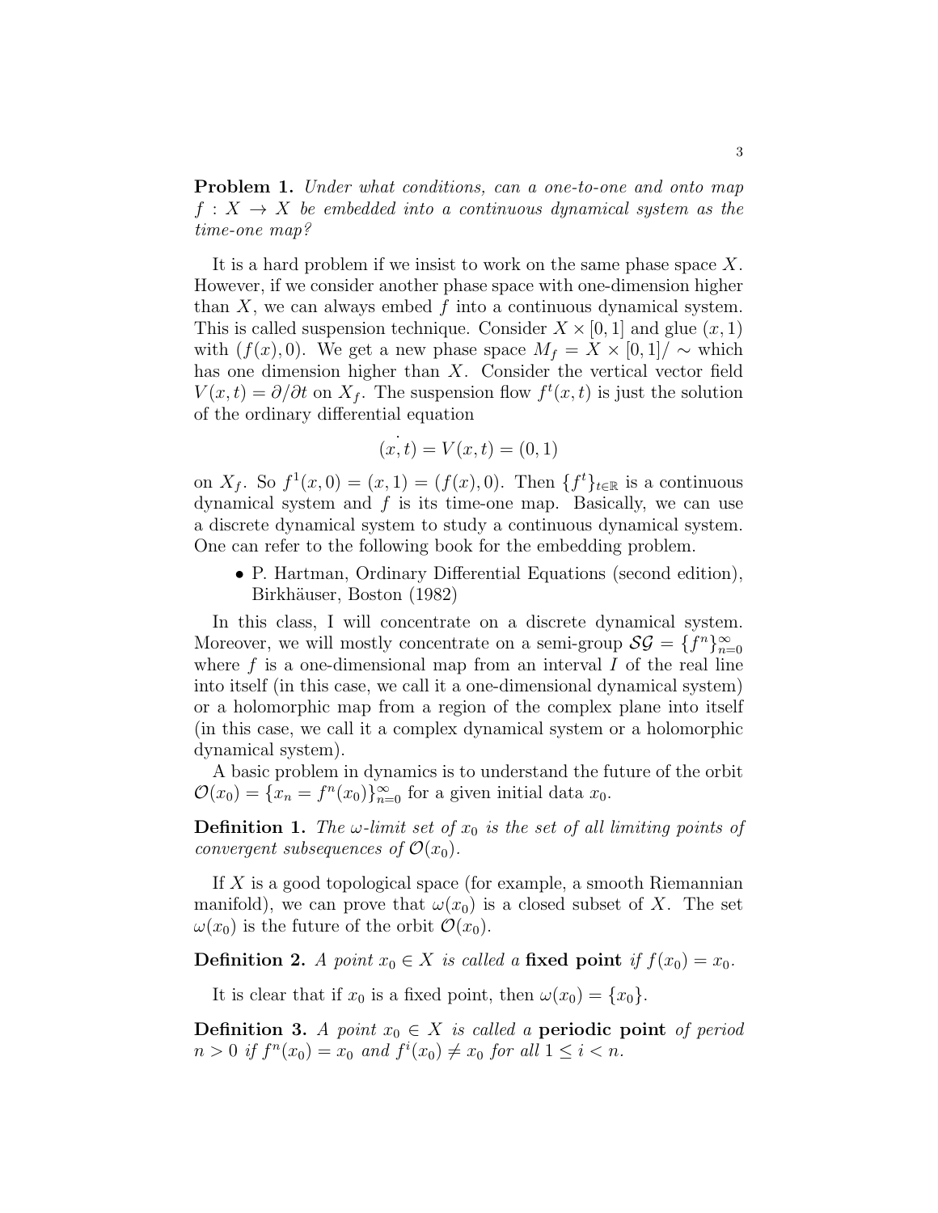**Problem 1.** *Under what conditions, can a one-to-one and onto map $f : X \to X$ be embedded into a continuous dynamical system as the time-one map?*

It is a hard problem if we insist to work on the same phase space $X$. However, if we consider another phase space with one-dimension higher than $X$, we can always embed $f$ into a continuous dynamical system. This is called suspension technique. Consider $X \times [0,1]$ and glue $(x,1)$ with $(f(x),0)$. We get a new phase space $M_f = X \times [0,1]/\sim$ which has one dimension higher than $X$. Consider the vertical vector field $V(x,t) = \partial/\partial t$ on $X_f$. The suspension flow $f^t(x,t)$ is just the solution of the ordinary differential equation

$$\dot{(x,t)} = V(x,t) = (0,1)$$

on $X_f$. So $f^1(x,0) = (x,1) = (f(x),0)$. Then $\{f^t\}_{t\in\mathbb{R}}$ is a continuous dynamical system and $f$ is its time-one map. Basically, we can use a discrete dynamical system to study a continuous dynamical system. One can refer to the following book for the embedding problem.

- P. Hartman, Ordinary Differential Equations (second edition), Birkhäuser, Boston (1982)

In this class, I will concentrate on a discrete dynamical system. Moreover, we will mostly concentrate on a semi-group $\mathcal{SG} = \{f^n\}_{n=0}^{\infty}$ where $f$ is a one-dimensional map from an interval $I$ of the real line into itself (in this case, we call it a one-dimensional dynamical system) or a holomorphic map from a region of the complex plane into itself (in this case, we call it a complex dynamical system or a holomorphic dynamical system).

A basic problem in dynamics is to understand the future of the orbit $\mathcal{O}(x_0) = \{x_n = f^n(x_0)\}_{n=0}^{\infty}$ for a given initial data $x_0$.

**Definition 1.** *The $\omega$-limit set of $x_0$ is the set of all limiting points of convergent subsequences of $\mathcal{O}(x_0)$.*

If $X$ is a good topological space (for example, a smooth Riemannian manifold), we can prove that $\omega(x_0)$ is a closed subset of $X$. The set $\omega(x_0)$ is the future of the orbit $\mathcal{O}(x_0)$.

**Definition 2.** *A point $x_0 \in X$ is called a* **fixed point** *if $f(x_0) = x_0$.*

It is clear that if $x_0$ is a fixed point, then $\omega(x_0) = \{x_0\}$.

**Definition 3.** *A point $x_0 \in X$ is called a* **periodic point** *of period $n > 0$ if $f^n(x_0) = x_0$ and $f^i(x_0) \neq x_0$ for all $1 \leq i < n$.*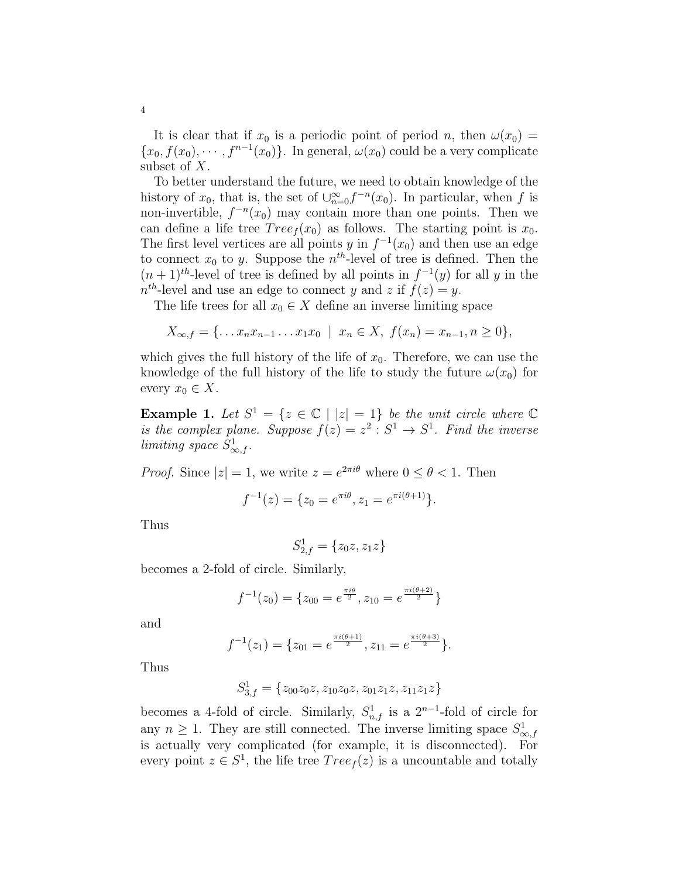It is clear that if $x_0$ is a periodic point of period $n$, then $\omega(x_0) = \{x_0, f(x_0), \cdots, f^{n-1}(x_0)\}$. In general, $\omega(x_0)$ could be a very complicate subset of $X$.

To better understand the future, we need to obtain knowledge of the history of $x_0$, that is, the set of $\cup_{n=0}^{\infty} f^{-n}(x_0)$. In particular, when $f$ is non-invertible, $f^{-n}(x_0)$ may contain more than one points. Then we can define a life tree $Tree_f(x_0)$ as follows. The starting point is $x_0$. The first level vertices are all points $y$ in $f^{-1}(x_0)$ and then use an edge to connect $x_0$ to $y$. Suppose the $n^{th}$-level of tree is defined. Then the $(n+1)^{th}$-level of tree is defined by all points in $f^{-1}(y)$ for all $y$ in the $n^{th}$-level and use an edge to connect $y$ and $z$ if $f(z) = y$.

The life trees for all $x_0 \in X$ define an inverse limiting space

$$X_{\infty,f} = \{\ldots x_n x_{n-1} \ldots x_1 x_0 \mid x_n \in X,\ f(x_n) = x_{n-1}, n \geq 0\},$$

which gives the full history of the life of $x_0$. Therefore, we can use the knowledge of the full history of the life to study the future $\omega(x_0)$ for every $x_0 \in X$.

**Example 1.** *Let $S^1 = \{z \in \mathbb{C} \mid |z| = 1\}$ be the unit circle where $\mathbb{C}$ is the complex plane. Suppose $f(z) = z^2 : S^1 \to S^1$. Find the inverse limiting space $S^1_{\infty,f}$.*

*Proof.* Since $|z| = 1$, we write $z = e^{2\pi i\theta}$ where $0 \leq \theta < 1$. Then

$$f^{-1}(z) = \{z_0 = e^{\pi i\theta}, z_1 = e^{\pi i(\theta+1)}\}.$$

Thus

$$S^1_{2,f} = \{z_0 z, z_1 z\}$$

becomes a 2-fold of circle. Similarly,

$$f^{-1}(z_0) = \{z_{00} = e^{\frac{\pi i\theta}{2}}, z_{10} = e^{\frac{\pi i(\theta+2)}{2}}\}$$

and

$$f^{-1}(z_1) = \{z_{01} = e^{\frac{\pi i(\theta+1)}{2}}, z_{11} = e^{\frac{\pi i(\theta+3)}{2}}\}.$$

Thus

$$S^1_{3,f} = \{z_{00} z_0 z, z_{10} z_0 z, z_{01} z_1 z, z_{11} z_1 z\}$$

becomes a 4-fold of circle. Similarly, $S^1_{n,f}$ is a $2^{n-1}$-fold of circle for any $n \geq 1$. They are still connected. The inverse limiting space $S^1_{\infty,f}$ is actually very complicated (for example, it is disconnected). For every point $z \in S^1$, the life tree $Tree_f(z)$ is a uncountable and totally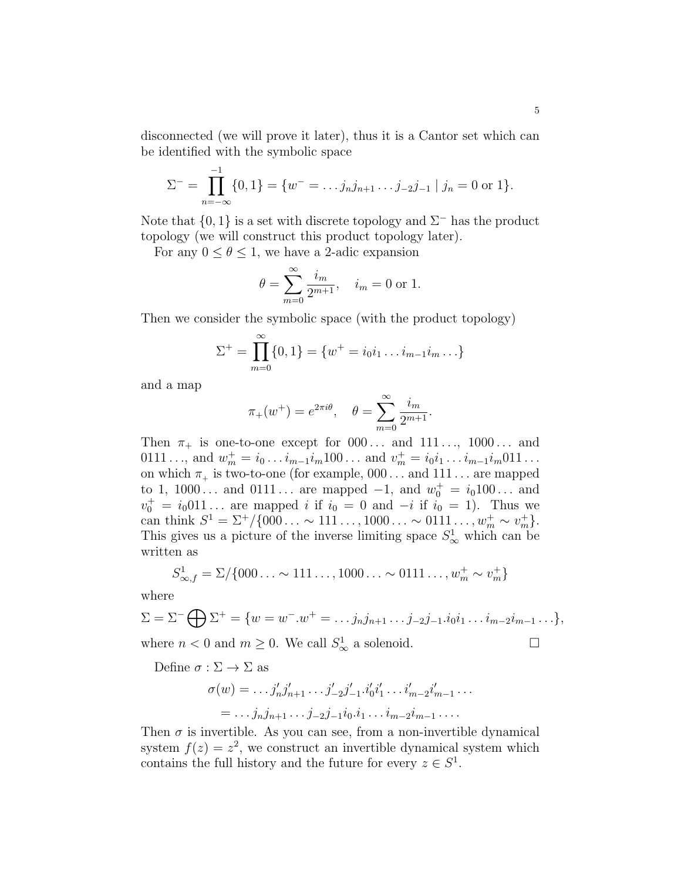disconnected (we will prove it later), thus it is a Cantor set which can be identified with the symbolic space

$$\Sigma^- = \prod_{n=-\infty}^{-1} \{0,1\} = \{w^- = \dots j_n j_{n+1} \dots j_{-2} j_{-1} \mid j_n = 0 \text{ or } 1\}.$$

Note that $\{0,1\}$ is a set with discrete topology and $\Sigma^-$ has the product topology (we will construct this product topology later).

For any $0 \le \theta \le 1$, we have a 2-adic expansion

$$\theta = \sum_{m=0}^{\infty} \frac{i_m}{2^{m+1}}, \quad i_m = 0 \text{ or } 1.$$

Then we consider the symbolic space (with the product topology)

$$\Sigma^+ = \prod_{m=0}^{\infty} \{0,1\} = \{w^+ = i_0 i_1 \dots i_{m-1} i_m \dots\}$$

and a map

$$\pi_+(w^+) = e^{2\pi i \theta}, \quad \theta = \sum_{m=0}^{\infty} \frac{i_m}{2^{m+1}}.$$

Then $\pi_+$ is one-to-one except for $000\dots$ and $111\dots$, $1000\dots$ and $0111\dots$, and $w_m^+ = i_0 \dots i_{m-1} i_m 100\dots$ and $v_m^+ = i_0 i_1 \dots i_{m-1} i_m 011\dots$ on which $\pi_+$ is two-to-one (for example, $000\dots$ and $111\dots$ are mapped to 1, $1000\dots$ and $0111\dots$ are mapped $-1$, and $w_0^+ = i_0 100\dots$ and $v_0^+ = i_0 011\dots$ are mapped $i$ if $i_0 = 0$ and $-i$ if $i_0 = 1$). Thus we can think $S^1 = \Sigma^+/\{000\dots \sim 111\dots, 1000\dots \sim 0111\dots, w_m^+ \sim v_m^+\}$. This gives us a picture of the inverse limiting space $S^1_\infty$ which can be written as

$$S^1_{\infty,f} = \Sigma/\{000\dots \sim 111\dots, 1000\dots \sim 0111\dots, w_m^+ \sim v_m^+\}$$

where

$$\Sigma = \Sigma^- \bigoplus \Sigma^+ = \{w = w^-.w^+ = \dots j_n j_{n+1} \dots j_{-2} j_{-1}.i_0 i_1 \dots i_{m-2} i_{m-1} \dots\},$$

where $n < 0$ and $m \ge 0$. We call $S^1_\infty$ a solenoid. $\square$

Define $\sigma : \Sigma \to \Sigma$ as

$$\begin{aligned}\sigma(w) &= \dots j'_n j'_{n+1} \dots j'_{-2} j'_{-1}.i'_0 i'_1 \dots i'_{m-2} i'_{m-1} \dots \\ &= \dots j_n j_{n+1} \dots j_{-2} j_{-1} i_0.i_1 \dots i_{m-2} i_{m-1} \dots .\end{aligned}$$

Then $\sigma$ is invertible. As you can see, from a non-invertible dynamical system $f(z) = z^2$, we construct an invertible dynamical system which contains the full history and the future for every $z \in S^1$.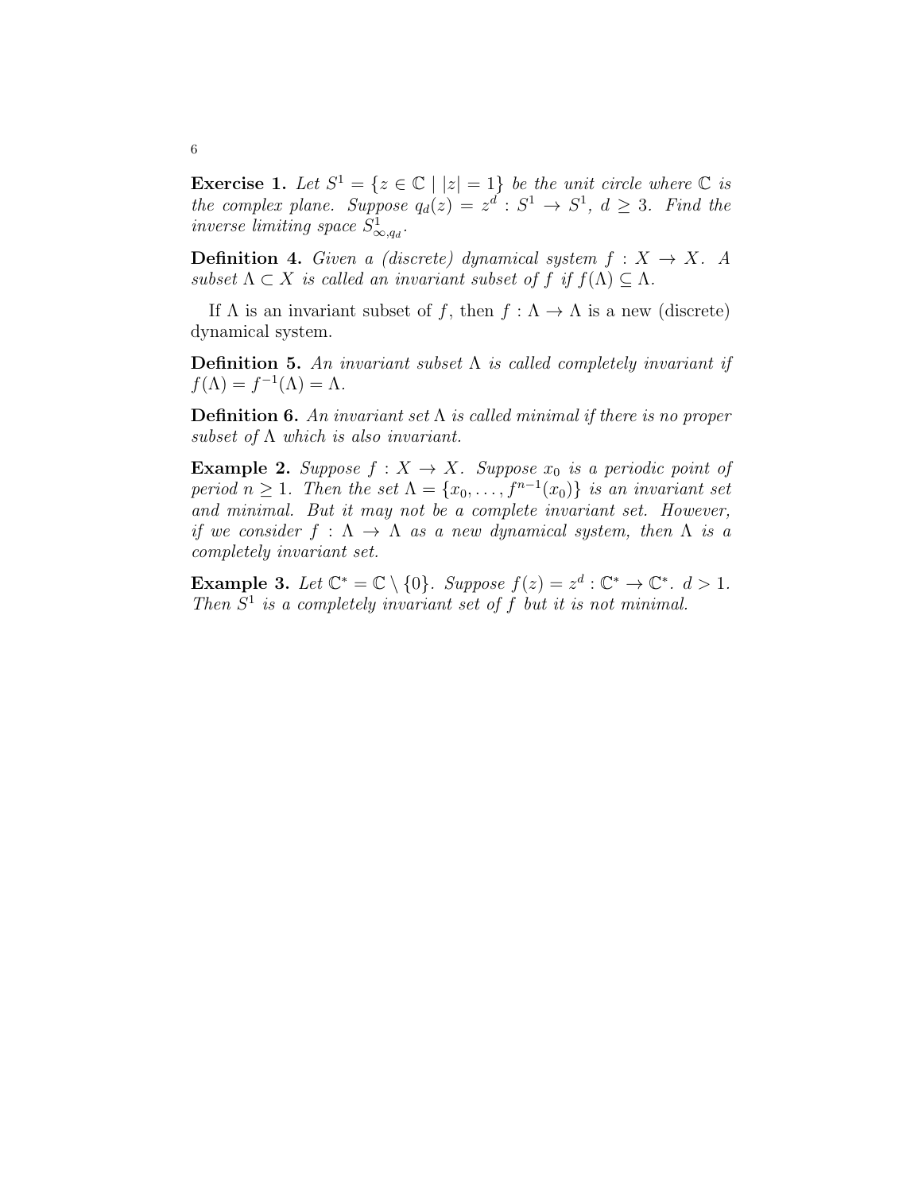**Exercise 1.** *Let $S^1 = \{z \in \mathbb{C} \mid |z| = 1\}$ be the unit circle where $\mathbb{C}$ is the complex plane. Suppose $q_d(z) = z^d : S^1 \to S^1$, $d \geq 3$. Find the inverse limiting space $S^1_{\infty, q_d}$.*

**Definition 4.** *Given a (discrete) dynamical system $f : X \to X$. A subset $\Lambda \subset X$ is called an invariant subset of $f$ if $f(\Lambda) \subseteq \Lambda$.*

If $\Lambda$ is an invariant subset of $f$, then $f : \Lambda \to \Lambda$ is a new (discrete) dynamical system.

**Definition 5.** *An invariant subset $\Lambda$ is called completely invariant if $f(\Lambda) = f^{-1}(\Lambda) = \Lambda$.*

**Definition 6.** *An invariant set $\Lambda$ is called minimal if there is no proper subset of $\Lambda$ which is also invariant.*

**Example 2.** *Suppose $f : X \to X$. Suppose $x_0$ is a periodic point of period $n \geq 1$. Then the set $\Lambda = \{x_0, \ldots, f^{n-1}(x_0)\}$ is an invariant set and minimal. But it may not be a complete invariant set. However, if we consider $f : \Lambda \to \Lambda$ as a new dynamical system, then $\Lambda$ is a completely invariant set.*

**Example 3.** *Let $\mathbb{C}^* = \mathbb{C} \setminus \{0\}$. Suppose $f(z) = z^d : \mathbb{C}^* \to \mathbb{C}^*$. $d > 1$. Then $S^1$ is a completely invariant set of $f$ but it is not minimal.*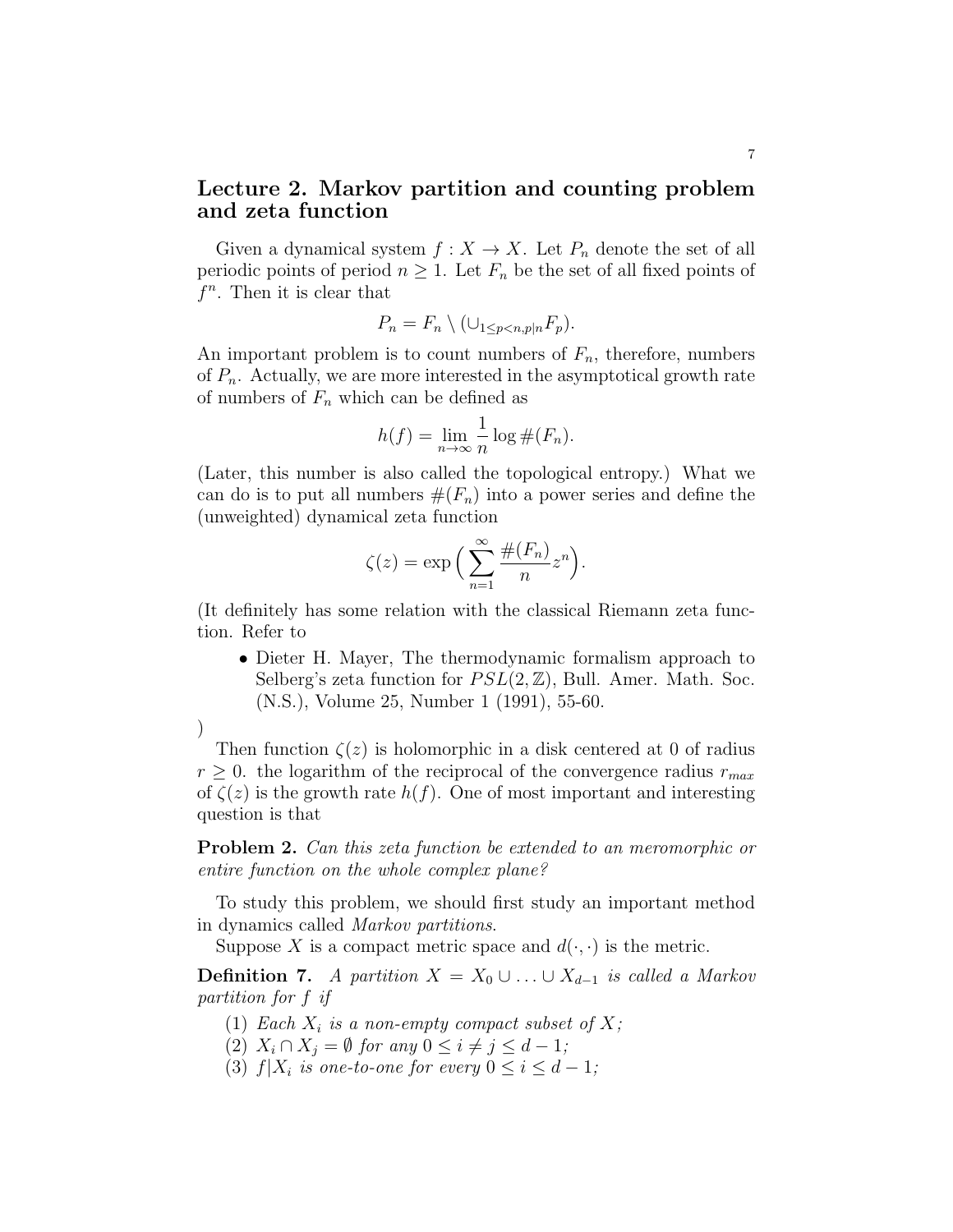## Lecture 2. Markov partition and counting problem and zeta function

Given a dynamical system $f : X \to X$. Let $P_n$ denote the set of all periodic points of period $n \geq 1$. Let $F_n$ be the set of all fixed points of $f^n$. Then it is clear that

$$P_n = F_n \setminus (\cup_{1 \leq p < n, p | n} F_p).$$

An important problem is to count numbers of $F_n$, therefore, numbers of $P_n$. Actually, we are more interested in the asymptotical growth rate of numbers of $F_n$ which can be defined as

$$h(f) = \lim_{n \to \infty} \frac{1}{n} \log \#(F_n).$$

(Later, this number is also called the topological entropy.) What we can do is to put all numbers $\#(F_n)$ into a power series and define the (unweighted) dynamical zeta function

$$\zeta(z) = \exp\Big( \sum_{n=1}^{\infty} \frac{\#(F_n)}{n} z^n \Big).$$

(It definitely has some relation with the classical Riemann zeta function. Refer to

- Dieter H. Mayer, The thermodynamic formalism approach to Selberg's zeta function for $PSL(2, \mathbb{Z})$, Bull. Amer. Math. Soc. (N.S.), Volume 25, Number 1 (1991), 55-60.

)

Then function $\zeta(z)$ is holomorphic in a disk centered at 0 of radius $r \geq 0$. the logarithm of the reciprocal of the convergence radius $r_{max}$ of $\zeta(z)$ is the growth rate $h(f)$. One of most important and interesting question is that

**Problem 2.** *Can this zeta function be extended to an meromorphic or entire function on the whole complex plane?*

To study this problem, we should first study an important method in dynamics called *Markov partitions*.

Suppose $X$ is a compact metric space and $d(\cdot, \cdot)$ is the metric.

**Definition 7.** *A partition $X = X_0 \cup \ldots \cup X_{d-1}$ is called a Markov partition for $f$ if*

1. *Each $X_i$ is a non-empty compact subset of $X$;*
2. *$X_i \cap X_j = \emptyset$ for any $0 \leq i \neq j \leq d - 1$;*
3. *$f|X_i$ is one-to-one for every $0 \leq i \leq d - 1$;*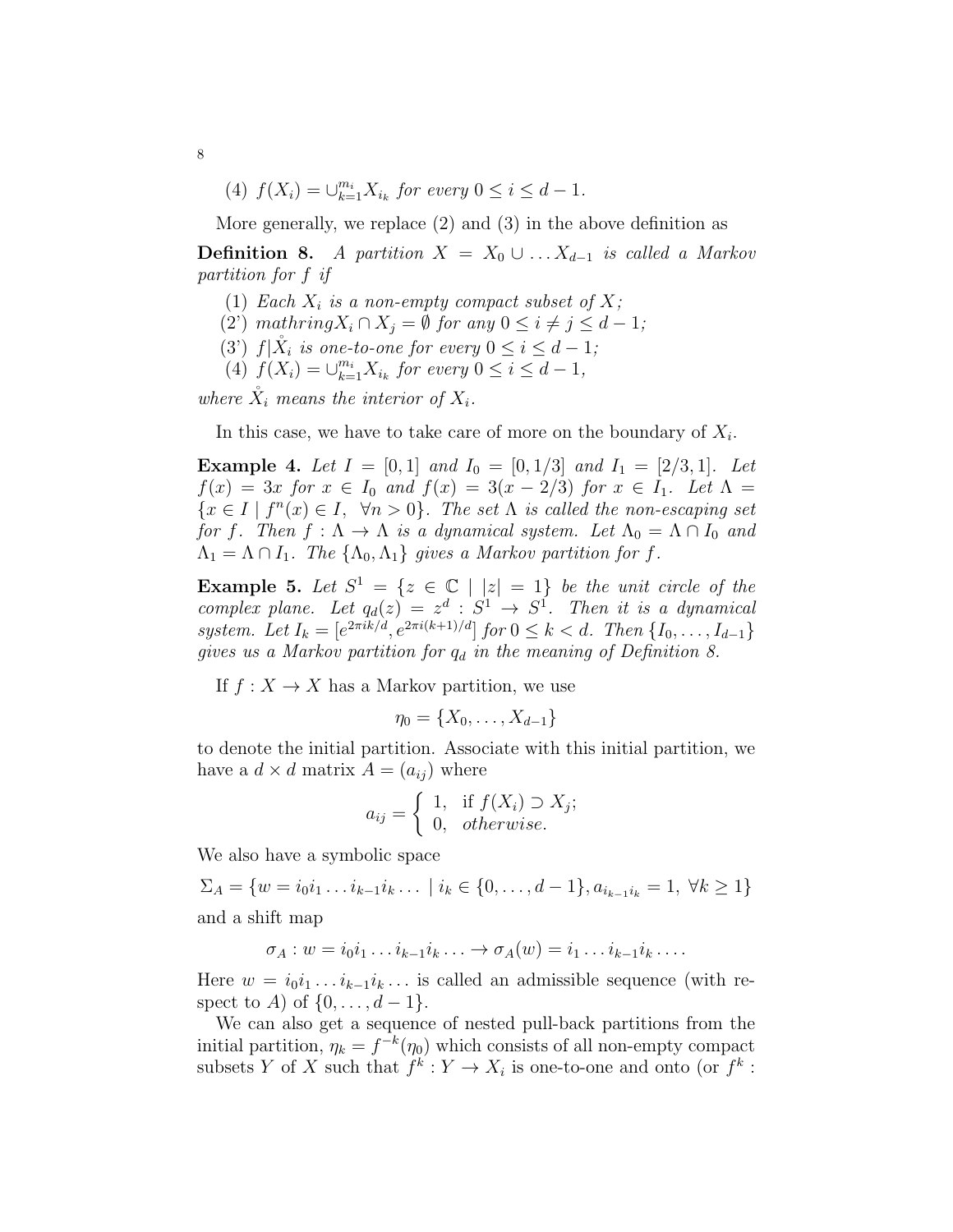(4) $f(X_i) = \cup_{k=1}^{m_i} X_{i_k}$ for every $0 \leq i \leq d-1$.

More generally, we replace (2) and (3) in the above definition as

**Definition 8.** *A partition $X = X_0 \cup \ldots X_{d-1}$ is called a Markov partition for $f$ if*

(1) *Each $X_i$ is a non-empty compact subset of $X$;*
(2') *mathring$X_i \cap X_j = \emptyset$ for any $0 \leq i \neq j \leq d-1$;*
(3') *$f|\mathring{X}_i$ is one-to-one for every $0 \leq i \leq d-1$;*
(4) *$f(X_i) = \cup_{k=1}^{m_i} X_{i_k}$ for every $0 \leq i \leq d-1$,*

*where $\mathring{X}_i$ means the interior of $X_i$.*

In this case, we have to take care of more on the boundary of $X_i$.

**Example 4.** *Let $I = [0,1]$ and $I_0 = [0,1/3]$ and $I_1 = [2/3,1]$. Let $f(x) = 3x$ for $x \in I_0$ and $f(x) = 3(x-2/3)$ for $x \in I_1$. Let $\Lambda = \{x \in I \mid f^n(x) \in I, \ \forall n > 0\}$. The set $\Lambda$ is called the non-escaping set for $f$. Then $f : \Lambda \to \Lambda$ is a dynamical system. Let $\Lambda_0 = \Lambda \cap I_0$ and $\Lambda_1 = \Lambda \cap I_1$. The $\{\Lambda_0, \Lambda_1\}$ gives a Markov partition for $f$.*

**Example 5.** *Let $S^1 = \{z \in \mathbb{C} \mid |z| = 1\}$ be the unit circle of the complex plane. Let $q_d(z) = z^d : S^1 \to S^1$. Then it is a dynamical system. Let $I_k = [e^{2\pi i k/d}, e^{2\pi i (k+1)/d}]$ for $0 \leq k < d$. Then $\{I_0, \ldots, I_{d-1}\}$ gives us a Markov partition for $q_d$ in the meaning of Definition 8.*

If $f : X \to X$ has a Markov partition, we use

$$\eta_0 = \{X_0, \ldots, X_{d-1}\}$$

to denote the initial partition. Associate with this initial partition, we have a $d \times d$ matrix $A = (a_{ij})$ where

$$a_{ij} = \begin{cases} 1, & \text{if } f(X_i) \supset X_j; \\ 0, & \textit{otherwise}. \end{cases}$$

We also have a symbolic space

$$\Sigma_A = \{w = i_0 i_1 \ldots i_{k-1} i_k \ldots \mid i_k \in \{0, \ldots, d-1\}, a_{i_{k-1} i_k} = 1, \ \forall k \geq 1\}$$

and a shift map

$$\sigma_A : w = i_0 i_1 \ldots i_{k-1} i_k \ldots \to \sigma_A(w) = i_1 \ldots i_{k-1} i_k \ldots.$$

Here $w = i_0 i_1 \ldots i_{k-1} i_k \ldots$ is called an admissible sequence (with respect to $A$) of $\{0, \ldots, d-1\}$.

We can also get a sequence of nested pull-back partitions from the initial partition, $\eta_k = f^{-k}(\eta_0)$ which consists of all non-empty compact subsets $Y$ of $X$ such that $f^k : Y \to X_i$ is one-to-one and onto (or $f^k$ :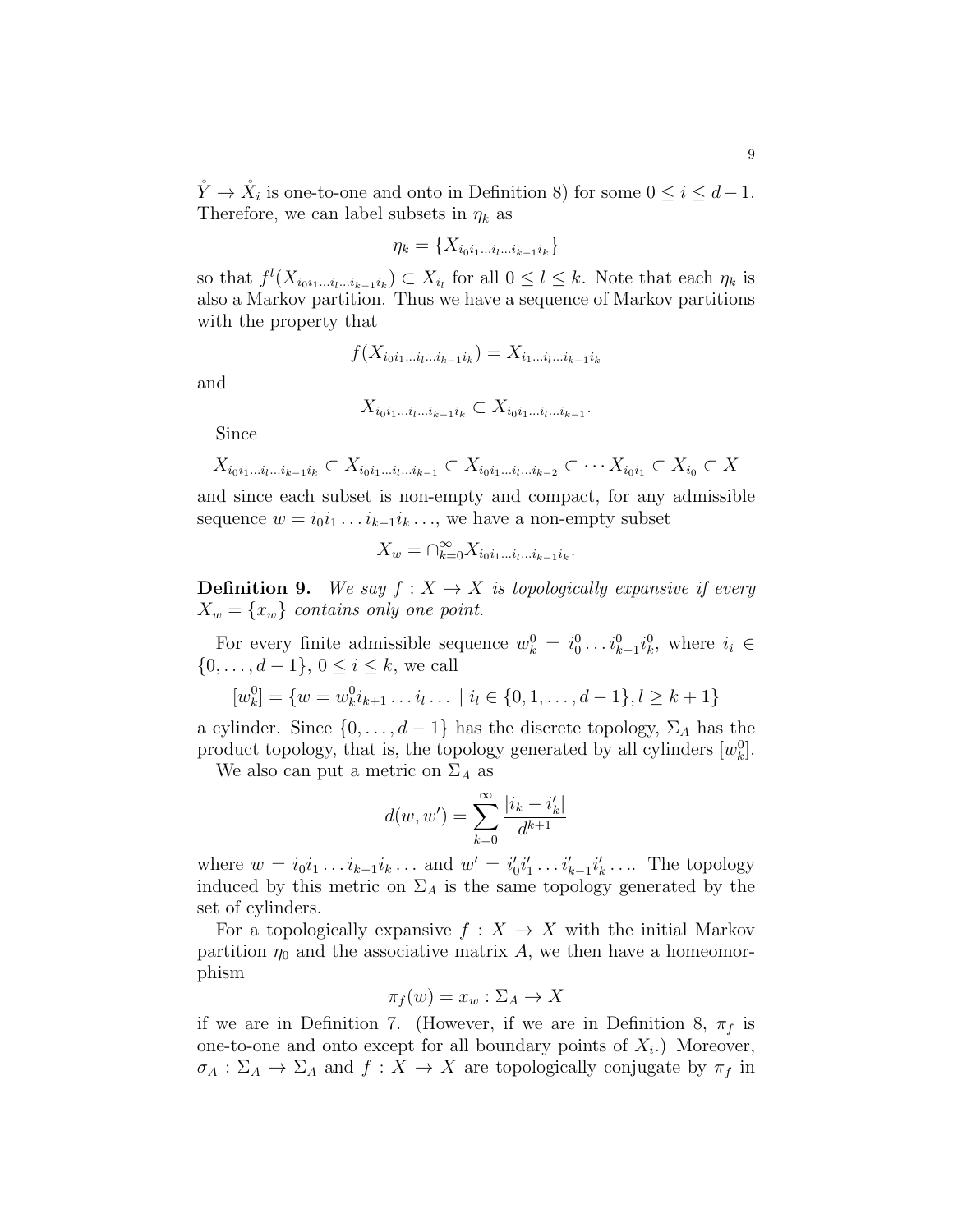$\mathring{Y} \to \mathring{X}_i$ is one-to-one and onto in Definition 8) for some $0 \leq i \leq d-1$. Therefore, we can label subsets in $\eta_k$ as

$$\eta_k = \{X_{i_0 i_1 \ldots i_l \ldots i_{k-1} i_k}\}$$

so that $f^l(X_{i_0 i_1 \ldots i_l \ldots i_{k-1} i_k}) \subset X_{i_l}$ for all $0 \leq l \leq k$. Note that each $\eta_k$ is also a Markov partition. Thus we have a sequence of Markov partitions with the property that

$$f(X_{i_0 i_1 \ldots i_l \ldots i_{k-1} i_k}) = X_{i_1 \ldots i_l \ldots i_{k-1} i_k}$$

and

$$X_{i_0 i_1 \ldots i_l \ldots i_{k-1} i_k} \subset X_{i_0 i_1 \ldots i_l \ldots i_{k-1}}.$$

Since

$$X_{i_0 i_1 \ldots i_l \ldots i_{k-1} i_k} \subset X_{i_0 i_1 \ldots i_l \ldots i_{k-1}} \subset X_{i_0 i_1 \ldots i_l \ldots i_{k-2}} \subset \cdots X_{i_0 i_1} \subset X_{i_0} \subset X$$

and since each subset is non-empty and compact, for any admissible sequence $w = i_0 i_1 \ldots i_{k-1} i_k \ldots$, we have a non-empty subset

$$X_w = \cap_{k=0}^{\infty} X_{i_0 i_1 \ldots i_l \ldots i_{k-1} i_k}.$$

**Definition 9.** *We say $f : X \to X$ is topologically expansive if every $X_w = \{x_w\}$ contains only one point.*

For every finite admissible sequence $w_k^0 = i_0^0 \ldots i_{k-1}^0 i_k^0$, where $i_i \in \{0, \ldots, d-1\}$, $0 \leq i \leq k$, we call

$$[w_k^0] = \{w = w_k^0 i_{k+1} \ldots i_l \ldots \mid i_l \in \{0, 1, \ldots, d-1\}, l \geq k+1\}$$

a cylinder. Since $\{0, \ldots, d-1\}$ has the discrete topology, $\Sigma_A$ has the product topology, that is, the topology generated by all cylinders $[w_k^0]$.

We also can put a metric on $\Sigma_A$ as

$$d(w, w') = \sum_{k=0}^{\infty} \frac{|i_k - i'_k|}{d^{k+1}}$$

where $w = i_0 i_1 \ldots i_{k-1} i_k \ldots$ and $w' = i'_0 i'_1 \ldots i'_{k-1} i'_k \ldots$. The topology induced by this metric on $\Sigma_A$ is the same topology generated by the set of cylinders.

For a topologically expansive $f : X \to X$ with the initial Markov partition $\eta_0$ and the associative matrix $A$, we then have a homeomorphism

$$\pi_f(w) = x_w : \Sigma_A \to X$$

if we are in Definition 7. (However, if we are in Definition 8, $\pi_f$ is one-to-one and onto except for all boundary points of $X_i$.) Moreover, $\sigma_A : \Sigma_A \to \Sigma_A$ and $f : X \to X$ are topologically conjugate by $\pi_f$ in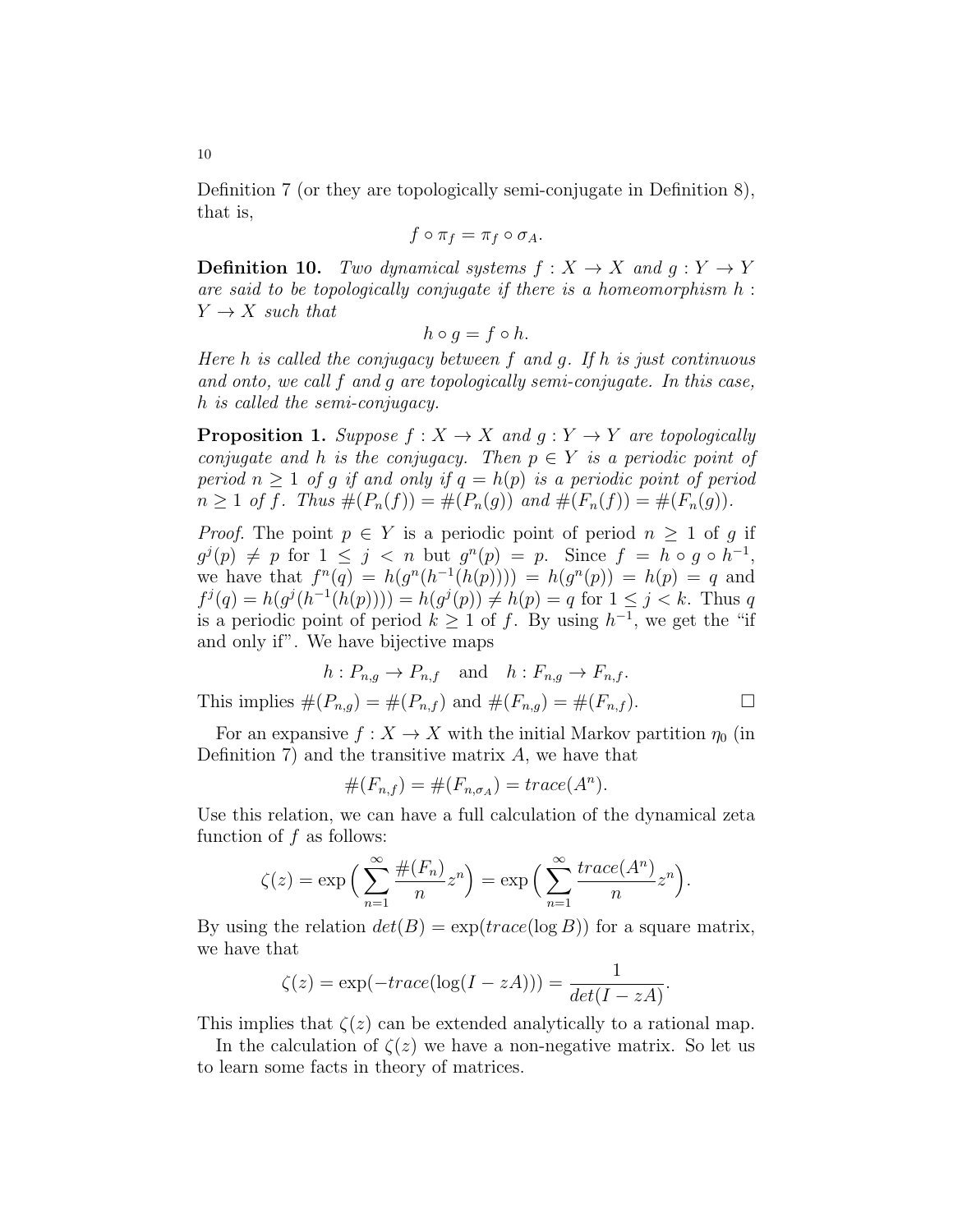Definition 7 (or they are topologically semi-conjugate in Definition 8), that is,

$$f \circ \pi_f = \pi_f \circ \sigma_A.$$

**Definition 10.** *Two dynamical systems $f : X \to X$ and $g : Y \to Y$ are said to be topologically conjugate if there is a homeomorphism $h : Y \to X$ such that*

$$h \circ g = f \circ h.$$

*Here $h$ is called the conjugacy between $f$ and $g$. If $h$ is just continuous and onto, we call $f$ and $g$ are topologically semi-conjugate. In this case, $h$ is called the semi-conjugacy.*

**Proposition 1.** *Suppose $f : X \to X$ and $g : Y \to Y$ are topologically conjugate and $h$ is the conjugacy. Then $p \in Y$ is a periodic point of period $n \geq 1$ of $g$ if and only if $q = h(p)$ is a periodic point of period $n \geq 1$ of $f$. Thus $\#(P_n(f)) = \#(P_n(g))$ and $\#(F_n(f)) = \#(F_n(g))$.*

*Proof.* The point $p \in Y$ is a periodic point of period $n \geq 1$ of $g$ if $g^j(p) \neq p$ for $1 \leq j < n$ but $g^n(p) = p$. Since $f = h \circ g \circ h^{-1}$, we have that $f^n(q) = h(g^n(h^{-1}(h(p)))) = h(g^n(p)) = h(p) = q$ and $f^j(q) = h(g^j(h^{-1}(h(p)))) = h(g^j(p)) \neq h(p) = q$ for $1 \leq j < k$. Thus $q$ is a periodic point of period $k \geq 1$ of $f$. By using $h^{-1}$, we get the "if and only if". We have bijective maps

$$h : P_{n,g} \to P_{n,f} \quad \text{and} \quad h : F_{n,g} \to F_{n,f}.$$

This implies $\#(P_{n,g}) = \#(P_{n,f})$ and $\#(F_{n,g}) = \#(F_{n,f})$. $\square$

For an expansive $f : X \to X$ with the initial Markov partition $\eta_0$ (in Definition 7) and the transitive matrix $A$, we have that

$$\#(F_{n,f}) = \#(F_{n,\sigma_A}) = trace(A^n).$$

Use this relation, we can have a full calculation of the dynamical zeta function of $f$ as follows:

$$\zeta(z) = \exp\Big( \sum_{n=1}^{\infty} \frac{\#(F_n)}{n} z^n \Big) = \exp\Big( \sum_{n=1}^{\infty} \frac{trace(A^n)}{n} z^n \Big).$$

By using the relation $det(B) = \exp(trace(\log B))$ for a square matrix, we have that

$$\zeta(z) = \exp(-trace(\log(I - zA))) = \frac{1}{det(I - zA)}.$$

This implies that $\zeta(z)$ can be extended analytically to a rational map.

In the calculation of $\zeta(z)$ we have a non-negative matrix. So let us to learn some facts in theory of matrices.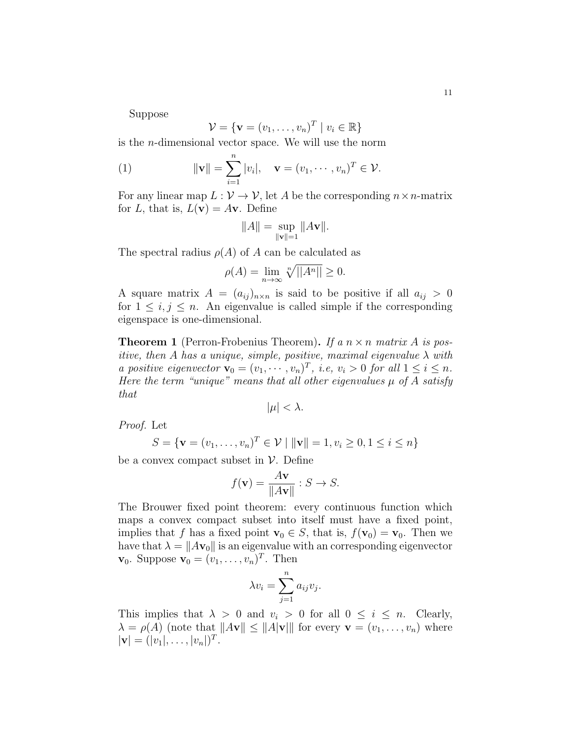Suppose

$$\mathcal{V} = \{\mathbf{v} = (v_1, \ldots, v_n)^T \mid v_i \in \mathbb{R}\}$$

is the $n$-dimensional vector space. We will use the norm

$$\|\mathbf{v}\| = \sum_{i=1}^{n} |v_i|, \quad \mathbf{v} = (v_1, \cdots, v_n)^T \in \mathcal{V}. \tag{1}$$

For any linear map $L : \mathcal{V} \to \mathcal{V}$, let $A$ be the corresponding $n \times n$-matrix for $L$, that is, $L(\mathbf{v}) = A\mathbf{v}$. Define

$$\|A\| = \sup_{\|\mathbf{v}\|=1} \|A\mathbf{v}\|.$$

The spectral radius $\rho(A)$ of $A$ can be calculated as

$$\rho(A) = \lim_{n\to\infty} \sqrt[n]{||A^n||} \geq 0.$$

A square matrix $A = (a_{ij})_{n\times n}$ is said to be positive if all $a_{ij} > 0$ for $1 \leq i, j \leq n$. An eigenvalue is called simple if the corresponding eigenspace is one-dimensional.

**Theorem 1** (Perron-Frobenius Theorem)**.** *If a $n \times n$ matrix $A$ is positive, then $A$ has a unique, simple, positive, maximal eigenvalue $\lambda$ with a positive eigenvector $\mathbf{v}_0 = (v_1, \cdots, v_n)^T$, i.e, $v_i > 0$ for all $1 \leq i \leq n$. Here the term "unique" means that all other eigenvalues $\mu$ of $A$ satisfy that*

$$|\mu| < \lambda.$$

*Proof.* Let

$$S = \{\mathbf{v} = (v_1, \ldots, v_n)^T \in \mathcal{V} \mid \|\mathbf{v}\| = 1, v_i \geq 0, 1 \leq i \leq n\}$$

be a convex compact subset in $\mathcal{V}$. Define

$$f(\mathbf{v}) = \frac{A\mathbf{v}}{\|A\mathbf{v}\|} : S \to S.$$

The Brouwer fixed point theorem: every continuous function which maps a convex compact subset into itself must have a fixed point, implies that $f$ has a fixed point $\mathbf{v}_0 \in S$, that is, $f(\mathbf{v}_0) = \mathbf{v}_0$. Then we have that $\lambda = \|A\mathbf{v}_0\|$ is an eigenvalue with an corresponding eigenvector $\mathbf{v}_0$. Suppose $\mathbf{v}_0 = (v_1, \ldots, v_n)^T$. Then

$$\lambda v_i = \sum_{j=1}^{n} a_{ij} v_j.$$

This implies that $\lambda > 0$ and $v_i > 0$ for all $0 \leq i \leq n$. Clearly, $\lambda = \rho(A)$ (note that $\|A\mathbf{v}\| \leq \|A|\mathbf{v}|\|$ for every $\mathbf{v} = (v_1, \ldots, v_n)$ where $|\mathbf{v}| = (|v_1|, \ldots, |v_n|)^T$.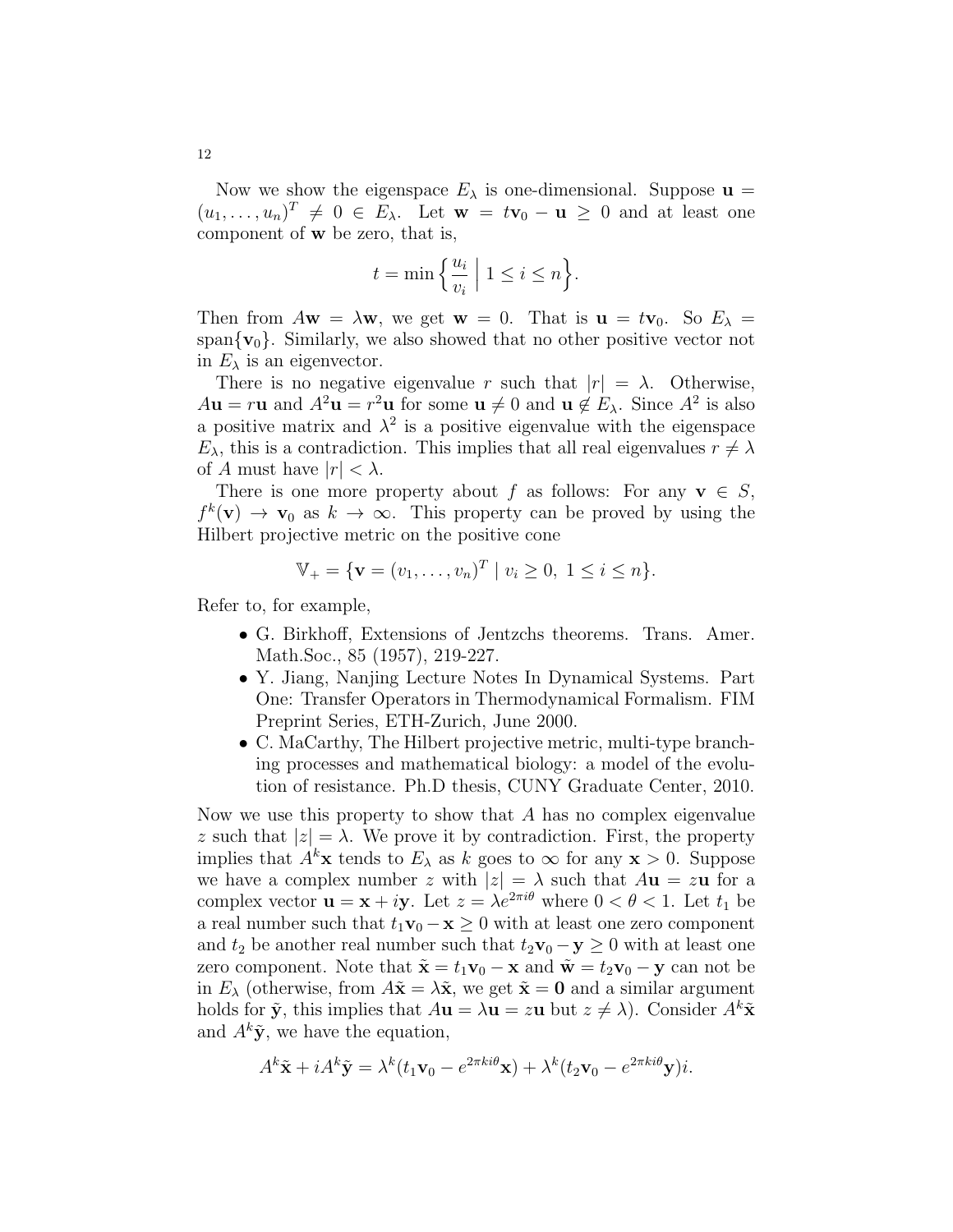Now we show the eigenspace $E_\lambda$ is one-dimensional. Suppose $\mathbf{u} = (u_1, \ldots, u_n)^T \neq 0 \in E_\lambda$. Let $\mathbf{w} = t\mathbf{v}_0 - \mathbf{u} \geq 0$ and at least one component of $\mathbf{w}$ be zero, that is,

$$t = \min\Big\{ \frac{u_i}{v_i} \;\Big|\; 1 \leq i \leq n \Big\}.$$

Then from $A\mathbf{w} = \lambda \mathbf{w}$, we get $\mathbf{w} = 0$. That is $\mathbf{u} = t\mathbf{v}_0$. So $E_\lambda = \text{span}\{\mathbf{v}_0\}$. Similarly, we also showed that no other positive vector not in $E_\lambda$ is an eigenvector.

There is no negative eigenvalue $r$ such that $|r| = \lambda$. Otherwise, $A\mathbf{u} = r\mathbf{u}$ and $A^2\mathbf{u} = r^2\mathbf{u}$ for some $\mathbf{u} \neq 0$ and $\mathbf{u} \notin E_\lambda$. Since $A^2$ is also a positive matrix and $\lambda^2$ is a positive eigenvalue with the eigenspace $E_\lambda$, this is a contradiction. This implies that all real eigenvalues $r \neq \lambda$ of $A$ must have $|r| < \lambda$.

There is one more property about $f$ as follows: For any $\mathbf{v} \in S$, $f^k(\mathbf{v}) \to \mathbf{v}_0$ as $k \to \infty$. This property can be proved by using the Hilbert projective metric on the positive cone

$$\mathbb{V}_+ = \{\mathbf{v} = (v_1, \ldots, v_n)^T \mid v_i \geq 0,\ 1 \leq i \leq n\}.$$

Refer to, for example,

- G. Birkhoff, Extensions of Jentzchs theorems. Trans. Amer. Math.Soc., 85 (1957), 219-227.
- Y. Jiang, Nanjing Lecture Notes In Dynamical Systems. Part One: Transfer Operators in Thermodynamical Formalism. FIM Preprint Series, ETH-Zurich, June 2000.
- C. MaCarthy, The Hilbert projective metric, multi-type branching processes and mathematical biology: a model of the evolution of resistance. Ph.D thesis, CUNY Graduate Center, 2010.

Now we use this property to show that $A$ has no complex eigenvalue $z$ such that $|z| = \lambda$. We prove it by contradiction. First, the property implies that $A^k\mathbf{x}$ tends to $E_\lambda$ as $k$ goes to $\infty$ for any $\mathbf{x} > 0$. Suppose we have a complex number $z$ with $|z| = \lambda$ such that $A\mathbf{u} = z\mathbf{u}$ for a complex vector $\mathbf{u} = \mathbf{x} + i\mathbf{y}$. Let $z = \lambda e^{2\pi i\theta}$ where $0 < \theta < 1$. Let $t_1$ be a real number such that $t_1\mathbf{v}_0 - \mathbf{x} \geq 0$ with at least one zero component and $t_2$ be another real number such that $t_2\mathbf{v}_0 - \mathbf{y} \geq 0$ with at least one zero component. Note that $\tilde{\mathbf{x}} = t_1\mathbf{v}_0 - \mathbf{x}$ and $\tilde{\mathbf{w}} = t_2\mathbf{v}_0 - \mathbf{y}$ can not be in $E_\lambda$ (otherwise, from $A\tilde{\mathbf{x}} = \lambda\tilde{\mathbf{x}}$, we get $\tilde{\mathbf{x}} = \mathbf{0}$ and a similar argument holds for $\tilde{\mathbf{y}}$, this implies that $A\mathbf{u} = \lambda\mathbf{u} = z\mathbf{u}$ but $z \neq \lambda$). Consider $A^k\tilde{\mathbf{x}}$ and $A^k\tilde{\mathbf{y}}$, we have the equation,

$$A^k\tilde{\mathbf{x}} + iA^k\tilde{\mathbf{y}} = \lambda^k(t_1\mathbf{v}_0 - e^{2\pi ki\theta}\mathbf{x}) + \lambda^k(t_2\mathbf{v}_0 - e^{2\pi ki\theta}\mathbf{y})i.$$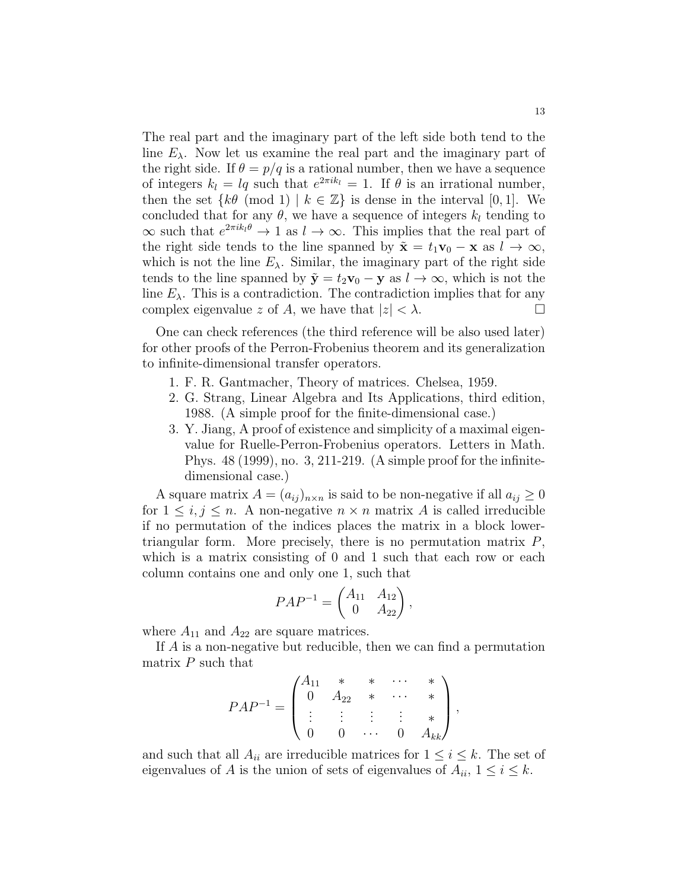The real part and the imaginary part of the left side both tend to the line $E_\lambda$. Now let us examine the real part and the imaginary part of the right side. If $\theta = p/q$ is a rational number, then we have a sequence of integers $k_l = lq$ such that $e^{2\pi i k_l} = 1$. If $\theta$ is an irrational number, then the set $\{k\theta \pmod 1 \mid k \in \mathbb{Z}\}$ is dense in the interval $[0, 1]$. We concluded that for any $\theta$, we have a sequence of integers $k_l$ tending to $\infty$ such that $e^{2\pi i k_l \theta} \to 1$ as $l \to \infty$. This implies that the real part of the right side tends to the line spanned by $\tilde{\mathbf{x}} = t_1 \mathbf{v}_0 - \mathbf{x}$ as $l \to \infty$, which is not the line $E_\lambda$. Similar, the imaginary part of the right side tends to the line spanned by $\tilde{\mathbf{y}} = t_2 \mathbf{v}_0 - \mathbf{y}$ as $l \to \infty$, which is not the line $E_\lambda$. This is a contradiction. The contradiction implies that for any complex eigenvalue $z$ of $A$, we have that $|z| < \lambda$. □

One can check references (the third reference will be also used later) for other proofs of the Perron-Frobenius theorem and its generalization to infinite-dimensional transfer operators.

1. F. R. Gantmacher, Theory of matrices. Chelsea, 1959.
2. G. Strang, Linear Algebra and Its Applications, third edition, 1988. (A simple proof for the finite-dimensional case.)
3. Y. Jiang, A proof of existence and simplicity of a maximal eigenvalue for Ruelle-Perron-Frobenius operators. Letters in Math. Phys. 48 (1999), no. 3, 211-219. (A simple proof for the infinite-dimensional case.)

A square matrix $A = (a_{ij})_{n \times n}$ is said to be non-negative if all $a_{ij} \geq 0$ for $1 \leq i, j \leq n$. A non-negative $n \times n$ matrix $A$ is called irreducible if no permutation of the indices places the matrix in a block lower-triangular form. More precisely, there is no permutation matrix $P$, which is a matrix consisting of 0 and 1 such that each row or each column contains one and only one 1, such that

$$PAP^{-1} = \begin{pmatrix} A_{11} & A_{12} \\ 0 & A_{22} \end{pmatrix},$$

where $A_{11}$ and $A_{22}$ are square matrices.

If $A$ is a non-negative but reducible, then we can find a permutation matrix $P$ such that

$$PAP^{-1} = \begin{pmatrix} A_{11} & * & * & \cdots & * \\ 0 & A_{22} & * & \cdots & * \\ \vdots & \vdots & \vdots & \vdots & * \\ 0 & 0 & \cdots & 0 & A_{kk} \end{pmatrix},$$

and such that all $A_{ii}$ are irreducible matrices for $1 \leq i \leq k$. The set of eigenvalues of $A$ is the union of sets of eigenvalues of $A_{ii}$, $1 \leq i \leq k$.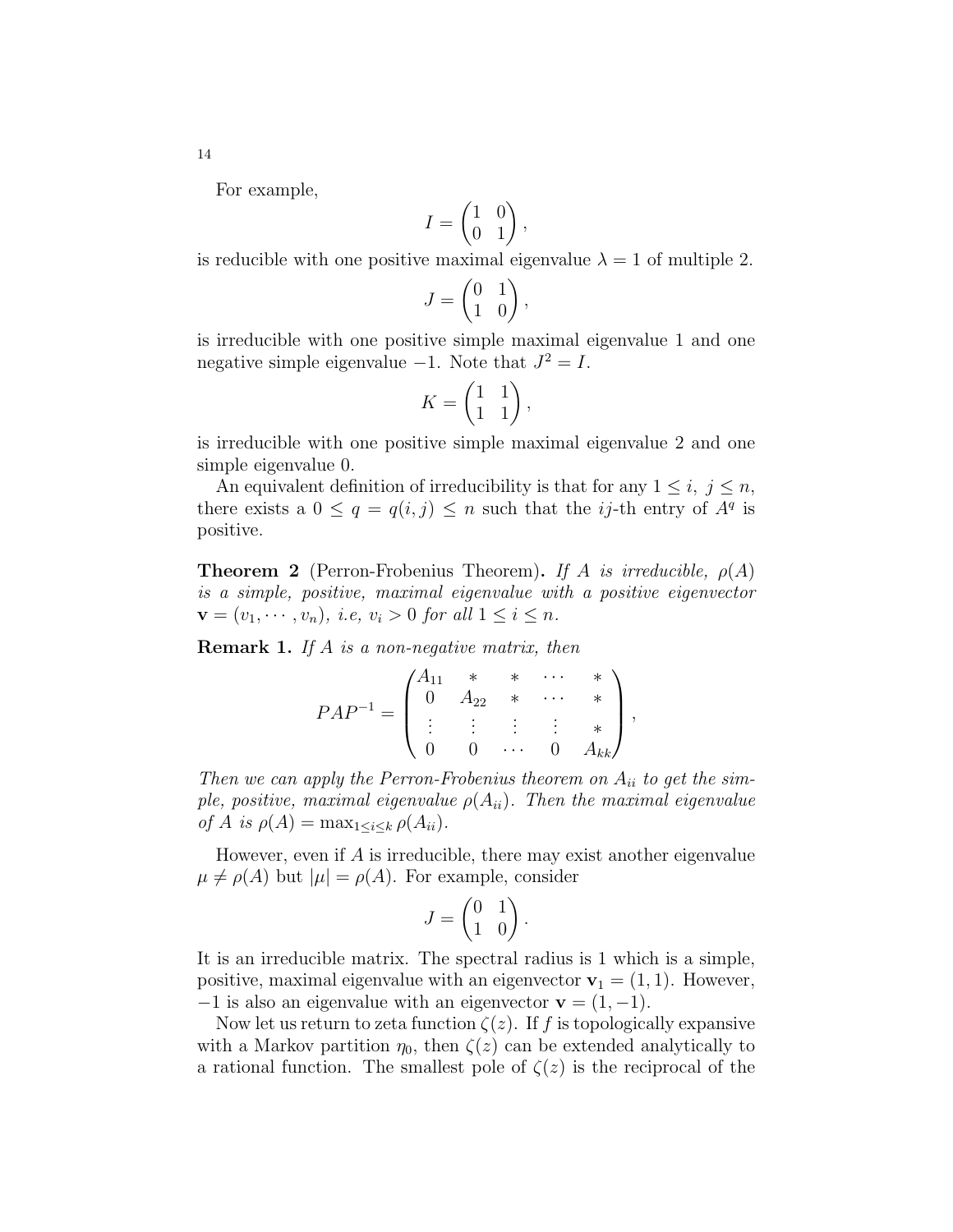For example,

$$I = \begin{pmatrix} 1 & 0 \\ 0 & 1 \end{pmatrix},$$

is reducible with one positive maximal eigenvalue $\lambda = 1$ of multiple 2.

$$J = \begin{pmatrix} 0 & 1 \\ 1 & 0 \end{pmatrix},$$

is irreducible with one positive simple maximal eigenvalue 1 and one negative simple eigenvalue $-1$. Note that $J^2 = I$.

$$K = \begin{pmatrix} 1 & 1 \\ 1 & 1 \end{pmatrix},$$

is irreducible with one positive simple maximal eigenvalue 2 and one simple eigenvalue 0.

An equivalent definition of irreducibility is that for any $1 \leq i, \ j \leq n$, there exists a $0 \leq q = q(i, j) \leq n$ such that the $ij$-th entry of $A^q$ is positive.

**Theorem 2** (Perron-Frobenius Theorem). *If $A$ is irreducible, $\rho(A)$ is a simple, positive, maximal eigenvalue with a positive eigenvector $\mathbf{v} = (v_1, \cdots, v_n)$, i.e, $v_i > 0$ for all $1 \leq i \leq n$.*

**Remark 1.** *If $A$ is a non-negative matrix, then*

$$PAP^{-1} = \begin{pmatrix} A_{11} & * & * & \cdots & * \\ 0 & A_{22} & * & \cdots & * \\ \vdots & \vdots & \vdots & \vdots & * \\ 0 & 0 & \cdots & 0 & A_{kk} \end{pmatrix},$$

*Then we can apply the Perron-Frobenius theorem on $A_{ii}$ to get the simple, positive, maximal eigenvalue $\rho(A_{ii})$. Then the maximal eigenvalue of $A$ is $\rho(A) = \max_{1 \leq i \leq k} \rho(A_{ii})$.*

However, even if $A$ is irreducible, there may exist another eigenvalue $\mu \neq \rho(A)$ but $|\mu| = \rho(A)$. For example, consider

$$J = \begin{pmatrix} 0 & 1 \\ 1 & 0 \end{pmatrix}.$$

It is an irreducible matrix. The spectral radius is 1 which is a simple, positive, maximal eigenvalue with an eigenvector $\mathbf{v}_1 = (1, 1)$. However, $-1$ is also an eigenvalue with an eigenvector $\mathbf{v} = (1, -1)$.

Now let us return to zeta function $\zeta(z)$. If $f$ is topologically expansive with a Markov partition $\eta_0$, then $\zeta(z)$ can be extended analytically to a rational function. The smallest pole of $\zeta(z)$ is the reciprocal of the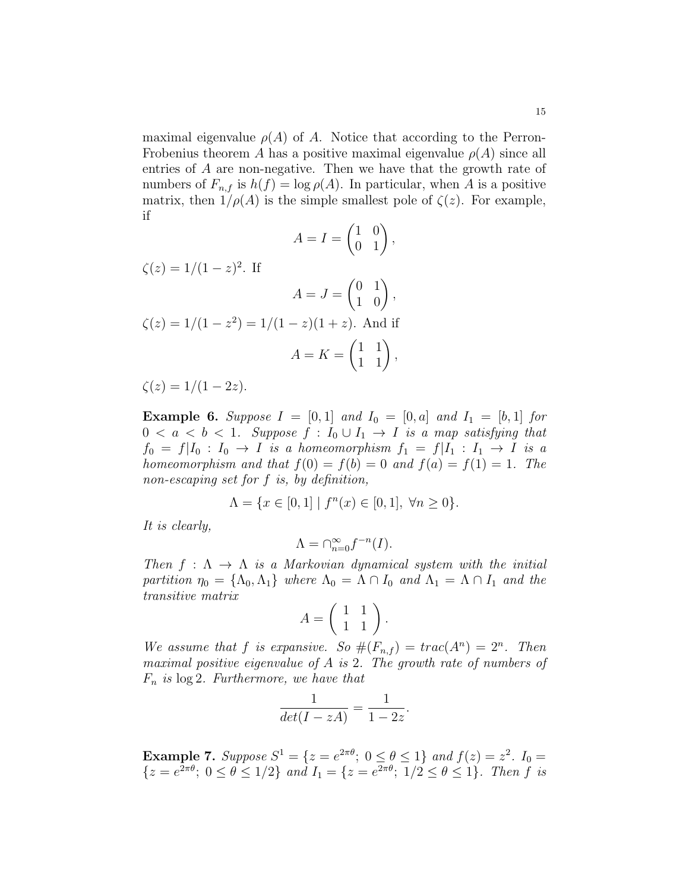maximal eigenvalue $\rho(A)$ of $A$. Notice that according to the Perron-Frobenius theorem $A$ has a positive maximal eigenvalue $\rho(A)$ since all entries of $A$ are non-negative. Then we have that the growth rate of numbers of $F_{n,f}$ is $h(f) = \log \rho(A)$. In particular, when $A$ is a positive matrix, then $1/\rho(A)$ is the simple smallest pole of $\zeta(z)$. For example, if

$$A = I = \begin{pmatrix} 1 & 0 \\ 0 & 1 \end{pmatrix},$$

$\zeta(z) = 1/(1-z)^2$. If

$$A = J = \begin{pmatrix} 0 & 1 \\ 1 & 0 \end{pmatrix},$$

$\zeta(z) = 1/(1-z^2) = 1/(1-z)(1+z)$. And if

$$A = K = \begin{pmatrix} 1 & 1 \\ 1 & 1 \end{pmatrix},$$

$\zeta(z) = 1/(1-2z)$.

**Example 6.** *Suppose $I = [0,1]$ and $I_0 = [0,a]$ and $I_1 = [b,1]$ for $0 < a < b < 1$. Suppose $f : I_0 \cup I_1 \to I$ is a map satisfying that $f_0 = f|I_0 : I_0 \to I$ is a homeomorphism $f_1 = f|I_1 : I_1 \to I$ is a homeomorphism and that $f(0) = f(b) = 0$ and $f(a) = f(1) = 1$. The non-escaping set for $f$ is, by definition,*

$$\Lambda = \{x \in [0,1] \mid f^n(x) \in [0,1],\ \forall n \geq 0\}.$$

*It is clearly,*

$$\Lambda = \cap_{n=0}^{\infty} f^{-n}(I).$$

*Then $f : \Lambda \to \Lambda$ is a Markovian dynamical system with the initial partition $\eta_0 = \{\Lambda_0, \Lambda_1\}$ where $\Lambda_0 = \Lambda \cap I_0$ and $\Lambda_1 = \Lambda \cap I_1$ and the transitive matrix*

$$A = \left( \begin{array}{cc} 1 & 1 \\ 1 & 1 \end{array} \right).$$

*We assume that $f$ is expansive. So $\#(F_{n,f}) = trac(A^n) = 2^n$. Then maximal positive eigenvalue of $A$ is $2$. The growth rate of numbers of $F_n$ is $\log 2$. Furthermore, we have that*

$$\frac{1}{det(I - zA)} = \frac{1}{1-2z}.$$

**Example 7.** *Suppose $S^1 = \{z = e^{2\pi\theta};\ 0 \leq \theta \leq 1\}$ and $f(z) = z^2$. $I_0 = \{z = e^{2\pi\theta};\ 0 \leq \theta \leq 1/2\}$ and $I_1 = \{z = e^{2\pi\theta};\ 1/2 \leq \theta \leq 1\}$. Then $f$ is*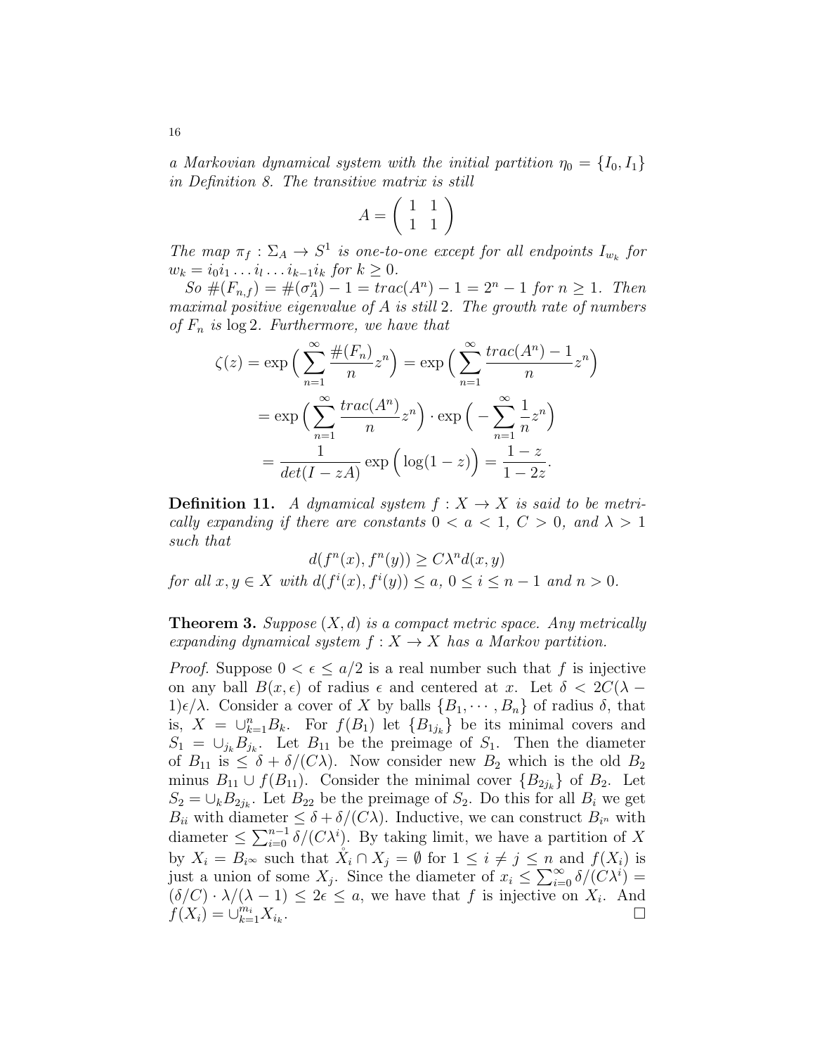*a Markovian dynamical system with the initial partition $\eta_0 = \{I_0, I_1\}$ in Definition 8. The transitive matrix is still*

$$A = \begin{pmatrix} 1 & 1 \\ 1 & 1 \end{pmatrix}$$

*The map $\pi_f : \Sigma_A \to S^1$ is one-to-one except for all endpoints $I_{w_k}$ for $w_k = i_0 i_1 \ldots i_l \ldots i_{k-1} i_k$ for $k \geq 0$.*

*So $\#(F_{n,f}) = \#(\sigma_A^n) - 1 = trac(A^n) - 1 = 2^n - 1$ for $n \geq 1$. Then maximal positive eigenvalue of $A$ is still 2. The growth rate of numbers of $F_n$ is $\log 2$. Furthermore, we have that*

$$\zeta(z) = \exp\Big(\sum_{n=1}^{\infty} \frac{\#(F_n)}{n} z^n\Big) = \exp\Big(\sum_{n=1}^{\infty} \frac{trac(A^n) - 1}{n} z^n\Big)$$

$$= \exp\Big(\sum_{n=1}^{\infty} \frac{trac(A^n)}{n} z^n\Big) \cdot \exp\Big(-\sum_{n=1}^{\infty} \frac{1}{n} z^n\Big)$$

$$= \frac{1}{det(I - zA)} \exp\Big(\log(1-z)\Big) = \frac{1-z}{1-2z}.$$

**Definition 11.** *A dynamical system $f : X \to X$ is said to be metrically expanding if there are constants $0 < a < 1$, $C > 0$, and $\lambda > 1$ such that*

$$d(f^n(x), f^n(y)) \geq C\lambda^n d(x, y)$$

*for all $x, y \in X$ with $d(f^i(x), f^i(y)) \leq a$, $0 \leq i \leq n-1$ and $n > 0$.*

**Theorem 3.** *Suppose $(X, d)$ is a compact metric space. Any metrically expanding dynamical system $f : X \to X$ has a Markov partition.*

*Proof.* Suppose $0 < \epsilon \leq a/2$ is a real number such that $f$ is injective on any ball $B(x, \epsilon)$ of radius $\epsilon$ and centered at $x$. Let $\delta < 2C(\lambda - 1)\epsilon/\lambda$. Consider a cover of $X$ by balls $\{B_1, \cdots, B_n\}$ of radius $\delta$, that is, $X = \cup_{k=1}^n B_k$. For $f(B_1)$ let $\{B_{1j_k}\}$ be its minimal covers and $S_1 = \cup_{j_k} B_{j_k}$. Let $B_{11}$ be the preimage of $S_1$. Then the diameter of $B_{11}$ is $\leq \delta + \delta/(C\lambda)$. Now consider new $B_2$ which is the old $B_2$ minus $B_{11} \cup f(B_{11})$. Consider the minimal cover $\{B_{2j_k}\}$ of $B_2$. Let $S_2 = \cup_k B_{2j_k}$. Let $B_{22}$ be the preimage of $S_2$. Do this for all $B_i$ we get $B_{ii}$ with diameter $\leq \delta + \delta/(C\lambda)$. Inductive, we can construct $B_{i^n}$ with diameter $\leq \sum_{i=0}^{n-1} \delta/(C\lambda^i)$. By taking limit, we have a partition of $X$ by $X_i = B_{i^\infty}$ such that $\mathring{X}_i \cap X_j = \emptyset$ for $1 \leq i \neq j \leq n$ and $f(X_i)$ is just a union of some $X_j$. Since the diameter of $x_i \leq \sum_{i=0}^{\infty} \delta/(C\lambda^i) = (\delta/C) \cdot \lambda/(\lambda - 1) \leq 2\epsilon \leq a$, we have that $f$ is injective on $X_i$. And $f(X_i) = \cup_{k=1}^{m_i} X_{i_k}$. □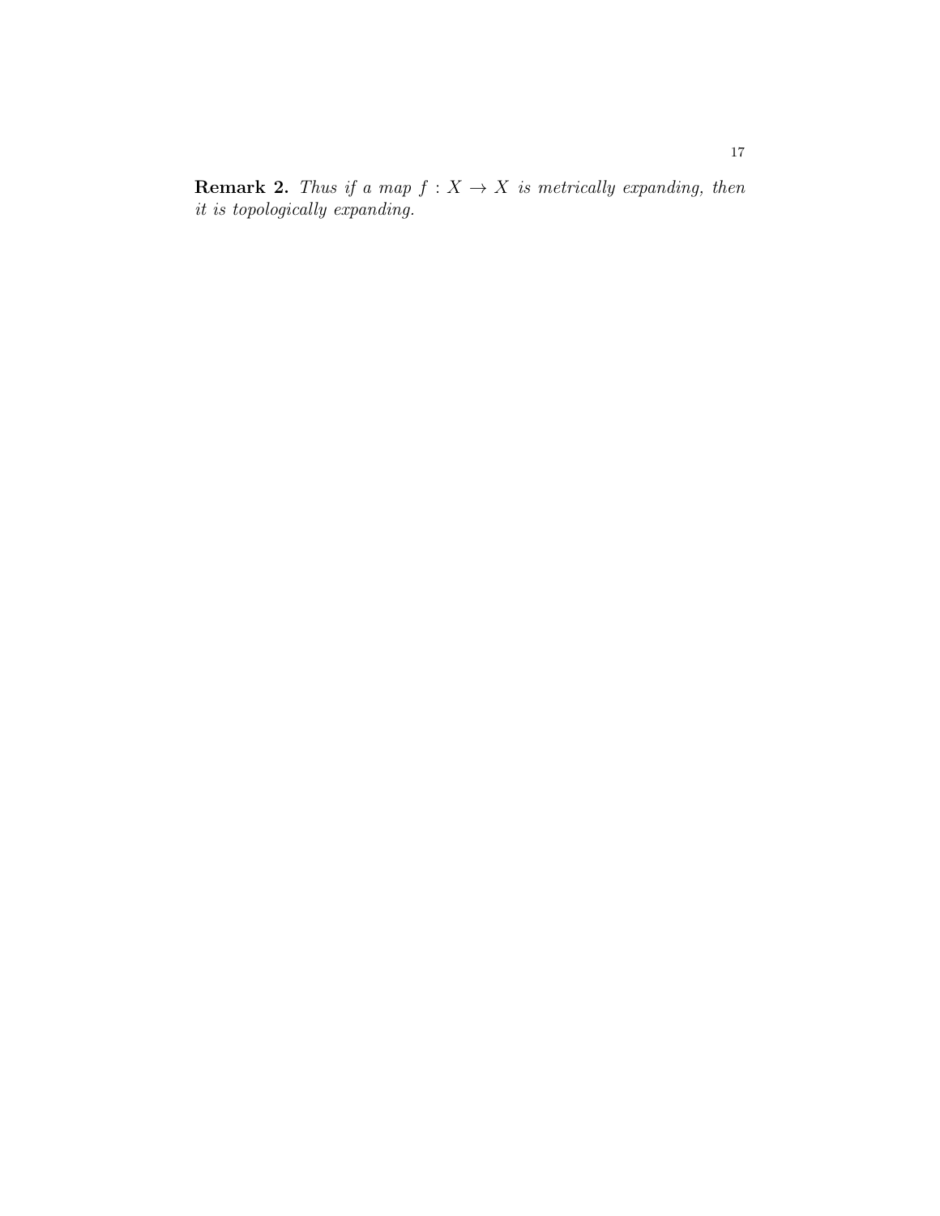**Remark 2.** *Thus if a map $f : X \to X$ is metrically expanding, then it is topologically expanding.*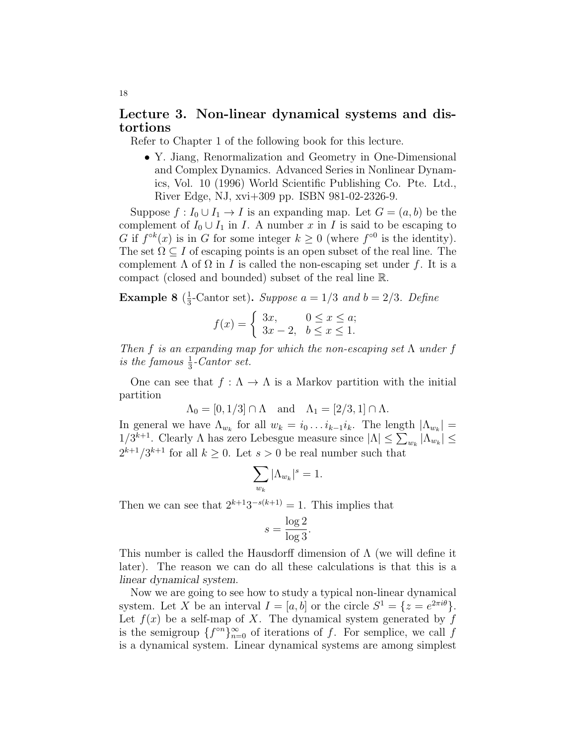## Lecture 3. Non-linear dynamical systems and distortions

Refer to Chapter 1 of the following book for this lecture.

- Y. Jiang, Renormalization and Geometry in One-Dimensional and Complex Dynamics. Advanced Series in Nonlinear Dynamics, Vol. 10 (1996) World Scientific Publishing Co. Pte. Ltd., River Edge, NJ, xvi+309 pp. ISBN 981-02-2326-9.

Suppose $f : I_0 \cup I_1 \to I$ is an expanding map. Let $G = (a, b)$ be the complement of $I_0 \cup I_1$ in $I$. A number $x$ in $I$ is said to be escaping to $G$ if $f^{\circ k}(x)$ is in $G$ for some integer $k \geq 0$ (where $f^{\circ 0}$ is the identity). The set $\Omega \subseteq I$ of escaping points is an open subset of the real line. The complement $\Lambda$ of $\Omega$ in $I$ is called the non-escaping set under $f$. It is a compact (closed and bounded) subset of the real line $\mathbb{R}$.

**Example 8** ($\frac{1}{3}$-Cantor set)**.** *Suppose $a = 1/3$ and $b = 2/3$. Define*

$$f(x) = \begin{cases} 3x, & 0 \leq x \leq a; \\ 3x - 2, & b \leq x \leq 1. \end{cases}$$

*Then $f$ is an expanding map for which the non-escaping set $\Lambda$ under $f$ is the famous $\frac{1}{3}$-Cantor set.*

One can see that $f : \Lambda \to \Lambda$ is a Markov partition with the initial partition

$$\Lambda_0 = [0, 1/3] \cap \Lambda \quad \text{and} \quad \Lambda_1 = [2/3, 1] \cap \Lambda.$$

In general we have $\Lambda_{w_k}$ for all $w_k = i_0 \ldots i_{k-1} i_k$. The length $|\Lambda_{w_k}| = 1/3^{k+1}$. Clearly $\Lambda$ has zero Lebesgue measure since $|\Lambda| \leq \sum_{w_k} |\Lambda_{w_k}| \leq 2^{k+1}/3^{k+1}$ for all $k \geq 0$. Let $s > 0$ be real number such that

$$\sum_{w_k} |\Lambda_{w_k}|^s = 1.$$

Then we can see that $2^{k+1} 3^{-s(k+1)} = 1$. This implies that

$$s = \frac{\log 2}{\log 3}.$$

This number is called the Hausdorff dimension of $\Lambda$ (we will define it later). The reason we can do all these calculations is that this is a *linear dynamical system*.

Now we are going to see how to study a typical non-linear dynamical system. Let $X$ be an interval $I = [a, b]$ or the circle $S^1 = \{z = e^{2\pi i \theta}\}$. Let $f(x)$ be a self-map of $X$. The dynamical system generated by $f$ is the semigroup $\{f^{\circ n}\}_{n=0}^{\infty}$ of iterations of $f$. For semplice, we call $f$ is a dynamical system. Linear dynamical systems are among simplest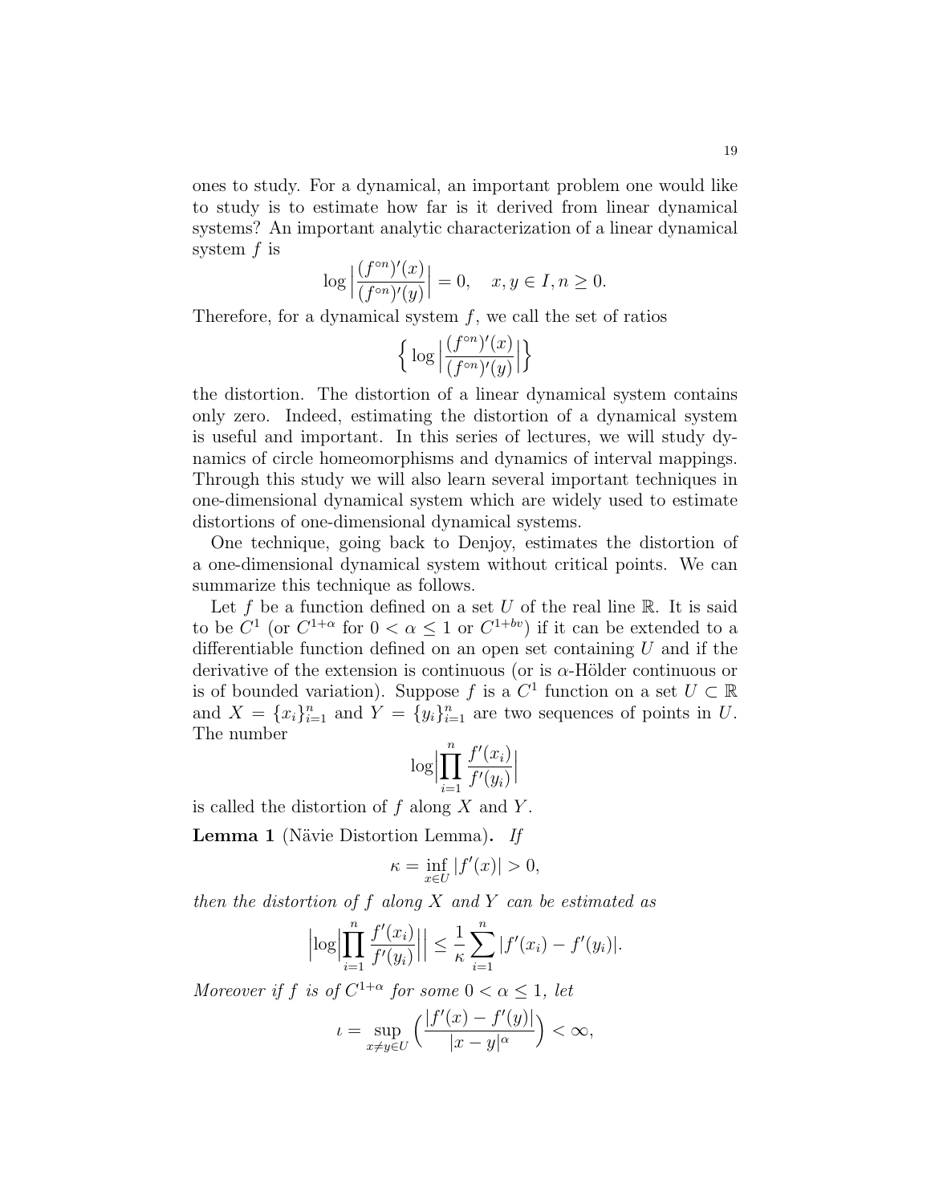ones to study. For a dynamical, an important problem one would like to study is to estimate how far is it derived from linear dynamical systems? An important analytic characterization of a linear dynamical system $f$ is

$$\log \Big| \frac{(f^{\circ n})'(x)}{(f^{\circ n})'(y)} \Big| = 0, \quad x, y \in I, n \geq 0.$$

Therefore, for a dynamical system $f$, we call the set of ratios

$$\Big\{ \log \Big| \frac{(f^{\circ n})'(x)}{(f^{\circ n})'(y)} \Big| \Big\}$$

the distortion. The distortion of a linear dynamical system contains only zero. Indeed, estimating the distortion of a dynamical system is useful and important. In this series of lectures, we will study dynamics of circle homeomorphisms and dynamics of interval mappings. Through this study we will also learn several important techniques in one-dimensional dynamical system which are widely used to estimate distortions of one-dimensional dynamical systems.

One technique, going back to Denjoy, estimates the distortion of a one-dimensional dynamical system without critical points. We can summarize this technique as follows.

Let $f$ be a function defined on a set $U$ of the real line $\mathbb{R}$. It is said to be $C^1$ (or $C^{1+\alpha}$ for $0 < \alpha \leq 1$ or $C^{1+bv}$) if it can be extended to a differentiable function defined on an open set containing $U$ and if the derivative of the extension is continuous (or is $\alpha$-Hölder continuous or is of bounded variation). Suppose $f$ is a $C^1$ function on a set $U \subset \mathbb{R}$ and $X = \{x_i\}_{i=1}^n$ and $Y = \{y_i\}_{i=1}^n$ are two sequences of points in $U$. The number

$$\log \Big| \prod_{i=1}^{n} \frac{f'(x_i)}{f'(y_i)} \Big|$$

is called the distortion of $f$ along $X$ and $Y$.

**Lemma 1** (Nävie Distortion Lemma). *If*

$$\kappa = \inf_{x \in U} |f'(x)| > 0,$$

*then the distortion of $f$ along $X$ and $Y$ can be estimated as*

$$\Big| \log \Big| \prod_{i=1}^{n} \frac{f'(x_i)}{f'(y_i)} \Big| \Big| \leq \frac{1}{\kappa} \sum_{i=1}^{n} |f'(x_i) - f'(y_i)|.$$

*Moreover if $f$ is of $C^{1+\alpha}$ for some $0 < \alpha \leq 1$, let*

$$\iota = \sup_{x \neq y \in U} \Big( \frac{|f'(x) - f'(y)|}{|x - y|^{\alpha}} \Big) < \infty,$$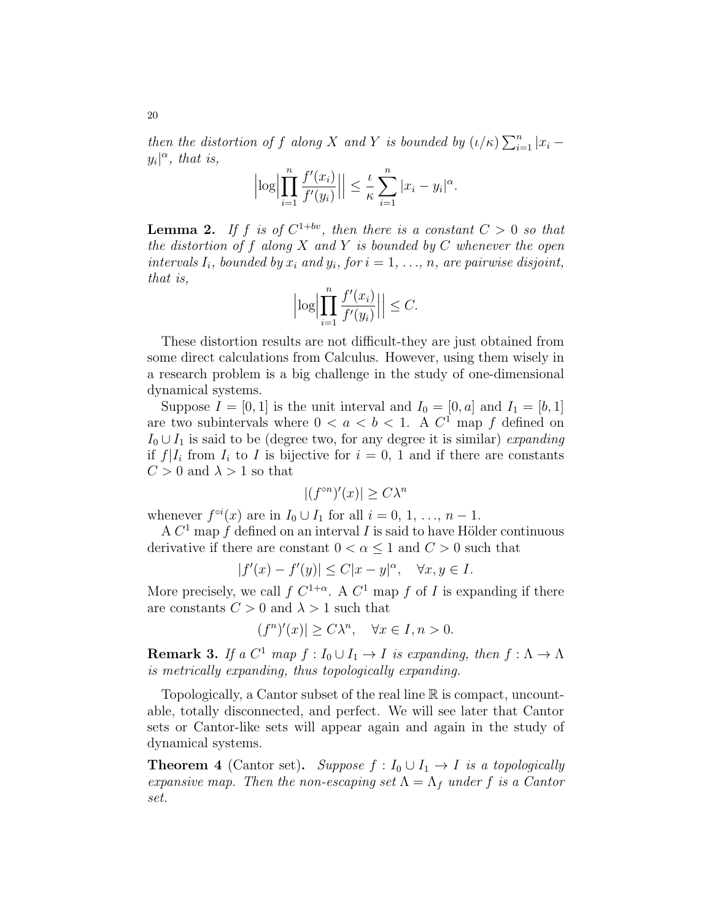*then the distortion of $f$ along $X$ and $Y$ is bounded by $(\iota/\kappa)\sum_{i=1}^{n}|x_i - y_i|^{\alpha}$, that is,*

$$\Big|\log\Big|\prod_{i=1}^{n}\frac{f'(x_i)}{f'(y_i)}\Big|\Big| \leq \frac{\iota}{\kappa}\sum_{i=1}^{n}|x_i - y_i|^{\alpha}.$$

**Lemma 2.** *If $f$ is of $C^{1+bv}$, then there is a constant $C > 0$ so that the distortion of $f$ along $X$ and $Y$ is bounded by $C$ whenever the open intervals $I_i$, bounded by $x_i$ and $y_i$, for $i = 1, \ldots, n$, are pairwise disjoint, that is,*

$$\Big|\log\Big|\prod_{i=1}^{n}\frac{f'(x_i)}{f'(y_i)}\Big|\Big| \leq C.$$

These distortion results are not difficult-they are just obtained from some direct calculations from Calculus. However, using them wisely in a research problem is a big challenge in the study of one-dimensional dynamical systems.

Suppose $I = [0, 1]$ is the unit interval and $I_0 = [0, a]$ and $I_1 = [b, 1]$ are two subintervals where $0 < a < b < 1$. A $C^1$ map $f$ defined on $I_0 \cup I_1$ is said to be (degree two, for any degree it is similar) *expanding* if $f|I_i$ from $I_i$ to $I$ is bijective for $i = 0, 1$ and if there are constants $C > 0$ and $\lambda > 1$ so that

$$|(f^{\circ n})'(x)| \geq C\lambda^n$$

whenever $f^{\circ i}(x)$ are in $I_0 \cup I_1$ for all $i = 0, 1, \ldots, n-1$.

A $C^1$ map $f$ defined on an interval $I$ is said to have Hölder continuous derivative if there are constant $0 < \alpha \leq 1$ and $C > 0$ such that

$$|f'(x) - f'(y)| \leq C|x - y|^{\alpha}, \quad \forall x, y \in I.$$

More precisely, we call $f$ $C^{1+\alpha}$. A $C^1$ map $f$ of $I$ is expanding if there are constants $C > 0$ and $\lambda > 1$ such that

$$(f^n)'(x)| \geq C\lambda^n, \quad \forall x \in I, n > 0.$$

**Remark 3.** *If a $C^1$ map $f : I_0 \cup I_1 \to I$ is expanding, then $f : \Lambda \to \Lambda$ is metrically expanding, thus topologically expanding.*

Topologically, a Cantor subset of the real line $\mathbb{R}$ is compact, uncountable, totally disconnected, and perfect. We will see later that Cantor sets or Cantor-like sets will appear again and again in the study of dynamical systems.

**Theorem 4** (Cantor set)**.** *Suppose $f : I_0 \cup I_1 \to I$ is a topologically expansive map. Then the non-escaping set $\Lambda = \Lambda_f$ under $f$ is a Cantor set.*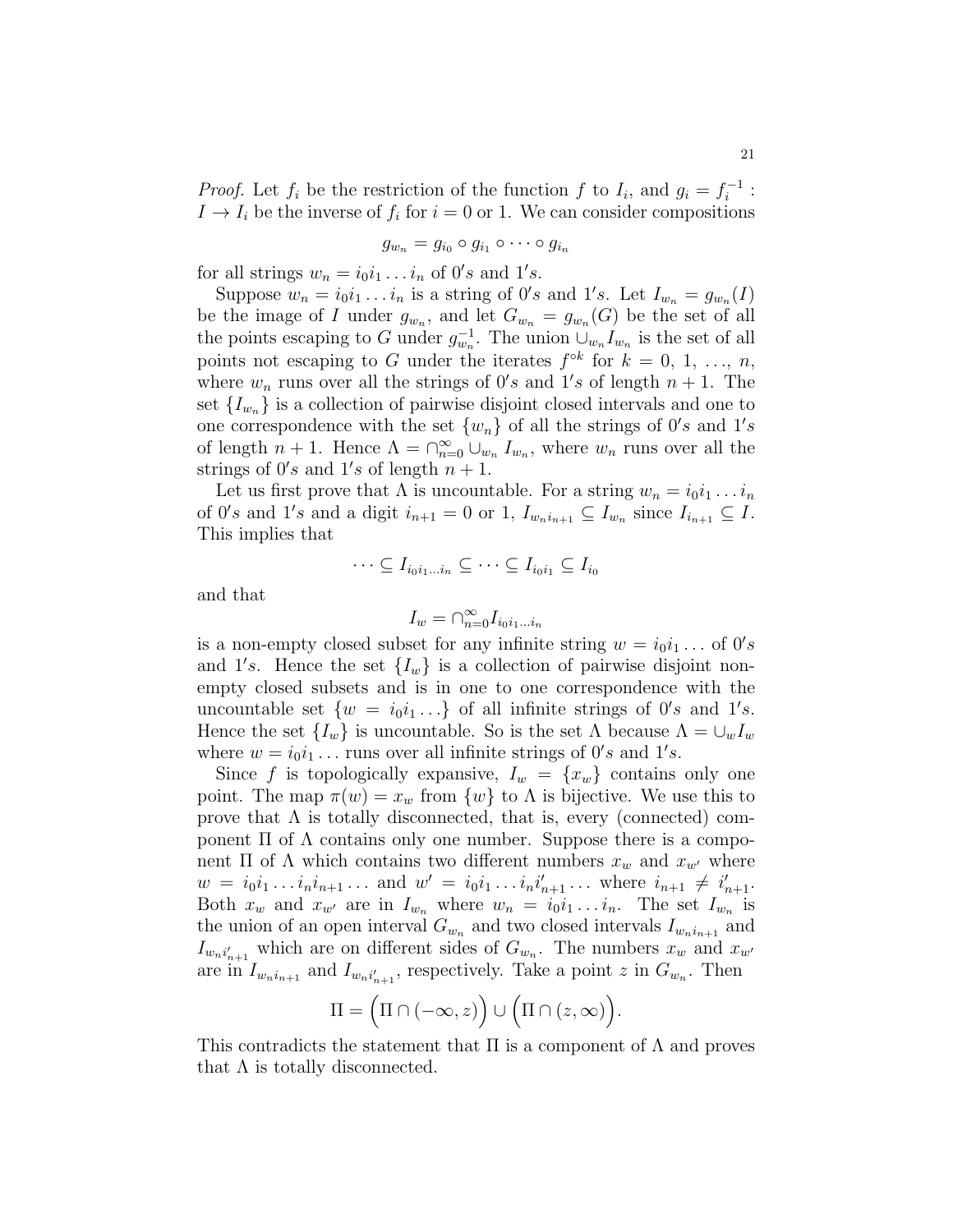*Proof.* Let $f_i$ be the restriction of the function $f$ to $I_i$, and $g_i = f_i^{-1} : I \to I_i$ be the inverse of $f_i$ for $i = 0$ or 1. We can consider compositions

$$g_{w_n} = g_{i_0} \circ g_{i_1} \circ \cdots \circ g_{i_n}$$

for all strings $w_n = i_0 i_1 \ldots i_n$ of $0's$ and $1's$.

Suppose $w_n = i_0 i_1 \ldots i_n$ is a string of $0's$ and $1's$. Let $I_{w_n} = g_{w_n}(I)$ be the image of $I$ under $g_{w_n}$, and let $G_{w_n} = g_{w_n}(G)$ be the set of all the points escaping to $G$ under $g_{w_n}^{-1}$. The union $\cup_{w_n} I_{w_n}$ is the set of all points not escaping to $G$ under the iterates $f^{\circ k}$ for $k = 0, 1, \ldots, n$, where $w_n$ runs over all the strings of $0's$ and $1's$ of length $n+1$. The set $\{I_{w_n}\}$ is a collection of pairwise disjoint closed intervals and one to one correspondence with the set $\{w_n\}$ of all the strings of $0's$ and $1's$ of length $n+1$. Hence $\Lambda = \cap_{n=0}^{\infty} \cup_{w_n} I_{w_n}$, where $w_n$ runs over all the strings of $0's$ and $1's$ of length $n+1$.

Let us first prove that $\Lambda$ is uncountable. For a string $w_n = i_0 i_1 \ldots i_n$ of $0's$ and $1's$ and a digit $i_{n+1} = 0$ or 1, $I_{w_n i_{n+1}} \subseteq I_{w_n}$ since $I_{i_{n+1}} \subseteq I$. This implies that

$$\cdots \subseteq I_{i_0 i_1 \ldots i_n} \subseteq \cdots \subseteq I_{i_0 i_1} \subseteq I_{i_0}$$

and that

$$I_w = \cap_{n=0}^{\infty} I_{i_0 i_1 \ldots i_n}$$

is a non-empty closed subset for any infinite string $w = i_0 i_1 \ldots$ of $0's$ and $1's$. Hence the set $\{I_w\}$ is a collection of pairwise disjoint non-empty closed subsets and is in one to one correspondence with the uncountable set $\{w = i_0 i_1 \ldots\}$ of all infinite strings of $0's$ and $1's$. Hence the set $\{I_w\}$ is uncountable. So is the set $\Lambda$ because $\Lambda = \cup_w I_w$ where $w = i_0 i_1 \ldots$ runs over all infinite strings of $0's$ and $1's$.

Since $f$ is topologically expansive, $I_w = \{x_w\}$ contains only one point. The map $\pi(w) = x_w$ from $\{w\}$ to $\Lambda$ is bijective. We use this to prove that $\Lambda$ is totally disconnected, that is, every (connected) component $\Pi$ of $\Lambda$ contains only one number. Suppose there is a component $\Pi$ of $\Lambda$ which contains two different numbers $x_w$ and $x_{w'}$ where $w = i_0 i_1 \ldots i_n i_{n+1} \ldots$ and $w' = i_0 i_1 \ldots i_n i'_{n+1} \ldots$ where $i_{n+1} \neq i'_{n+1}$. Both $x_w$ and $x_{w'}$ are in $I_{w_n}$ where $w_n = i_0 i_1 \ldots i_n$. The set $I_{w_n}$ is the union of an open interval $G_{w_n}$ and two closed intervals $I_{w_n i_{n+1}}$ and $I_{w_n i'_{n+1}}$ which are on different sides of $G_{w_n}$. The numbers $x_w$ and $x_{w'}$ are in $I_{w_n i_{n+1}}$ and $I_{w_n i'_{n+1}}$, respectively. Take a point $z$ in $G_{w_n}$. Then

$$\Pi = \Big(\Pi \cap (-\infty, z)\Big) \cup \Big(\Pi \cap (z, \infty)\Big).$$

This contradicts the statement that $\Pi$ is a component of $\Lambda$ and proves that $\Lambda$ is totally disconnected.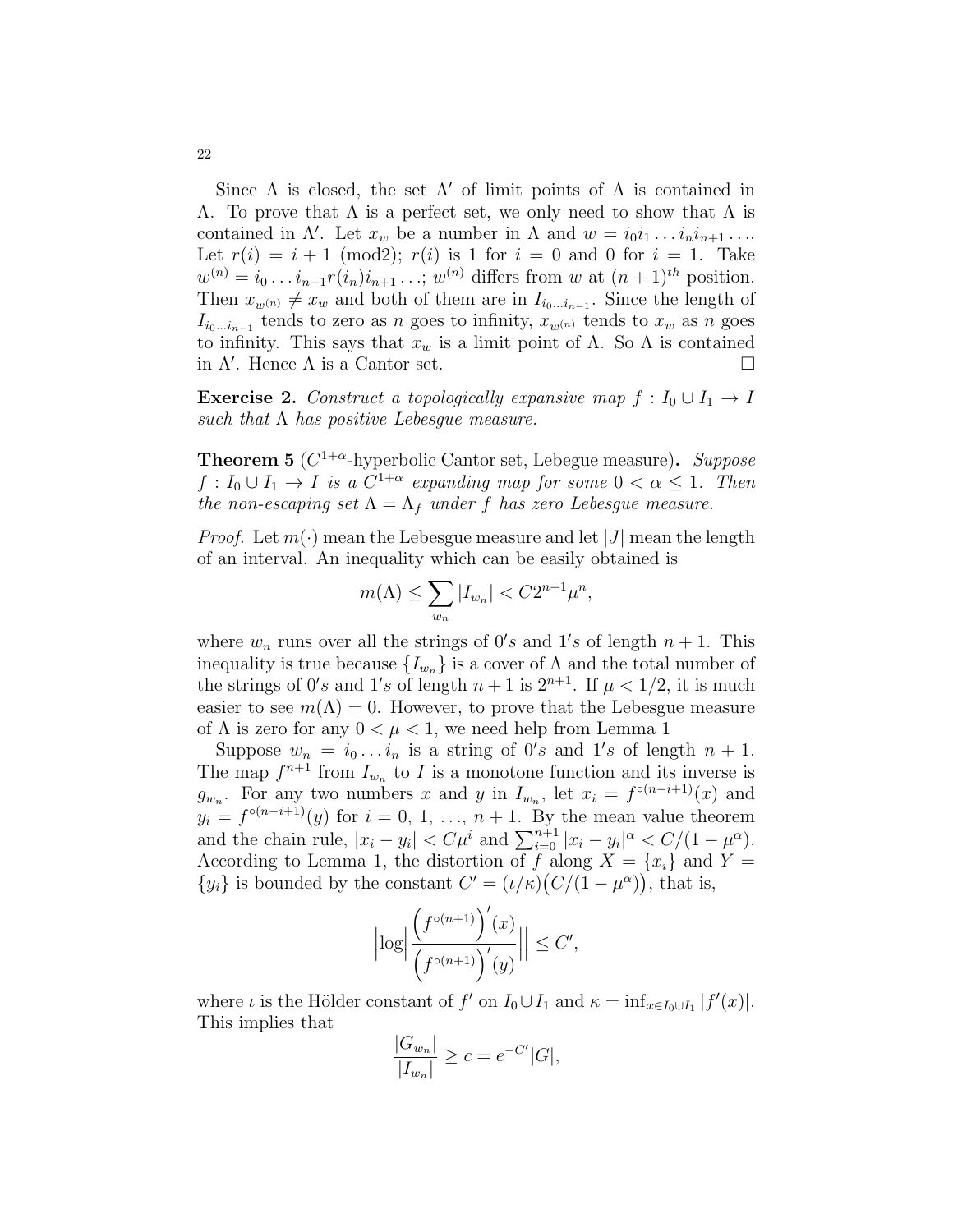Since $\Lambda$ is closed, the set $\Lambda'$ of limit points of $\Lambda$ is contained in $\Lambda$. To prove that $\Lambda$ is a perfect set, we only need to show that $\Lambda$ is contained in $\Lambda'$. Let $x_w$ be a number in $\Lambda$ and $w = i_0 i_1 \ldots i_n i_{n+1} \ldots$. Let $r(i) = i + 1 \pmod 2$; $r(i)$ is 1 for $i = 0$ and 0 for $i = 1$. Take $w^{(n)} = i_0 \ldots i_{n-1} r(i_n) i_{n+1} \ldots$; $w^{(n)}$ differs from $w$ at $(n+1)^{th}$ position. Then $x_{w^{(n)}} \neq x_w$ and both of them are in $I_{i_0 \ldots i_{n-1}}$. Since the length of $I_{i_0 \ldots i_{n-1}}$ tends to zero as $n$ goes to infinity, $x_{w^{(n)}}$ tends to $x_w$ as $n$ goes to infinity. This says that $x_w$ is a limit point of $\Lambda$. So $\Lambda$ is contained in $\Lambda'$. Hence $\Lambda$ is a Cantor set. □

**Exercise 2.** *Construct a topologically expansive map $f : I_0 \cup I_1 \to I$ such that $\Lambda$ has positive Lebesgue measure.*

**Theorem 5** ($C^{1+\alpha}$-hyperbolic Cantor set, Lebegue measure)**.** *Suppose $f : I_0 \cup I_1 \to I$ is a $C^{1+\alpha}$ expanding map for some $0 < \alpha \leq 1$. Then the non-escaping set $\Lambda = \Lambda_f$ under $f$ has zero Lebesgue measure.*

*Proof.* Let $m(\cdot)$ mean the Lebesgue measure and let $|J|$ mean the length of an interval. An inequality which can be easily obtained is

$$m(\Lambda) \leq \sum_{w_n} |I_{w_n}| < C 2^{n+1} \mu^n,$$

where $w_n$ runs over all the strings of $0's$ and $1's$ of length $n+1$. This inequality is true because $\{I_{w_n}\}$ is a cover of $\Lambda$ and the total number of the strings of $0's$ and $1's$ of length $n+1$ is $2^{n+1}$. If $\mu < 1/2$, it is much easier to see $m(\Lambda) = 0$. However, to prove that the Lebesgue measure of $\Lambda$ is zero for any $0 < \mu < 1$, we need help from Lemma 1

Suppose $w_n = i_0 \ldots i_n$ is a string of $0's$ and $1's$ of length $n+1$. The map $f^{n+1}$ from $I_{w_n}$ to $I$ is a monotone function and its inverse is $g_{w_n}$. For any two numbers $x$ and $y$ in $I_{w_n}$, let $x_i = f^{\circ(n-i+1)}(x)$ and $y_i = f^{\circ(n-i+1)}(y)$ for $i = 0, 1, \ldots, n+1$. By the mean value theorem and the chain rule, $|x_i - y_i| < C\mu^i$ and $\sum_{i=0}^{n+1} |x_i - y_i|^\alpha < C/(1-\mu^\alpha)$. According to Lemma 1, the distortion of $f$ along $X = \{x_i\}$ and $Y = \{y_i\}$ is bounded by the constant $C' = (\iota/\kappa)\big(C/(1-\mu^\alpha)\big)$, that is,

$$\Big|\log\Big| \frac{\left(f^{\circ(n+1)}\right)'(x)}{\left(f^{\circ(n+1)}\right)'(y)} \Big|\Big| \leq C',$$

where $\iota$ is the Hölder constant of $f'$ on $I_0 \cup I_1$ and $\kappa = \inf_{x \in I_0 \cup I_1} |f'(x)|$. This implies that

$$\frac{|G_{w_n}|}{|I_{w_n}|} \geq c = e^{-C'}|G|,$$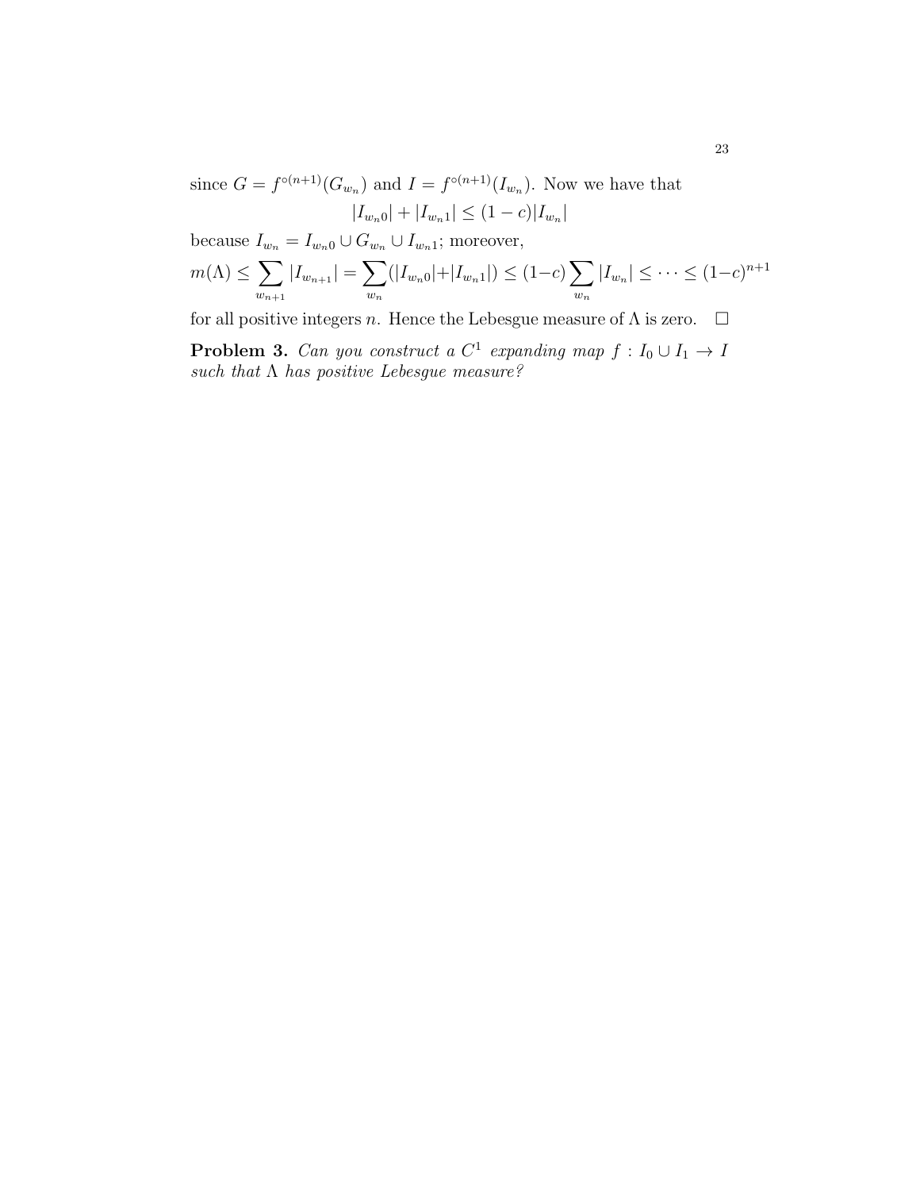since $G = f^{\circ(n+1)}(G_{w_n})$ and $I = f^{\circ(n+1)}(I_{w_n})$. Now we have that

$$|I_{w_n0}| + |I_{w_n1}| \leq (1-c)|I_{w_n}|$$

because $I_{w_n} = I_{w_n0} \cup G_{w_n} \cup I_{w_n1}$; moreover,

$$m(\Lambda) \leq \sum_{w_{n+1}} |I_{w_{n+1}}| = \sum_{w_n} (|I_{w_n0}| + |I_{w_n1}|) \leq (1-c) \sum_{w_n} |I_{w_n}| \leq \cdots \leq (1-c)^{n+1}$$

for all positive integers $n$. Hence the Lebesgue measure of $\Lambda$ is zero. $\square$

**Problem 3.** *Can you construct a $C^1$ expanding map $f : I_0 \cup I_1 \to I$ such that $\Lambda$ has positive Lebesgue measure?*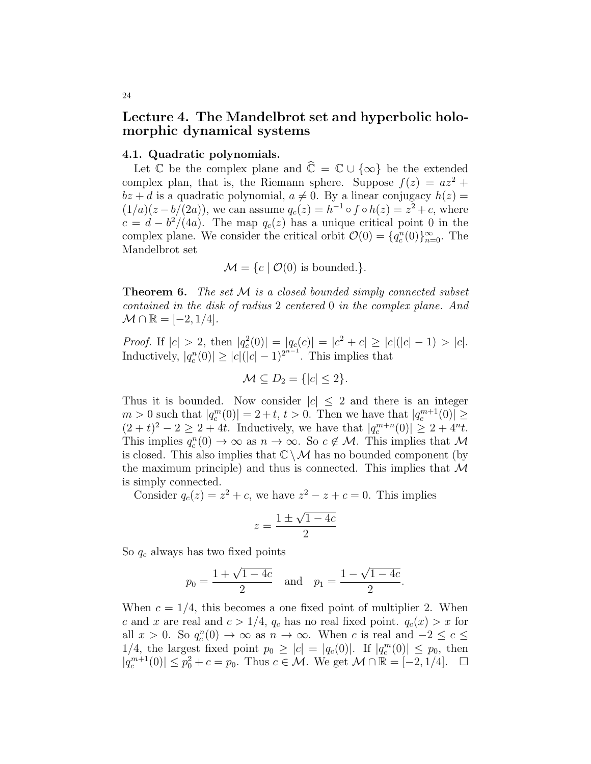# Lecture 4. The Mandelbrot set and hyperbolic holomorphic dynamical systems

## 4.1. Quadratic polynomials.

Let $\mathbb{C}$ be the complex plane and $\widehat{\mathbb{C}} = \mathbb{C} \cup \{\infty\}$ be the extended complex plan, that is, the Riemann sphere. Suppose $f(z) = az^2 + bz + d$ is a quadratic polynomial, $a \neq 0$. By a linear conjugacy $h(z) = (1/a)(z - b/(2a))$, we can assume $q_c(z) = h^{-1} \circ f \circ h(z) = z^2 + c$, where $c = d - b^2/(4a)$. The map $q_c(z)$ has a unique critical point 0 in the complex plane. We consider the critical orbit $\mathcal{O}(0) = \{q_c^n(0)\}_{n=0}^{\infty}$. The Mandelbrot set

$$\mathcal{M} = \{c \mid \mathcal{O}(0) \text{ is bounded.}\}.$$

**Theorem 6.** *The set $\mathcal{M}$ is a closed bounded simply connected subset contained in the disk of radius 2 centered 0 in the complex plane. And $\mathcal{M} \cap \mathbb{R} = [-2, 1/4]$.*

*Proof.* If $|c| > 2$, then $|q_c^2(0)| = |q_c(c)| = |c^2 + c| \geq |c|(|c| - 1) > |c|$. Inductively, $|q_c^n(0)| \geq |c|(|c| - 1)^{2^{n-1}}$. This implies that

$$\mathcal{M} \subseteq D_2 = \{|c| \leq 2\}.$$

Thus it is bounded. Now consider $|c| \leq 2$ and there is an integer $m > 0$ such that $|q_c^m(0)| = 2 + t$, $t > 0$. Then we have that $|q_c^{m+1}(0)| \geq (2 + t)^2 - 2 \geq 2 + 4t$. Inductively, we have that $|q_c^{m+n}(0)| \geq 2 + 4^n t$. This implies $q_c^n(0) \to \infty$ as $n \to \infty$. So $c \notin \mathcal{M}$. This implies that $\mathcal{M}$ is closed. This also implies that $\mathbb{C} \setminus \mathcal{M}$ has no bounded component (by the maximum principle) and thus is connected. This implies that $\mathcal{M}$ is simply connected.

Consider $q_c(z) = z^2 + c$, we have $z^2 - z + c = 0$. This implies

$$z = \frac{1 \pm \sqrt{1 - 4c}}{2}$$

So $q_c$ always has two fixed points

$$p_0 = \frac{1 + \sqrt{1 - 4c}}{2} \quad \text{and} \quad p_1 = \frac{1 - \sqrt{1 - 4c}}{2}.$$

When $c = 1/4$, this becomes a one fixed point of multiplier 2. When $c$ and $x$ are real and $c > 1/4$, $q_c$ has no real fixed point. $q_c(x) > x$ for all $x > 0$. So $q_c^n(0) \to \infty$ as $n \to \infty$. When $c$ is real and $-2 \leq c \leq 1/4$, the largest fixed point $p_0 \geq |c| = |q_c(0)|$. If $|q_c^m(0)| \leq p_0$, then $|q_c^{m+1}(0)| \leq p_0^2 + c = p_0$. Thus $c \in \mathcal{M}$. We get $\mathcal{M} \cap \mathbb{R} = [-2, 1/4]$. $\square$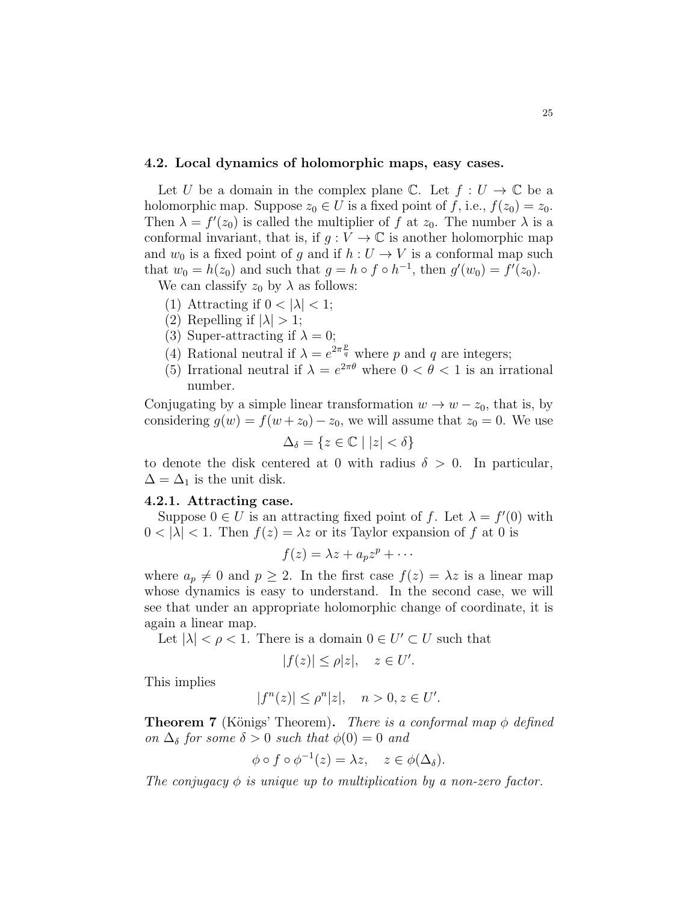### 4.2. Local dynamics of holomorphic maps, easy cases.

Let $U$ be a domain in the complex plane $\mathbb{C}$. Let $f : U \to \mathbb{C}$ be a holomorphic map. Suppose $z_0 \in U$ is a fixed point of $f$, i.e., $f(z_0) = z_0$. Then $\lambda = f'(z_0)$ is called the multiplier of $f$ at $z_0$. The number $\lambda$ is a conformal invariant, that is, if $g : V \to \mathbb{C}$ is another holomorphic map and $w_0$ is a fixed point of $g$ and if $h : U \to V$ is a conformal map such that $w_0 = h(z_0)$ and such that $g = h \circ f \circ h^{-1}$, then $g'(w_0) = f'(z_0)$.

We can classify $z_0$ by $\lambda$ as follows:

1. Attracting if $0 < |\lambda| < 1$;
2. Repelling if $|\lambda| > 1$;
3. Super-attracting if $\lambda = 0$;
4. Rational neutral if $\lambda = e^{2\pi \frac{p}{q}}$ where $p$ and $q$ are integers;
5. Irrational neutral if $\lambda = e^{2\pi\theta}$ where $0 < \theta < 1$ is an irrational number.

Conjugating by a simple linear transformation $w \to w - z_0$, that is, by considering $g(w) = f(w + z_0) - z_0$, we will assume that $z_0 = 0$. We use

$$\Delta_\delta = \{z \in \mathbb{C} \mid |z| < \delta\}$$

to denote the disk centered at 0 with radius $\delta > 0$. In particular, $\Delta = \Delta_1$ is the unit disk.

#### 4.2.1. Attracting case.

Suppose $0 \in U$ is an attracting fixed point of $f$. Let $\lambda = f'(0)$ with $0 < |\lambda| < 1$. Then $f(z) = \lambda z$ or its Taylor expansion of $f$ at 0 is

$$f(z) = \lambda z + a_p z^p + \cdots$$

where $a_p \neq 0$ and $p \geq 2$. In the first case $f(z) = \lambda z$ is a linear map whose dynamics is easy to understand. In the second case, we will see that under an appropriate holomorphic change of coordinate, it is again a linear map.

Let $|\lambda| < \rho < 1$. There is a domain $0 \in U' \subset U$ such that

$$|f(z)| \leq \rho |z|, \quad z \in U'.$$

This implies

$$|f^n(z)| \leq \rho^n |z|, \quad n > 0, z \in U'.$$

**Theorem 7** (Königs' Theorem)**.** *There is a conformal map $\phi$ defined on $\Delta_\delta$ for some $\delta > 0$ such that $\phi(0) = 0$ and*

$$\phi \circ f \circ \phi^{-1}(z) = \lambda z, \quad z \in \phi(\Delta_\delta).$$

*The conjugacy $\phi$ is unique up to multiplication by a non-zero factor.*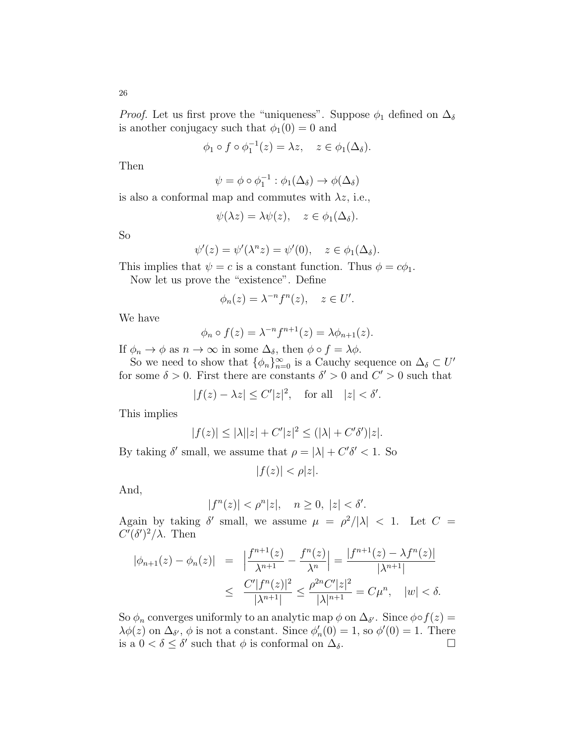*Proof.* Let us first prove the "uniqueness". Suppose $\phi_1$ defined on $\Delta_\delta$ is another conjugacy such that $\phi_1(0) = 0$ and

$$\phi_1 \circ f \circ \phi_1^{-1}(z) = \lambda z, \quad z \in \phi_1(\Delta_\delta).$$

Then

$$\psi = \phi \circ \phi_1^{-1} : \phi_1(\Delta_\delta) \to \phi(\Delta_\delta)$$

is also a conformal map and commutes with $\lambda z$, i.e.,

$$\psi(\lambda z) = \lambda \psi(z), \quad z \in \phi_1(\Delta_\delta).$$

So

$$\psi'(z) = \psi'(\lambda^n z) = \psi'(0), \quad z \in \phi_1(\Delta_\delta).$$

This implies that $\psi = c$ is a constant function. Thus $\phi = c\phi_1$.

Now let us prove the "existence". Define

$$\phi_n(z) = \lambda^{-n} f^n(z), \quad z \in U'.$$

We have

$$\phi_n \circ f(z) = \lambda^{-n} f^{n+1}(z) = \lambda \phi_{n+1}(z).$$

If $\phi_n \to \phi$ as $n \to \infty$ in some $\Delta_\delta$, then $\phi \circ f = \lambda \phi$.

So we need to show that $\{\phi_n\}_{n=0}^\infty$ is a Cauchy sequence on $\Delta_\delta \subset U'$ for some $\delta > 0$. First there are constants $\delta' > 0$ and $C' > 0$ such that

$$|f(z) - \lambda z| \leq C'|z|^2, \quad \text{for all} \quad |z| < \delta'.$$

This implies

$$|f(z)| \leq |\lambda||z| + C'|z|^2 \leq (|\lambda| + C'\delta')|z|.$$

By taking $\delta'$ small, we assume that $\rho = |\lambda| + C'\delta' < 1$. So

$$|f(z)| < \rho |z|.$$

And,

$$|f^n(z)| < \rho^n |z|, \quad n \geq 0, \ |z| < \delta'.$$

Again by taking $\delta'$ small, we assume $\mu = \rho^2/|\lambda| < 1$. Let $C = C'(\delta')^2/\lambda$. Then

$$\begin{aligned} |\phi_{n+1}(z) - \phi_n(z)| &= \Big|\frac{f^{n+1}(z)}{\lambda^{n+1}} - \frac{f^n(z)}{\lambda^n}\Big| = \frac{|f^{n+1}(z) - \lambda f^n(z)|}{|\lambda^{n+1}|} \\ &\leq \frac{C'|f^n(z)|^2}{|\lambda^{n+1}|} \leq \frac{\rho^{2n} C' |z|^2}{|\lambda|^{n+1}} = C\mu^n, \quad |w| < \delta. \end{aligned}$$

So $\phi_n$ converges uniformly to an analytic map $\phi$ on $\Delta_{\delta'}$. Since $\phi \circ f(z) = \lambda \phi(z)$ on $\Delta_{\delta'}$, $\phi$ is not a constant. Since $\phi_n'(0) = 1$, so $\phi'(0) = 1$. There is a $0 < \delta \leq \delta'$ such that $\phi$ is conformal on $\Delta_\delta$. □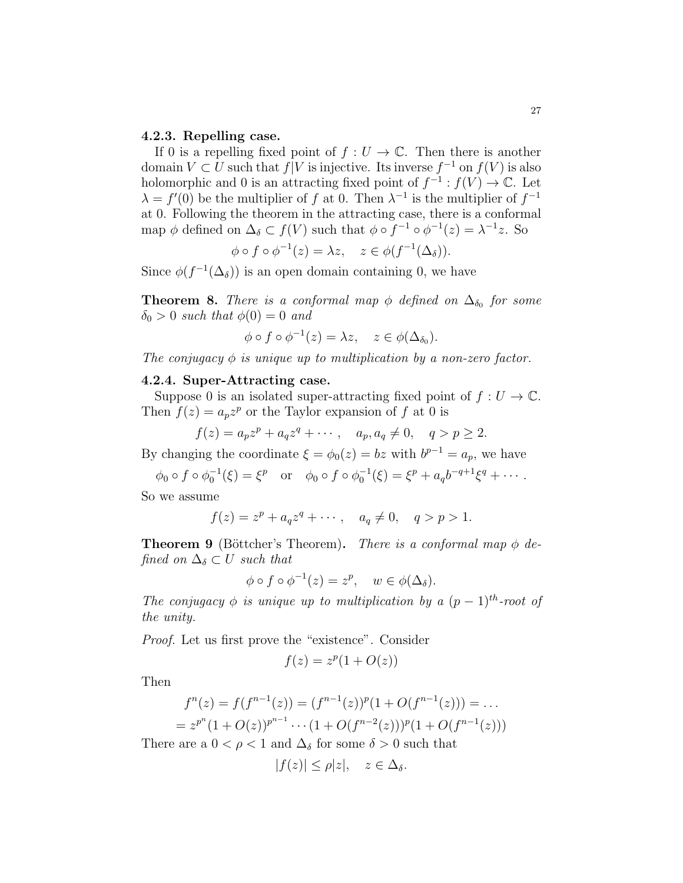#### 4.2.3. Repelling case.

If 0 is a repelling fixed point of $f : U \to \mathbb{C}$. Then there is another domain $V \subset U$ such that $f|V$ is injective. Its inverse $f^{-1}$ on $f(V)$ is also holomorphic and 0 is an attracting fixed point of $f^{-1} : f(V) \to \mathbb{C}$. Let $\lambda = f'(0)$ be the multiplier of $f$ at 0. Then $\lambda^{-1}$ is the multiplier of $f^{-1}$ at 0. Following the theorem in the attracting case, there is a conformal map $\phi$ defined on $\Delta_\delta \subset f(V)$ such that $\phi \circ f^{-1} \circ \phi^{-1}(z) = \lambda^{-1} z$. So

$$\phi \circ f \circ \phi^{-1}(z) = \lambda z, \quad z \in \phi(f^{-1}(\Delta_\delta)).$$

Since $\phi(f^{-1}(\Delta_\delta))$ is an open domain containing 0, we have

**Theorem 8.** *There is a conformal map $\phi$ defined on $\Delta_{\delta_0}$ for some $\delta_0 > 0$ such that $\phi(0) = 0$ and*

$$\phi \circ f \circ \phi^{-1}(z) = \lambda z, \quad z \in \phi(\Delta_{\delta_0}).$$

*The conjugacy $\phi$ is unique up to multiplication by a non-zero factor.*

#### 4.2.4. Super-Attracting case.

Suppose 0 is an isolated super-attracting fixed point of $f : U \to \mathbb{C}$. Then $f(z) = a_p z^p$ or the Taylor expansion of $f$ at 0 is

$$f(z) = a_p z^p + a_q z^q + \cdots, \quad a_p, a_q \neq 0, \quad q > p \geq 2.$$

By changing the coordinate $\xi = \phi_0(z) = bz$ with $b^{p-1} = a_p$, we have

$$\phi_0 \circ f \circ \phi_0^{-1}(\xi) = \xi^p \quad \text{or} \quad \phi_0 \circ f \circ \phi_0^{-1}(\xi) = \xi^p + a_q b^{-q+1} \xi^q + \cdots.$$

So we assume

$$f(z) = z^p + a_q z^q + \cdots, \quad a_q \neq 0, \quad q > p > 1.$$

**Theorem 9** (Böttcher's Theorem)**.** *There is a conformal map $\phi$ defined on $\Delta_\delta \subset U$ such that*

$$\phi \circ f \circ \phi^{-1}(z) = z^p, \quad w \in \phi(\Delta_\delta).$$

*The conjugacy $\phi$ is unique up to multiplication by a $(p-1)^{th}$-root of the unity.*

*Proof.* Let us first prove the "existence". Consider

$$f(z) = z^p(1 + O(z))$$

Then

$$f^n(z) = f(f^{n-1}(z)) = (f^{n-1}(z))^p(1 + O(f^{n-1}(z))) = \ldots$$
$$= z^{p^n}(1 + O(z))^{p^{n-1}} \cdots (1 + O(f^{n-2}(z)))^p(1 + O(f^{n-1}(z)))$$

There are a $0 < \rho < 1$ and $\Delta_\delta$ for some $\delta > 0$ such that

$$|f(z)| \leq \rho |z|, \quad z \in \Delta_\delta.$$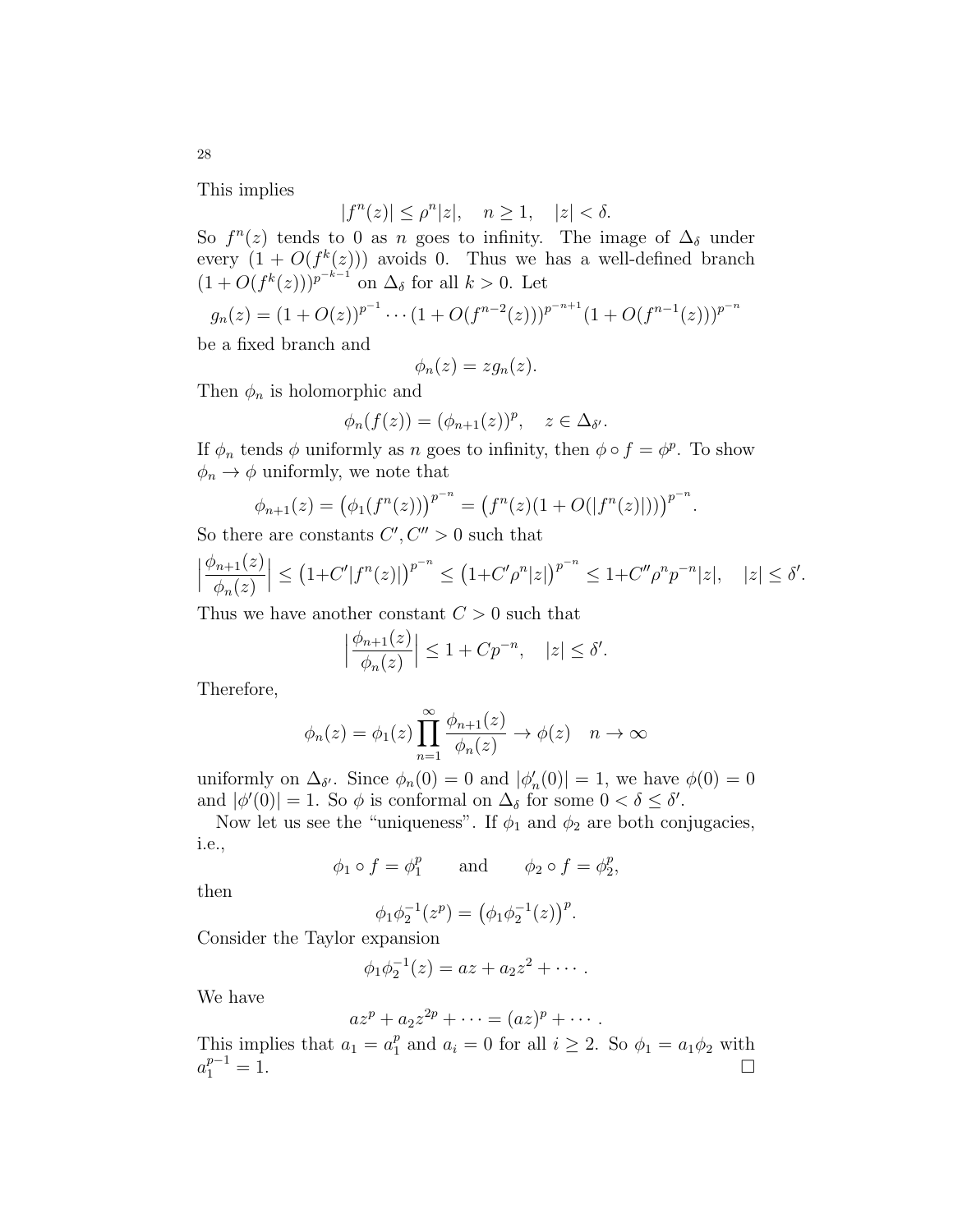This implies

$$|f^n(z)| \le \rho^n |z|, \quad n \ge 1, \quad |z| < \delta.$$

So $f^n(z)$ tends to 0 as $n$ goes to infinity. The image of $\Delta_\delta$ under every $(1 + O(f^k(z)))$ avoids 0. Thus we has a well-defined branch $(1 + O(f^k(z)))^{p^{-k-1}}$ on $\Delta_\delta$ for all $k > 0$. Let

$$g_n(z) = (1 + O(z))^{p^{-1}} \cdots (1 + O(f^{n-2}(z)))^{p^{-n+1}} (1 + O(f^{n-1}(z)))^{p^{-n}}$$

be a fixed branch and

$$\phi_n(z) = z g_n(z).$$

Then $\phi_n$ is holomorphic and

$$\phi_n(f(z)) = (\phi_{n+1}(z))^p, \quad z \in \Delta_{\delta'}.$$

If $\phi_n$ tends $\phi$ uniformly as $n$ goes to infinity, then $\phi \circ f = \phi^p$. To show $\phi_n \to \phi$ uniformly, we note that

$$\phi_{n+1}(z) = \big(\phi_1(f^n(z))\big)^{p^{-n}} = \big(f^n(z)(1 + O(|f^n(z)|))\big)^{p^{-n}}.$$

So there are constants $C', C'' > 0$ such that

$$\Big|\frac{\phi_{n+1}(z)}{\phi_n(z)}\Big| \le \big(1 + C'|f^n(z)|\big)^{p^{-n}} \le \big(1 + C'\rho^n|z|\big)^{p^{-n}} \le 1 + C''\rho^n p^{-n}|z|, \quad |z| \le \delta'.$$

Thus we have another constant $C > 0$ such that

$$\Big|\frac{\phi_{n+1}(z)}{\phi_n(z)}\Big| \le 1 + Cp^{-n}, \quad |z| \le \delta'.$$

Therefore,

$$\phi_n(z) = \phi_1(z) \prod_{n=1}^{\infty} \frac{\phi_{n+1}(z)}{\phi_n(z)} \to \phi(z) \quad n \to \infty$$

uniformly on $\Delta_{\delta'}$. Since $\phi_n(0) = 0$ and $|\phi_n'(0)| = 1$, we have $\phi(0) = 0$ and $|\phi'(0)| = 1$. So $\phi$ is conformal on $\Delta_\delta$ for some $0 < \delta \le \delta'$.

Now let us see the "uniqueness". If $\phi_1$ and $\phi_2$ are both conjugacies, i.e.,

$$\phi_1 \circ f = \phi_1^p \qquad \text{and} \qquad \phi_2 \circ f = \phi_2^p,$$

then

$$\phi_1 \phi_2^{-1}(z^p) = \big(\phi_1 \phi_2^{-1}(z)\big)^p.$$

Consider the Taylor expansion

$$\phi_1 \phi_2^{-1}(z) = az + a_2 z^2 + \cdots.$$

We have

$$az^p + a_2 z^{2p} + \cdots = (az)^p + \cdots.$$

This implies that $a_1 = a_1^p$ and $a_i = 0$ for all $i \ge 2$. So $\phi_1 = a_1 \phi_2$ with $a_1^{p-1} = 1$. $\square$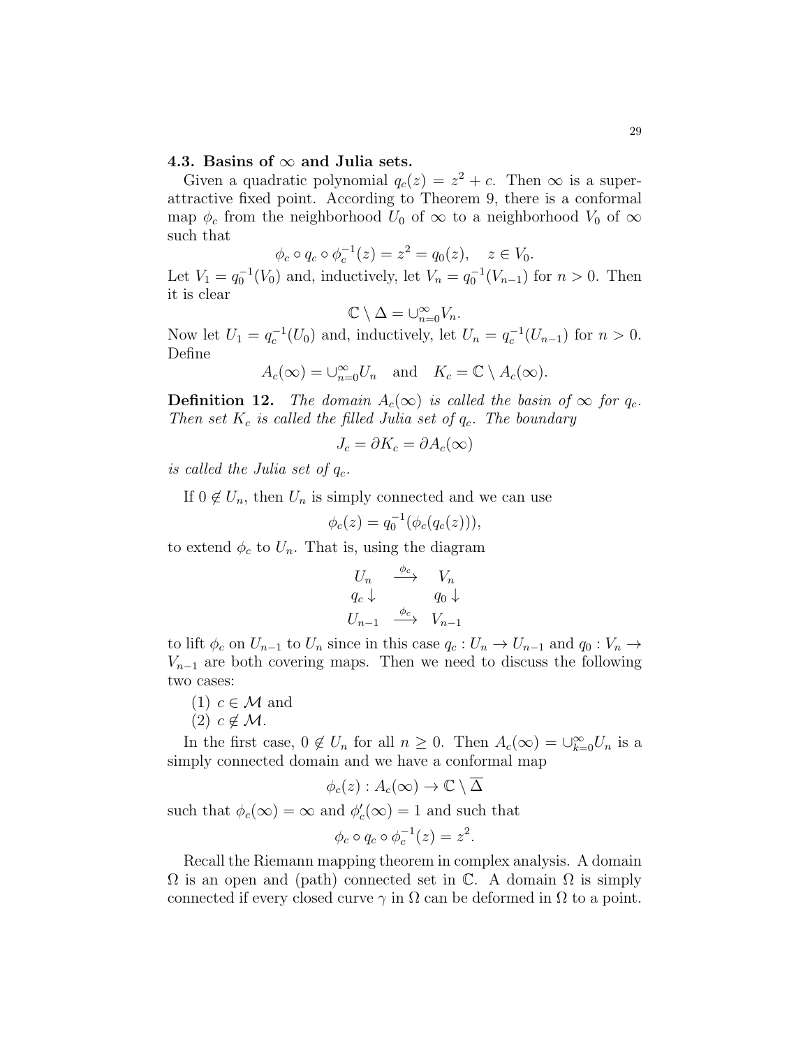### 4.3. Basins of $\infty$ and Julia sets.

Given a quadratic polynomial $q_c(z) = z^2 + c$. Then $\infty$ is a super-attractive fixed point. According to Theorem 9, there is a conformal map $\phi_c$ from the neighborhood $U_0$ of $\infty$ to a neighborhood $V_0$ of $\infty$ such that

$$\phi_c \circ q_c \circ \phi_c^{-1}(z) = z^2 = q_0(z), \quad z \in V_0.$$

Let $V_1 = q_0^{-1}(V_0)$ and, inductively, let $V_n = q_0^{-1}(V_{n-1})$ for $n > 0$. Then it is clear

$$\mathbb{C} \setminus \Delta = \cup_{n=0}^{\infty} V_n.$$

Now let $U_1 = q_c^{-1}(U_0)$ and, inductively, let $U_n = q_c^{-1}(U_{n-1})$ for $n > 0$. Define

$$A_c(\infty) = \cup_{n=0}^{\infty} U_n \quad \text{and} \quad K_c = \mathbb{C} \setminus A_c(\infty).$$

**Definition 12.** *The domain $A_c(\infty)$ is called the basin of $\infty$ for $q_c$. Then set $K_c$ is called the filled Julia set of $q_c$. The boundary*

$$J_c = \partial K_c = \partial A_c(\infty)$$

*is called the Julia set of $q_c$.*

If $0 \notin U_n$, then $U_n$ is simply connected and we can use

$$\phi_c(z) = q_0^{-1}(\phi_c(q_c(z))),$$

to extend $\phi_c$ to $U_n$. That is, using the diagram

$$\begin{array}{ccc} U_n & \xrightarrow{\phi_c} & V_n \\ q_c \downarrow & & q_0 \downarrow \\ U_{n-1} & \xrightarrow{\phi_c} & V_{n-1} \end{array}$$

to lift $\phi_c$ on $U_{n-1}$ to $U_n$ since in this case $q_c : U_n \to U_{n-1}$ and $q_0 : V_n \to V_{n-1}$ are both covering maps. Then we need to discuss the following two cases:

(1) $c \in \mathcal{M}$ and
(2) $c \notin \mathcal{M}$.

In the first case, $0 \notin U_n$ for all $n \geq 0$. Then $A_c(\infty) = \cup_{k=0}^{\infty} U_n$ is a simply connected domain and we have a conformal map

$$\phi_c(z) : A_c(\infty) \to \mathbb{C} \setminus \overline{\Delta}$$

such that $\phi_c(\infty) = \infty$ and $\phi_c'(\infty) = 1$ and such that

$$\phi_c \circ q_c \circ \phi_c^{-1}(z) = z^2.$$

Recall the Riemann mapping theorem in complex analysis. A domain $\Omega$ is an open and (path) connected set in $\mathbb{C}$. A domain $\Omega$ is simply connected if every closed curve $\gamma$ in $\Omega$ can be deformed in $\Omega$ to a point.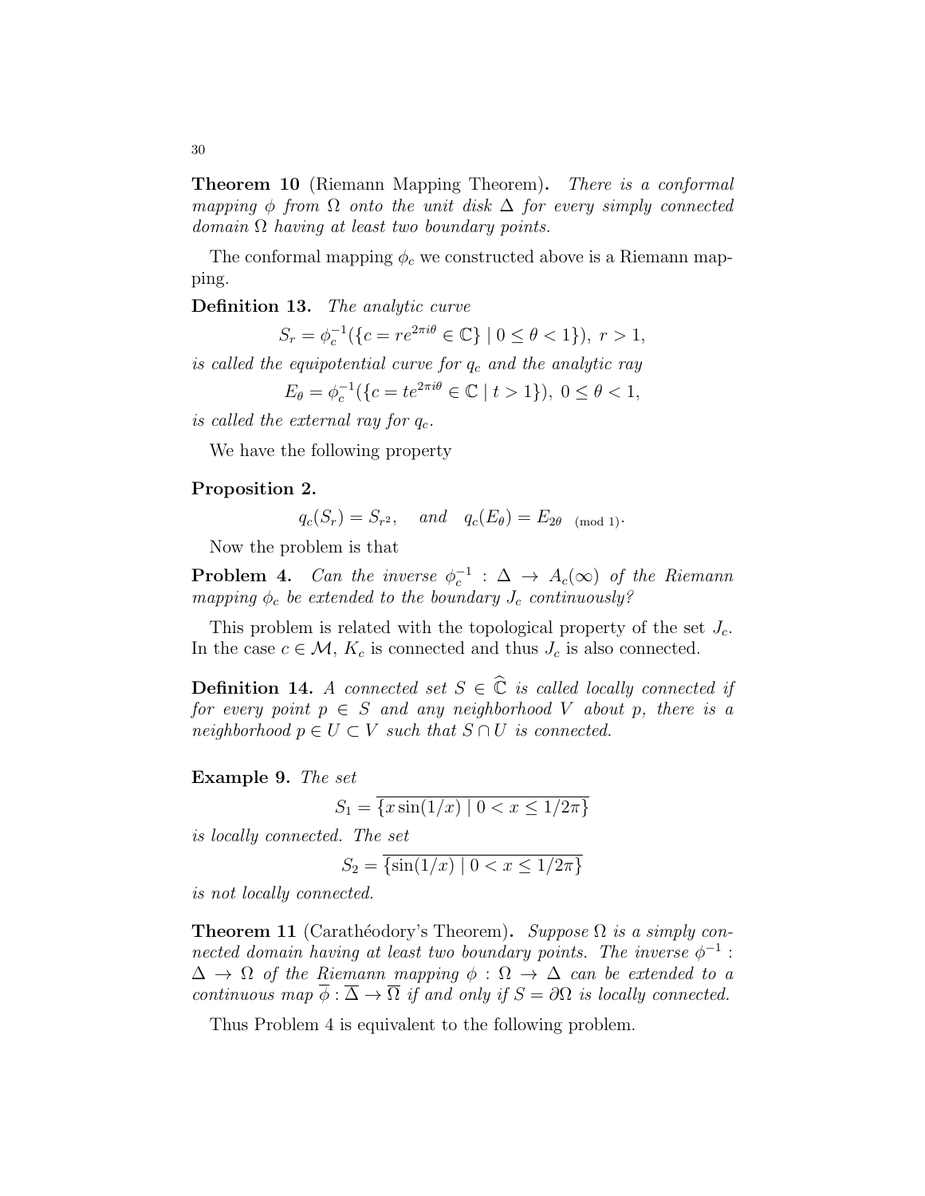**Theorem 10** (Riemann Mapping Theorem)**.** *There is a conformal mapping $\phi$ from $\Omega$ onto the unit disk $\Delta$ for every simply connected domain $\Omega$ having at least two boundary points.*

The conformal mapping $\phi_c$ we constructed above is a Riemann mapping.

**Definition 13.** *The analytic curve*

$$S_r = \phi_c^{-1}(\{c = re^{2\pi i\theta} \in \mathbb{C}\} \mid 0 \leq \theta < 1\}),\ r > 1,$$

*is called the equipotential curve for $q_c$ and the analytic ray*

$$E_\theta = \phi_c^{-1}(\{c = te^{2\pi i\theta} \in \mathbb{C} \mid t > 1\}),\ 0 \leq \theta < 1,$$

*is called the external ray for $q_c$.*

We have the following property

**Proposition 2.**

$$q_c(S_r) = S_{r^2}, \quad \textit{and} \quad q_c(E_\theta) = E_{2\theta \pmod 1}.$$

Now the problem is that

**Problem 4.** *Can the inverse $\phi_c^{-1} : \Delta \to A_c(\infty)$ of the Riemann mapping $\phi_c$ be extended to the boundary $J_c$ continuously?*

This problem is related with the topological property of the set $J_c$. In the case $c \in \mathcal{M}$, $K_c$ is connected and thus $J_c$ is also connected.

**Definition 14.** *A connected set $S \in \widehat{\mathbb{C}}$ is called locally connected if for every point $p \in S$ and any neighborhood $V$ about $p$, there is a neighborhood $p \in U \subset V$ such that $S \cap U$ is connected.*

**Example 9.** *The set*

$$S_1 = \overline{\{x \sin(1/x) \mid 0 < x \leq 1/2\pi\}}$$

*is locally connected. The set*

$$S_2 = \overline{\{\sin(1/x) \mid 0 < x \leq 1/2\pi\}}$$

*is not locally connected.*

**Theorem 11** (Carathéodory's Theorem)**.** *Suppose $\Omega$ is a simply connected domain having at least two boundary points. The inverse $\phi^{-1} : \Delta \to \Omega$ of the Riemann mapping $\phi : \Omega \to \Delta$ can be extended to a continuous map $\overline{\phi} : \overline{\Delta} \to \overline{\Omega}$ if and only if $S = \partial\Omega$ is locally connected.*

Thus Problem 4 is equivalent to the following problem.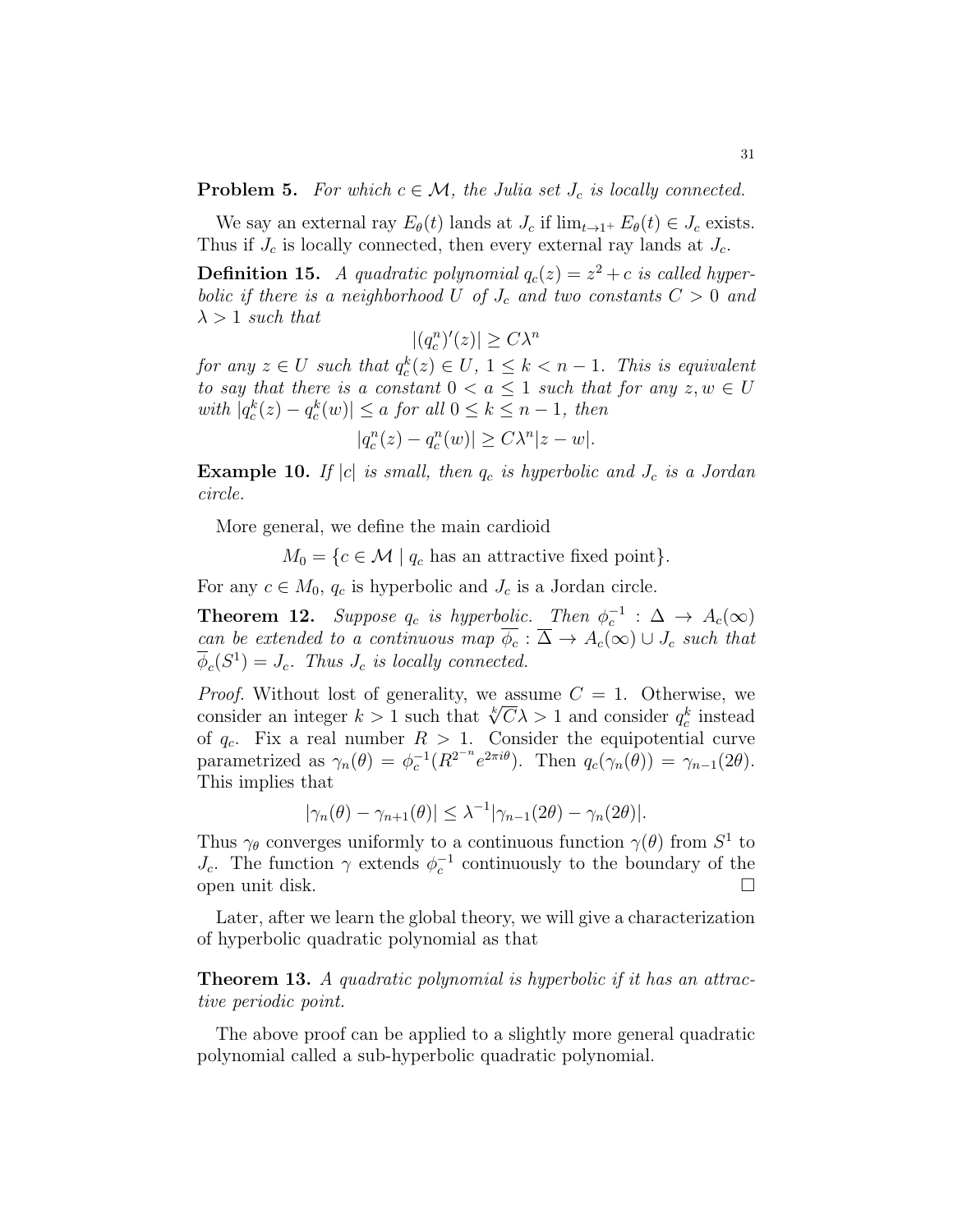**Problem 5.** *For which $c \in \mathcal{M}$, the Julia set $J_c$ is locally connected.*

We say an external ray $E_\theta(t)$ lands at $J_c$ if $\lim_{t\to 1^+} E_\theta(t) \in J_c$ exists. Thus if $J_c$ is locally connected, then every external ray lands at $J_c$.

**Definition 15.** *A quadratic polynomial $q_c(z) = z^2 + c$ is called hyperbolic if there is a neighborhood $U$ of $J_c$ and two constants $C > 0$ and $\lambda > 1$ such that*

$$|(q_c^n)'(z)| \geq C\lambda^n$$

*for any $z \in U$ such that $q_c^k(z) \in U$, $1 \leq k < n-1$. This is equivalent to say that there is a constant $0 < a \leq 1$ such that for any $z, w \in U$ with $|q_c^k(z) - q_c^k(w)| \leq a$ for all $0 \leq k \leq n-1$, then*

$$|q_c^n(z) - q_c^n(w)| \geq C\lambda^n |z - w|.$$

**Example 10.** *If $|c|$ is small, then $q_c$ is hyperbolic and $J_c$ is a Jordan circle.*

More general, we define the main cardioid

$$M_0 = \{c \in \mathcal{M} \mid q_c \text{ has an attractive fixed point}\}.$$

For any $c \in M_0$, $q_c$ is hyperbolic and $J_c$ is a Jordan circle.

**Theorem 12.** *Suppose $q_c$ is hyperbolic. Then $\phi_c^{-1} : \Delta \to A_c(\infty)$ can be extended to a continuous map $\overline{\phi}_c : \overline{\Delta} \to A_c(\infty) \cup J_c$ such that $\overline{\phi}_c(S^1) = J_c$. Thus $J_c$ is locally connected.*

*Proof.* Without lost of generality, we assume $C = 1$. Otherwise, we consider an integer $k > 1$ such that $\sqrt[k]{C}\lambda > 1$ and consider $q_c^k$ instead of $q_c$. Fix a real number $R > 1$. Consider the equipotential curve parametrized as $\gamma_n(\theta) = \phi_c^{-1}(R^{2^{-n}} e^{2\pi i\theta})$. Then $q_c(\gamma_n(\theta)) = \gamma_{n-1}(2\theta)$. This implies that

$$|\gamma_n(\theta) - \gamma_{n+1}(\theta)| \leq \lambda^{-1} |\gamma_{n-1}(2\theta) - \gamma_n(2\theta)|.$$

Thus $\gamma_\theta$ converges uniformly to a continuous function $\gamma(\theta)$ from $S^1$ to $J_c$. The function $\gamma$ extends $\phi_c^{-1}$ continuously to the boundary of the open unit disk. $\square$

Later, after we learn the global theory, we will give a characterization of hyperbolic quadratic polynomial as that

**Theorem 13.** *A quadratic polynomial is hyperbolic if it has an attractive periodic point.*

The above proof can be applied to a slightly more general quadratic polynomial called a sub-hyperbolic quadratic polynomial.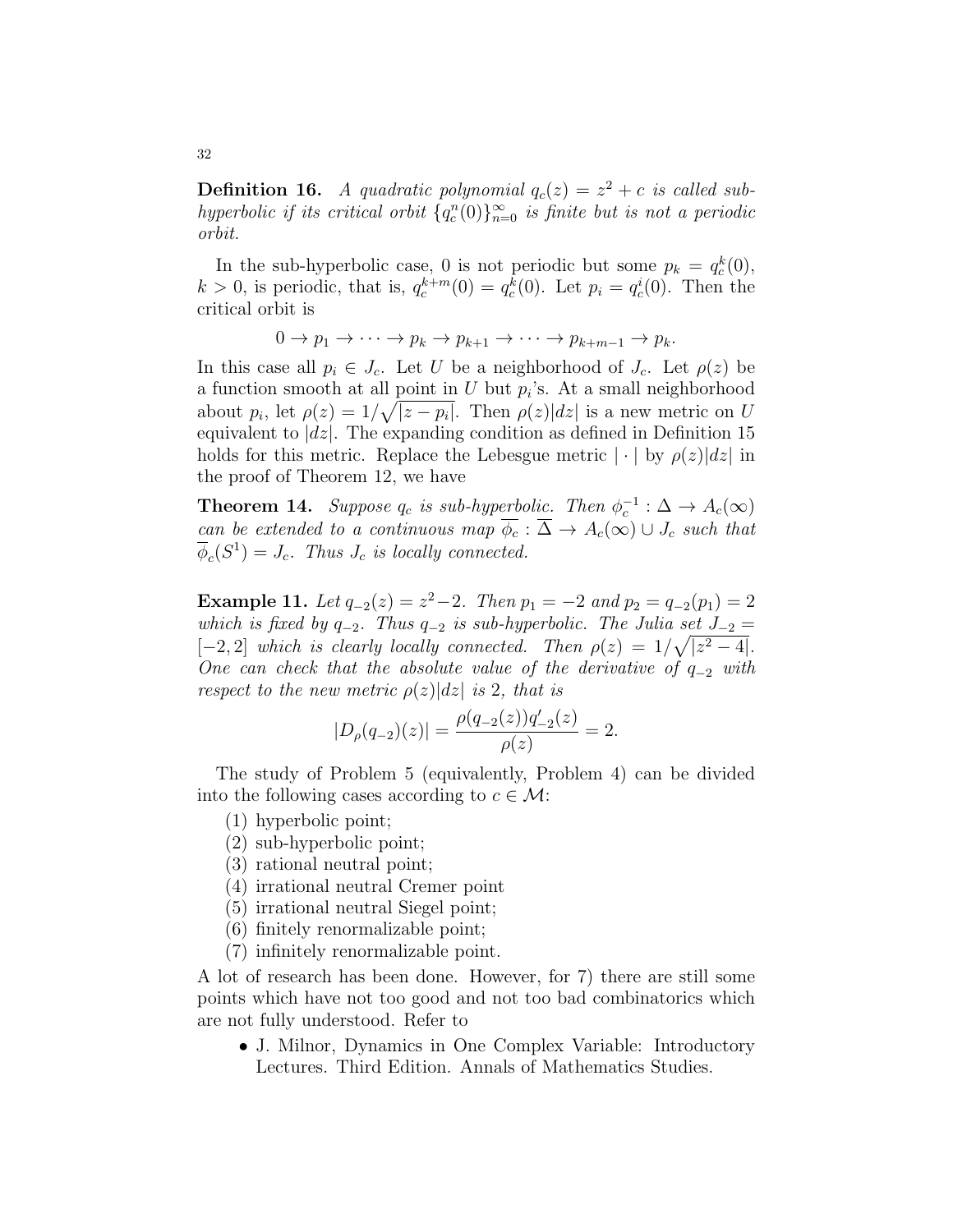**Definition 16.** *A quadratic polynomial $q_c(z) = z^2 + c$ is called sub-hyperbolic if its critical orbit $\{q_c^n(0)\}_{n=0}^{\infty}$ is finite but is not a periodic orbit.*

In the sub-hyperbolic case, 0 is not periodic but some $p_k = q_c^k(0)$, $k > 0$, is periodic, that is, $q_c^{k+m}(0) = q_c^k(0)$. Let $p_i = q_c^i(0)$. Then the critical orbit is

$$0 \to p_1 \to \cdots \to p_k \to p_{k+1} \to \cdots \to p_{k+m-1} \to p_k.$$

In this case all $p_i \in J_c$. Let $U$ be a neighborhood of $J_c$. Let $\rho(z)$ be a function smooth at all point in $U$ but $p_i$'s. At a small neighborhood about $p_i$, let $\rho(z) = 1/\sqrt{|z - p_i|}$. Then $\rho(z)|dz|$ is a new metric on $U$ equivalent to $|dz|$. The expanding condition as defined in Definition 15 holds for this metric. Replace the Lebesgue metric $|\cdot|$ by $\rho(z)|dz|$ in the proof of Theorem 12, we have

**Theorem 14.** *Suppose $q_c$ is sub-hyperbolic. Then $\phi_c^{-1} : \Delta \to A_c(\infty)$ can be extended to a continuous map $\overline{\phi}_c : \overline{\Delta} \to A_c(\infty) \cup J_c$ such that $\overline{\phi}_c(S^1) = J_c$. Thus $J_c$ is locally connected.*

**Example 11.** *Let $q_{-2}(z) = z^2 - 2$. Then $p_1 = -2$ and $p_2 = q_{-2}(p_1) = 2$ which is fixed by $q_{-2}$. Thus $q_{-2}$ is sub-hyperbolic. The Julia set $J_{-2} = [-2, 2]$ which is clearly locally connected. Then $\rho(z) = 1/\sqrt{|z^2 - 4|}$. One can check that the absolute value of the derivative of $q_{-2}$ with respect to the new metric $\rho(z)|dz|$ is 2, that is*

$$|D_\rho(q_{-2})(z)| = \frac{\rho(q_{-2}(z))q'_{-2}(z)}{\rho(z)} = 2.$$

The study of Problem 5 (equivalently, Problem 4) can be divided into the following cases according to $c \in \mathcal{M}$:

1. hyperbolic point;
2. sub-hyperbolic point;
3. rational neutral point;
4. irrational neutral Cremer point
5. irrational neutral Siegel point;
6. finitely renormalizable point;
7. infinitely renormalizable point.

A lot of research has been done. However, for 7) there are still some points which have not too good and not too bad combinatorics which are not fully understood. Refer to

- J. Milnor, Dynamics in One Complex Variable: Introductory Lectures. Third Edition. Annals of Mathematics Studies.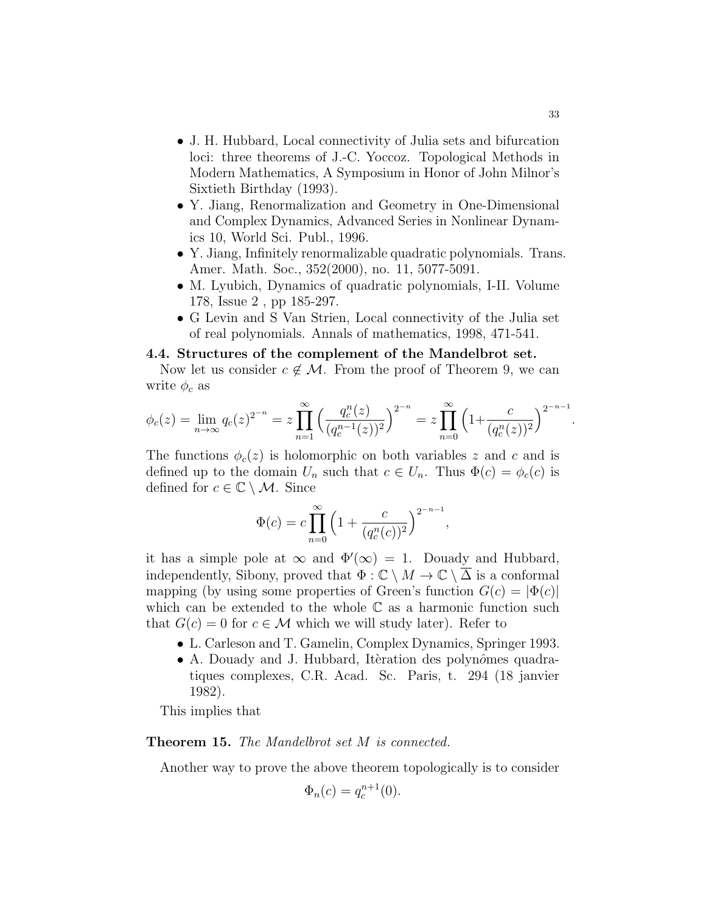- J. H. Hubbard, Local connectivity of Julia sets and bifurcation loci: three theorems of J.-C. Yoccoz. Topological Methods in Modern Mathematics, A Symposium in Honor of John Milnor's Sixtieth Birthday (1993).
- Y. Jiang, Renormalization and Geometry in One-Dimensional and Complex Dynamics, Advanced Series in Nonlinear Dynamics 10, World Sci. Publ., 1996.
- Y. Jiang, Infinitely renormalizable quadratic polynomials. Trans. Amer. Math. Soc., 352(2000), no. 11, 5077-5091.
- M. Lyubich, Dynamics of quadratic polynomials, I-II. Volume 178, Issue 2 , pp 185-297.
- G Levin and S Van Strien, Local connectivity of the Julia set of real polynomials. Annals of mathematics, 1998, 471-541.

**4.4. Structures of the complement of the Mandelbrot set.**

Now let us consider $c \notin \mathcal{M}$. From the proof of Theorem 9, we can write $\phi_c$ as

$$\phi_c(z) = \lim_{n\to\infty} q_c(z)^{2^{-n}} = z \prod_{n=1}^{\infty} \Big( \frac{q_c^n(z)}{(q_c^{n-1}(z))^2} \Big)^{2^{-n}} = z \prod_{n=0}^{\infty} \Big( 1 + \frac{c}{(q_c^n(z))^2} \Big)^{2^{-n-1}}.$$

The functions $\phi_c(z)$ is holomorphic on both variables $z$ and $c$ and is defined up to the domain $U_n$ such that $c \in U_n$. Thus $\Phi(c) = \phi_c(c)$ is defined for $c \in \mathbb{C} \setminus \mathcal{M}$. Since

$$\Phi(c) = c \prod_{n=0}^{\infty} \Big( 1 + \frac{c}{(q_c^n(c))^2} \Big)^{2^{-n-1}},$$

it has a simple pole at $\infty$ and $\Phi'(\infty) = 1$. Douady and Hubbard, independently, Sibony, proved that $\Phi : \mathbb{C} \setminus M \to \mathbb{C} \setminus \overline{\Delta}$ is a conformal mapping (by using some properties of Green's function $G(c) = |\Phi(c)|$ which can be extended to the whole $\mathbb{C}$ as a harmonic function such that $G(c) = 0$ for $c \in \mathcal{M}$ which we will study later). Refer to

- L. Carleson and T. Gamelin, Complex Dynamics, Springer 1993.
- A. Douady and J. Hubbard, Itèration des polynômes quadratiques complexes, C.R. Acad. Sc. Paris, t. 294 (18 janvier 1982).

This implies that

**Theorem 15.** *The Mandelbrot set $M$ is connected.*

Another way to prove the above theorem topologically is to consider

$$\Phi_n(c) = q_c^{n+1}(0).$$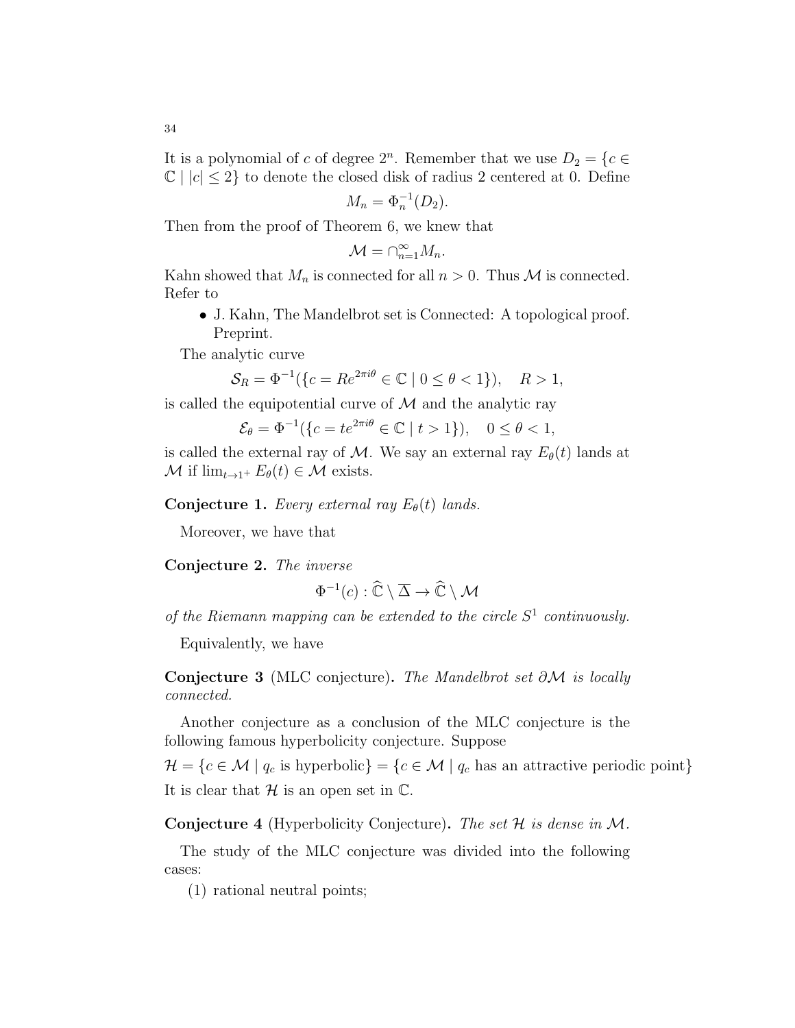It is a polynomial of $c$ of degree $2^n$. Remember that we use $D_2 = \{c \in \mathbb{C} \mid |c| \leq 2\}$ to denote the closed disk of radius 2 centered at 0. Define

$$M_n = \Phi_n^{-1}(D_2).$$

Then from the proof of Theorem 6, we knew that

$$\mathcal{M} = \cap_{n=1}^{\infty} M_n.$$

Kahn showed that $M_n$ is connected for all $n > 0$. Thus $\mathcal{M}$ is connected. Refer to

- J. Kahn, The Mandelbrot set is Connected: A topological proof. Preprint.

The analytic curve

$$\mathcal{S}_R = \Phi^{-1}(\{c = Re^{2\pi i\theta} \in \mathbb{C} \mid 0 \leq \theta < 1\}), \quad R > 1,$$

is called the equipotential curve of $\mathcal{M}$ and the analytic ray

$$\mathcal{E}_\theta = \Phi^{-1}(\{c = te^{2\pi i\theta} \in \mathbb{C} \mid t > 1\}), \quad 0 \leq \theta < 1,$$

is called the external ray of $\mathcal{M}$. We say an external ray $E_\theta(t)$ lands at $\mathcal{M}$ if $\lim_{t\to 1^+} E_\theta(t) \in \mathcal{M}$ exists.

**Conjecture 1.** *Every external ray $E_\theta(t)$ lands.*

Moreover, we have that

**Conjecture 2.** *The inverse*

$$\Phi^{-1}(c) : \widehat{\mathbb{C}} \setminus \overline{\Delta} \to \widehat{\mathbb{C}} \setminus \mathcal{M}$$

*of the Riemann mapping can be extended to the circle $S^1$ continuously.*

Equivalently, we have

**Conjecture 3** (MLC conjecture)**.** *The Mandelbrot set $\partial\mathcal{M}$ is locally connected.*

Another conjecture as a conclusion of the MLC conjecture is the following famous hyperbolicity conjecture. Suppose

$$\mathcal{H} = \{c \in \mathcal{M} \mid q_c \text{ is hyperbolic}\} = \{c \in \mathcal{M} \mid q_c \text{ has an attractive periodic point}\}$$

It is clear that $\mathcal{H}$ is an open set in $\mathbb{C}$.

**Conjecture 4** (Hyperbolicity Conjecture)**.** *The set $\mathcal{H}$ is dense in $\mathcal{M}$.*

The study of the MLC conjecture was divided into the following cases:

(1) rational neutral points;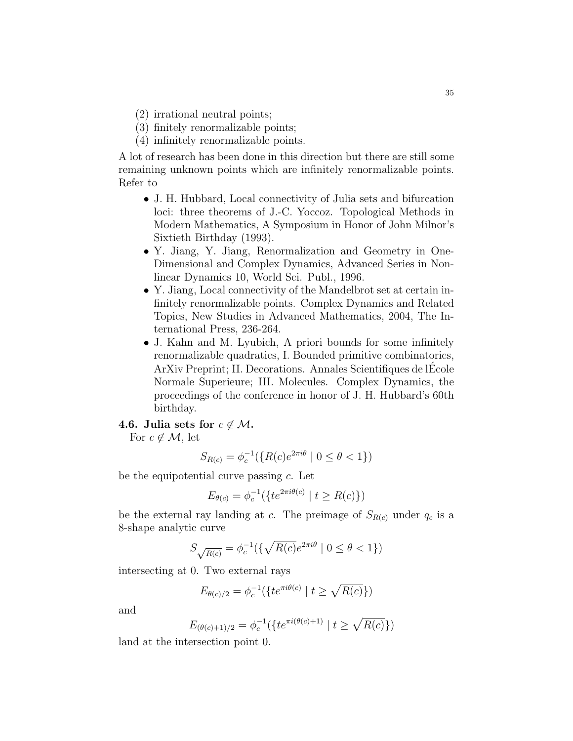(2) irrational neutral points;
(3) finitely renormalizable points;
(4) infinitely renormalizable points.

A lot of research has been done in this direction but there are still some remaining unknown points which are infinitely renormalizable points. Refer to

- J. H. Hubbard, Local connectivity of Julia sets and bifurcation loci: three theorems of J.-C. Yoccoz. Topological Methods in Modern Mathematics, A Symposium in Honor of John Milnor's Sixtieth Birthday (1993).
- Y. Jiang, Y. Jiang, Renormalization and Geometry in One-Dimensional and Complex Dynamics, Advanced Series in Nonlinear Dynamics 10, World Sci. Publ., 1996.
- Y. Jiang, Local connectivity of the Mandelbrot set at certain infinitely renormalizable points. Complex Dynamics and Related Topics, New Studies in Advanced Mathematics, 2004, The International Press, 236-264.
- J. Kahn and M. Lyubich, A priori bounds for some infinitely renormalizable quadratics, I. Bounded primitive combinatorics, ArXiv Preprint; II. Decorations. Annales Scientifiques de lÉcole Normale Superieure; III. Molecules. Complex Dynamics, the proceedings of the conference in honor of J. H. Hubbard's 60th birthday.

**4.6. Julia sets for $c \notin \mathcal{M}$.**

For $c \notin \mathcal{M}$, let

$$S_{R(c)} = \phi_c^{-1}(\{R(c)e^{2\pi i\theta} \mid 0 \leq \theta < 1\})$$

be the equipotential curve passing $c$. Let

$$E_{\theta(c)} = \phi_c^{-1}(\{te^{2\pi i\theta(c)} \mid t \geq R(c)\})$$

be the external ray landing at $c$. The preimage of $S_{R(c)}$ under $q_c$ is a 8-shape analytic curve

$$S_{\sqrt{R(c)}} = \phi_c^{-1}(\{\sqrt{R(c)}e^{2\pi i\theta} \mid 0 \leq \theta < 1\})$$

intersecting at 0. Two external rays

$$E_{\theta(c)/2} = \phi_c^{-1}(\{te^{\pi i\theta(c)} \mid t \geq \sqrt{R(c)}\})$$

and

$$E_{(\theta(c)+1)/2} = \phi_c^{-1}(\{te^{\pi i(\theta(c)+1)} \mid t \geq \sqrt{R(c)}\})$$

land at the intersection point 0.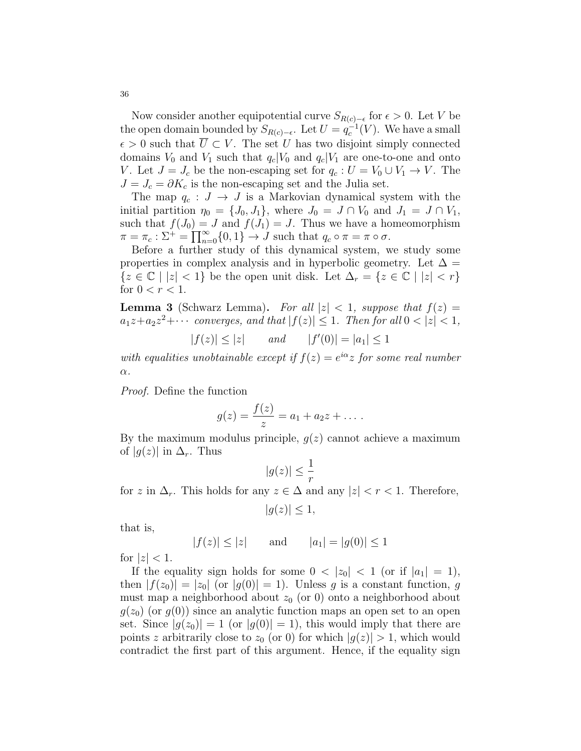Now consider another equipotential curve $S_{R(c)-\epsilon}$ for $\epsilon > 0$. Let $V$ be the open domain bounded by $S_{R(c)-\epsilon}$. Let $U = q_c^{-1}(V)$. We have a small $\epsilon > 0$ such that $\overline{U} \subset V$. The set $U$ has two disjoint simply connected domains $V_0$ and $V_1$ such that $q_c|V_0$ and $q_c|V_1$ are one-to-one and onto $V$. Let $J = J_c$ be the non-escaping set for $q_c : U = V_0 \cup V_1 \to V$. The $J = J_c = \partial K_c$ is the non-escaping set and the Julia set.

The map $q_c : J \to J$ is a Markovian dynamical system with the initial partition $\eta_0 = \{J_0, J_1\}$, where $J_0 = J \cap V_0$ and $J_1 = J \cap V_1$, such that $f(J_0) = J$ and $f(J_1) = J$. Thus we have a homeomorphism $\pi = \pi_c : \Sigma^+ = \prod_{n=0}^{\infty}\{0,1\} \to J$ such that $q_c \circ \pi = \pi \circ \sigma$.

Before a further study of this dynamical system, we study some properties in complex analysis and in hyperbolic geometry. Let $\Delta = \{z \in \mathbb{C} \mid |z| < 1\}$ be the open unit disk. Let $\Delta_r = \{z \in \mathbb{C} \mid |z| < r\}$ for $0 < r < 1$.

**Lemma 3** (Schwarz Lemma)**.** *For all $|z| < 1$, suppose that $f(z) = a_1 z + a_2 z^2 + \cdots$ converges, and that $|f(z)| \leq 1$. Then for all $0 < |z| < 1$,*

$$|f(z)| \leq |z| \qquad \textit{and} \qquad |f'(0)| = |a_1| \leq 1$$

*with equalities unobtainable except if $f(z) = e^{i\alpha} z$ for some real number $\alpha$.*

*Proof.* Define the function

$$g(z) = \frac{f(z)}{z} = a_1 + a_2 z + \dots .$$

By the maximum modulus principle, $g(z)$ cannot achieve a maximum of $|g(z)|$ in $\Delta_r$. Thus

$$|g(z)| \leq \frac{1}{r}$$

for $z$ in $\Delta_r$. This holds for any $z \in \Delta$ and any $|z| < r < 1$. Therefore,

$$|g(z)| \leq 1,$$

that is,

$$|f(z)| \leq |z| \qquad \text{and} \qquad |a_1| = |g(0)| \leq 1$$

for $|z| < 1$.

If the equality sign holds for some $0 < |z_0| < 1$ (or if $|a_1| = 1$), then $|f(z_0)| = |z_0|$ (or $|g(0)| = 1$). Unless $g$ is a constant function, $g$ must map a neighborhood about $z_0$ (or 0) onto a neighborhood about $g(z_0)$ (or $g(0)$) since an analytic function maps an open set to an open set. Since $|g(z_0)| = 1$ (or $|g(0)| = 1$), this would imply that there are points $z$ arbitrarily close to $z_0$ (or 0) for which $|g(z)| > 1$, which would contradict the first part of this argument. Hence, if the equality sign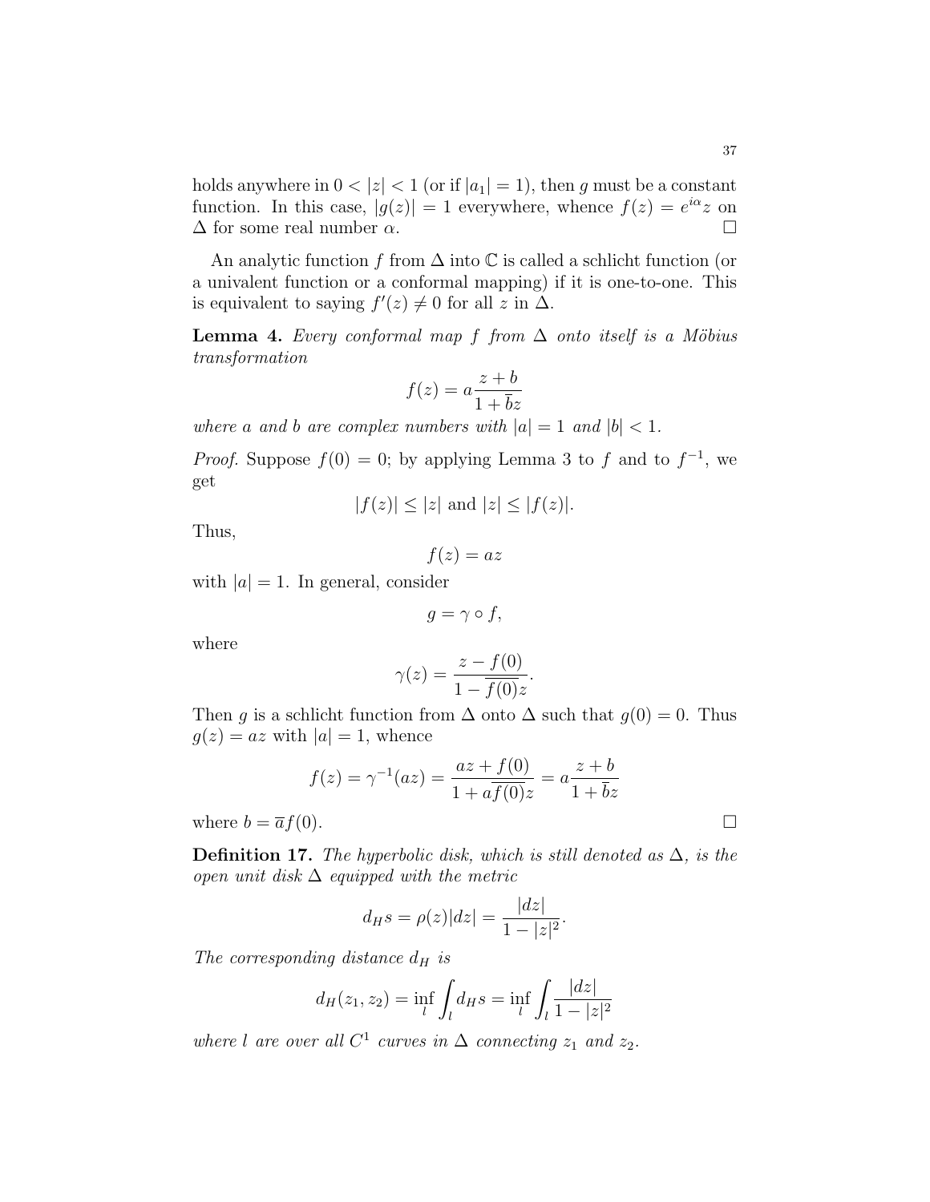holds anywhere in $0 < |z| < 1$ (or if $|a_1| = 1$), then $g$ must be a constant function. In this case, $|g(z)| = 1$ everywhere, whence $f(z) = e^{i\alpha}z$ on $\Delta$ for some real number $\alpha$. □

An analytic function $f$ from $\Delta$ into $\mathbb{C}$ is called a schlicht function (or a univalent function or a conformal mapping) if it is one-to-one. This is equivalent to saying $f'(z) \neq 0$ for all $z$ in $\Delta$.

**Lemma 4.** *Every conformal map $f$ from $\Delta$ onto itself is a Möbius transformation*

$$f(z) = a\frac{z+b}{1+\bar{b}z}$$

*where $a$ and $b$ are complex numbers with $|a| = 1$ and $|b| < 1$.*

*Proof.* Suppose $f(0) = 0$; by applying Lemma 3 to $f$ and to $f^{-1}$, we get

$$|f(z)| \leq |z| \text{ and } |z| \leq |f(z)|.$$

Thus,

$$f(z) = az$$

with $|a| = 1$. In general, consider

$$g = \gamma \circ f,$$

where

$$\gamma(z) = \frac{z - f(0)}{1 - \overline{f(0)}z}.$$

Then $g$ is a schlicht function from $\Delta$ onto $\Delta$ such that $g(0) = 0$. Thus $g(z) = az$ with $|a| = 1$, whence

$$f(z) = \gamma^{-1}(az) = \frac{az + f(0)}{1 + a\overline{f(0)}z} = a\frac{z+b}{1+\bar{b}z}$$

where $b = \bar{a}f(0)$. □

**Definition 17.** *The hyperbolic disk, which is still denoted as $\Delta$, is the open unit disk $\Delta$ equipped with the metric*

$$d_H s = \rho(z)|dz| = \frac{|dz|}{1-|z|^2}.$$

*The corresponding distance $d_H$ is*

$$d_H(z_1, z_2) = \inf_l \int_l d_H s = \inf_l \int_l \frac{|dz|}{1-|z|^2}$$

*where $l$ are over all $C^1$ curves in $\Delta$ connecting $z_1$ and $z_2$.*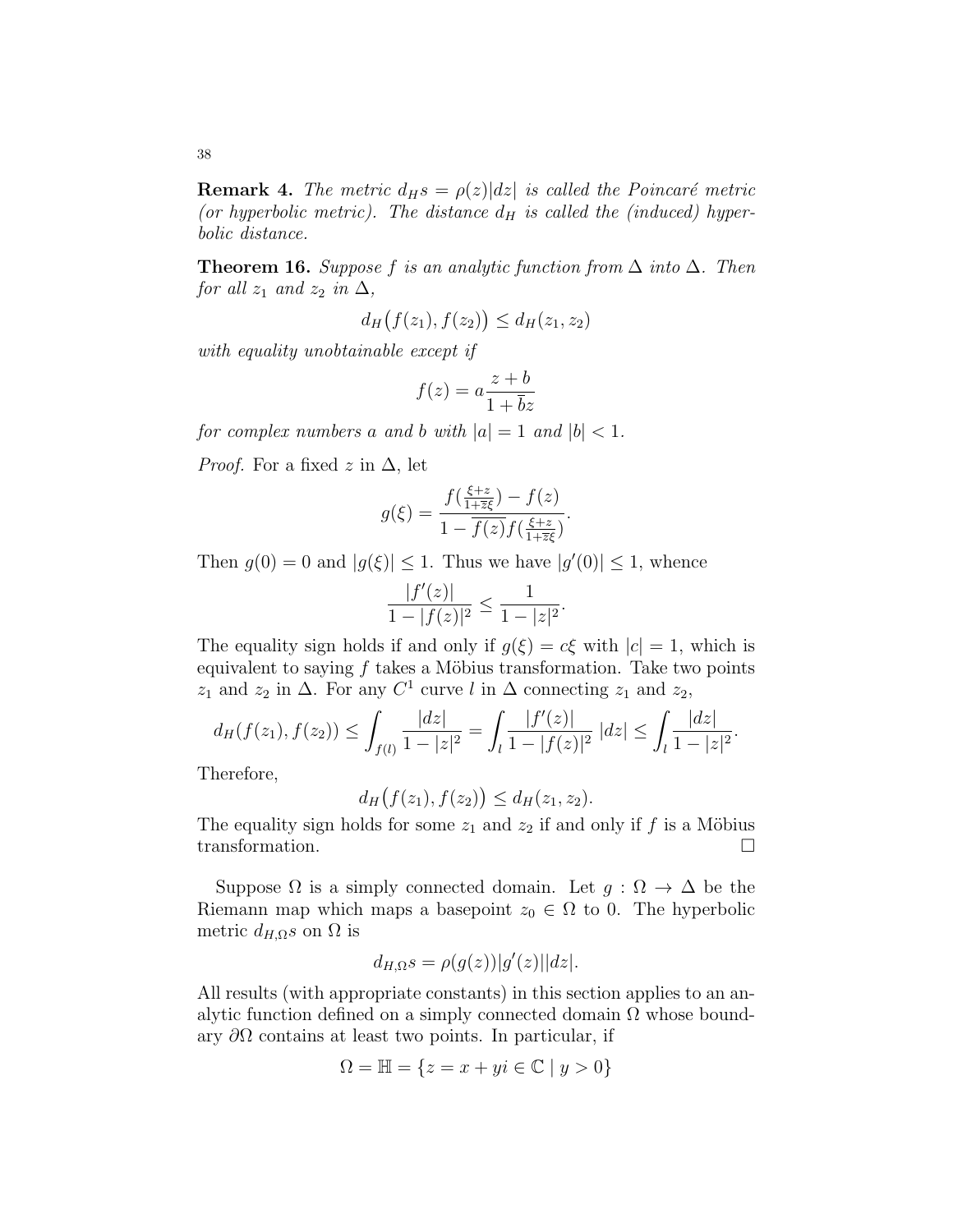**Remark 4.** *The metric $d_H s = \rho(z)|dz|$ is called the Poincaré metric (or hyperbolic metric). The distance $d_H$ is called the (induced) hyperbolic distance.*

**Theorem 16.** *Suppose $f$ is an analytic function from $\Delta$ into $\Delta$. Then for all $z_1$ and $z_2$ in $\Delta$,*

$$d_H\big(f(z_1), f(z_2)\big) \leq d_H(z_1, z_2)$$

*with equality unobtainable except if*

$$f(z) = a\frac{z+b}{1+\bar{b}z}$$

*for complex numbers $a$ and $b$ with $|a| = 1$ and $|b| < 1$.*

*Proof.* For a fixed $z$ in $\Delta$, let

$$g(\xi) = \frac{f(\frac{\xi+z}{1+\bar{z}\xi}) - f(z)}{1 - \overline{f(z)}f(\frac{\xi+z}{1+\bar{z}\xi})}.$$

Then $g(0) = 0$ and $|g(\xi)| \leq 1$. Thus we have $|g'(0)| \leq 1$, whence

$$\frac{|f'(z)|}{1-|f(z)|^2} \leq \frac{1}{1-|z|^2}.$$

The equality sign holds if and only if $g(\xi) = c\xi$ with $|c| = 1$, which is equivalent to saying $f$ takes a Möbius transformation. Take two points $z_1$ and $z_2$ in $\Delta$. For any $C^1$ curve $l$ in $\Delta$ connecting $z_1$ and $z_2$,

$$d_H(f(z_1), f(z_2)) \leq \int_{f(l)} \frac{|dz|}{1-|z|^2} = \int_l \frac{|f'(z)|}{1-|f(z)|^2}\,|dz| \leq \int_l \frac{|dz|}{1-|z|^2}.$$

Therefore,

$$d_H\big(f(z_1), f(z_2)\big) \leq d_H(z_1, z_2).$$

The equality sign holds for some $z_1$ and $z_2$ if and only if $f$ is a Möbius transformation. $\square$

Suppose $\Omega$ is a simply connected domain. Let $g : \Omega \to \Delta$ be the Riemann map which maps a basepoint $z_0 \in \Omega$ to $0$. The hyperbolic metric $d_{H,\Omega}s$ on $\Omega$ is

$$d_{H,\Omega}s = \rho(g(z))|g'(z)||dz|.$$

All results (with appropriate constants) in this section applies to an analytic function defined on a simply connected domain $\Omega$ whose boundary $\partial\Omega$ contains at least two points. In particular, if

$$\Omega = \mathbb{H} = \{z = x + yi \in \mathbb{C} \mid y > 0\}$$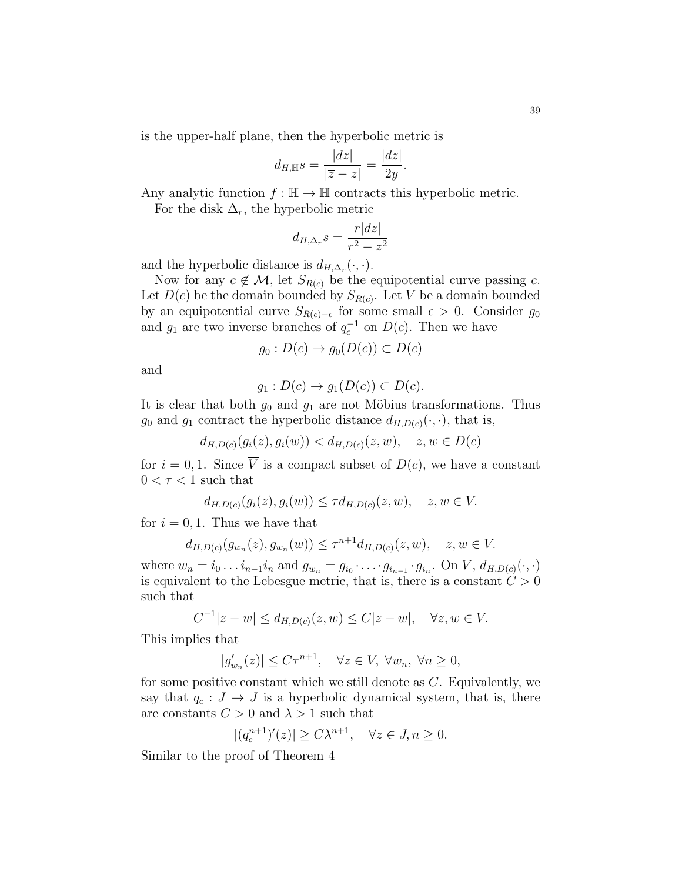is the upper-half plane, then the hyperbolic metric is

$$d_{H,\mathbb{H}}s = \frac{|dz|}{|\overline{z} - z|} = \frac{|dz|}{2y}.$$

Any analytic function $f : \mathbb{H} \to \mathbb{H}$ contracts this hyperbolic metric.

For the disk $\Delta_r$, the hyperbolic metric

$$d_{H,\Delta_r}s = \frac{r|dz|}{r^2 - z^2}$$

and the hyperbolic distance is $d_{H,\Delta_r}(\cdot, \cdot)$.

Now for any $c \notin \mathcal{M}$, let $S_{R(c)}$ be the equipotential curve passing $c$. Let $D(c)$ be the domain bounded by $S_{R(c)}$. Let $V$ be a domain bounded by an equipotential curve $S_{R(c)-\epsilon}$ for some small $\epsilon > 0$. Consider $g_0$ and $g_1$ are two inverse branches of $q_c^{-1}$ on $D(c)$. Then we have

$$g_0 : D(c) \to g_0(D(c)) \subset D(c)$$

and

$$g_1 : D(c) \to g_1(D(c)) \subset D(c).$$

It is clear that both $g_0$ and $g_1$ are not Möbius transformations. Thus $g_0$ and $g_1$ contract the hyperbolic distance $d_{H,D(c)}(\cdot, \cdot)$, that is,

$$d_{H,D(c)}(g_i(z), g_i(w)) < d_{H,D(c)}(z, w), \quad z, w \in D(c)$$

for $i = 0, 1$. Since $\overline{V}$ is a compact subset of $D(c)$, we have a constant $0 < \tau < 1$ such that

$$d_{H,D(c)}(g_i(z), g_i(w)) \leq \tau d_{H,D(c)}(z, w), \quad z, w \in V.$$

for $i = 0, 1$. Thus we have that

$$d_{H,D(c)}(g_{w_n}(z), g_{w_n}(w)) \leq \tau^{n+1} d_{H,D(c)}(z, w), \quad z, w \in V.$$

where $w_n = i_0 \dots i_{n-1} i_n$ and $g_{w_n} = g_{i_0} \cdot \dots \cdot g_{i_{n-1}} \cdot g_{i_n}$. On $V$, $d_{H,D(c)}(\cdot, \cdot)$ is equivalent to the Lebesgue metric, that is, there is a constant $C > 0$ such that

$$C^{-1}|z - w| \leq d_{H,D(c)}(z, w) \leq C|z - w|, \quad \forall z, w \in V.$$

This implies that

$$|g'_{w_n}(z)| \leq C\tau^{n+1}, \quad \forall z \in V, \ \forall w_n, \ \forall n \geq 0,$$

for some positive constant which we still denote as $C$. Equivalently, we say that $q_c : J \to J$ is a hyperbolic dynamical system, that is, there are constants $C > 0$ and $\lambda > 1$ such that

$$|(q_c^{n+1})'(z)| \geq C\lambda^{n+1}, \quad \forall z \in J, n \geq 0.$$

Similar to the proof of Theorem 4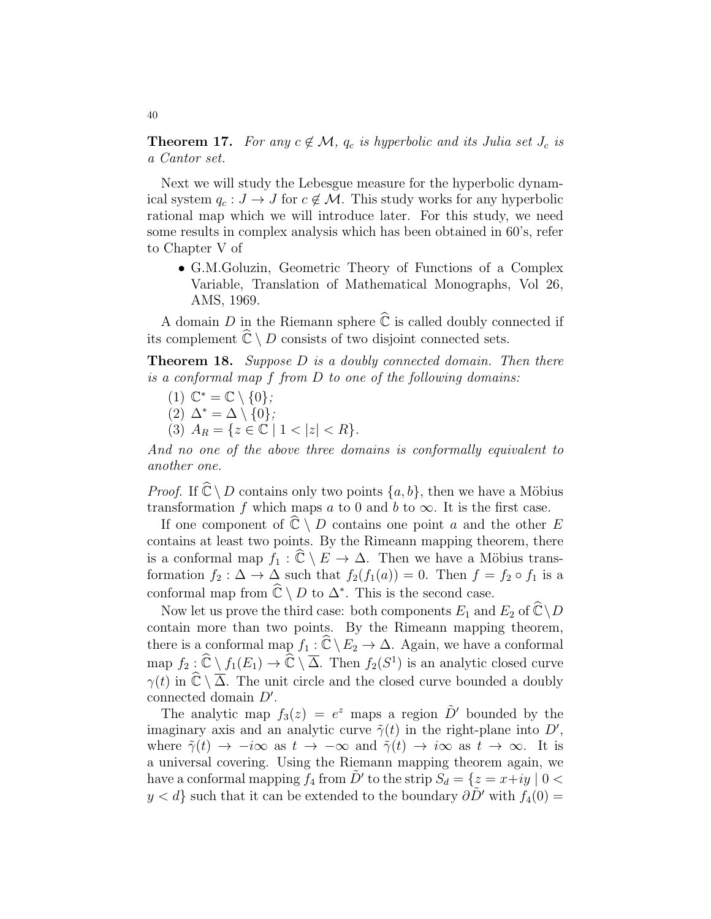**Theorem 17.** *For any $c \notin \mathcal{M}$, $q_c$ is hyperbolic and its Julia set $J_c$ is a Cantor set.*

Next we will study the Lebesgue measure for the hyperbolic dynamical system $q_c : J \to J$ for $c \notin \mathcal{M}$. This study works for any hyperbolic rational map which we will introduce later. For this study, we need some results in complex analysis which has been obtained in 60's, refer to Chapter V of

- G.M.Goluzin, Geometric Theory of Functions of a Complex Variable, Translation of Mathematical Monographs, Vol 26, AMS, 1969.

A domain $D$ in the Riemann sphere $\widehat{\mathbb{C}}$ is called doubly connected if its complement $\widehat{\mathbb{C}} \setminus D$ consists of two disjoint connected sets.

**Theorem 18.** *Suppose $D$ is a doubly connected domain. Then there is a conformal map $f$ from $D$ to one of the following domains:*

(1) $\mathbb{C}^* = \mathbb{C} \setminus \{0\}$;
(2) $\Delta^* = \Delta \setminus \{0\}$;
(3) $A_R = \{z \in \mathbb{C} \mid 1 < |z| < R\}$.

*And no one of the above three domains is conformally equivalent to another one.*

*Proof.* If $\widehat{\mathbb{C}} \setminus D$ contains only two points $\{a, b\}$, then we have a Möbius transformation $f$ which maps $a$ to $0$ and $b$ to $\infty$. It is the first case.

If one component of $\widehat{\mathbb{C}} \setminus D$ contains one point $a$ and the other $E$ contains at least two points. By the Rimeann mapping theorem, there is a conformal map $f_1 : \widehat{\mathbb{C}} \setminus E \to \Delta$. Then we have a Möbius transformation $f_2 : \Delta \to \Delta$ such that $f_2(f_1(a)) = 0$. Then $f = f_2 \circ f_1$ is a conformal map from $\widehat{\mathbb{C}} \setminus D$ to $\Delta^*$. This is the second case.

Now let us prove the third case: both components $E_1$ and $E_2$ of $\widehat{\mathbb{C}} \setminus D$ contain more than two points. By the Rimeann mapping theorem, there is a conformal map $f_1 : \widehat{\mathbb{C}} \setminus E_2 \to \Delta$. Again, we have a conformal map $f_2 : \widehat{\mathbb{C}} \setminus f_1(E_1) \to \widehat{\mathbb{C}} \setminus \overline{\Delta}$. Then $f_2(S^1)$ is an analytic closed curve $\gamma(t)$ in $\widehat{\mathbb{C}} \setminus \overline{\Delta}$. The unit circle and the closed curve bounded a doubly connected domain $D'$.

The analytic map $f_3(z) = e^z$ maps a region $\tilde{D}'$ bounded by the imaginary axis and an analytic curve $\tilde{\gamma}(t)$ in the right-plane into $D'$, where $\tilde{\gamma}(t) \to -i\infty$ as $t \to -\infty$ and $\tilde{\gamma}(t) \to i\infty$ as $t \to \infty$. It is a universal covering. Using the Riemann mapping theorem again, we have a conformal mapping $f_4$ from $\tilde{D}'$ to the strip $S_d = \{z = x + iy \mid 0 < y < d\}$ such that it can be extended to the boundary $\partial \tilde{D}'$ with $f_4(0) =$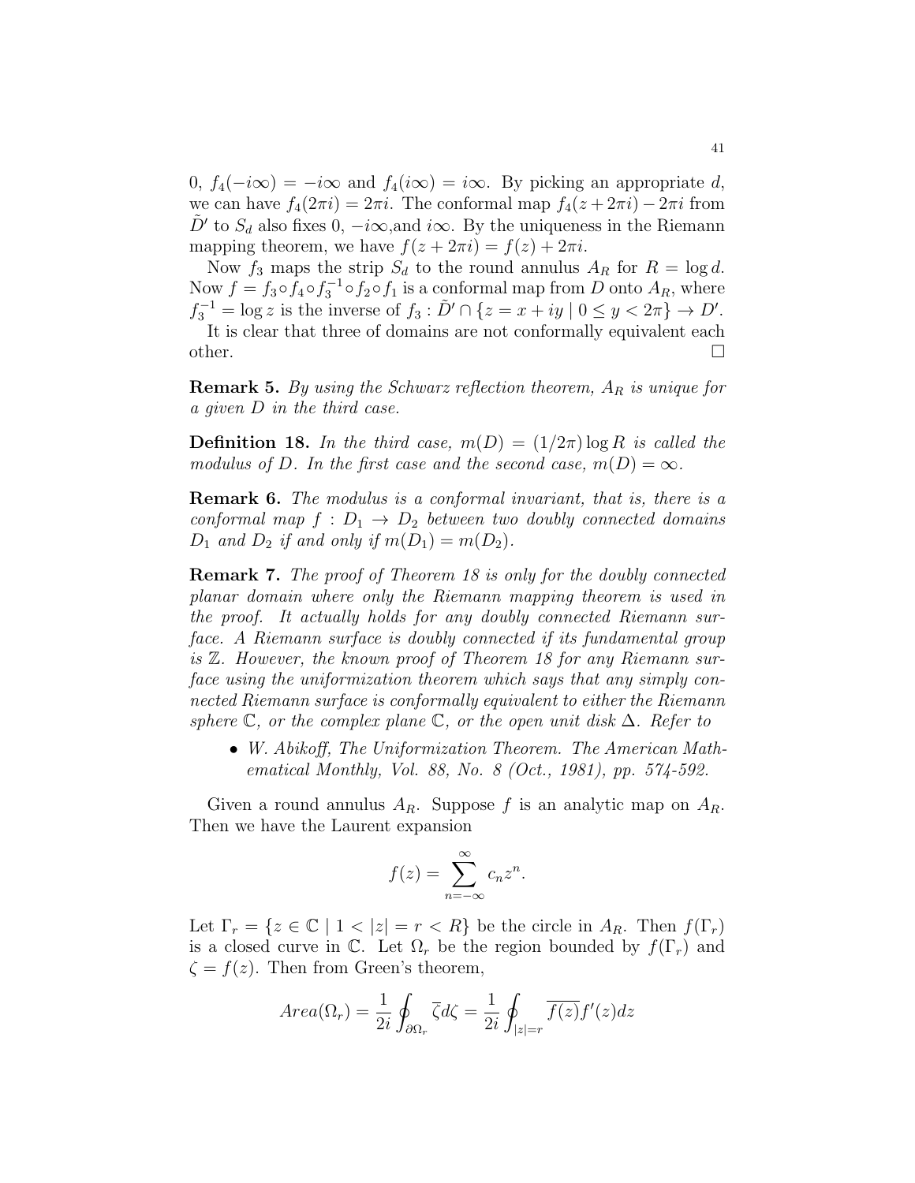0, $f_4(-i\infty) = -i\infty$ and $f_4(i\infty) = i\infty$. By picking an appropriate $d$, we can have $f_4(2\pi i) = 2\pi i$. The conformal map $f_4(z + 2\pi i) - 2\pi i$ from $\tilde{D}'$ to $S_d$ also fixes 0, $-i\infty$,and $i\infty$. By the uniqueness in the Riemann mapping theorem, we have $f(z + 2\pi i) = f(z) + 2\pi i$.

Now $f_3$ maps the strip $S_d$ to the round annulus $A_R$ for $R = \log d$. Now $f = f_3 \circ f_4 \circ f_3^{-1} \circ f_2 \circ f_1$ is a conformal map from $D$ onto $A_R$, where $f_3^{-1} = \log z$ is the inverse of $f_3 : \tilde{D}' \cap \{z = x + iy \mid 0 \leq y < 2\pi\} \to D'$.

It is clear that three of domains are not conformally equivalent each other. □

**Remark 5.** *By using the Schwarz reflection theorem, $A_R$ is unique for a given $D$ in the third case.*

**Definition 18.** *In the third case, $m(D) = (1/2\pi) \log R$ is called the modulus of $D$. In the first case and the second case, $m(D) = \infty$.*

**Remark 6.** *The modulus is a conformal invariant, that is, there is a conformal map $f : D_1 \to D_2$ between two doubly connected domains $D_1$ and $D_2$ if and only if $m(D_1) = m(D_2)$.*

**Remark 7.** *The proof of Theorem 18 is only for the doubly connected planar domain where only the Riemann mapping theorem is used in the proof. It actually holds for any doubly connected Riemann surface. A Riemann surface is doubly connected if its fundamental group is $\mathbb{Z}$. However, the known proof of Theorem 18 for any Riemann surface using the uniformization theorem which says that any simply connected Riemann surface is conformally equivalent to either the Riemann sphere $\mathbb{C}$, or the complex plane $\mathbb{C}$, or the open unit disk $\Delta$. Refer to*

- *W. Abikoff, The Uniformization Theorem. The American Mathematical Monthly, Vol. 88, No. 8 (Oct., 1981), pp. 574-592.*

Given a round annulus $A_R$. Suppose $f$ is an analytic map on $A_R$. Then we have the Laurent expansion

$$f(z) = \sum_{n=-\infty}^{\infty} c_n z^n.$$

Let $\Gamma_r = \{z \in \mathbb{C} \mid 1 < |z| = r < R\}$ be the circle in $A_R$. Then $f(\Gamma_r)$ is a closed curve in $\mathbb{C}$. Let $\Omega_r$ be the region bounded by $f(\Gamma_r)$ and $\zeta = f(z)$. Then from Green's theorem,

$$Area(\Omega_r) = \frac{1}{2i} \oint_{\partial \Omega_r} \overline{\zeta} d\zeta = \frac{1}{2i} \oint_{|z|=r} \overline{f(z)} f'(z) dz$$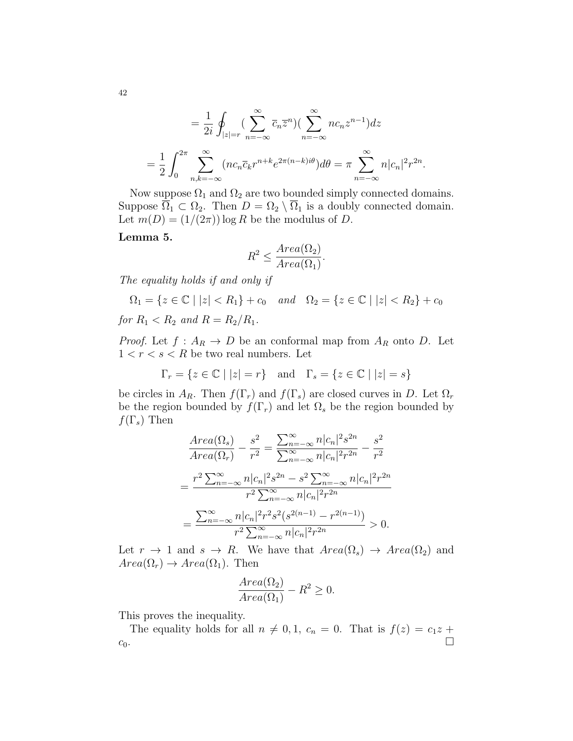$$= \frac{1}{2i} \oint_{|z|=r} (\sum_{n=-\infty}^{\infty} \overline{c}_n \overline{z}^n)(\sum_{n=-\infty}^{\infty} n c_n z^{n-1}) dz$$

$$= \frac{1}{2} \int_0^{2\pi} \sum_{n,k=-\infty}^{\infty} (n c_n \overline{c}_k r^{n+k} e^{2\pi(n-k)i\theta}) d\theta = \pi \sum_{n=-\infty}^{\infty} n |c_n|^2 r^{2n}.$$

Now suppose $\Omega_1$ and $\Omega_2$ are two bounded simply connected domains. Suppose $\overline{\Omega}_1 \subset \Omega_2$. Then $D = \Omega_2 \setminus \overline{\Omega}_1$ is a doubly connected domain. Let $m(D) = (1/(2\pi)) \log R$ be the modulus of $D$.

**Lemma 5.**

$$R^2 \leq \frac{Area(\Omega_2)}{Area(\Omega_1)}.$$

*The equality holds if and only if*

$$\Omega_1 = \{z \in \mathbb{C} \mid |z| < R_1\} + c_0 \quad \textit{and} \quad \Omega_2 = \{z \in \mathbb{C} \mid |z| < R_2\} + c_0$$

*for* $R_1 < R_2$ *and* $R = R_2/R_1$.

*Proof.* Let $f : A_R \to D$ be an conformal map from $A_R$ onto $D$. Let $1 < r < s < R$ be two real numbers. Let

$$\Gamma_r = \{z \in \mathbb{C} \mid |z| = r\} \quad \text{and} \quad \Gamma_s = \{z \in \mathbb{C} \mid |z| = s\}$$

be circles in $A_R$. Then $f(\Gamma_r)$ and $f(\Gamma_s)$ are closed curves in $D$. Let $\Omega_r$ be the region bounded by $f(\Gamma_r)$ and let $\Omega_s$ be the region bounded by $f(\Gamma_s)$ Then

$$\frac{Area(\Omega_s)}{Area(\Omega_r)} - \frac{s^2}{r^2} = \frac{\sum_{n=-\infty}^{\infty} n|c_n|^2 s^{2n}}{\sum_{n=-\infty}^{\infty} n|c_n|^2 r^{2n}} - \frac{s^2}{r^2}$$

$$= \frac{r^2 \sum_{n=-\infty}^{\infty} n|c_n|^2 s^{2n} - s^2 \sum_{n=-\infty}^{\infty} n|c_n|^2 r^{2n}}{r^2 \sum_{n=-\infty}^{\infty} n|c_n|^2 r^{2n}}$$

$$= \frac{\sum_{n=-\infty}^{\infty} n|c_n|^2 r^2 s^2 (s^{2(n-1)} - r^{2(n-1)})}{r^2 \sum_{n=-\infty}^{\infty} n|c_n|^2 r^{2n}} > 0.$$

Let $r \to 1$ and $s \to R$. We have that $Area(\Omega_s) \to Area(\Omega_2)$ and $Area(\Omega_r) \to Area(\Omega_1)$. Then

$$\frac{Area(\Omega_2)}{Area(\Omega_1)} - R^2 \geq 0.$$

This proves the inequality.

The equality holds for all $n \neq 0, 1$, $c_n = 0$. That is $f(z) = c_1 z + c_0$. $\square$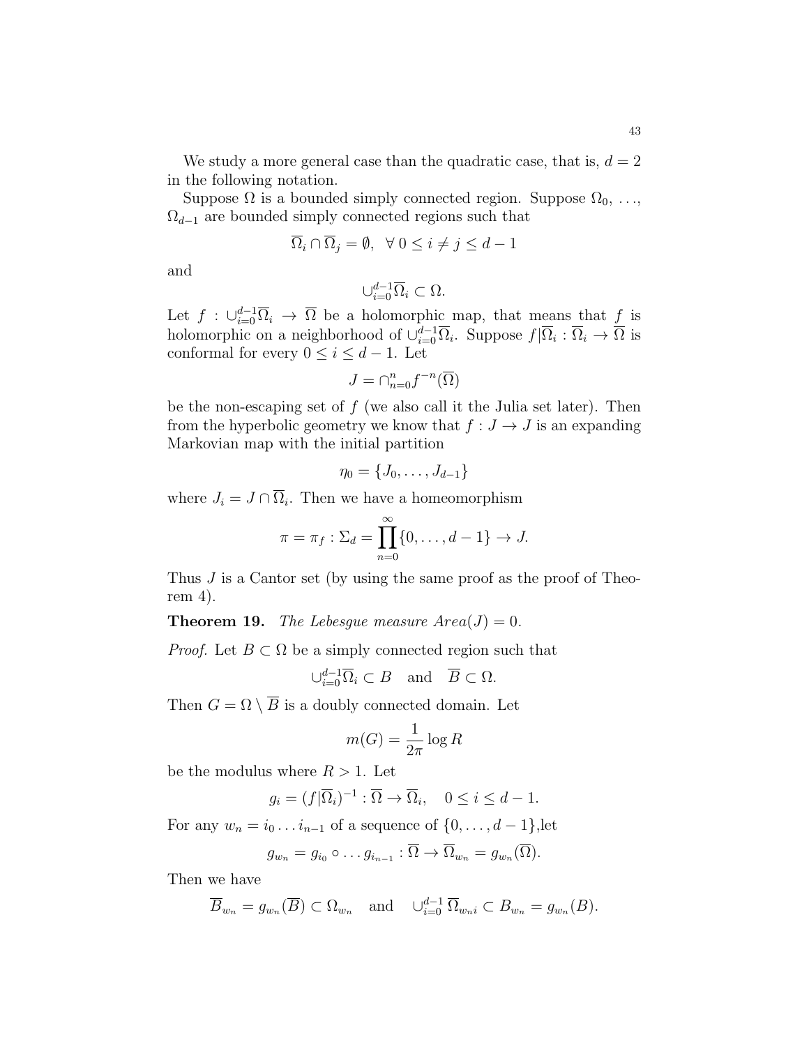We study a more general case than the quadratic case, that is, $d = 2$ in the following notation.

Suppose $\Omega$ is a bounded simply connected region. Suppose $\Omega_0$, ..., $\Omega_{d-1}$ are bounded simply connected regions such that

$$\overline{\Omega}_i \cap \overline{\Omega}_j = \emptyset, \ \ \forall \, 0 \leq i \neq j \leq d-1$$

and

$$\cup_{i=0}^{d-1} \overline{\Omega}_i \subset \Omega.$$

Let $f : \cup_{i=0}^{d-1} \overline{\Omega}_i \to \overline{\Omega}$ be a holomorphic map, that means that $f$ is holomorphic on a neighborhood of $\cup_{i=0}^{d-1} \overline{\Omega}_i$. Suppose $f|\overline{\Omega}_i : \overline{\Omega}_i \to \overline{\Omega}$ is conformal for every $0 \leq i \leq d-1$. Let

$$J = \cap_{n=0}^{n} f^{-n}(\overline{\Omega})$$

be the non-escaping set of $f$ (we also call it the Julia set later). Then from the hyperbolic geometry we know that $f : J \to J$ is an expanding Markovian map with the initial partition

$$\eta_0 = \{J_0, \dots, J_{d-1}\}$$

where $J_i = J \cap \overline{\Omega}_i$. Then we have a homeomorphism

$$\pi = \pi_f : \Sigma_d = \prod_{n=0}^{\infty} \{0, \dots, d-1\} \to J.$$

Thus $J$ is a Cantor set (by using the same proof as the proof of Theorem 4).

**Theorem 19.** *The Lebesgue measure $Area(J) = 0$.*

*Proof.* Let $B \subset \Omega$ be a simply connected region such that

$$\cup_{i=0}^{d-1} \overline{\Omega}_i \subset B \quad \text{and} \quad \overline{B} \subset \Omega.$$

Then $G = \Omega \setminus \overline{B}$ is a doubly connected domain. Let

$$m(G) = \frac{1}{2\pi} \log R$$

be the modulus where $R > 1$. Let

$$g_i = (f|\overline{\Omega}_i)^{-1} : \overline{\Omega} \to \overline{\Omega}_i, \quad 0 \leq i \leq d-1.$$

For any $w_n = i_0 \dots i_{n-1}$ of a sequence of $\{0, \dots, d-1\}$,let

$$g_{w_n} = g_{i_0} \circ \dots g_{i_{n-1}} : \overline{\Omega} \to \overline{\Omega}_{w_n} = g_{w_n}(\overline{\Omega}).$$

Then we have

$$\overline{B}_{w_n} = g_{w_n}(\overline{B}) \subset \Omega_{w_n} \quad \text{and} \quad \cup_{i=0}^{d-1} \overline{\Omega}_{w_n i} \subset B_{w_n} = g_{w_n}(B).$$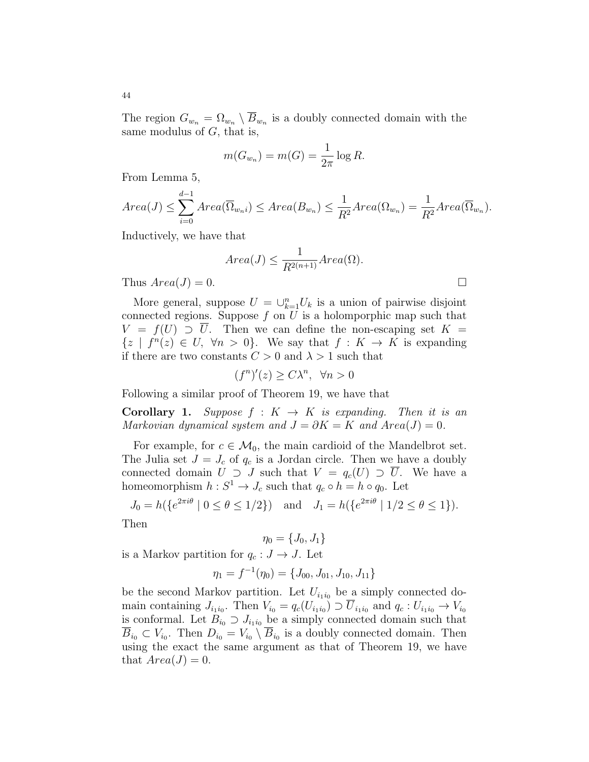The region $G_{w_n} = \Omega_{w_n} \setminus \overline{B}_{w_n}$ is a doubly connected domain with the same modulus of $G$, that is,

$$m(G_{w_n}) = m(G) = \frac{1}{2\pi} \log R.$$

From Lemma 5,

$$Area(J) \leq \sum_{i=0}^{d-1} Area(\overline{\Omega}_{w_n i}) \leq Area(B_{w_n}) \leq \frac{1}{R^2} Area(\Omega_{w_n}) = \frac{1}{R^2} Area(\overline{\Omega}_{w_n}).$$

Inductively, we have that

$$Area(J) \leq \frac{1}{R^{2(n+1)}} Area(\Omega).$$

Thus $Area(J) = 0$. □

More general, suppose $U = \cup_{k=1}^{n} U_k$ is a union of pairwise disjoint connected regions. Suppose $f$ on $U$ is a holomporphic map such that $V = f(U) \supset \overline{U}$. Then we can define the non-escaping set $K = \{z \mid f^n(z) \in U, \ \forall n > 0\}$. We say that $f : K \to K$ is expanding if there are two constants $C > 0$ and $\lambda > 1$ such that

$$(f^n)'(z) \geq C\lambda^n, \ \ \forall n > 0$$

Following a similar proof of Theorem 19, we have that

**Corollary 1.** *Suppose $f : K \to K$ is expanding. Then it is an Markovian dynamical system and $J = \partial K = K$ and $Area(J) = 0$.*

For example, for $c \in \mathcal{M}_0$, the main cardioid of the Mandelbrot set. The Julia set $J = J_c$ of $q_c$ is a Jordan circle. Then we have a doubly connected domain $U \supset J$ such that $V = q_c(U) \supset \overline{U}$. We have a homeomorphism $h : S^1 \to J_c$ such that $q_c \circ h = h \circ q_0$. Let

$$J_0 = h(\{e^{2\pi i\theta} \mid 0 \leq \theta \leq 1/2\}) \quad \text{and} \quad J_1 = h(\{e^{2\pi i\theta} \mid 1/2 \leq \theta \leq 1\}).$$

Then

$$\eta_0 = \{J_0, J_1\}$$

is a Markov partition for $q_c : J \to J$. Let

$$\eta_1 = f^{-1}(\eta_0) = \{J_{00}, J_{01}, J_{10}, J_{11}\}$$

be the second Markov partition. Let $U_{i_1 i_0}$ be a simply connected domain containing $J_{i_1 i_0}$. Then $V_{i_0} = q_c(U_{i_1 i_0}) \supset \overline{U}_{i_1 i_0}$ and $q_c : U_{i_1 i_0} \to V_{i_0}$ is conformal. Let $B_{i_0} \supset J_{i_1 i_0}$ be a simply connected domain such that $\overline{B}_{i_0} \subset V_{i_0}$. Then $D_{i_0} = V_{i_0} \setminus \overline{B}_{i_0}$ is a doubly connected domain. Then using the exact the same argument as that of Theorem 19, we have that $Area(J) = 0$.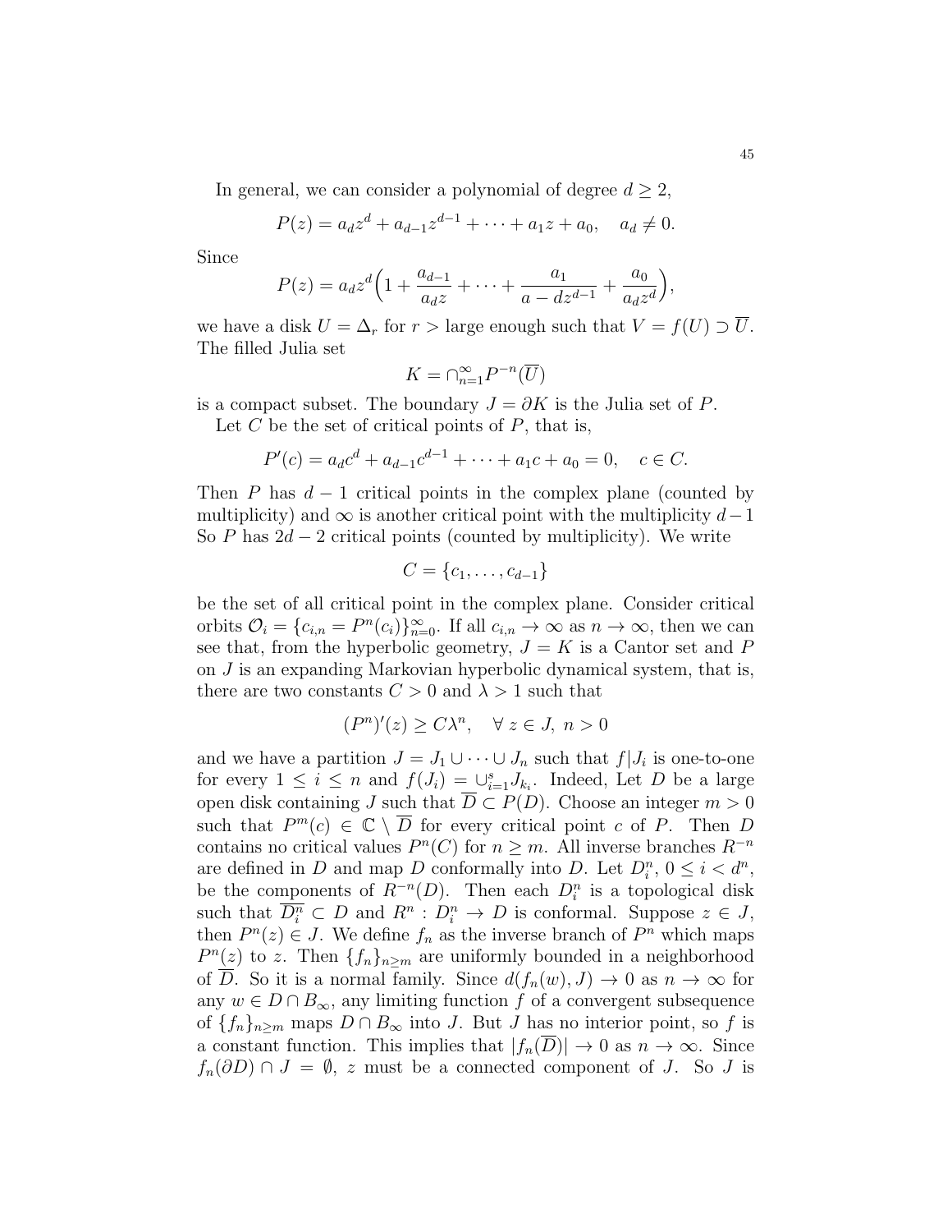In general, we can consider a polynomial of degree $d \geq 2$,

$$P(z) = a_d z^d + a_{d-1} z^{d-1} + \cdots + a_1 z + a_0, \quad a_d \neq 0.$$

Since

$$P(z) = a_d z^d \Big( 1 + \frac{a_{d-1}}{a_d z} + \cdots + \frac{a_1}{a - d z^{d-1}} + \frac{a_0}{a_d z^d} \Big),$$

we have a disk $U = \Delta_r$ for $r >$ large enough such that $V = f(U) \supset \overline{U}$. The filled Julia set

$$K = \cap_{n=1}^{\infty} P^{-n}(\overline{U})$$

is a compact subset. The boundary $J = \partial K$ is the Julia set of $P$.

Let $C$ be the set of critical points of $P$, that is,

$$P'(c) = a_d c^d + a_{d-1} c^{d-1} + \cdots + a_1 c + a_0 = 0, \quad c \in C.$$

Then $P$ has $d-1$ critical points in the complex plane (counted by multiplicity) and $\infty$ is another critical point with the multiplicity $d-1$ So $P$ has $2d-2$ critical points (counted by multiplicity). We write

$$C = \{c_1, \ldots, c_{d-1}\}$$

be the set of all critical point in the complex plane. Consider critical orbits $\mathcal{O}_i = \{c_{i,n} = P^n(c_i)\}_{n=0}^{\infty}$. If all $c_{i,n} \to \infty$ as $n \to \infty$, then we can see that, from the hyperbolic geometry, $J = K$ is a Cantor set and $P$ on $J$ is an expanding Markovian hyperbolic dynamical system, that is, there are two constants $C > 0$ and $\lambda > 1$ such that

$$(P^n)'(z) \geq C\lambda^n, \quad \forall \, z \in J, \; n > 0$$

and we have a partition $J = J_1 \cup \cdots \cup J_n$ such that $f|J_i$ is one-to-one for every $1 \leq i \leq n$ and $f(J_i) = \cup_{i=1}^{s} J_{k_i}$. Indeed, Let $D$ be a large open disk containing $J$ such that $\overline{D} \subset P(D)$. Choose an integer $m > 0$ such that $P^m(c) \in \mathbb{C} \setminus \overline{D}$ for every critical point $c$ of $P$. Then $D$ contains no critical values $P^n(C)$ for $n \geq m$. All inverse branches $R^{-n}$ are defined in $D$ and map $D$ conformally into $D$. Let $D_i^n$, $0 \leq i < d^n$, be the components of $R^{-n}(D)$. Then each $D_i^n$ is a topological disk such that $\overline{D_i^n} \subset D$ and $R^n : D_i^n \to D$ is conformal. Suppose $z \in J$, then $P^n(z) \in J$. We define $f_n$ as the inverse branch of $P^n$ which maps $P^n(z)$ to $z$. Then $\{f_n\}_{n \geq m}$ are uniformly bounded in a neighborhood of $\overline{D}$. So it is a normal family. Since $d(f_n(w), J) \to 0$ as $n \to \infty$ for any $w \in D \cap B_\infty$, any limiting function $f$ of a convergent subsequence of $\{f_n\}_{n \geq m}$ maps $D \cap B_\infty$ into $J$. But $J$ has no interior point, so $f$ is a constant function. This implies that $|f_n(\overline{D})| \to 0$ as $n \to \infty$. Since $f_n(\partial D) \cap J = \emptyset$, $z$ must be a connected component of $J$. So $J$ is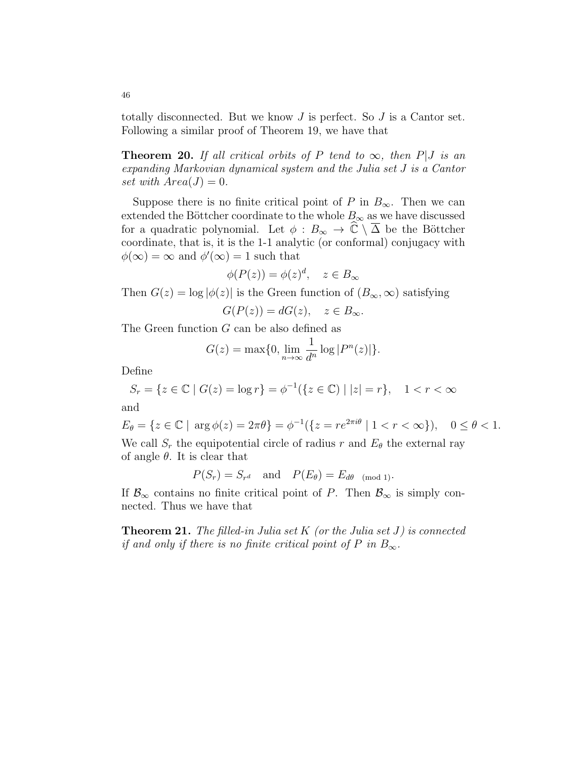totally disconnected. But we know $J$ is perfect. So $J$ is a Cantor set. Following a similar proof of Theorem 19, we have that

**Theorem 20.** *If all critical orbits of $P$ tend to $\infty$, then $P|J$ is an expanding Markovian dynamical system and the Julia set $J$ is a Cantor set with $Area(J) = 0$.*

Suppose there is no finite critical point of $P$ in $B_\infty$. Then we can extended the Böttcher coordinate to the whole $B_\infty$ as we have discussed for a quadratic polynomial. Let $\phi : B_\infty \to \widehat{\mathbb{C}} \setminus \overline{\Delta}$ be the Böttcher coordinate, that is, it is the 1-1 analytic (or conformal) conjugacy with $\phi(\infty) = \infty$ and $\phi'(\infty) = 1$ such that

$$\phi(P(z)) = \phi(z)^d, \quad z \in B_\infty$$

Then $G(z) = \log |\phi(z)|$ is the Green function of $(B_\infty, \infty)$ satisfying

$$G(P(z)) = dG(z), \quad z \in B_\infty.$$

The Green function $G$ can be also defined as

$$G(z) = \max\{0, \lim_{n\to\infty} \frac{1}{d^n} \log |P^n(z)|\}.$$

Define

$$S_r = \{z \in \mathbb{C} \mid G(z) = \log r\} = \phi^{-1}(\{z \in \mathbb{C}) \mid |z| = r\}, \quad 1 < r < \infty$$

and

$$E_\theta = \{z \in \mathbb{C} \mid \arg \phi(z) = 2\pi\theta\} = \phi^{-1}(\{z = re^{2\pi i\theta} \mid 1 < r < \infty\}), \quad 0 \leq \theta < 1.$$

We call $S_r$ the equipotential circle of radius $r$ and $E_\theta$ the external ray of angle $\theta$. It is clear that

$$P(S_r) = S_{r^d} \quad \text{and} \quad P(E_\theta) = E_{d\theta \pmod 1}.$$

If $\mathcal{B}_\infty$ contains no finite critical point of $P$. Then $\mathcal{B}_\infty$ is simply connected. Thus we have that

**Theorem 21.** *The filled-in Julia set $K$ (or the Julia set $J$) is connected if and only if there is no finite critical point of $P$ in $B_\infty$.*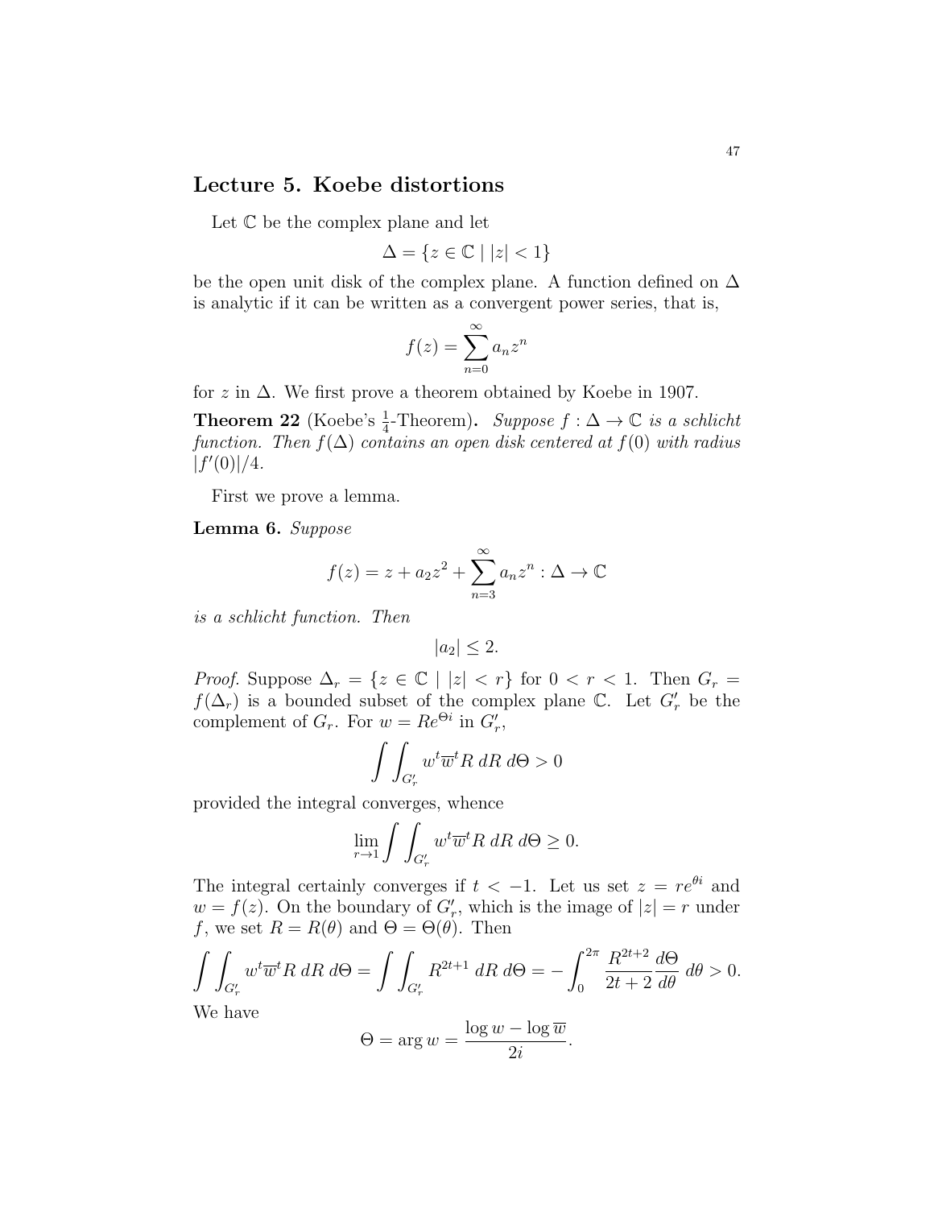## Lecture 5. Koebe distortions

Let $\mathbb{C}$ be the complex plane and let

$$\Delta = \{z \in \mathbb{C} \mid |z| < 1\}$$

be the open unit disk of the complex plane. A function defined on $\Delta$ is analytic if it can be written as a convergent power series, that is,

$$f(z) = \sum_{n=0}^{\infty} a_n z^n$$

for $z$ in $\Delta$. We first prove a theorem obtained by Koebe in 1907.

**Theorem 22** (Koebe's $\frac{1}{4}$-Theorem)**.** *Suppose $f : \Delta \to \mathbb{C}$ is a schlicht function. Then $f(\Delta)$ contains an open disk centered at $f(0)$ with radius $|f'(0)|/4$.*

First we prove a lemma.

**Lemma 6.** *Suppose*

$$f(z) = z + a_2 z^2 + \sum_{n=3}^{\infty} a_n z^n : \Delta \to \mathbb{C}$$

*is a schlicht function. Then*

$$|a_2| \leq 2.$$

*Proof.* Suppose $\Delta_r = \{z \in \mathbb{C} \mid |z| < r\}$ for $0 < r < 1$. Then $G_r = f(\Delta_r)$ is a bounded subset of the complex plane $\mathbb{C}$. Let $G'_r$ be the complement of $G_r$. For $w = Re^{\Theta i}$ in $G'_r$,

$$\int\int_{G'_r} w^t \overline{w}^t R \, dR \, d\Theta > 0$$

provided the integral converges, whence

$$\lim_{r \to 1} \int\int_{G'_r} w^t \overline{w}^t R \, dR \, d\Theta \geq 0.$$

The integral certainly converges if $t < -1$. Let us set $z = re^{\theta i}$ and $w = f(z)$. On the boundary of $G'_r$, which is the image of $|z| = r$ under $f$, we set $R = R(\theta)$ and $\Theta = \Theta(\theta)$. Then

$$\int\int_{G'_r} w^t \overline{w}^t R \, dR \, d\Theta = \int\int_{G'_r} R^{2t+1} \, dR \, d\Theta = -\int_0^{2\pi} \frac{R^{2t+2}}{2t+2} \frac{d\Theta}{d\theta} \, d\theta > 0.$$

We have

$$\Theta = \arg w = \frac{\log w - \log \overline{w}}{2i}.$$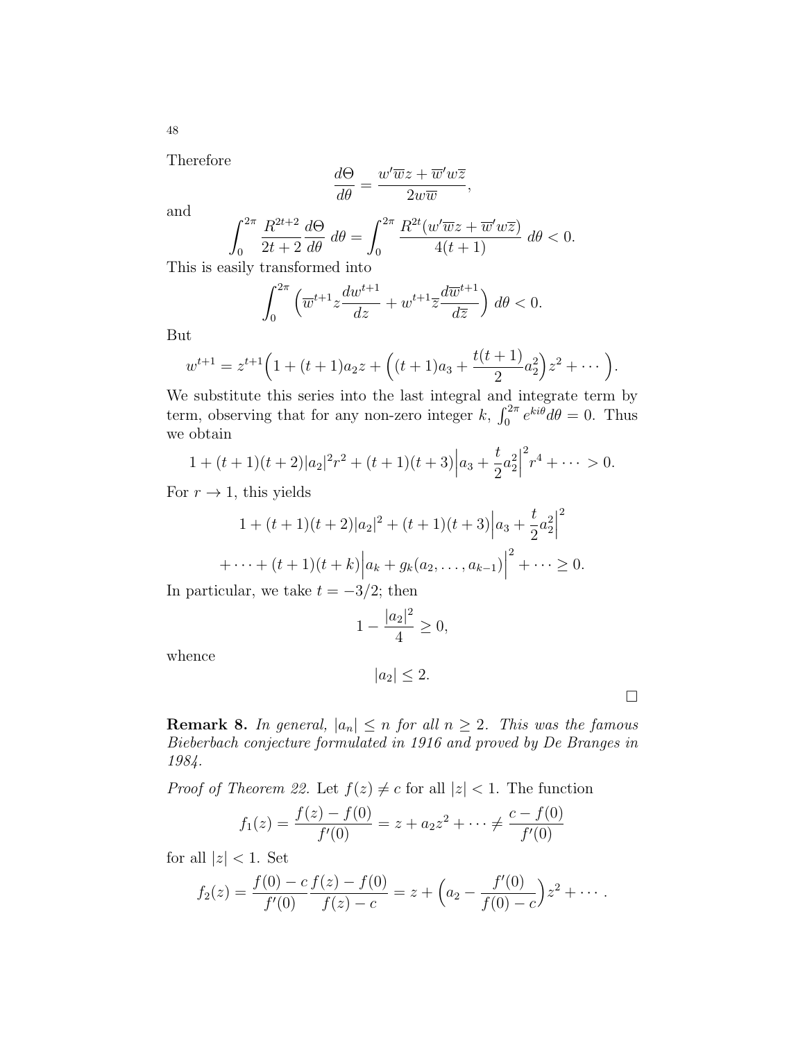Therefore

$$\frac{d\Theta}{d\theta} = \frac{w'\overline{w}z + \overline{w}'w\overline{z}}{2w\overline{w}},$$

and

$$\int_0^{2\pi} \frac{R^{2t+2}}{2t+2}\frac{d\Theta}{d\theta}\, d\theta = \int_0^{2\pi} \frac{R^{2t}(w'\overline{w}z + \overline{w}'w\overline{z})}{4(t+1)}\, d\theta < 0.$$

This is easily transformed into

$$\int_0^{2\pi} \Big(\overline{w}^{t+1} z \frac{dw^{t+1}}{dz} + w^{t+1}\overline{z}\frac{d\overline{w}^{t+1}}{d\overline{z}}\Big)\, d\theta < 0.$$

But

$$w^{t+1} = z^{t+1}\Big(1 + (t+1)a_2 z + \Big((t+1)a_3 + \frac{t(t+1)}{2}a_2^2\Big)z^2 + \cdots\Big).$$

We substitute this series into the last integral and integrate term by term, observing that for any non-zero integer $k$, $\int_0^{2\pi} e^{ki\theta}d\theta = 0$. Thus we obtain

$$1 + (t+1)(t+2)|a_2|^2 r^2 + (t+1)(t+3)\Big|a_3 + \frac{t}{2}a_2^2\Big|^2 r^4 + \cdots > 0.$$

For $r \to 1$, this yields

$$1 + (t+1)(t+2)|a_2|^2 + (t+1)(t+3)\Big|a_3 + \frac{t}{2}a_2^2\Big|^2$$

$$+ \cdots + (t+1)(t+k)\Big|a_k + g_k(a_2, \ldots, a_{k-1})\Big|^2 + \cdots \geq 0.$$

In particular, we take $t = -3/2$; then

$$1 - \frac{|a_2|^2}{4} \geq 0,$$

whence

$$|a_2| \leq 2.$$

□

**Remark 8.** *In general, $|a_n| \leq n$ for all $n \geq 2$. This was the famous Bieberbach conjecture formulated in 1916 and proved by De Branges in 1984.*

*Proof of Theorem 22.* Let $f(z) \neq c$ for all $|z| < 1$. The function

$$f_1(z) = \frac{f(z) - f(0)}{f'(0)} = z + a_2 z^2 + \cdots \neq \frac{c - f(0)}{f'(0)}$$

for all $|z| < 1$. Set

$$f_2(z) = \frac{f(0) - c}{f'(0)}\frac{f(z) - f(0)}{f(z) - c} = z + \Big(a_2 - \frac{f'(0)}{f(0) - c}\Big)z^2 + \cdots.$$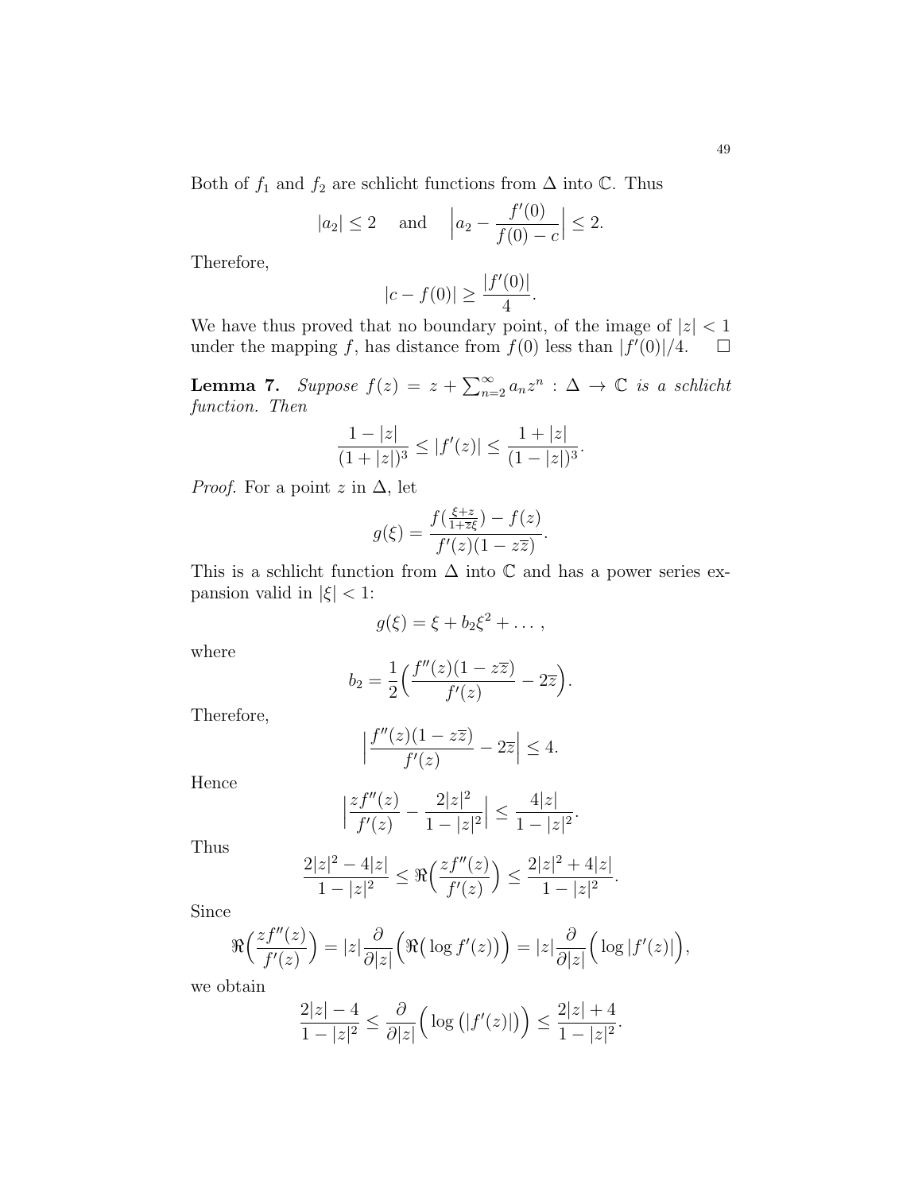Both of $f_1$ and $f_2$ are schlicht functions from $\Delta$ into $\mathbb{C}$. Thus

$$|a_2| \leq 2 \quad \text{and} \quad \Big| a_2 - \frac{f'(0)}{f(0)-c} \Big| \leq 2.$$

Therefore,

$$|c - f(0)| \geq \frac{|f'(0)|}{4}.$$

We have thus proved that no boundary point, of the image of $|z| < 1$ under the mapping $f$, has distance from $f(0)$ less than $|f'(0)|/4$. $\square$

**Lemma 7.** *Suppose* $f(z) = z + \sum_{n=2}^{\infty} a_n z^n : \Delta \to \mathbb{C}$ *is a schlicht function. Then*

$$\frac{1-|z|}{(1+|z|)^3} \leq |f'(z)| \leq \frac{1+|z|}{(1-|z|)^3}.$$

*Proof.* For a point $z$ in $\Delta$, let

$$g(\xi) = \frac{f(\frac{\xi+z}{1+\overline{z}\xi}) - f(z)}{f'(z)(1-z\overline{z})}.$$

This is a schlicht function from $\Delta$ into $\mathbb{C}$ and has a power series expansion valid in $|\xi| < 1$:

$$g(\xi) = \xi + b_2\xi^2 + \dots,$$

where

$$b_2 = \frac{1}{2}\Big( \frac{f''(z)(1-z\overline{z})}{f'(z)} - 2\overline{z} \Big).$$

Therefore,

$$\Big| \frac{f''(z)(1-z\overline{z})}{f'(z)} - 2\overline{z} \Big| \leq 4.$$

Hence

$$\Big| \frac{zf''(z)}{f'(z)} - \frac{2|z|^2}{1-|z|^2} \Big| \leq \frac{4|z|}{1-|z|^2}.$$

Thus

$$\frac{2|z|^2 - 4|z|}{1-|z|^2} \leq \Re\Big( \frac{zf''(z)}{f'(z)} \Big) \leq \frac{2|z|^2 + 4|z|}{1-|z|^2}.$$

Since

$$\Re\Big( \frac{zf''(z)}{f'(z)} \Big) = |z| \frac{\partial}{\partial |z|}\Big( \Re\big( \log f'(z) \big) \Big) = |z| \frac{\partial}{\partial |z|}\Big( \log |f'(z)| \Big),$$

we obtain

$$\frac{2|z| - 4}{1-|z|^2} \leq \frac{\partial}{\partial |z|}\Big( \log \big( |f'(z)| \big) \Big) \leq \frac{2|z| + 4}{1-|z|^2}.$$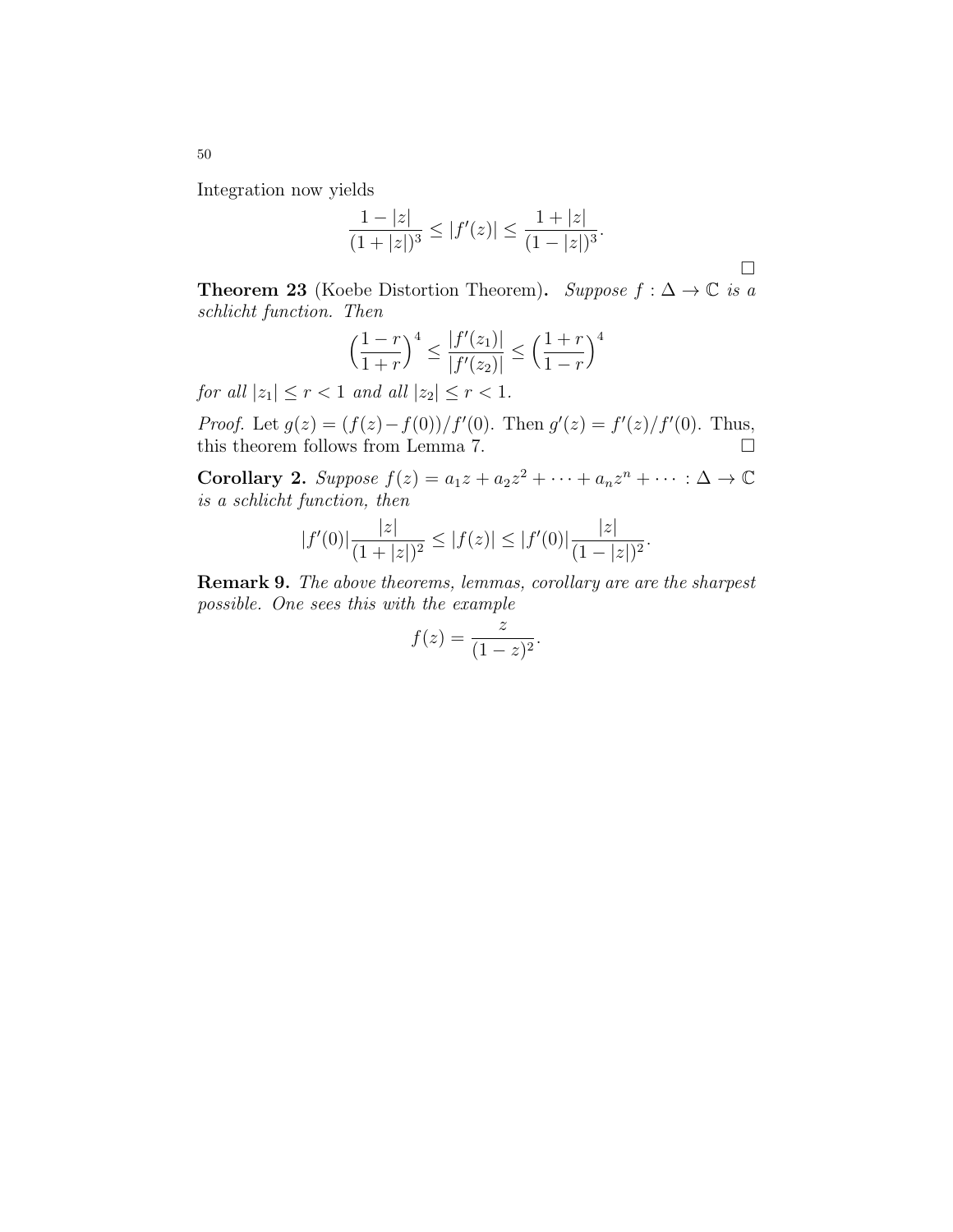Integration now yields

$$\frac{1-|z|}{(1+|z|)^3} \leq |f'(z)| \leq \frac{1+|z|}{(1-|z|)^3}.$$

□

**Theorem 23** (Koebe Distortion Theorem)**.** *Suppose $f : \Delta \to \mathbb{C}$ is a schlicht function. Then*

$$\Big(\frac{1-r}{1+r}\Big)^4 \leq \frac{|f'(z_1)|}{|f'(z_2)|} \leq \Big(\frac{1+r}{1-r}\Big)^4$$

*for all $|z_1| \leq r < 1$ and all $|z_2| \leq r < 1$.*

*Proof.* Let $g(z) = (f(z) - f(0))/f'(0)$. Then $g'(z) = f'(z)/f'(0)$. Thus, this theorem follows from Lemma 7. □

**Corollary 2.** *Suppose $f(z) = a_1 z + a_2 z^2 + \cdots + a_n z^n + \cdots : \Delta \to \mathbb{C}$ is a schlicht function, then*

$$|f'(0)|\frac{|z|}{(1+|z|)^2} \leq |f(z)| \leq |f'(0)|\frac{|z|}{(1-|z|)^2}.$$

**Remark 9.** *The above theorems, lemmas, corollary are are the sharpest possible. One sees this with the example*

$$f(z) = \frac{z}{(1-z)^2}.$$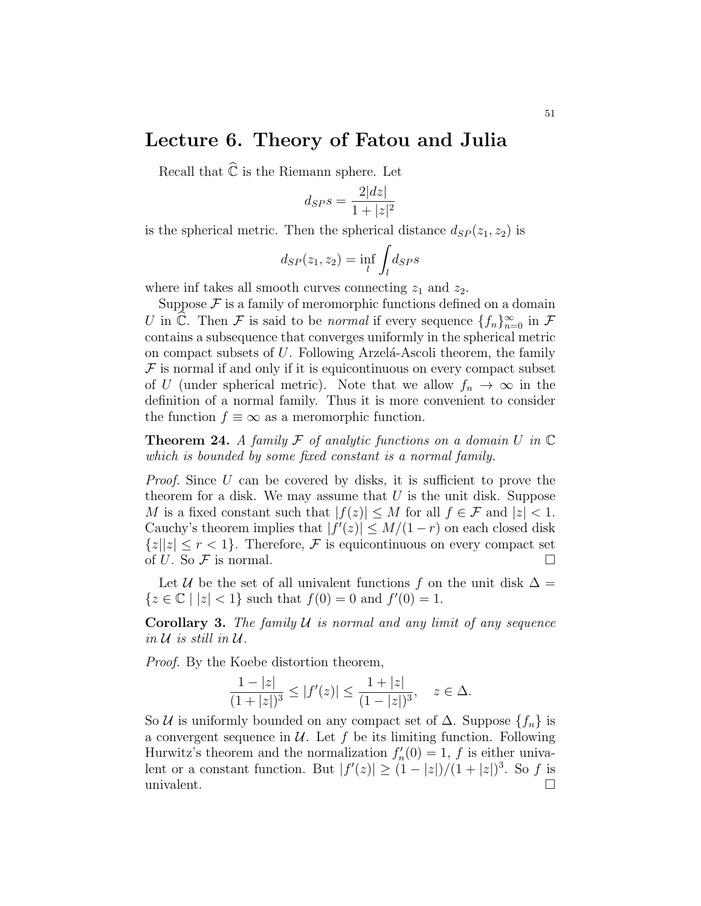# Lecture 6. Theory of Fatou and Julia

Recall that $\widehat{\mathbb{C}}$ is the Riemann sphere. Let

$$d_{SP}s = \frac{2|dz|}{1+|z|^2}$$

is the spherical metric. Then the spherical distance $d_{SP}(z_1, z_2)$ is

$$d_{SP}(z_1, z_2) = \inf_{l} \int_{l} d_{SP}s$$

where inf takes all smooth curves connecting $z_1$ and $z_2$.

Suppose $\mathcal{F}$ is a family of meromorphic functions defined on a domain $U$ in $\widehat{\mathbb{C}}$. Then $\mathcal{F}$ is said to be *normal* if every sequence $\{f_n\}_{n=0}^{\infty}$ in $\mathcal{F}$ contains a subsequence that converges uniformly in the spherical metric on compact subsets of $U$. Following Arzelá-Ascoli theorem, the family $\mathcal{F}$ is normal if and only if it is equicontinuous on every compact subset of $U$ (under spherical metric). Note that we allow $f_n \to \infty$ in the definition of a normal family. Thus it is more convenient to consider the function $f \equiv \infty$ as a meromorphic function.

**Theorem 24.** *A family $\mathcal{F}$ of analytic functions on a domain $U$ in $\mathbb{C}$ which is bounded by some fixed constant is a normal family.*

*Proof.* Since $U$ can be covered by disks, it is sufficient to prove the theorem for a disk. We may assume that $U$ is the unit disk. Suppose $M$ is a fixed constant such that $|f(z)| \leq M$ for all $f \in \mathcal{F}$ and $|z| < 1$. Cauchy's theorem implies that $|f'(z)| \leq M/(1-r)$ on each closed disk $\{z||z| \leq r < 1\}$. Therefore, $\mathcal{F}$ is equicontinuous on every compact set of $U$. So $\mathcal{F}$ is normal. $\square$

Let $\mathcal{U}$ be the set of all univalent functions $f$ on the unit disk $\Delta = \{z \in \mathbb{C} \mid |z| < 1\}$ such that $f(0) = 0$ and $f'(0) = 1$.

**Corollary 3.** *The family $\mathcal{U}$ is normal and any limit of any sequence in $\mathcal{U}$ is still in $\mathcal{U}$.*

*Proof.* By the Koebe distortion theorem,

$$\frac{1-|z|}{(1+|z|)^3} \leq |f'(z)| \leq \frac{1+|z|}{(1-|z|)^3}, \quad z \in \Delta.$$

So $\mathcal{U}$ is uniformly bounded on any compact set of $\Delta$. Suppose $\{f_n\}$ is a convergent sequence in $\mathcal{U}$. Let $f$ be its limiting function. Following Hurwitz's theorem and the normalization $f_n'(0) = 1$, $f$ is either univalent or a constant function. But $|f'(z)| \geq (1-|z|)/(1+|z|)^3$. So $f$ is univalent. $\square$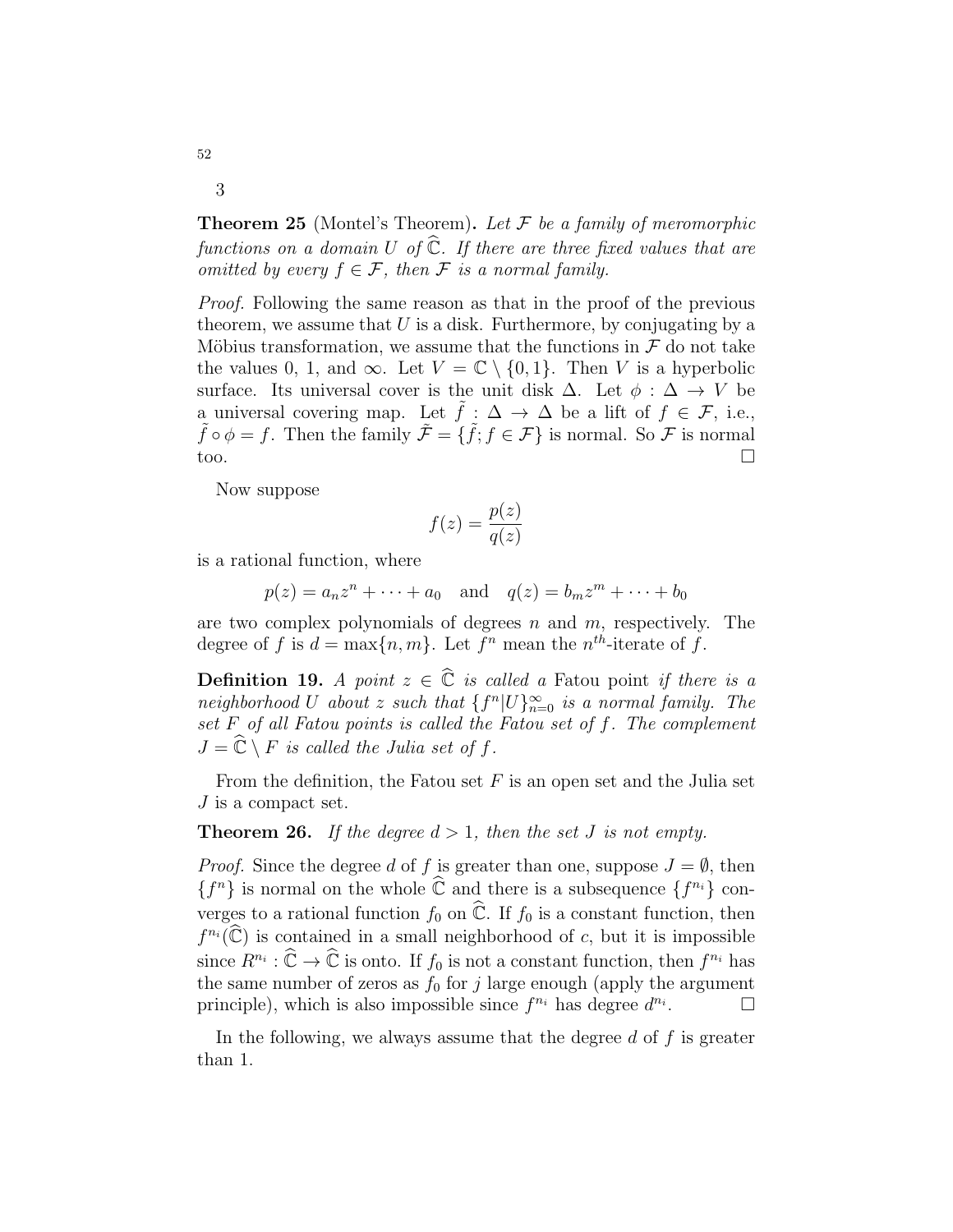3

**Theorem 25** (Montel's Theorem)**.** *Let $\mathcal{F}$ be a family of meromorphic functions on a domain $U$ of $\widehat{\mathbb{C}}$. If there are three fixed values that are omitted by every $f \in \mathcal{F}$, then $\mathcal{F}$ is a normal family.*

*Proof.* Following the same reason as that in the proof of the previous theorem, we assume that $U$ is a disk. Furthermore, by conjugating by a Möbius transformation, we assume that the functions in $\mathcal{F}$ do not take the values 0, 1, and $\infty$. Let $V = \mathbb{C} \setminus \{0, 1\}$. Then $V$ is a hyperbolic surface. Its universal cover is the unit disk $\Delta$. Let $\phi : \Delta \to V$ be a universal covering map. Let $\tilde{f} : \Delta \to \Delta$ be a lift of $f \in \mathcal{F}$, i.e., $\tilde{f} \circ \phi = f$. Then the family $\tilde{\mathcal{F}} = \{\tilde{f}; f \in \mathcal{F}\}$ is normal. So $\mathcal{F}$ is normal too. $\square$

Now suppose

$$f(z) = \frac{p(z)}{q(z)}$$

is a rational function, where

$$p(z) = a_n z^n + \cdots + a_0 \quad \text{and} \quad q(z) = b_m z^m + \cdots + b_0$$

are two complex polynomials of degrees $n$ and $m$, respectively. The degree of $f$ is $d = \max\{n, m\}$. Let $f^n$ mean the $n^{th}$-iterate of $f$.

**Definition 19.** *A point $z \in \widehat{\mathbb{C}}$ is called a* Fatou point *if there is a neighborhood $U$ about $z$ such that $\{f^n|U\}_{n=0}^{\infty}$ is a normal family. The set $F$ of all Fatou points is called the Fatou set of $f$. The complement $J = \widehat{\mathbb{C}} \setminus F$ is called the Julia set of $f$.*

From the definition, the Fatou set $F$ is an open set and the Julia set $J$ is a compact set.

**Theorem 26.** *If the degree $d > 1$, then the set $J$ is not empty.*

*Proof.* Since the degree $d$ of $f$ is greater than one, suppose $J = \emptyset$, then $\{f^n\}$ is normal on the whole $\widehat{\mathbb{C}}$ and there is a subsequence $\{f^{n_i}\}$ converges to a rational function $f_0$ on $\widehat{\mathbb{C}}$. If $f_0$ is a constant function, then $f^{n_i}(\widehat{\mathbb{C}})$ is contained in a small neighborhood of $c$, but it is impossible since $R^{n_i} : \widehat{\mathbb{C}} \to \widehat{\mathbb{C}}$ is onto. If $f_0$ is not a constant function, then $f^{n_i}$ has the same number of zeros as $f_0$ for $j$ large enough (apply the argument principle), which is also impossible since $f^{n_i}$ has degree $d^{n_i}$. $\square$

In the following, we always assume that the degree $d$ of $f$ is greater than 1.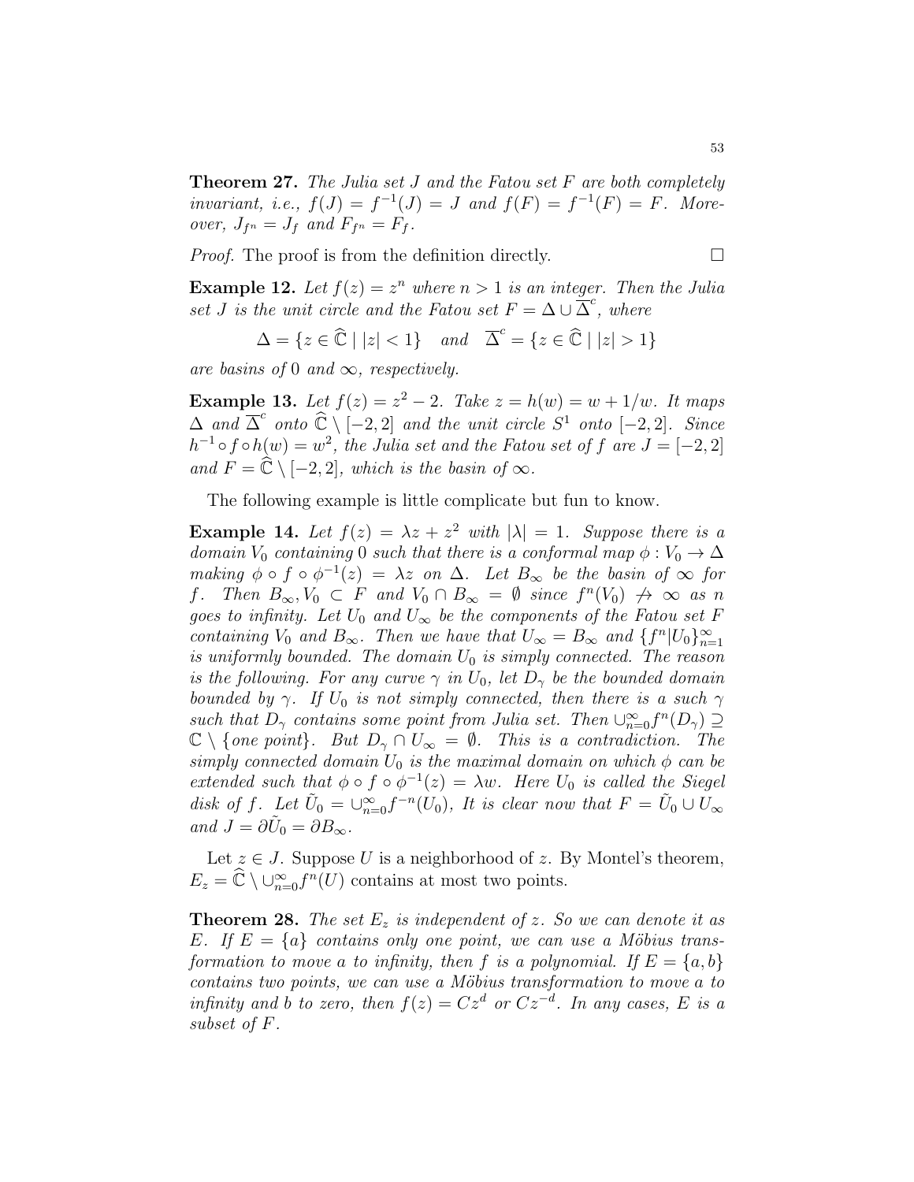**Theorem 27.** *The Julia set $J$ and the Fatou set $F$ are both completely invariant, i.e., $f(J) = f^{-1}(J) = J$ and $f(F) = f^{-1}(F) = F$. Moreover, $J_{f^n} = J_f$ and $F_{f^n} = F_f$.*

*Proof.* The proof is from the definition directly. $\square$

**Example 12.** *Let $f(z) = z^n$ where $n > 1$ is an integer. Then the Julia set $J$ is the unit circle and the Fatou set $F = \Delta \cup \overline{\Delta}^c$, where*

$$\Delta = \{z \in \widehat{\mathbb{C}} \mid |z| < 1\} \quad \textit{and} \quad \overline{\Delta}^c = \{z \in \widehat{\mathbb{C}} \mid |z| > 1\}$$

*are basins of $0$ and $\infty$, respectively.*

**Example 13.** *Let $f(z) = z^2 - 2$. Take $z = h(w) = w + 1/w$. It maps $\Delta$ and $\overline{\Delta}^c$ onto $\widehat{\mathbb{C}} \setminus [-2, 2]$ and the unit circle $S^1$ onto $[-2, 2]$. Since $h^{-1} \circ f \circ h(w) = w^2$, the Julia set and the Fatou set of $f$ are $J = [-2, 2]$ and $F = \widehat{\mathbb{C}} \setminus [-2, 2]$, which is the basin of $\infty$.*

The following example is little complicate but fun to know.

**Example 14.** *Let $f(z) = \lambda z + z^2$ with $|\lambda| = 1$. Suppose there is a domain $V_0$ containing $0$ such that there is a conformal map $\phi : V_0 \to \Delta$ making $\phi \circ f \circ \phi^{-1}(z) = \lambda z$ on $\Delta$. Let $B_\infty$ be the basin of $\infty$ for $f$. Then $B_\infty, V_0 \subset F$ and $V_0 \cap B_\infty = \emptyset$ since $f^n(V_0) \not\to \infty$ as $n$ goes to infinity. Let $U_0$ and $U_\infty$ be the components of the Fatou set $F$ containing $V_0$ and $B_\infty$. Then we have that $U_\infty = B_\infty$ and $\{f^n|U_0\}_{n=1}^\infty$ is uniformly bounded. The domain $U_0$ is simply connected. The reason is the following. For any curve $\gamma$ in $U_0$, let $D_\gamma$ be the bounded domain bounded by $\gamma$. If $U_0$ is not simply connected, then there is a such $\gamma$ such that $D_\gamma$ contains some point from Julia set. Then $\cup_{n=0}^\infty f^n(D_\gamma) \supseteq \mathbb{C} \setminus \{$one point$\}$. But $D_\gamma \cap U_\infty = \emptyset$. This is a contradiction. The simply connected domain $U_0$ is the maximal domain on which $\phi$ can be extended such that $\phi \circ f \circ \phi^{-1}(z) = \lambda w$. Here $U_0$ is called the Siegel disk of $f$. Let $\tilde{U}_0 = \cup_{n=0}^\infty f^{-n}(U_0)$, It is clear now that $F = \tilde{U}_0 \cup U_\infty$ and $J = \partial \tilde{U}_0 = \partial B_\infty$.*

Let $z \in J$. Suppose $U$ is a neighborhood of $z$. By Montel's theorem, $E_z = \widehat{\mathbb{C}} \setminus \cup_{n=0}^\infty f^n(U)$ contains at most two points.

**Theorem 28.** *The set $E_z$ is independent of $z$. So we can denote it as $E$. If $E = \{a\}$ contains only one point, we can use a Möbius transformation to move $a$ to infinity, then $f$ is a polynomial. If $E = \{a, b\}$ contains two points, we can use a Möbius transformation to move $a$ to infinity and $b$ to zero, then $f(z) = Cz^d$ or $Cz^{-d}$. In any cases, $E$ is a subset of $F$.*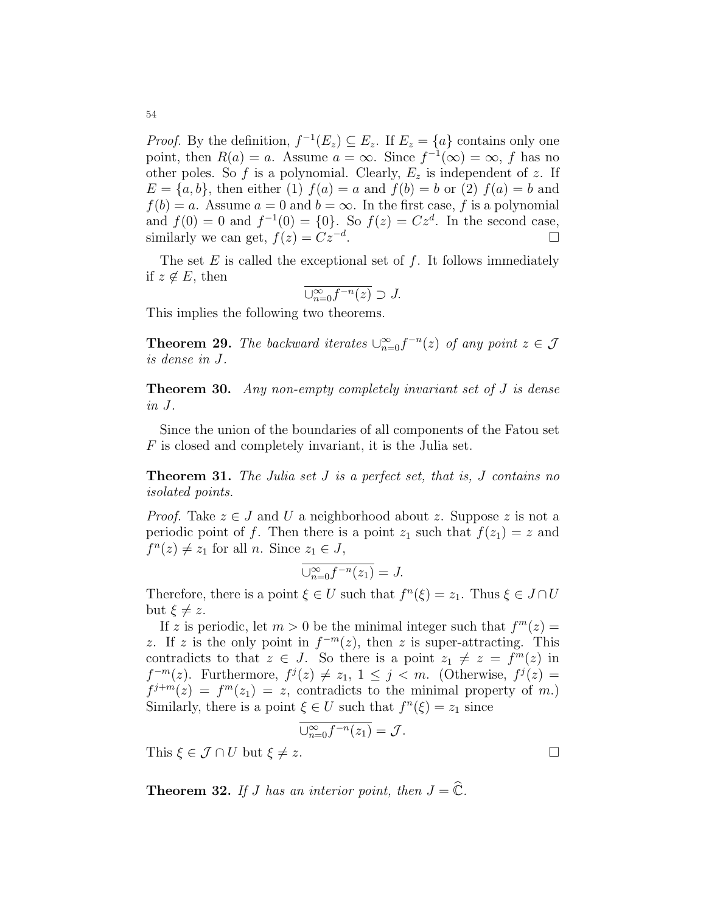*Proof.* By the definition, $f^{-1}(E_z) \subseteq E_z$. If $E_z = \{a\}$ contains only one point, then $R(a) = a$. Assume $a = \infty$. Since $f^{-1}(\infty) = \infty$, $f$ has no other poles. So $f$ is a polynomial. Clearly, $E_z$ is independent of $z$. If $E = \{a, b\}$, then either (1) $f(a) = a$ and $f(b) = b$ or (2) $f(a) = b$ and $f(b) = a$. Assume $a = 0$ and $b = \infty$. In the first case, $f$ is a polynomial and $f(0) = 0$ and $f^{-1}(0) = \{0\}$. So $f(z) = Cz^d$. In the second case, similarly we can get, $f(z) = Cz^{-d}$. □

The set $E$ is called the exceptional set of $f$. It follows immediately if $z \notin E$, then

$$\overline{\cup_{n=0}^{\infty} f^{-n}(z)} \supset J.$$

This implies the following two theorems.

**Theorem 29.** *The backward iterates $\cup_{n=0}^{\infty} f^{-n}(z)$ of any point $z \in \mathcal{J}$ is dense in $J$.*

**Theorem 30.** *Any non-empty completely invariant set of $J$ is dense in $J$.*

Since the union of the boundaries of all components of the Fatou set $F$ is closed and completely invariant, it is the Julia set.

**Theorem 31.** *The Julia set $J$ is a perfect set, that is, $J$ contains no isolated points.*

*Proof.* Take $z \in J$ and $U$ a neighborhood about $z$. Suppose $z$ is not a periodic point of $f$. Then there is a point $z_1$ such that $f(z_1) = z$ and $f^n(z) \neq z_1$ for all $n$. Since $z_1 \in J$,

$$\overline{\cup_{n=0}^{\infty} f^{-n}(z_1)} = J.$$

Therefore, there is a point $\xi \in U$ such that $f^n(\xi) = z_1$. Thus $\xi \in J \cap U$ but $\xi \neq z$.

If $z$ is periodic, let $m > 0$ be the minimal integer such that $f^m(z) = z$. If $z$ is the only point in $f^{-m}(z)$, then $z$ is super-attracting. This contradicts to that $z \in J$. So there is a point $z_1 \neq z = f^m(z)$ in $f^{-m}(z)$. Furthermore, $f^j(z) \neq z_1$, $1 \leq j < m$. (Otherwise, $f^j(z) = f^{j+m}(z) = f^m(z_1) = z$, contradicts to the minimal property of $m$.) Similarly, there is a point $\xi \in U$ such that $f^n(\xi) = z_1$ since

$$\overline{\cup_{n=0}^{\infty} f^{-n}(z_1)} = \mathcal{J}.$$

This $\xi \in \mathcal{J} \cap U$ but $\xi \neq z$. □

**Theorem 32.** *If $J$ has an interior point, then $J = \widehat{\mathbb{C}}$.*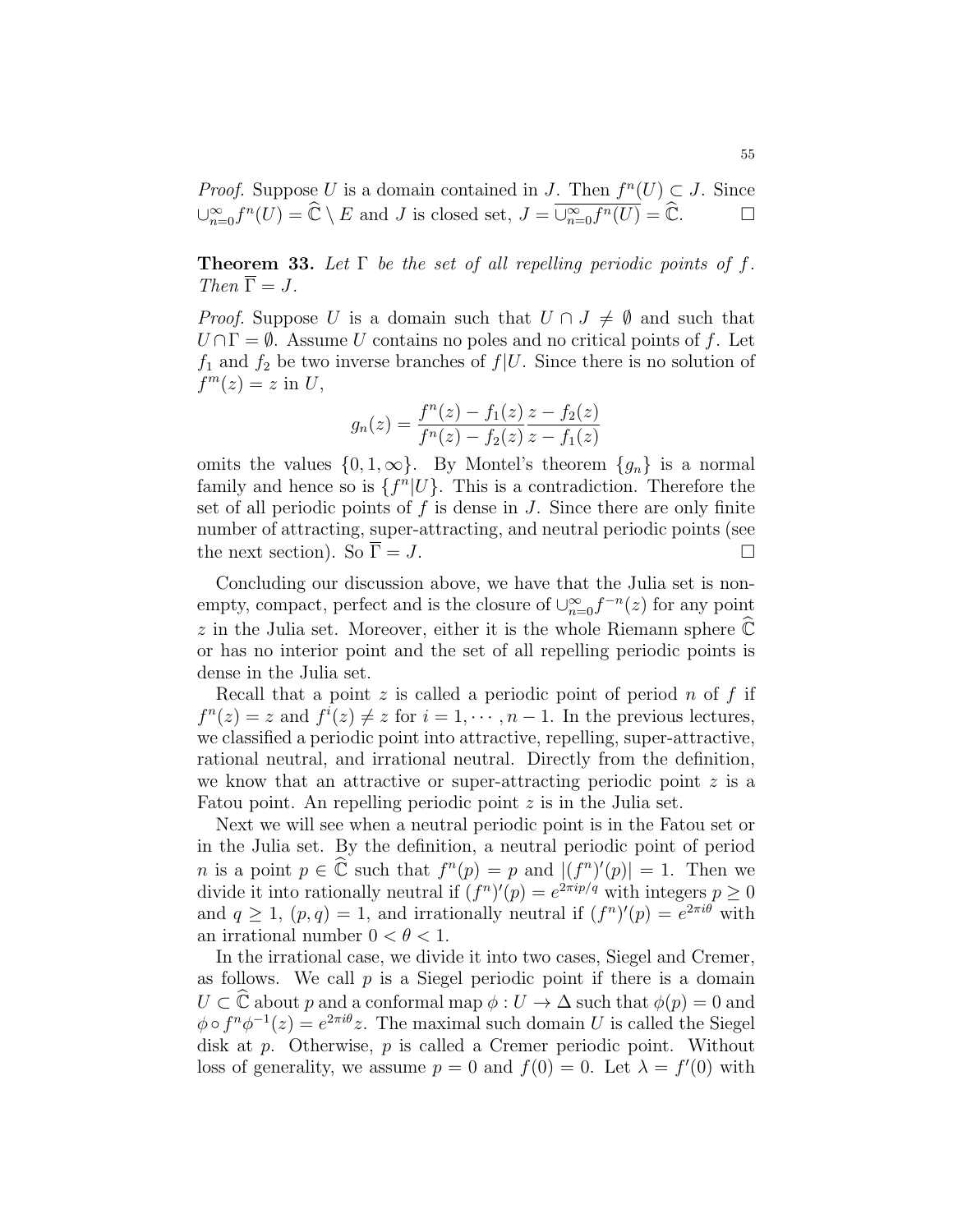*Proof.* Suppose $U$ is a domain contained in $J$. Then $f^n(U) \subset J$. Since $\cup_{n=0}^{\infty} f^n(U) = \widehat{\mathbb{C}} \setminus E$ and $J$ is closed set, $J = \overline{\cup_{n=0}^{\infty} f^n(U)} = \widehat{\mathbb{C}}$. $\square$

**Theorem 33.** *Let $\Gamma$ be the set of all repelling periodic points of $f$. Then $\overline{\Gamma} = J$.*

*Proof.* Suppose $U$ is a domain such that $U \cap J \neq \emptyset$ and such that $U \cap \Gamma = \emptyset$. Assume $U$ contains no poles and no critical points of $f$. Let $f_1$ and $f_2$ be two inverse branches of $f|U$. Since there is no solution of $f^m(z) = z$ in $U$,

$$g_n(z) = \frac{f^n(z) - f_1(z)}{f^n(z) - f_2(z)} \frac{z - f_2(z)}{z - f_1(z)}$$

omits the values $\{0, 1, \infty\}$. By Montel's theorem $\{g_n\}$ is a normal family and hence so is $\{f^n|U\}$. This is a contradiction. Therefore the set of all periodic points of $f$ is dense in $J$. Since there are only finite number of attracting, super-attracting, and neutral periodic points (see the next section). So $\overline{\Gamma} = J$. $\square$

Concluding our discussion above, we have that the Julia set is nonempty, compact, perfect and is the closure of $\cup_{n=0}^{\infty} f^{-n}(z)$ for any point $z$ in the Julia set. Moreover, either it is the whole Riemann sphere $\widehat{\mathbb{C}}$ or has no interior point and the set of all repelling periodic points is dense in the Julia set.

Recall that a point $z$ is called a periodic point of period $n$ of $f$ if $f^n(z) = z$ and $f^i(z) \neq z$ for $i = 1, \cdots, n-1$. In the previous lectures, we classified a periodic point into attractive, repelling, super-attractive, rational neutral, and irrational neutral. Directly from the definition, we know that an attractive or super-attracting periodic point $z$ is a Fatou point. An repelling periodic point $z$ is in the Julia set.

Next we will see when a neutral periodic point is in the Fatou set or in the Julia set. By the definition, a neutral periodic point of period $n$ is a point $p \in \widehat{\mathbb{C}}$ such that $f^n(p) = p$ and $|(f^n)'(p)| = 1$. Then we divide it into rationally neutral if $(f^n)'(p) = e^{2\pi i p/q}$ with integers $p \geq 0$ and $q \geq 1$, $(p, q) = 1$, and irrationally neutral if $(f^n)'(p) = e^{2\pi i\theta}$ with an irrational number $0 < \theta < 1$.

In the irrational case, we divide it into two cases, Siegel and Cremer, as follows. We call $p$ is a Siegel periodic point if there is a domain $U \subset \widehat{\mathbb{C}}$ about $p$ and a conformal map $\phi : U \to \Delta$ such that $\phi(p) = 0$ and $\phi \circ f^n \phi^{-1}(z) = e^{2\pi i\theta} z$. The maximal such domain $U$ is called the Siegel disk at $p$. Otherwise, $p$ is called a Cremer periodic point. Without loss of generality, we assume $p = 0$ and $f(0) = 0$. Let $\lambda = f'(0)$ with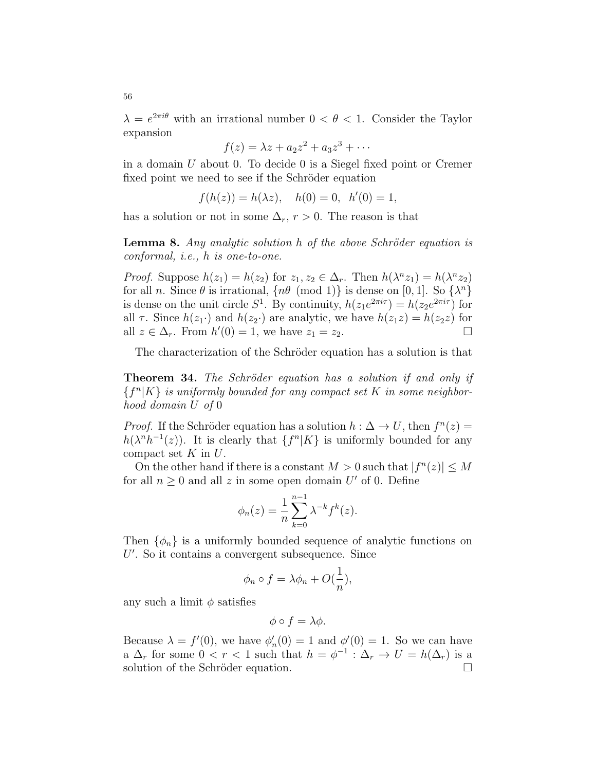$\lambda = e^{2\pi i\theta}$ with an irrational number $0 < \theta < 1$. Consider the Taylor expansion

$$f(z) = \lambda z + a_2 z^2 + a_3 z^3 + \cdots$$

in a domain $U$ about 0. To decide 0 is a Siegel fixed point or Cremer fixed point we need to see if the Schröder equation

$$f(h(z)) = h(\lambda z), \quad h(0) = 0, \ \ h'(0) = 1,$$

has a solution or not in some $\Delta_r$, $r > 0$. The reason is that

**Lemma 8.** *Any analytic solution $h$ of the above Schröder equation is conformal, i.e., $h$ is one-to-one.*

*Proof.* Suppose $h(z_1) = h(z_2)$ for $z_1, z_2 \in \Delta_r$. Then $h(\lambda^n z_1) = h(\lambda^n z_2)$ for all $n$. Since $\theta$ is irrational, $\{n\theta \pmod 1\}$ is dense on $[0, 1]$. So $\{\lambda^n\}$ is dense on the unit circle $S^1$. By continuity, $h(z_1 e^{2\pi i\tau}) = h(z_2 e^{2\pi i\tau})$ for all $\tau$. Since $h(z_1\cdot)$ and $h(z_2\cdot)$ are analytic, we have $h(z_1 z) = h(z_2 z)$ for all $z \in \Delta_r$. From $h'(0) = 1$, we have $z_1 = z_2$. □

The characterization of the Schröder equation has a solution is that

**Theorem 34.** *The Schröder equation has a solution if and only if $\{f^n|K\}$ is uniformly bounded for any compact set $K$ in some neighborhood domain $U$ of 0*

*Proof.* If the Schröder equation has a solution $h : \Delta \to U$, then $f^n(z) = h(\lambda^n h^{-1}(z))$. It is clearly that $\{f^n|K\}$ is uniformly bounded for any compact set $K$ in $U$.

On the other hand if there is a constant $M > 0$ such that $|f^n(z)| \leq M$ for all $n \geq 0$ and all $z$ in some open domain $U'$ of 0. Define

$$\phi_n(z) = \frac{1}{n}\sum_{k=0}^{n-1} \lambda^{-k} f^k(z).$$

Then $\{\phi_n\}$ is a uniformly bounded sequence of analytic functions on $U'$. So it contains a convergent subsequence. Since

$$\phi_n \circ f = \lambda \phi_n + O(\frac{1}{n}),$$

any such a limit $\phi$ satisfies

$$\phi \circ f = \lambda \phi.$$

Because $\lambda = f'(0)$, we have $\phi_n'(0) = 1$ and $\phi'(0) = 1$. So we can have a $\Delta_r$ for some $0 < r < 1$ such that $h = \phi^{-1} : \Delta_r \to U = h(\Delta_r)$ is a solution of the Schröder equation. □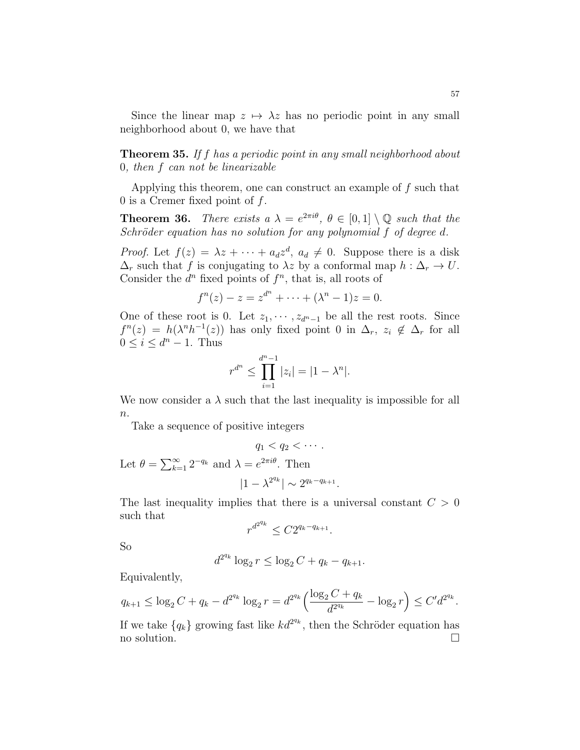Since the linear map $z \mapsto \lambda z$ has no periodic point in any small neighborhood about 0, we have that

**Theorem 35.** *If $f$ has a periodic point in any small neighborhood about 0, then $f$ can not be linearizable*

Applying this theorem, one can construct an example of $f$ such that 0 is a Cremer fixed point of $f$.

**Theorem 36.** *There exists a $\lambda = e^{2\pi i\theta}$, $\theta \in [0,1] \setminus \mathbb{Q}$ such that the Schröder equation has no solution for any polynomial $f$ of degree $d$.*

*Proof.* Let $f(z) = \lambda z + \cdots + a_d z^d$, $a_d \neq 0$. Suppose there is a disk $\Delta_r$ such that $f$ is conjugating to $\lambda z$ by a conformal map $h : \Delta_r \to U$. Consider the $d^n$ fixed points of $f^n$, that is, all roots of

$$f^n(z) - z = z^{d^n} + \cdots + (\lambda^n - 1)z = 0.$$

One of these root is 0. Let $z_1, \cdots, z_{d^n-1}$ be all the rest roots. Since $f^n(z) = h(\lambda^n h^{-1}(z))$ has only fixed point 0 in $\Delta_r$, $z_i \notin \Delta_r$ for all $0 \leq i \leq d^n - 1$. Thus

$$r^{d^n} \leq \prod_{i=1}^{d^n-1} |z_i| = |1 - \lambda^n|.$$

We now consider a $\lambda$ such that the last inequality is impossible for all $n$.

Take a sequence of positive integers

$$q_1 < q_2 < \cdots .$$

Let $\theta = \sum_{k=1}^{\infty} 2^{-q_k}$ and $\lambda = e^{2\pi i\theta}$. Then

$$|1 - \lambda^{2^{q_k}}| \sim 2^{q_k - q_{k+1}}.$$

The last inequality implies that there is a universal constant $C > 0$ such that

$$r^{d^{2^{q_k}}} \leq C 2^{q_k - q_{k+1}}.$$

So

$$d^{2^{q_k}} \log_2 r \leq \log_2 C + q_k - q_{k+1}.$$

Equivalently,

$$q_{k+1} \leq \log_2 C + q_k - d^{2^{q_k}} \log_2 r = d^{2^{q_k}} \Big( \frac{\log_2 C + q_k}{d^{2^{q_k}}} - \log_2 r \Big) \leq C' d^{2^{q_k}}.$$

If we take $\{q_k\}$ growing fast like $k d^{2^{q_k}}$, then the Schröder equation has no solution. $\square$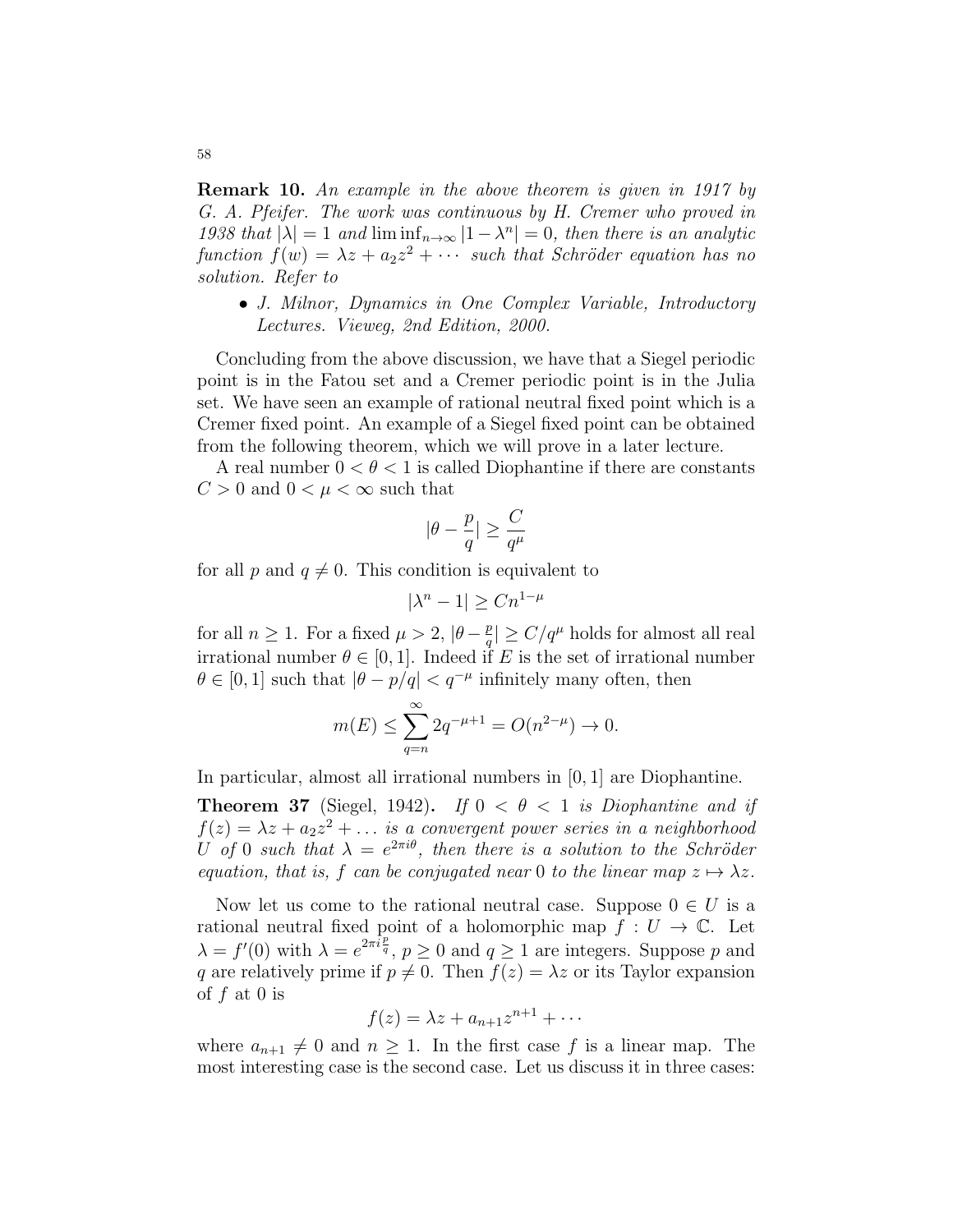**Remark 10.** *An example in the above theorem is given in 1917 by G. A. Pfeifer. The work was continuous by H. Cremer who proved in 1938 that $|\lambda| = 1$ and $\liminf_{n\to\infty} |1 - \lambda^n| = 0$, then there is an analytic function $f(w) = \lambda z + a_2 z^2 + \cdots$ such that Schröder equation has no solution. Refer to*

- *J. Milnor, Dynamics in One Complex Variable, Introductory Lectures. Vieweg, 2nd Edition, 2000.*

Concluding from the above discussion, we have that a Siegel periodic point is in the Fatou set and a Cremer periodic point is in the Julia set. We have seen an example of rational neutral fixed point which is a Cremer fixed point. An example of a Siegel fixed point can be obtained from the following theorem, which we will prove in a later lecture.

A real number $0 < \theta < 1$ is called Diophantine if there are constants $C > 0$ and $0 < \mu < \infty$ such that

$$|\theta - \frac{p}{q}| \geq \frac{C}{q^\mu}$$

for all $p$ and $q \neq 0$. This condition is equivalent to

$$|\lambda^n - 1| \geq C n^{1-\mu}$$

for all $n \geq 1$. For a fixed $\mu > 2$, $|\theta - \frac{p}{q}| \geq C/q^\mu$ holds for almost all real irrational number $\theta \in [0, 1]$. Indeed if $E$ is the set of irrational number $\theta \in [0, 1]$ such that $|\theta - p/q| < q^{-\mu}$ infinitely many often, then

$$m(E) \leq \sum_{q=n}^{\infty} 2q^{-\mu+1} = O(n^{2-\mu}) \to 0.$$

In particular, almost all irrational numbers in $[0, 1]$ are Diophantine.

**Theorem 37** (Siegel, 1942)**.** *If $0 < \theta < 1$ is Diophantine and if $f(z) = \lambda z + a_2 z^2 + \ldots$ is a convergent power series in a neighborhood $U$ of $0$ such that $\lambda = e^{2\pi i\theta}$, then there is a solution to the Schröder equation, that is, $f$ can be conjugated near $0$ to the linear map $z \mapsto \lambda z$.*

Now let us come to the rational neutral case. Suppose $0 \in U$ is a rational neutral fixed point of a holomorphic map $f : U \to \mathbb{C}$. Let $\lambda = f'(0)$ with $\lambda = e^{2\pi i \frac{p}{q}}$, $p \geq 0$ and $q \geq 1$ are integers. Suppose $p$ and $q$ are relatively prime if $p \neq 0$. Then $f(z) = \lambda z$ or its Taylor expansion of $f$ at $0$ is

$$f(z) = \lambda z + a_{n+1} z^{n+1} + \cdots$$

where $a_{n+1} \neq 0$ and $n \geq 1$. In the first case $f$ is a linear map. The most interesting case is the second case. Let us discuss it in three cases: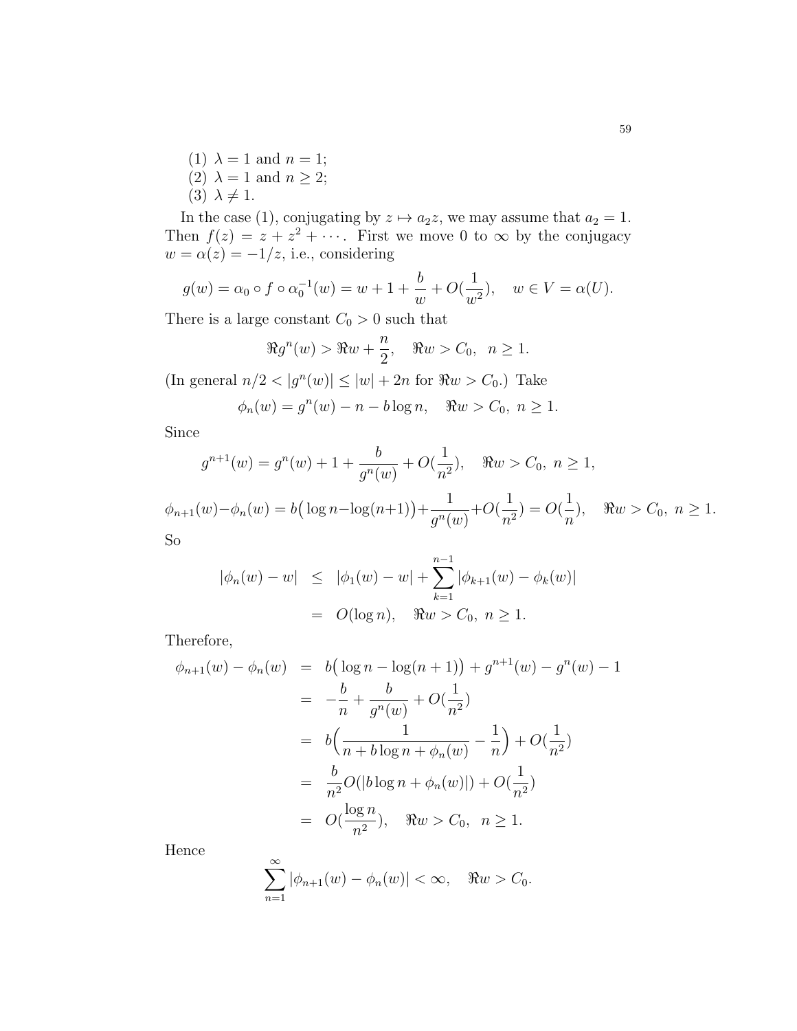(1) $\lambda = 1$ and $n = 1$;
(2) $\lambda = 1$ and $n \geq 2$;
(3) $\lambda \neq 1$.

In the case (1), conjugating by $z \mapsto a_2 z$, we may assume that $a_2 = 1$. Then $f(z) = z + z^2 + \cdots$. First we move 0 to $\infty$ by the conjugacy $w = \alpha(z) = -1/z$, i.e., considering

$$g(w) = \alpha_0 \circ f \circ \alpha_0^{-1}(w) = w + 1 + \frac{b}{w} + O(\frac{1}{w^2}), \quad w \in V = \alpha(U).$$

There is a large constant $C_0 > 0$ such that

$$\Re g^n(w) > \Re w + \frac{n}{2}, \quad \Re w > C_0, \;\; n \geq 1.$$

(In general $n/2 < |g^n(w)| \leq |w| + 2n$ for $\Re w > C_0$.) Take

$$\phi_n(w) = g^n(w) - n - b \log n, \quad \Re w > C_0, \; n \geq 1.$$

Since

$$g^{n+1}(w) = g^n(w) + 1 + \frac{b}{g^n(w)} + O(\frac{1}{n^2}), \quad \Re w > C_0, \; n \geq 1,$$

$$\phi_{n+1}(w) - \phi_n(w) = b\big(\log n - \log(n+1)\big) + \frac{1}{g^n(w)} + O(\frac{1}{n^2}) = O(\frac{1}{n}), \quad \Re w > C_0, \; n \geq 1.$$

So

$$\begin{aligned} |\phi_n(w) - w| &\leq |\phi_1(w) - w| + \sum_{k=1}^{n-1} |\phi_{k+1}(w) - \phi_k(w)| \\ &= O(\log n), \quad \Re w > C_0, \; n \geq 1. \end{aligned}$$

Therefore,

$$\begin{aligned} \phi_{n+1}(w) - \phi_n(w) &= b\big(\log n - \log(n+1)\big) + g^{n+1}(w) - g^n(w) - 1 \\ &= -\frac{b}{n} + \frac{b}{g^n(w)} + O(\frac{1}{n^2}) \\ &= b\Big(\frac{1}{n + b\log n + \phi_n(w)} - \frac{1}{n}\Big) + O(\frac{1}{n^2}) \\ &= \frac{b}{n^2} O(|b \log n + \phi_n(w)|) + O(\frac{1}{n^2}) \\ &= O(\frac{\log n}{n^2}), \quad \Re w > C_0, \;\; n \geq 1. \end{aligned}$$

Hence

$$\sum_{n=1}^{\infty} |\phi_{n+1}(w) - \phi_n(w)| < \infty, \quad \Re w > C_0.$$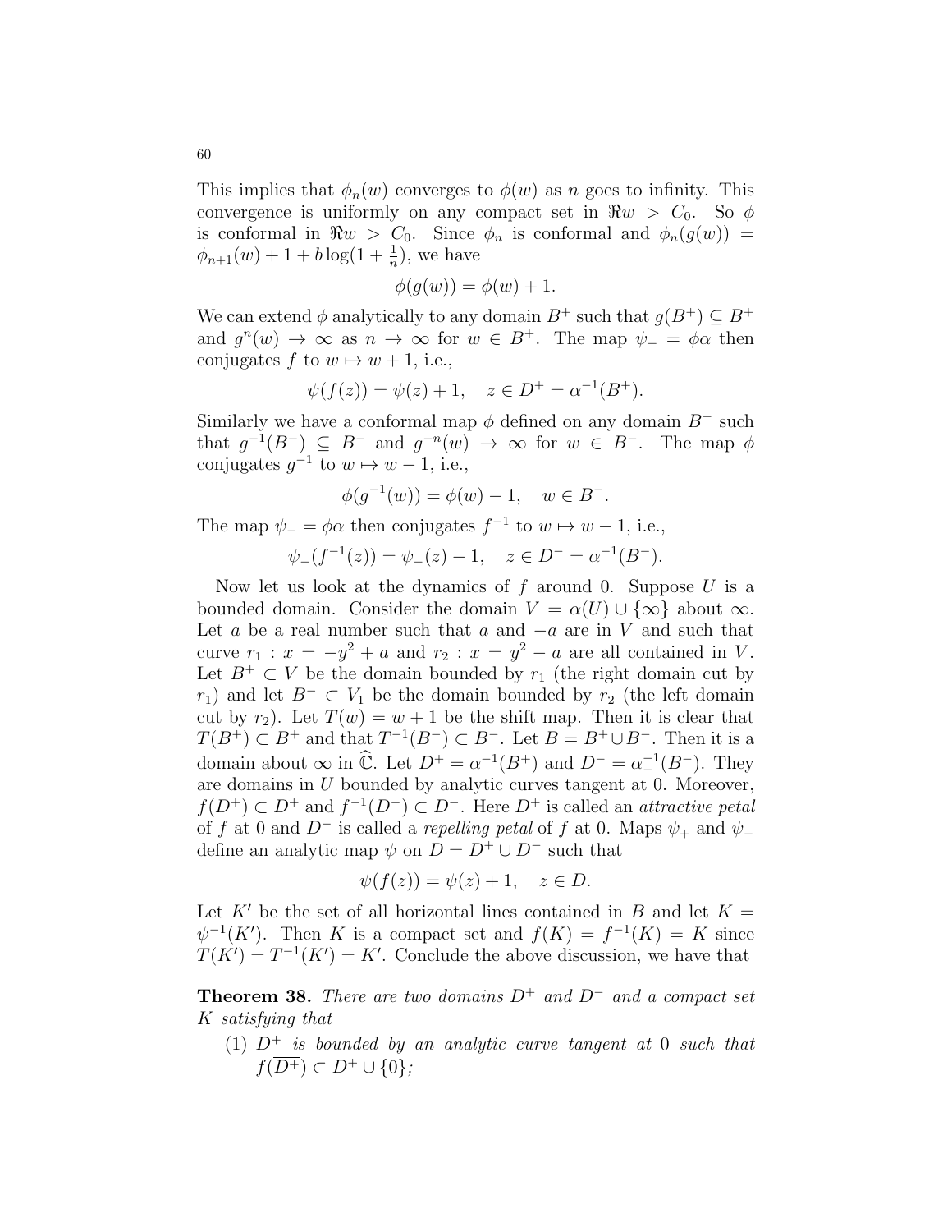This implies that $\phi_n(w)$ converges to $\phi(w)$ as $n$ goes to infinity. This convergence is uniformly on any compact set in $\Re w > C_0$. So $\phi$ is conformal in $\Re w > C_0$. Since $\phi_n$ is conformal and $\phi_n(g(w)) = \phi_{n+1}(w) + 1 + b\log(1+\frac{1}{n})$, we have

$$\phi(g(w)) = \phi(w) + 1.$$

We can extend $\phi$ analytically to any domain $B^+$ such that $g(B^+) \subseteq B^+$ and $g^n(w) \to \infty$ as $n \to \infty$ for $w \in B^+$. The map $\psi_+ = \phi\alpha$ then conjugates $f$ to $w \mapsto w+1$, i.e.,

$$\psi(f(z)) = \psi(z) + 1, \quad z \in D^+ = \alpha^{-1}(B^+).$$

Similarly we have a conformal map $\phi$ defined on any domain $B^-$ such that $g^{-1}(B^-) \subseteq B^-$ and $g^{-n}(w) \to \infty$ for $w \in B^-$. The map $\phi$ conjugates $g^{-1}$ to $w \mapsto w-1$, i.e.,

$$\phi(g^{-1}(w)) = \phi(w) - 1, \quad w \in B^-.$$

The map $\psi_- = \phi\alpha$ then conjugates $f^{-1}$ to $w \mapsto w-1$, i.e.,

$$\psi_-(f^{-1}(z)) = \psi_-(z) - 1, \quad z \in D^- = \alpha^{-1}(B^-).$$

Now let us look at the dynamics of $f$ around 0. Suppose $U$ is a bounded domain. Consider the domain $V = \alpha(U) \cup \{\infty\}$ about $\infty$. Let $a$ be a real number such that $a$ and $-a$ are in $V$ and such that curve $r_1 : x = -y^2 + a$ and $r_2 : x = y^2 - a$ are all contained in $V$. Let $B^+ \subset V$ be the domain bounded by $r_1$ (the right domain cut by $r_1$) and let $B^- \subset V_1$ be the domain bounded by $r_2$ (the left domain cut by $r_2$). Let $T(w) = w + 1$ be the shift map. Then it is clear that $T(B^+) \subset B^+$ and that $T^{-1}(B^-) \subset B^-$. Let $B = B^+ \cup B^-$. Then it is a domain about $\infty$ in $\widehat{\mathbb{C}}$. Let $D^+ = \alpha^{-1}(B^+)$ and $D^- = \alpha_-^{-1}(B^-)$. They are domains in $U$ bounded by analytic curves tangent at 0. Moreover, $f(D^+) \subset D^+$ and $f^{-1}(D^-) \subset D^-$. Here $D^+$ is called an *attractive petal* of $f$ at 0 and $D^-$ is called a *repelling petal* of $f$ at 0. Maps $\psi_+$ and $\psi_-$ define an analytic map $\psi$ on $D = D^+ \cup D^-$ such that

$$\psi(f(z)) = \psi(z) + 1, \quad z \in D.$$

Let $K'$ be the set of all horizontal lines contained in $\overline{B}$ and let $K = \psi^{-1}(K')$. Then $K$ is a compact set and $f(K) = f^{-1}(K) = K$ since $T(K') = T^{-1}(K') = K'$. Conclude the above discussion, we have that

**Theorem 38.** *There are two domains $D^+$ and $D^-$ and a compact set $K$ satisfying that*

1. *$D^+$ is bounded by an analytic curve tangent at 0 such that $f(\overline{D^+}) \subset D^+ \cup \{0\}$;*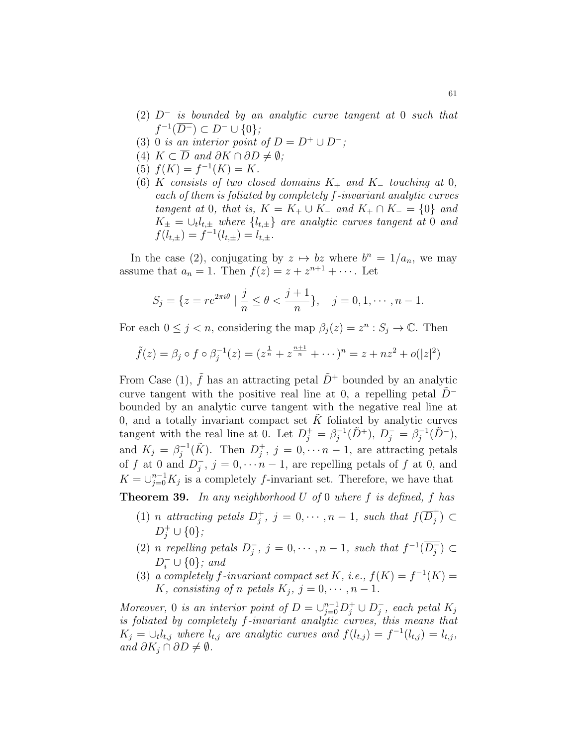(2) *$D^-$ is bounded by an analytic curve tangent at 0 such that $f^{-1}(\overline{D^-}) \subset D^- \cup \{0\}$;*
(3) *0 is an interior point of $D = D^+ \cup D^-$;*
(4) *$K \subset \overline{D}$ and $\partial K \cap \partial D \neq \emptyset$;*
(5) *$f(K) = f^{-1}(K) = K$.*
(6) *$K$ consists of two closed domains $K_+$ and $K_-$ touching at 0, each of them is foliated by completely $f$-invariant analytic curves tangent at 0, that is, $K = K_+ \cup K_-$ and $K_+ \cap K_- = \{0\}$ and $K_\pm = \cup_t l_{t,\pm}$ where $\{l_{t,\pm}\}$ are analytic curves tangent at 0 and $f(l_{t,\pm}) = f^{-1}(l_{t,\pm}) = l_{t,\pm}$.*

In the case (2), conjugating by $z \mapsto bz$ where $b^n = 1/a_n$, we may assume that $a_n = 1$. Then $f(z) = z + z^{n+1} + \cdots$. Let

$$S_j = \{z = re^{2\pi i\theta} \mid \frac{j}{n} \leq \theta < \frac{j+1}{n}\}, \quad j = 0, 1, \cdots, n-1.$$

For each $0 \leq j < n$, considering the map $\beta_j(z) = z^n : S_j \to \mathbb{C}$. Then

$$\tilde{f}(z) = \beta_j \circ f \circ \beta_j^{-1}(z) = (z^{\frac{1}{n}} + z^{\frac{n+1}{n}} + \cdots)^n = z + nz^2 + o(|z|^2)$$

From Case (1), $\tilde{f}$ has an attracting petal $\tilde{D}^+$ bounded by an analytic curve tangent with the positive real line at 0, a repelling petal $\tilde{D}^-$ bounded by an analytic curve tangent with the negative real line at 0, and a totally invariant compact set $\tilde{K}$ foliated by analytic curves tangent with the real line at 0. Let $D_j^+ = \beta_j^{-1}(\tilde{D}^+)$, $D_j^- = \beta_j^{-1}(\tilde{D}^-)$, and $K_j = \beta_j^{-1}(\tilde{K})$. Then $D_j^+$, $j = 0, \cdots n-1$, are attracting petals of $f$ at 0 and $D_j^-$, $j = 0, \cdots n-1$, are repelling petals of $f$ at 0, and $K = \cup_{j=0}^{n-1} K_j$ is a completely $f$-invariant set. Therefore, we have that

**Theorem 39.** *In any neighborhood $U$ of 0 where $f$ is defined, $f$ has*

(1) *$n$ attracting petals $D_j^+$, $j = 0, \cdots, n-1$, such that $f(\overline{D}_j^+) \subset D_j^+ \cup \{0\}$;*
(2) *$n$ repelling petals $D_j^-$, $j = 0, \cdots, n-1$, such that $f^{-1}(\overline{D_j^-}) \subset D_i^- \cup \{0\}$; and*
(3) *a completely $f$-invariant compact set $K$, i.e., $f(K) = f^{-1}(K) = K$, consisting of $n$ petals $K_j$, $j = 0, \cdots, n-1$.*

*Moreover, 0 is an interior point of $D = \cup_{j=0}^{n-1} D_j^+ \cup D_j^-$, each petal $K_j$ is foliated by completely $f$-invariant analytic curves, this means that $K_j = \cup_t l_{t,j}$ where $l_{t,j}$ are analytic curves and $f(l_{t,j}) = f^{-1}(l_{t,j}) = l_{t,j}$, and $\partial K_j \cap \partial D \neq \emptyset$.*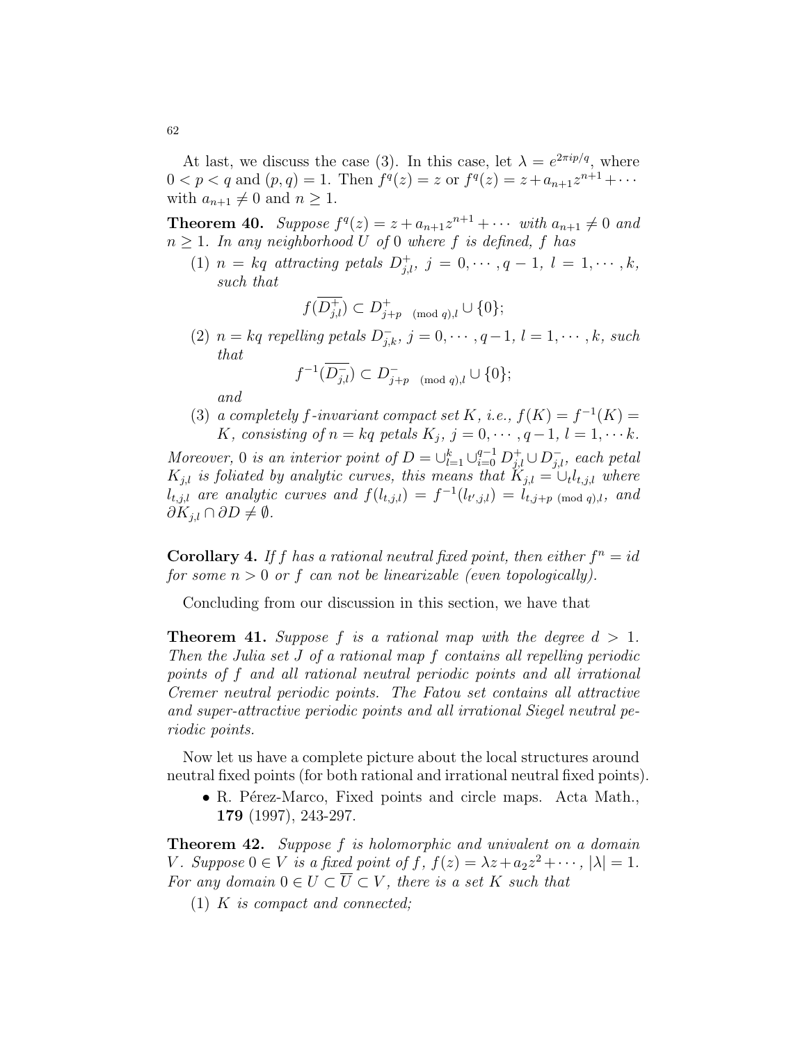At last, we discuss the case (3). In this case, let $\lambda = e^{2\pi i p/q}$, where $0 < p < q$ and $(p, q) = 1$. Then $f^q(z) = z$ or $f^q(z) = z + a_{n+1}z^{n+1} + \cdots$ with $a_{n+1} \neq 0$ and $n \geq 1$.

**Theorem 40.** *Suppose $f^q(z) = z + a_{n+1}z^{n+1} + \cdots$ with $a_{n+1} \neq 0$ and $n \geq 1$. In any neighborhood $U$ of $0$ where $f$ is defined, $f$ has*

(1) *$n = kq$ attracting petals $D^+_{j,l}$, $j = 0, \cdots, q-1$, $l = 1, \cdots, k$, such that*

$$f(\overline{D^+_{j,l}}) \subset D^+_{j+p \pmod q, l} \cup \{0\};$$

(2) *$n = kq$ repelling petals $D^-_{j,k}$, $j = 0, \cdots, q-1$, $l = 1, \cdots, k$, such that*

$$f^{-1}(\overline{D^-_{j,l}}) \subset D^-_{j+p \pmod q, l} \cup \{0\};$$

*and*

(3) *a completely $f$-invariant compact set $K$, i.e., $f(K) = f^{-1}(K) = K$, consisting of $n = kq$ petals $K_j$, $j = 0, \cdots, q-1$, $l = 1, \cdots k$.*

*Moreover, $0$ is an interior point of $D = \cup_{l=1}^{k} \cup_{i=0}^{q-1} D^+_{j,l} \cup D^-_{j,l}$, each petal $K_{j,l}$ is foliated by analytic curves, this means that $K_{j,l} = \cup_t l_{t,j,l}$ where $l_{t,j,l}$ are analytic curves and $f(l_{t,j,l}) = f^{-1}(l_{t',j,l}) = l_{t,j+p \pmod q, l}$, and $\partial K_{j,l} \cap \partial D \neq \emptyset$.*

**Corollary 4.** *If $f$ has a rational neutral fixed point, then either $f^n = id$ for some $n > 0$ or $f$ can not be linearizable (even topologically).*

Concluding from our discussion in this section, we have that

**Theorem 41.** *Suppose $f$ is a rational map with the degree $d > 1$. Then the Julia set $J$ of a rational map $f$ contains all repelling periodic points of $f$ and all rational neutral periodic points and all irrational Cremer neutral periodic points. The Fatou set contains all attractive and super-attractive periodic points and all irrational Siegel neutral periodic points.*

Now let us have a complete picture about the local structures around neutral fixed points (for both rational and irrational neutral fixed points).

- R. Pérez-Marco, Fixed points and circle maps. Acta Math., **179** (1997), 243-297.

**Theorem 42.** *Suppose $f$ is holomorphic and univalent on a domain $V$. Suppose $0 \in V$ is a fixed point of $f$, $f(z) = \lambda z + a_2 z^2 + \cdots$, $|\lambda| = 1$. For any domain $0 \in U \subset \overline{U} \subset V$, there is a set $K$ such that*

(1) *$K$ is compact and connected;*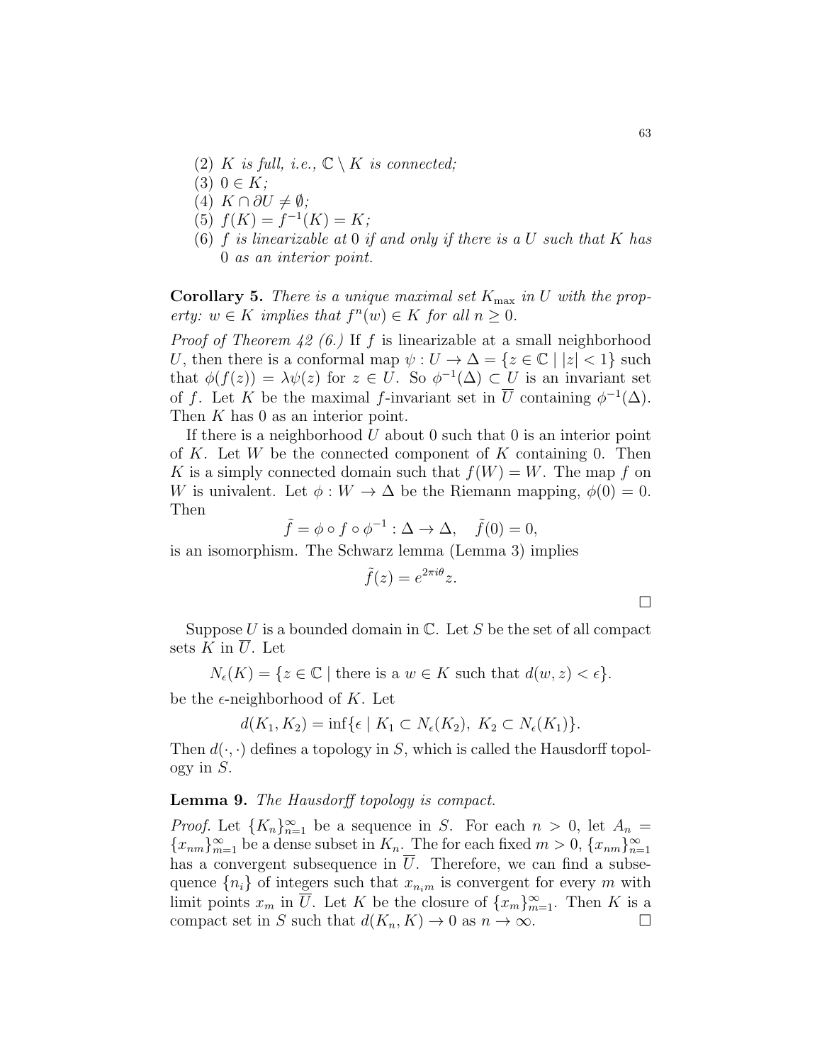(2) *$K$ is full, i.e., $\mathbb{C} \setminus K$ is connected;*
(3) *$0 \in K$;*
(4) *$K \cap \partial U \neq \emptyset$;*
(5) *$f(K) = f^{-1}(K) = K$;*
(6) *$f$ is linearizable at $0$ if and only if there is a $U$ such that $K$ has $0$ as an interior point.*

**Corollary 5.** *There is a unique maximal set $K_{\max}$ in $U$ with the property: $w \in K$ implies that $f^n(w) \in K$ for all $n \geq 0$.*

*Proof of Theorem 42 (6.)* If $f$ is linearizable at a small neighborhood $U$, then there is a conformal map $\psi : U \to \Delta = \{z \in \mathbb{C} \mid |z| < 1\}$ such that $\phi(f(z)) = \lambda\psi(z)$ for $z \in U$. So $\phi^{-1}(\Delta) \subset U$ is an invariant set of $f$. Let $K$ be the maximal $f$-invariant set in $\overline{U}$ containing $\phi^{-1}(\Delta)$. Then $K$ has $0$ as an interior point.

If there is a neighborhood $U$ about $0$ such that $0$ is an interior point of $K$. Let $W$ be the connected component of $K$ containing $0$. Then $K$ is a simply connected domain such that $f(W) = W$. The map $f$ on $W$ is univalent. Let $\phi : W \to \Delta$ be the Riemann mapping, $\phi(0) = 0$. Then

$$\tilde{f} = \phi \circ f \circ \phi^{-1} : \Delta \to \Delta, \quad \tilde{f}(0) = 0,$$

is an isomorphism. The Schwarz lemma (Lemma 3) implies

$$\tilde{f}(z) = e^{2\pi i\theta} z.$$

□

Suppose $U$ is a bounded domain in $\mathbb{C}$. Let $S$ be the set of all compact sets $K$ in $\overline{U}$. Let

$$N_\epsilon(K) = \{z \in \mathbb{C} \mid \text{there is a } w \in K \text{ such that } d(w, z) < \epsilon\}.$$

be the $\epsilon$-neighborhood of $K$. Let

$$d(K_1, K_2) = \inf\{\epsilon \mid K_1 \subset N_\epsilon(K_2),\ K_2 \subset N_\epsilon(K_1)\}.$$

Then $d(\cdot, \cdot)$ defines a topology in $S$, which is called the Hausdorff topology in $S$.

**Lemma 9.** *The Hausdorff topology is compact.*

*Proof.* Let $\{K_n\}_{n=1}^\infty$ be a sequence in $S$. For each $n > 0$, let $A_n = \{x_{nm}\}_{m=1}^\infty$ be a dense subset in $K_n$. The for each fixed $m > 0$, $\{x_{nm}\}_{n=1}^\infty$ has a convergent subsequence in $\overline{U}$. Therefore, we can find a subsequence $\{n_i\}$ of integers such that $x_{n_i m}$ is convergent for every $m$ with limit points $x_m$ in $\overline{U}$. Let $K$ be the closure of $\{x_m\}_{m=1}^\infty$. Then $K$ is a compact set in $S$ such that $d(K_n, K) \to 0$ as $n \to \infty$. □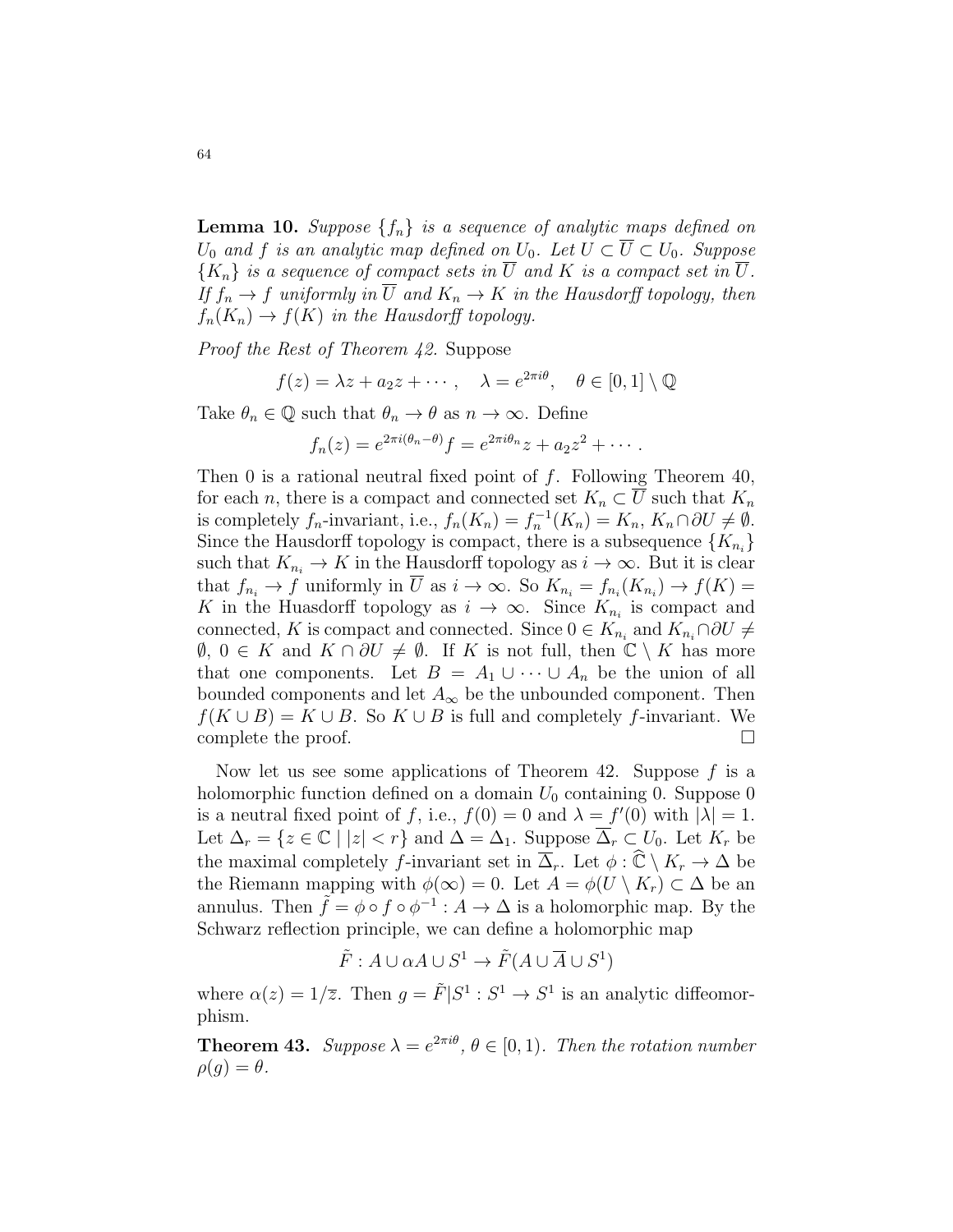**Lemma 10.** *Suppose $\{f_n\}$ is a sequence of analytic maps defined on $U_0$ and $f$ is an analytic map defined on $U_0$. Let $U \subset \overline{U} \subset U_0$. Suppose $\{K_n\}$ is a sequence of compact sets in $\overline{U}$ and $K$ is a compact set in $\overline{U}$. If $f_n \to f$ uniformly in $\overline{U}$ and $K_n \to K$ in the Hausdorff topology, then $f_n(K_n) \to f(K)$ in the Hausdorff topology.*

*Proof the Rest of Theorem 42.* Suppose

$$f(z) = \lambda z + a_2 z + \cdots, \quad \lambda = e^{2\pi i\theta}, \quad \theta \in [0,1] \setminus \mathbb{Q}$$

Take $\theta_n \in \mathbb{Q}$ such that $\theta_n \to \theta$ as $n \to \infty$. Define

$$f_n(z) = e^{2\pi i(\theta_n - \theta)} f = e^{2\pi i\theta_n} z + a_2 z^2 + \cdots.$$

Then 0 is a rational neutral fixed point of $f$. Following Theorem 40, for each $n$, there is a compact and connected set $K_n \subset \overline{U}$ such that $K_n$ is completely $f_n$-invariant, i.e., $f_n(K_n) = f_n^{-1}(K_n) = K_n$, $K_n \cap \partial U \neq \emptyset$. Since the Hausdorff topology is compact, there is a subsequence $\{K_{n_i}\}$ such that $K_{n_i} \to K$ in the Hausdorff topology as $i \to \infty$. But it is clear that $f_{n_i} \to f$ uniformly in $\overline{U}$ as $i \to \infty$. So $K_{n_i} = f_{n_i}(K_{n_i}) \to f(K) = K$ in the Huasdorff topology as $i \to \infty$. Since $K_{n_i}$ is compact and connected, $K$ is compact and connected. Since $0 \in K_{n_i}$ and $K_{n_i} \cap \partial U \neq \emptyset$, $0 \in K$ and $K \cap \partial U \neq \emptyset$. If $K$ is not full, then $\mathbb{C} \setminus K$ has more that one components. Let $B = A_1 \cup \cdots \cup A_n$ be the union of all bounded components and let $A_\infty$ be the unbounded component. Then $f(K \cup B) = K \cup B$. So $K \cup B$ is full and completely $f$-invariant. We complete the proof. $\square$

Now let us see some applications of Theorem 42. Suppose $f$ is a holomorphic function defined on a domain $U_0$ containing 0. Suppose 0 is a neutral fixed point of $f$, i.e., $f(0) = 0$ and $\lambda = f'(0)$ with $|\lambda| = 1$. Let $\Delta_r = \{z \in \mathbb{C} \mid |z| < r\}$ and $\Delta = \Delta_1$. Suppose $\overline{\Delta}_r \subset U_0$. Let $K_r$ be the maximal completely $f$-invariant set in $\overline{\Delta}_r$. Let $\phi : \widehat{\mathbb{C}} \setminus K_r \to \Delta$ be the Riemann mapping with $\phi(\infty) = 0$. Let $A = \phi(U \setminus K_r) \subset \Delta$ be an annulus. Then $\tilde{f} = \phi \circ f \circ \phi^{-1} : A \to \Delta$ is a holomorphic map. By the Schwarz reflection principle, we can define a holomorphic map

$$\tilde{F} : A \cup \alpha A \cup S^1 \to \tilde{F}(A \cup \overline{A} \cup S^1)$$

where $\alpha(z) = 1/\overline{z}$. Then $g = \tilde{F}|S^1 : S^1 \to S^1$ is an analytic diffeomorphism.

**Theorem 43.** *Suppose $\lambda = e^{2\pi i\theta}$, $\theta \in [0,1)$. Then the rotation number $\rho(g) = \theta$.*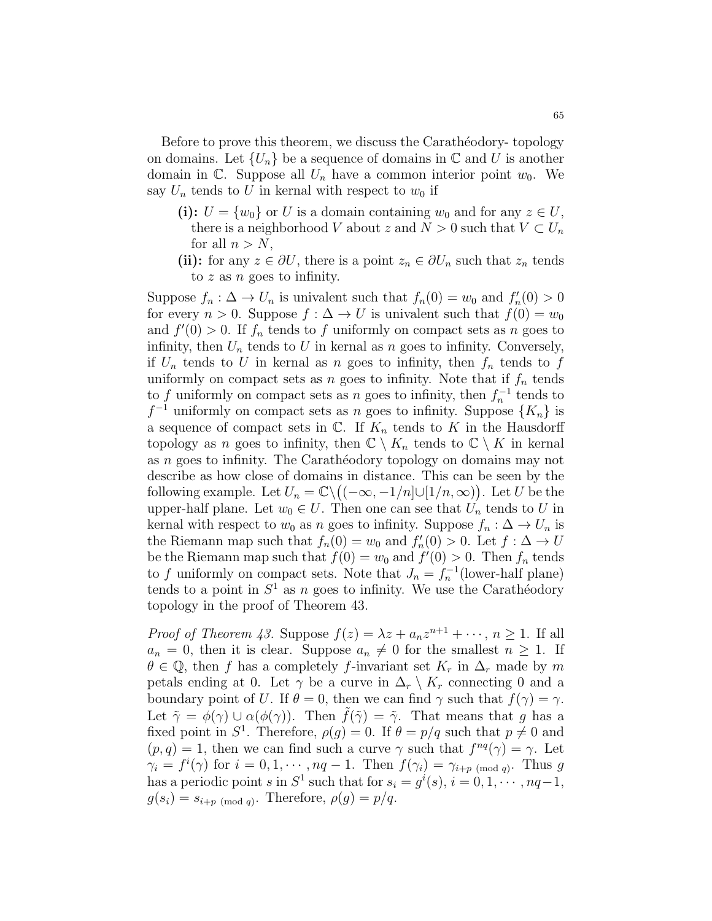Before to prove this theorem, we discuss the Carathéodory- topology on domains. Let $\{U_n\}$ be a sequence of domains in $\mathbb{C}$ and $U$ is another domain in $\mathbb{C}$. Suppose all $U_n$ have a common interior point $w_0$. We say $U_n$ tends to $U$ in kernal with respect to $w_0$ if

- **(i):** $U = \{w_0\}$ or $U$ is a domain containing $w_0$ and for any $z \in U$, there is a neighborhood $V$ about $z$ and $N > 0$ such that $V \subset U_n$ for all $n > N$,
- **(ii):** for any $z \in \partial U$, there is a point $z_n \in \partial U_n$ such that $z_n$ tends to $z$ as $n$ goes to infinity.

Suppose $f_n : \Delta \to U_n$ is univalent such that $f_n(0) = w_0$ and $f_n'(0) > 0$ for every $n > 0$. Suppose $f : \Delta \to U$ is univalent such that $f(0) = w_0$ and $f'(0) > 0$. If $f_n$ tends to $f$ uniformly on compact sets as $n$ goes to infinity, then $U_n$ tends to $U$ in kernal as $n$ goes to infinity. Conversely, if $U_n$ tends to $U$ in kernal as $n$ goes to infinity, then $f_n$ tends to $f$ uniformly on compact sets as $n$ goes to infinity. Note that if $f_n$ tends to $f$ uniformly on compact sets as $n$ goes to infinity, then $f_n^{-1}$ tends to $f^{-1}$ uniformly on compact sets as $n$ goes to infinity. Suppose $\{K_n\}$ is a sequence of compact sets in $\mathbb{C}$. If $K_n$ tends to $K$ in the Hausdorff topology as $n$ goes to infinity, then $\mathbb{C} \setminus K_n$ tends to $\mathbb{C} \setminus K$ in kernal as $n$ goes to infinity. The Carathéodory topology on domains may not describe as how close of domains in distance. This can be seen by the following example. Let $U_n = \mathbb{C} \setminus \big( (-\infty, -1/n] \cup [1/n, \infty) \big)$. Let $U$ be the upper-half plane. Let $w_0 \in U$. Then one can see that $U_n$ tends to $U$ in kernal with respect to $w_0$ as $n$ goes to infinity. Suppose $f_n : \Delta \to U_n$ is the Riemann map such that $f_n(0) = w_0$ and $f_n'(0) > 0$. Let $f : \Delta \to U$ be the Riemann map such that $f(0) = w_0$ and $f'(0) > 0$. Then $f_n$ tends to $f$ uniformly on compact sets. Note that $J_n = f_n^{-1}$(lower-half plane) tends to a point in $S^1$ as $n$ goes to infinity. We use the Carathéodory topology in the proof of Theorem 43.

*Proof of Theorem 43.* Suppose $f(z) = \lambda z + a_n z^{n+1} + \cdots$, $n \geq 1$. If all $a_n = 0$, then it is clear. Suppose $a_n \neq 0$ for the smallest $n \geq 1$. If $\theta \in \mathbb{Q}$, then $f$ has a completely $f$-invariant set $K_r$ in $\Delta_r$ made by $m$ petals ending at 0. Let $\gamma$ be a curve in $\Delta_r \setminus K_r$ connecting 0 and a boundary point of $U$. If $\theta = 0$, then we can find $\gamma$ such that $f(\gamma) = \gamma$. Let $\tilde{\gamma} = \phi(\gamma) \cup \alpha(\phi(\gamma))$. Then $\tilde{f}(\tilde{\gamma}) = \tilde{\gamma}$. That means that $g$ has a fixed point in $S^1$. Therefore, $\rho(g) = 0$. If $\theta = p/q$ such that $p \neq 0$ and $(p, q) = 1$, then we can find such a curve $\gamma$ such that $f^{nq}(\gamma) = \gamma$. Let $\gamma_i = f^i(\gamma)$ for $i = 0, 1, \cdots, nq - 1$. Then $f(\gamma_i) = \gamma_{i+p \pmod q}$. Thus $g$ has a periodic point $s$ in $S^1$ such that for $s_i = g^i(s)$, $i = 0, 1, \cdots, nq-1$, $g(s_i) = s_{i+p \pmod q}$. Therefore, $\rho(g) = p/q$.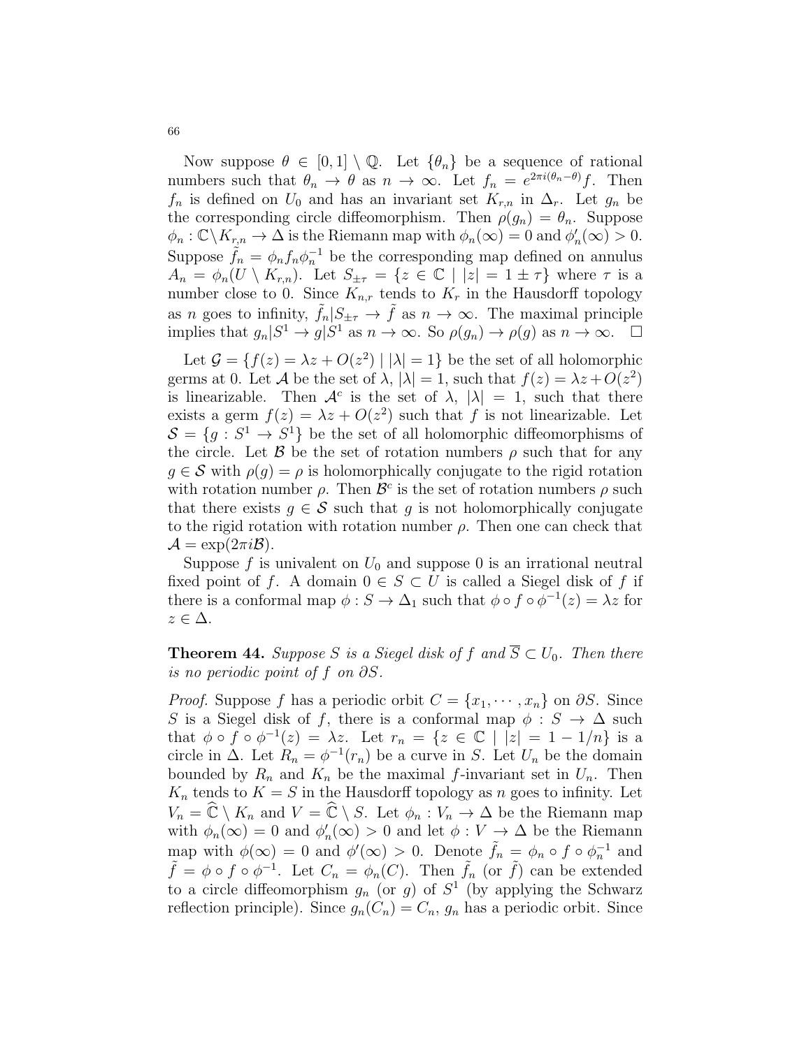Now suppose $\theta \in [0,1] \setminus \mathbb{Q}$. Let $\{\theta_n\}$ be a sequence of rational numbers such that $\theta_n \to \theta$ as $n \to \infty$. Let $f_n = e^{2\pi i(\theta_n - \theta)} f$. Then $f_n$ is defined on $U_0$ and has an invariant set $K_{r,n}$ in $\Delta_r$. Let $g_n$ be the corresponding circle diffeomorphism. Then $\rho(g_n) = \theta_n$. Suppose $\phi_n : \mathbb{C} \setminus K_{r,n} \to \Delta$ is the Riemann map with $\phi_n(\infty) = 0$ and $\phi_n'(\infty) > 0$. Suppose $\tilde{f}_n = \phi_n f_n \phi_n^{-1}$ be the corresponding map defined on annulus $A_n = \phi_n(U \setminus K_{r,n})$. Let $S_{\pm\tau} = \{z \in \mathbb{C} \mid |z| = 1 \pm \tau\}$ where $\tau$ is a number close to 0. Since $K_{n,r}$ tends to $K_r$ in the Hausdorff topology as $n$ goes to infinity, $\tilde{f}_n | S_{\pm\tau} \to \tilde{f}$ as $n \to \infty$. The maximal principle implies that $g_n | S^1 \to g | S^1$ as $n \to \infty$. So $\rho(g_n) \to \rho(g)$ as $n \to \infty$. $\square$

Let $\mathcal{G} = \{f(z) = \lambda z + O(z^2) \mid |\lambda| = 1\}$ be the set of all holomorphic germs at 0. Let $\mathcal{A}$ be the set of $\lambda$, $|\lambda| = 1$, such that $f(z) = \lambda z + O(z^2)$ is linearizable. Then $\mathcal{A}^c$ is the set of $\lambda$, $|\lambda| = 1$, such that there exists a germ $f(z) = \lambda z + O(z^2)$ such that $f$ is not linearizable. Let $\mathcal{S} = \{g : S^1 \to S^1\}$ be the set of all holomorphic diffeomorphisms of the circle. Let $\mathcal{B}$ be the set of rotation numbers $\rho$ such that for any $g \in \mathcal{S}$ with $\rho(g) = \rho$ is holomorphically conjugate to the rigid rotation with rotation number $\rho$. Then $\mathcal{B}^c$ is the set of rotation numbers $\rho$ such that there exists $g \in \mathcal{S}$ such that $g$ is not holomorphically conjugate to the rigid rotation with rotation number $\rho$. Then one can check that $\mathcal{A} = \exp(2\pi i \mathcal{B})$.

Suppose $f$ is univalent on $U_0$ and suppose 0 is an irrational neutral fixed point of $f$. A domain $0 \in S \subset U$ is called a Siegel disk of $f$ if there is a conformal map $\phi : S \to \Delta_1$ such that $\phi \circ f \circ \phi^{-1}(z) = \lambda z$ for $z \in \Delta$.

**Theorem 44.** *Suppose $S$ is a Siegel disk of $f$ and $\overline{S} \subset U_0$. Then there is no periodic point of $f$ on $\partial S$.*

*Proof.* Suppose $f$ has a periodic orbit $C = \{x_1, \cdots, x_n\}$ on $\partial S$. Since $S$ is a Siegel disk of $f$, there is a conformal map $\phi : S \to \Delta$ such that $\phi \circ f \circ \phi^{-1}(z) = \lambda z$. Let $r_n = \{z \in \mathbb{C} \mid |z| = 1 - 1/n\}$ is a circle in $\Delta$. Let $R_n = \phi^{-1}(r_n)$ be a curve in $S$. Let $U_n$ be the domain bounded by $R_n$ and $K_n$ be the maximal $f$-invariant set in $U_n$. Then $K_n$ tends to $K = S$ in the Hausdorff topology as $n$ goes to infinity. Let $V_n = \widehat{\mathbb{C}} \setminus K_n$ and $V = \widehat{\mathbb{C}} \setminus S$. Let $\phi_n : V_n \to \Delta$ be the Riemann map with $\phi_n(\infty) = 0$ and $\phi_n'(\infty) > 0$ and let $\phi : V \to \Delta$ be the Riemann map with $\phi(\infty) = 0$ and $\phi'(\infty) > 0$. Denote $\tilde{f}_n = \phi_n \circ f \circ \phi_n^{-1}$ and $\tilde{f} = \phi \circ f \circ \phi^{-1}$. Let $C_n = \phi_n(C)$. Then $\tilde{f}_n$ (or $\tilde{f}$) can be extended to a circle diffeomorphism $g_n$ (or $g$) of $S^1$ (by applying the Schwarz reflection principle). Since $g_n(C_n) = C_n$, $g_n$ has a periodic orbit. Since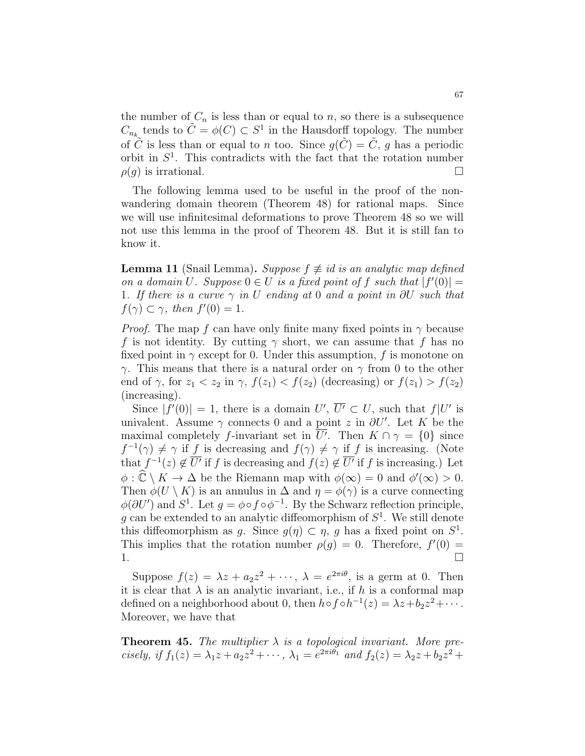the number of $C_n$ is less than or equal to $n$, so there is a subsequence $C_{n_k}$ tends to $\tilde{C} = \phi(C) \subset S^1$ in the Hausdorff topology. The number of $\tilde{C}$ is less than or equal to $n$ too. Since $g(\tilde{C}) = \tilde{C}$, $g$ has a periodic orbit in $S^1$. This contradicts with the fact that the rotation number $\rho(g)$ is irrational. □

The following lemma used to be useful in the proof of the non-wandering domain theorem (Theorem 48) for rational maps. Since we will use infinitesimal deformations to prove Theorem 48 so we will not use this lemma in the proof of Theorem 48. But it is still fan to know it.

**Lemma 11** (Snail Lemma)**.** *Suppose $f \not\equiv id$ is an analytic map defined on a domain $U$. Suppose $0 \in U$ is a fixed point of $f$ such that $|f'(0)| = 1$. If there is a curve $\gamma$ in $U$ ending at $0$ and a point in $\partial U$ such that $f(\gamma) \subset \gamma$, then $f'(0) = 1$.*

*Proof.* The map $f$ can have only finite many fixed points in $\gamma$ because $f$ is not identity. By cutting $\gamma$ short, we can assume that $f$ has no fixed point in $\gamma$ except for 0. Under this assumption, $f$ is monotone on $\gamma$. This means that there is a natural order on $\gamma$ from 0 to the other end of $\gamma$, for $z_1 < z_2$ in $\gamma$, $f(z_1) < f(z_2)$ (decreasing) or $f(z_1) > f(z_2)$ (increasing).

Since $|f'(0)| = 1$, there is a domain $U'$, $\overline{U'} \subset U$, such that $f|U'$ is univalent. Assume $\gamma$ connects 0 and a point $z$ in $\partial U'$. Let $K$ be the maximal completely $f$-invariant set in $\overline{U'}$. Then $K \cap \gamma = \{0\}$ since $f^{-1}(\gamma) \neq \gamma$ if $f$ is decreasing and $f(\gamma) \neq \gamma$ if $f$ is increasing. (Note that $f^{-1}(z) \notin \overline{U'}$ if $f$ is decreasing and $f(z) \notin \overline{U'}$ if $f$ is increasing.) Let $\phi : \widehat{\mathbb{C}} \setminus K \to \Delta$ be the Riemann map with $\phi(\infty) = 0$ and $\phi'(\infty) > 0$. Then $\phi(U \setminus K)$ is an annulus in $\Delta$ and $\eta = \phi(\gamma)$ is a curve connecting $\phi(\partial U')$ and $S^1$. Let $g = \phi \circ f \circ \phi^{-1}$. By the Schwarz reflection principle, $g$ can be extended to an analytic diffeomorphism of $S^1$. We still denote this diffeomorphism as $g$. Since $g(\eta) \subset \eta$, $g$ has a fixed point on $S^1$. This implies that the rotation number $\rho(g) = 0$. Therefore, $f'(0) = 1$. □

Suppose $f(z) = \lambda z + a_2 z^2 + \cdots$, $\lambda = e^{2\pi i \theta}$, is a germ at 0. Then it is clear that $\lambda$ is an analytic invariant, i.e., if $h$ is a conformal map defined on a neighborhood about 0, then $h \circ f \circ h^{-1}(z) = \lambda z + b_2 z^2 + \cdots$. Moreover, we have that

**Theorem 45.** *The multiplier $\lambda$ is a topological invariant. More precisely, if $f_1(z) = \lambda_1 z + a_2 z^2 + \cdots$, $\lambda_1 = e^{2\pi i \theta_1}$ and $f_2(z) = \lambda_2 z + b_2 z^2 +$*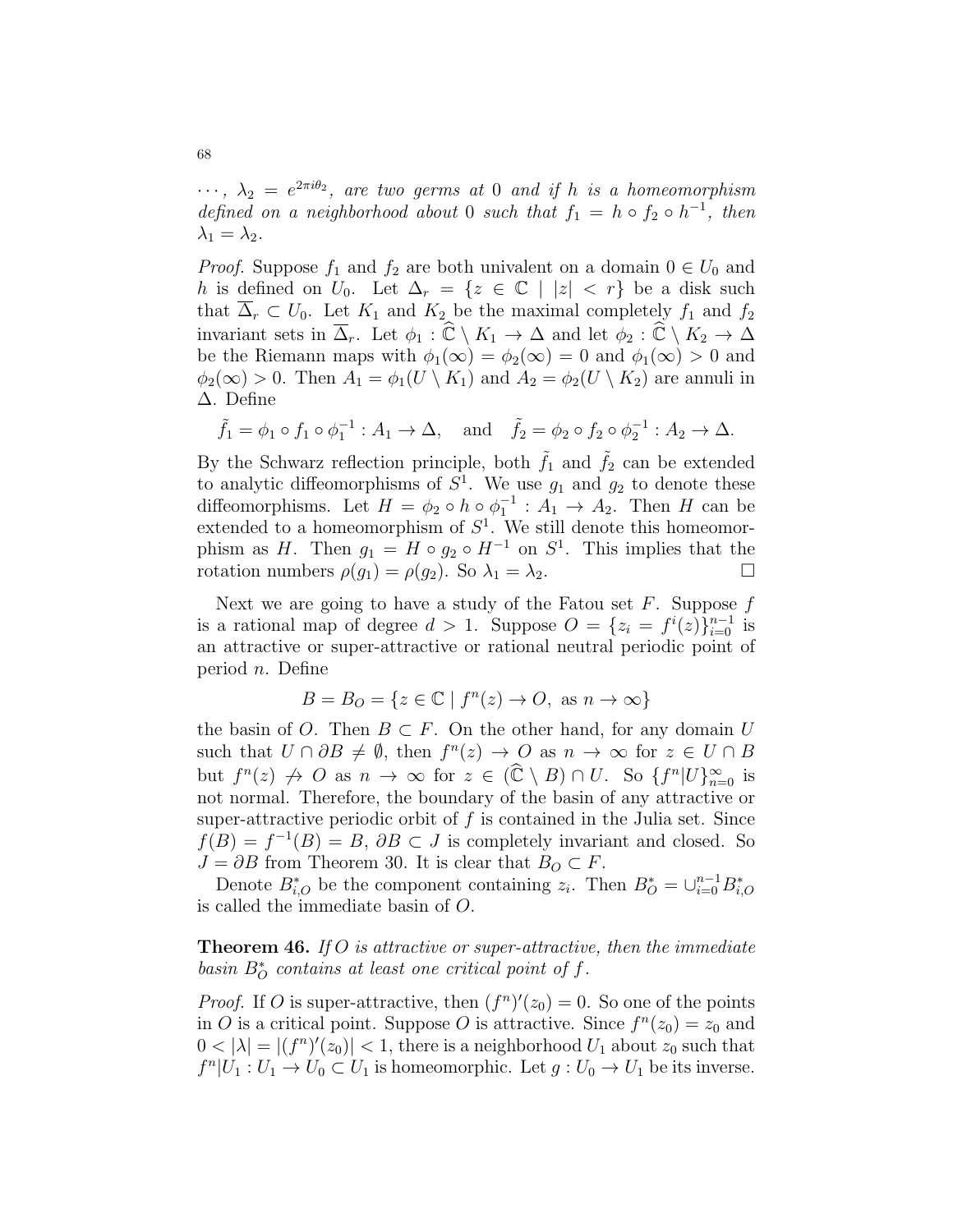*$\cdots$, $\lambda_2 = e^{2\pi i\theta_2}$, are two germs at 0 and if $h$ is a homeomorphism defined on a neighborhood about 0 such that $f_1 = h \circ f_2 \circ h^{-1}$, then $\lambda_1 = \lambda_2$.*

*Proof.* Suppose $f_1$ and $f_2$ are both univalent on a domain $0 \in U_0$ and $h$ is defined on $U_0$. Let $\Delta_r = \{z \in \mathbb{C} \mid |z| < r\}$ be a disk such that $\overline{\Delta}_r \subset U_0$. Let $K_1$ and $K_2$ be the maximal completely $f_1$ and $f_2$ invariant sets in $\overline{\Delta}_r$. Let $\phi_1 : \widehat{\mathbb{C}} \setminus K_1 \to \Delta$ and let $\phi_2 : \widehat{\mathbb{C}} \setminus K_2 \to \Delta$ be the Riemann maps with $\phi_1(\infty) = \phi_2(\infty) = 0$ and $\phi_1(\infty) > 0$ and $\phi_2(\infty) > 0$. Then $A_1 = \phi_1(U \setminus K_1)$ and $A_2 = \phi_2(U \setminus K_2)$ are annuli in $\Delta$. Define

$$\tilde{f}_1 = \phi_1 \circ f_1 \circ \phi_1^{-1} : A_1 \to \Delta, \quad \text{and} \quad \tilde{f}_2 = \phi_2 \circ f_2 \circ \phi_2^{-1} : A_2 \to \Delta.$$

By the Schwarz reflection principle, both $\tilde{f}_1$ and $\tilde{f}_2$ can be extended to analytic diffeomorphisms of $S^1$. We use $g_1$ and $g_2$ to denote these diffeomorphisms. Let $H = \phi_2 \circ h \circ \phi_1^{-1} : A_1 \to A_2$. Then $H$ can be extended to a homeomorphism of $S^1$. We still denote this homeomorphism as $H$. Then $g_1 = H \circ g_2 \circ H^{-1}$ on $S^1$. This implies that the rotation numbers $\rho(g_1) = \rho(g_2)$. So $\lambda_1 = \lambda_2$. $\square$

Next we are going to have a study of the Fatou set $F$. Suppose $f$ is a rational map of degree $d > 1$. Suppose $O = \{z_i = f^i(z)\}_{i=0}^{n-1}$ is an attractive or super-attractive or rational neutral periodic point of period $n$. Define

$$B = B_O = \{z \in \mathbb{C} \mid f^n(z) \to O, \text{ as } n \to \infty\}$$

the basin of $O$. Then $B \subset F$. On the other hand, for any domain $U$ such that $U \cap \partial B \neq \emptyset$, then $f^n(z) \to O$ as $n \to \infty$ for $z \in U \cap B$ but $f^n(z) \not\to O$ as $n \to \infty$ for $z \in (\widehat{\mathbb{C}} \setminus B) \cap U$. So $\{f^n|U\}_{n=0}^{\infty}$ is not normal. Therefore, the boundary of the basin of any attractive or super-attractive periodic orbit of $f$ is contained in the Julia set. Since $f(B) = f^{-1}(B) = B$, $\partial B \subset J$ is completely invariant and closed. So $J = \partial B$ from Theorem 30. It is clear that $B_O \subset F$.

Denote $B^*_{i,O}$ be the component containing $z_i$. Then $B^*_O = \cup_{i=0}^{n-1} B^*_{i,O}$ is called the immediate basin of $O$.

**Theorem 46.** *If $O$ is attractive or super-attractive, then the immediate basin $B^*_O$ contains at least one critical point of $f$.*

*Proof.* If $O$ is super-attractive, then $(f^n)'(z_0) = 0$. So one of the points in $O$ is a critical point. Suppose $O$ is attractive. Since $f^n(z_0) = z_0$ and $0 < |\lambda| = |(f^n)'(z_0)| < 1$, there is a neighborhood $U_1$ about $z_0$ such that $f^n|U_1 : U_1 \to U_0 \subset U_1$ is homeomorphic. Let $g : U_0 \to U_1$ be its inverse.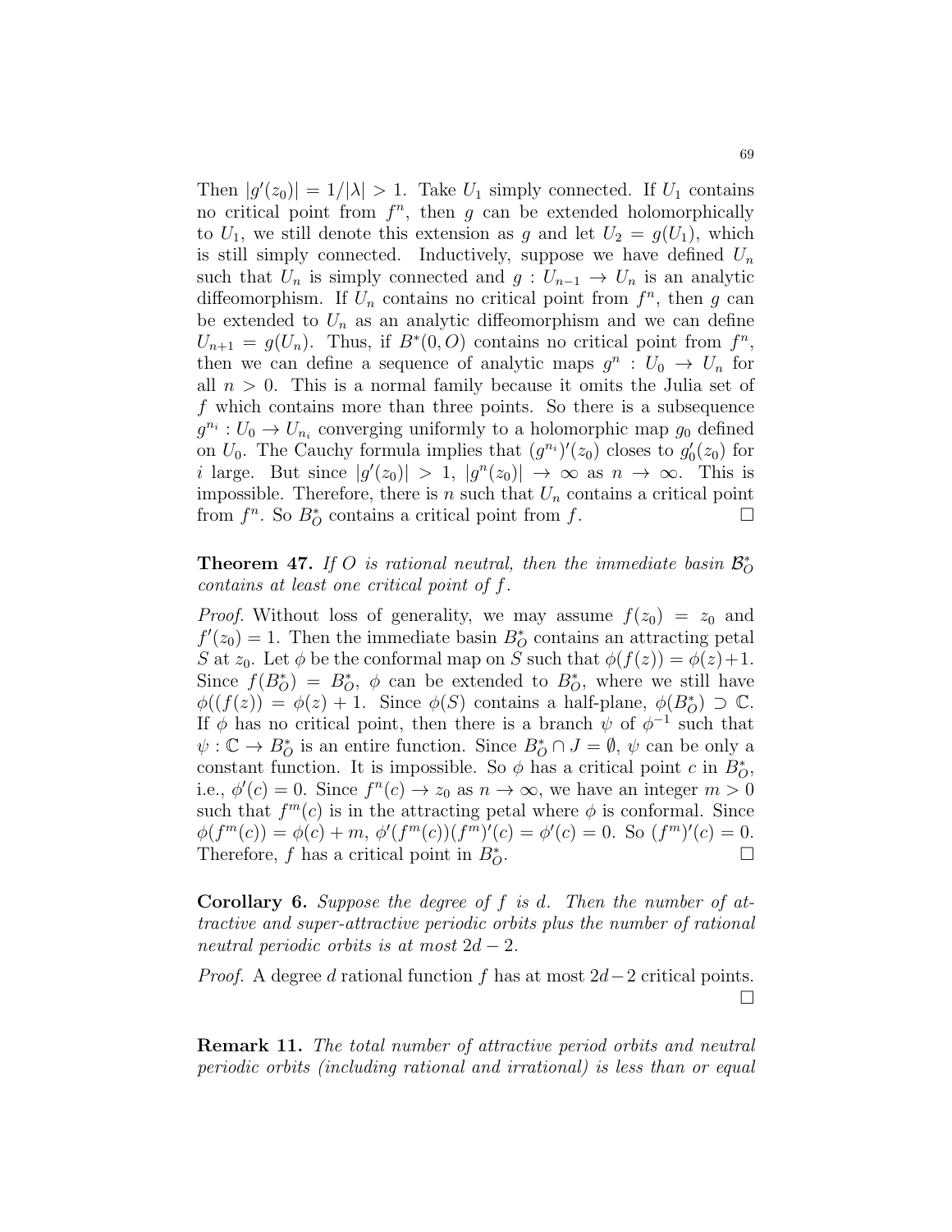Then $|g'(z_0)| = 1/|\lambda| > 1$. Take $U_1$ simply connected. If $U_1$ contains no critical point from $f^n$, then $g$ can be extended holomorphically to $U_1$, we still denote this extension as $g$ and let $U_2 = g(U_1)$, which is still simply connected. Inductively, suppose we have defined $U_n$ such that $U_n$ is simply connected and $g : U_{n-1} \to U_n$ is an analytic diffeomorphism. If $U_n$ contains no critical point from $f^n$, then $g$ can be extended to $U_n$ as an analytic diffeomorphism and we can define $U_{n+1} = g(U_n)$. Thus, if $B^*(0, O)$ contains no critical point from $f^n$, then we can define a sequence of analytic maps $g^n : U_0 \to U_n$ for all $n > 0$. This is a normal family because it omits the Julia set of $f$ which contains more than three points. So there is a subsequence $g^{n_i} : U_0 \to U_{n_i}$ converging uniformly to a holomorphic map $g_0$ defined on $U_0$. The Cauchy formula implies that $(g^{n_i})'(z_0)$ closes to $g_0'(z_0)$ for $i$ large. But since $|g'(z_0)| > 1$, $|g^n(z_0)| \to \infty$ as $n \to \infty$. This is impossible. Therefore, there is $n$ such that $U_n$ contains a critical point from $f^n$. So $B_O^*$ contains a critical point from $f$. □

**Theorem 47.** *If $O$ is rational neutral, then the immediate basin $\mathcal{B}_O^*$ contains at least one critical point of $f$.*

*Proof.* Without loss of generality, we may assume $f(z_0) = z_0$ and $f'(z_0) = 1$. Then the immediate basin $B_O^*$ contains an attracting petal $S$ at $z_0$. Let $\phi$ be the conformal map on $S$ such that $\phi(f(z)) = \phi(z)+1$. Since $f(B_O^*) = B_O^*$, $\phi$ can be extended to $B_O^*$, where we still have $\phi((f(z)) = \phi(z) + 1$. Since $\phi(S)$ contains a half-plane, $\phi(B_O^*) \supset \mathbb{C}$. If $\phi$ has no critical point, then there is a branch $\psi$ of $\phi^{-1}$ such that $\psi : \mathbb{C} \to B_O^*$ is an entire function. Since $B_O^* \cap J = \emptyset$, $\psi$ can be only a constant function. It is impossible. So $\phi$ has a critical point $c$ in $B_O^*$, i.e., $\phi'(c) = 0$. Since $f^n(c) \to z_0$ as $n \to \infty$, we have an integer $m > 0$ such that $f^m(c)$ is in the attracting petal where $\phi$ is conformal. Since $\phi(f^m(c)) = \phi(c) + m$, $\phi'(f^m(c))(f^m)'(c) = \phi'(c) = 0$. So $(f^m)'(c) = 0$. Therefore, $f$ has a critical point in $B_O^*$. □

**Corollary 6.** *Suppose the degree of $f$ is $d$. Then the number of attractive and super-attractive periodic orbits plus the number of rational neutral periodic orbits is at most $2d - 2$.*

*Proof.* A degree $d$ rational function $f$ has at most $2d-2$ critical points. □

**Remark 11.** *The total number of attractive period orbits and neutral periodic orbits (including rational and irrational) is less than or equal*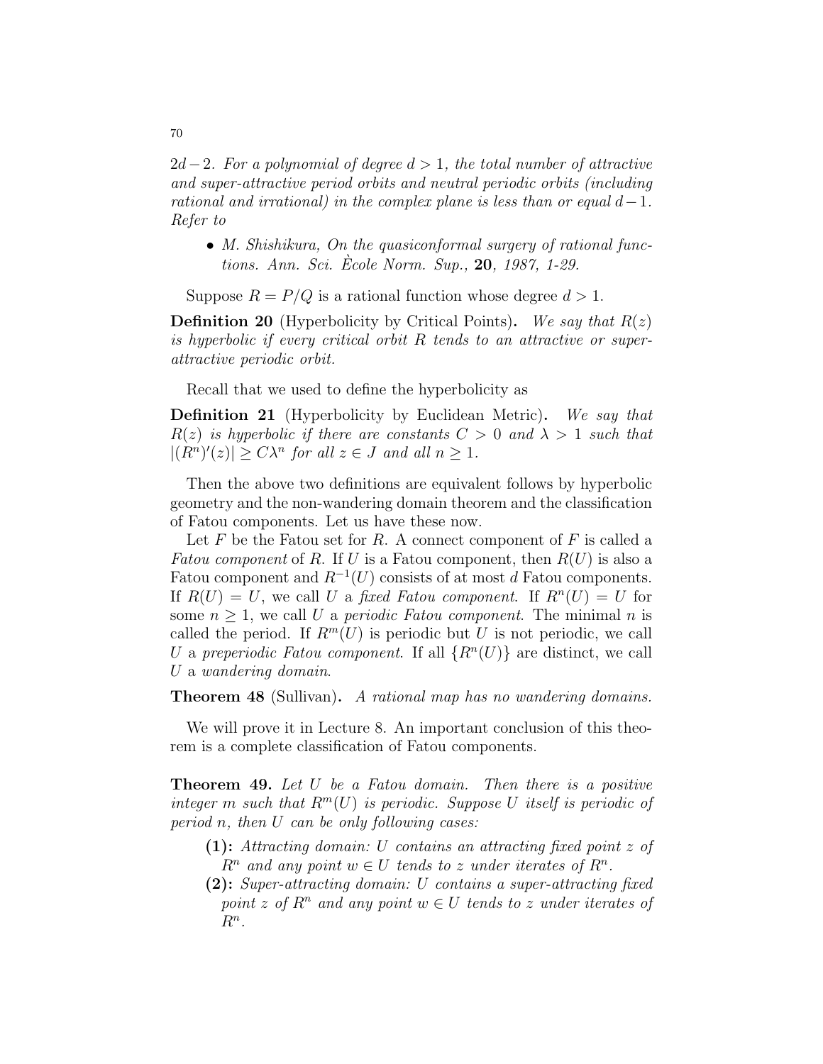$2d-2$. *For a polynomial of degree $d > 1$, the total number of attractive and super-attractive period orbits and neutral periodic orbits (including rational and irrational) in the complex plane is less than or equal $d-1$. Refer to*

- *M. Shishikura, On the quasiconformal surgery of rational functions. Ann. Sci. Ècole Norm. Sup.,* **20***, 1987, 1-29.*

Suppose $R = P/Q$ is a rational function whose degree $d > 1$.

**Definition 20** (Hyperbolicity by Critical Points)**.** *We say that $R(z)$ is hyperbolic if every critical orbit $R$ tends to an attractive or super-attractive periodic orbit.*

Recall that we used to define the hyperbolicity as

**Definition 21** (Hyperbolicity by Euclidean Metric)**.** *We say that $R(z)$ is hyperbolic if there are constants $C > 0$ and $\lambda > 1$ such that $|(R^n)'(z)| \geq C\lambda^n$ for all $z \in J$ and all $n \geq 1$.*

Then the above two definitions are equivalent follows by hyperbolic geometry and the non-wandering domain theorem and the classification of Fatou components. Let us have these now.

Let $F$ be the Fatou set for $R$. A connect component of $F$ is called a *Fatou component* of $R$. If $U$ is a Fatou component, then $R(U)$ is also a Fatou component and $R^{-1}(U)$ consists of at most $d$ Fatou components. If $R(U) = U$, we call $U$ a *fixed Fatou component*. If $R^n(U) = U$ for some $n \geq 1$, we call $U$ a *periodic Fatou component*. The minimal $n$ is called the period. If $R^m(U)$ is periodic but $U$ is not periodic, we call $U$ a *preperiodic Fatou component*. If all $\{R^n(U)\}$ are distinct, we call $U$ a *wandering domain*.

**Theorem 48** (Sullivan)**.** *A rational map has no wandering domains.*

We will prove it in Lecture 8. An important conclusion of this theorem is a complete classification of Fatou components.

**Theorem 49.** *Let $U$ be a Fatou domain. Then there is a positive integer $m$ such that $R^m(U)$ is periodic. Suppose $U$ itself is periodic of period $n$, then $U$ can be only following cases:*

- **(1):** *Attracting domain: $U$ contains an attracting fixed point $z$ of $R^n$ and any point $w \in U$ tends to $z$ under iterates of $R^n$.*
- **(2):** *Super-attracting domain: $U$ contains a super-attracting fixed point $z$ of $R^n$ and any point $w \in U$ tends to $z$ under iterates of $R^n$.*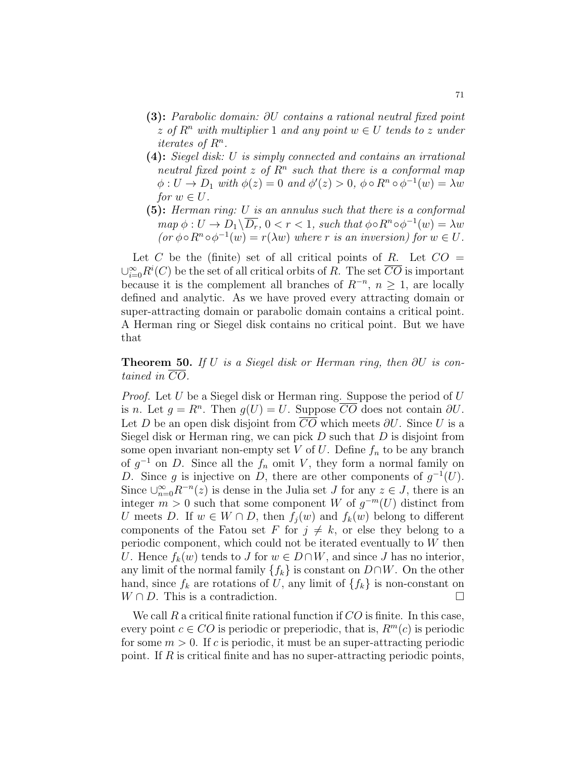- **(3):** *Parabolic domain: $\partial U$ contains a rational neutral fixed point $z$ of $R^n$ with multiplier 1 and any point $w \in U$ tends to $z$ under iterates of $R^n$.*
- **(4):** *Siegel disk: $U$ is simply connected and contains an irrational neutral fixed point $z$ of $R^n$ such that there is a conformal map $\phi : U \to D_1$ with $\phi(z) = 0$ and $\phi'(z) > 0$, $\phi \circ R^n \circ \phi^{-1}(w) = \lambda w$ for $w \in U$.*
- **(5):** *Herman ring: $U$ is an annulus such that there is a conformal map $\phi : U \to D_1 \setminus \overline{D_r}$, $0 < r < 1$, such that $\phi \circ R^n \circ \phi^{-1}(w) = \lambda w$ (or $\phi \circ R^n \circ \phi^{-1}(w) = r(\lambda w)$ where $r$ is an inversion) for $w \in U$.*

Let $C$ be the (finite) set of all critical points of $R$. Let $CO = \cup_{i=0}^{\infty} R^i(C)$ be the set of all critical orbits of $R$. The set $\overline{CO}$ is important because it is the complement all branches of $R^{-n}$, $n \geq 1$, are locally defined and analytic. As we have proved every attracting domain or super-attracting domain or parabolic domain contains a critical point. A Herman ring or Siegel disk contains no critical point. But we have that

**Theorem 50.** *If $U$ is a Siegel disk or Herman ring, then $\partial U$ is contained in $\overline{CO}$.*

*Proof.* Let $U$ be a Siegel disk or Herman ring. Suppose the period of $U$ is $n$. Let $g = R^n$. Then $g(U) = U$. Suppose $\overline{CO}$ does not contain $\partial U$. Let $D$ be an open disk disjoint from $\overline{CO}$ which meets $\partial U$. Since $U$ is a Siegel disk or Herman ring, we can pick $D$ such that $D$ is disjoint from some open invariant non-empty set $V$ of $U$. Define $f_n$ to be any branch of $g^{-1}$ on $D$. Since all the $f_n$ omit $V$, they form a normal family on $D$. Since $g$ is injective on $D$, there are other components of $g^{-1}(U)$. Since $\cup_{n=0}^{\infty} R^{-n}(z)$ is dense in the Julia set $J$ for any $z \in J$, there is an integer $m > 0$ such that some component $W$ of $g^{-m}(U)$ distinct from $U$ meets $D$. If $w \in W \cap D$, then $f_j(w)$ and $f_k(w)$ belong to different components of the Fatou set $F$ for $j \neq k$, or else they belong to a periodic component, which could not be iterated eventually to $W$ then $U$. Hence $f_k(w)$ tends to $J$ for $w \in D \cap W$, and since $J$ has no interior, any limit of the normal family $\{f_k\}$ is constant on $D \cap W$. On the other hand, since $f_k$ are rotations of $U$, any limit of $\{f_k\}$ is non-constant on $W \cap D$. This is a contradiction. $\square$

We call $R$ a critical finite rational function if $CO$ is finite. In this case, every point $c \in CO$ is periodic or preperiodic, that is, $R^m(c)$ is periodic for some $m > 0$. If $c$ is periodic, it must be an super-attracting periodic point. If $R$ is critical finite and has no super-attracting periodic points,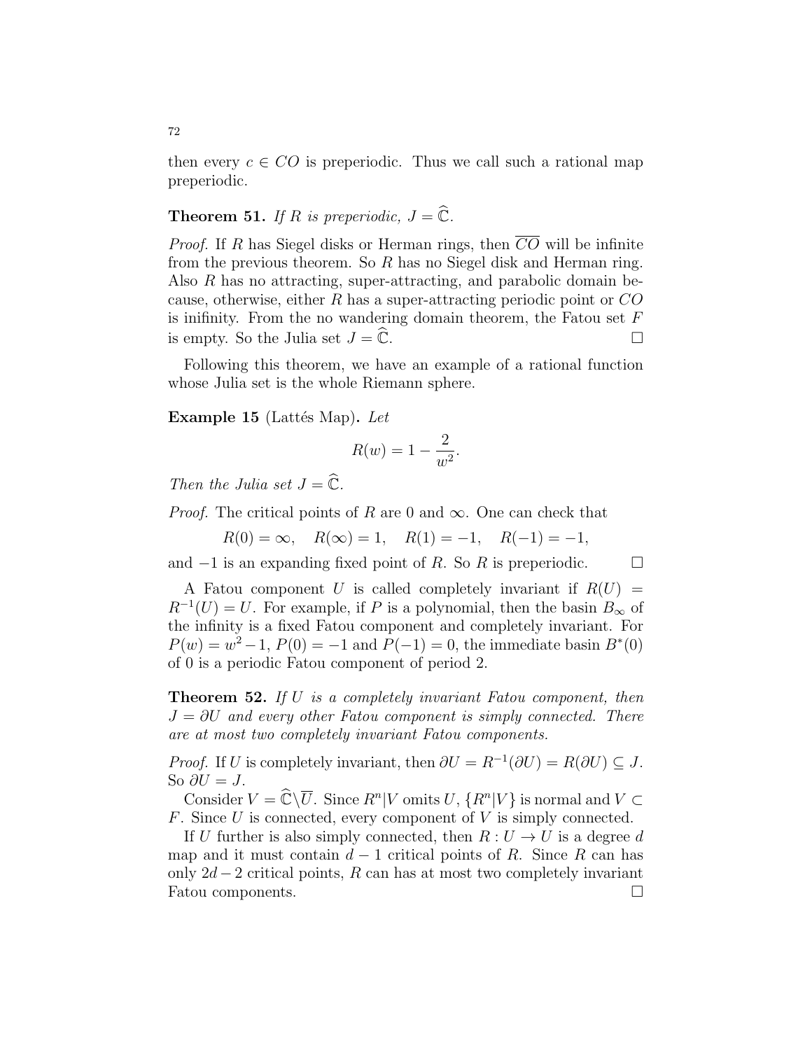then every $c \in CO$ is preperiodic. Thus we call such a rational map preperiodic.

**Theorem 51.** *If $R$ is preperiodic, $J = \widehat{\mathbb{C}}$.*

*Proof.* If $R$ has Siegel disks or Herman rings, then $\overline{CO}$ will be infinite from the previous theorem. So $R$ has no Siegel disk and Herman ring. Also $R$ has no attracting, super-attracting, and parabolic domain because, otherwise, either $R$ has a super-attracting periodic point or $CO$ is inifinity. From the no wandering domain theorem, the Fatou set $F$ is empty. So the Julia set $J = \widehat{\mathbb{C}}$. □

Following this theorem, we have an example of a rational function whose Julia set is the whole Riemann sphere.

**Example 15** (Lattés Map)**.** *Let*

$$R(w) = 1 - \frac{2}{w^2}.$$

*Then the Julia set $J = \widehat{\mathbb{C}}$.*

*Proof.* The critical points of $R$ are $0$ and $\infty$. One can check that

$$R(0) = \infty, \quad R(\infty) = 1, \quad R(1) = -1, \quad R(-1) = -1,$$

and $-1$ is an expanding fixed point of $R$. So $R$ is preperiodic. □

A Fatou component $U$ is called completely invariant if $R(U) = R^{-1}(U) = U$. For example, if $P$ is a polynomial, then the basin $B_\infty$ of the infinity is a fixed Fatou component and completely invariant. For $P(w) = w^2 - 1$, $P(0) = -1$ and $P(-1) = 0$, the immediate basin $B^*(0)$ of $0$ is a periodic Fatou component of period 2.

**Theorem 52.** *If $U$ is a completely invariant Fatou component, then $J = \partial U$ and every other Fatou component is simply connected. There are at most two completely invariant Fatou components.*

*Proof.* If $U$ is completely invariant, then $\partial U = R^{-1}(\partial U) = R(\partial U) \subseteq J$. So $\partial U = J$.

Consider $V = \widehat{\mathbb{C}} \backslash \overline{U}$. Since $R^n|V$ omits $U$, $\{R^n|V\}$ is normal and $V \subset F$. Since $U$ is connected, every component of $V$ is simply connected.

If $U$ further is also simply connected, then $R : U \to U$ is a degree $d$ map and it must contain $d - 1$ critical points of $R$. Since $R$ can has only $2d - 2$ critical points, $R$ can has at most two completely invariant Fatou components. □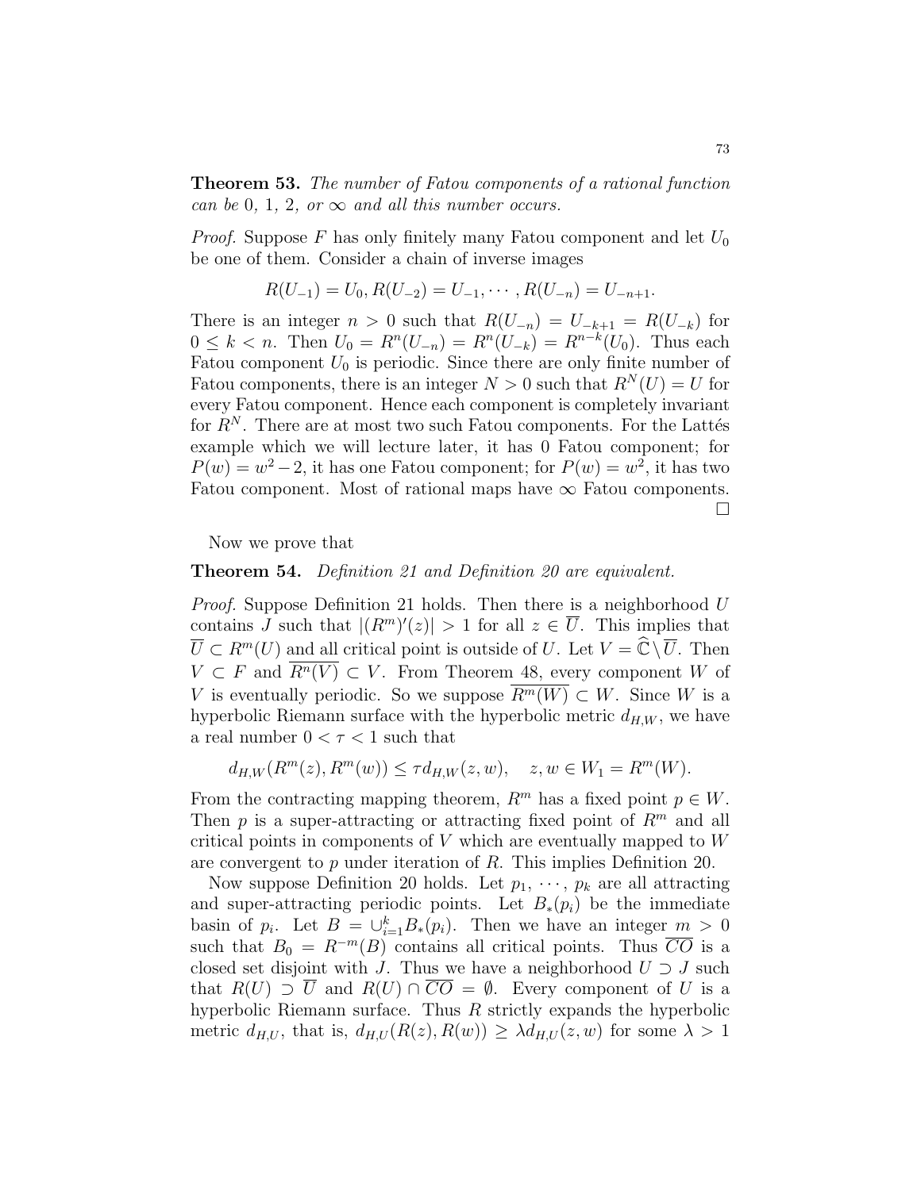**Theorem 53.** *The number of Fatou components of a rational function can be* 0, 1, 2, *or* $\infty$ *and all this number occurs.*

*Proof.* Suppose $F$ has only finitely many Fatou component and let $U_0$ be one of them. Consider a chain of inverse images

$$R(U_{-1}) = U_0, R(U_{-2}) = U_{-1}, \cdots, R(U_{-n}) = U_{-n+1}.$$

There is an integer $n > 0$ such that $R(U_{-n}) = U_{-k+1} = R(U_{-k})$ for $0 \leq k < n$. Then $U_0 = R^n(U_{-n}) = R^n(U_{-k}) = R^{n-k}(U_0)$. Thus each Fatou component $U_0$ is periodic. Since there are only finite number of Fatou components, there is an integer $N > 0$ such that $R^N(U) = U$ for every Fatou component. Hence each component is completely invariant for $R^N$. There are at most two such Fatou components. For the Lattés example which we will lecture later, it has 0 Fatou component; for $P(w) = w^2 - 2$, it has one Fatou component; for $P(w) = w^2$, it has two Fatou component. Most of rational maps have $\infty$ Fatou components. $\square$

Now we prove that

**Theorem 54.** *Definition 21 and Definition 20 are equivalent.*

*Proof.* Suppose Definition 21 holds. Then there is a neighborhood $U$ contains $J$ such that $|(R^m)'(z)| > 1$ for all $z \in \overline{U}$. This implies that $\overline{U} \subset R^m(U)$ and all critical point is outside of $U$. Let $V = \widehat{\mathbb{C}} \setminus \overline{U}$. Then $V \subset F$ and $\overline{R^n(V)} \subset V$. From Theorem 48, every component $W$ of $V$ is eventually periodic. So we suppose $\overline{R^m(W)} \subset W$. Since $W$ is a hyperbolic Riemann surface with the hyperbolic metric $d_{H,W}$, we have a real number $0 < \tau < 1$ such that

$$d_{H,W}(R^m(z), R^m(w)) \leq \tau d_{H,W}(z, w), \quad z, w \in W_1 = R^m(W).$$

From the contracting mapping theorem, $R^m$ has a fixed point $p \in W$. Then $p$ is a super-attracting or attracting fixed point of $R^m$ and all critical points in components of $V$ which are eventually mapped to $W$ are convergent to $p$ under iteration of $R$. This implies Definition 20.

Now suppose Definition 20 holds. Let $p_1, \cdots, p_k$ are all attracting and super-attracting periodic points. Let $B_*(p_i)$ be the immediate basin of $p_i$. Let $B = \cup_{i=1}^k B_*(p_i)$. Then we have an integer $m > 0$ such that $B_0 = R^{-m}(B)$ contains all critical points. Thus $\overline{CO}$ is a closed set disjoint with $J$. Thus we have a neighborhood $U \supset J$ such that $R(U) \supset \overline{U}$ and $R(U) \cap \overline{CO} = \emptyset$. Every component of $U$ is a hyperbolic Riemann surface. Thus $R$ strictly expands the hyperbolic metric $d_{H,U}$, that is, $d_{H,U}(R(z), R(w)) \geq \lambda d_{H,U}(z, w)$ for some $\lambda > 1$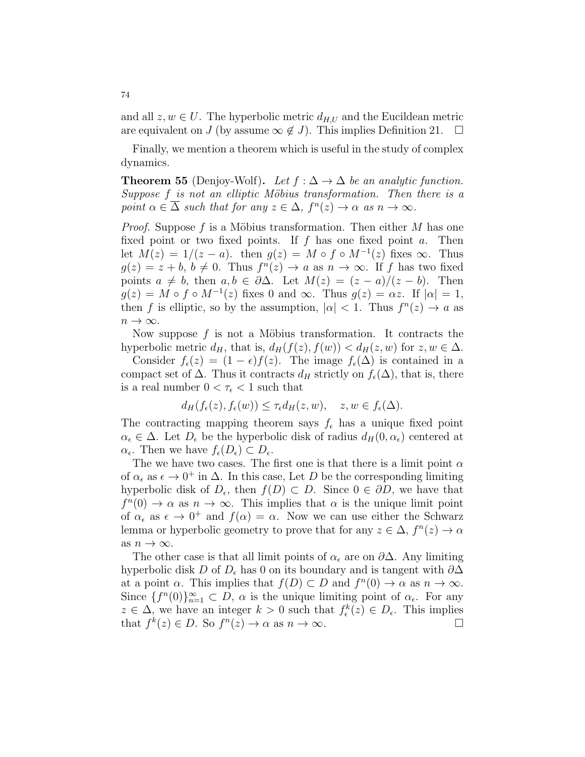and all $z, w \in U$. The hyperbolic metric $d_{H,U}$ and the Eucildean metric are equivalent on $J$ (by assume $\infty \notin J$). This implies Definition 21. $\square$

Finally, we mention a theorem which is useful in the study of complex dynamics.

**Theorem 55** (Denjoy-Wolf). *Let $f : \Delta \to \Delta$ be an analytic function. Suppose $f$ is not an elliptic Möbius transformation. Then there is a point $\alpha \in \overline{\Delta}$ such that for any $z \in \Delta$, $f^n(z) \to \alpha$ as $n \to \infty$.*

*Proof.* Suppose $f$ is a Möbius transformation. Then either $M$ has one fixed point or two fixed points. If $f$ has one fixed point $a$. Then let $M(z) = 1/(z-a)$. then $g(z) = M \circ f \circ M^{-1}(z)$ fixes $\infty$. Thus $g(z) = z + b$, $b \neq 0$. Thus $f^n(z) \to a$ as $n \to \infty$. If $f$ has two fixed points $a \neq b$, then $a, b \in \partial\Delta$. Let $M(z) = (z-a)/(z-b)$. Then $g(z) = M \circ f \circ M^{-1}(z)$ fixes $0$ and $\infty$. Thus $g(z) = \alpha z$. If $|\alpha| = 1$, then $f$ is elliptic, so by the assumption, $|\alpha| < 1$. Thus $f^n(z) \to a$ as $n \to \infty$.

Now suppose $f$ is not a Möbius transformation. It contracts the hyperbolic metric $d_H$, that is, $d_H(f(z), f(w)) < d_H(z, w)$ for $z, w \in \Delta$.

Consider $f_\epsilon(z) = (1-\epsilon) f(z)$. The image $f_\epsilon(\Delta)$ is contained in a compact set of $\Delta$. Thus it contracts $d_H$ strictly on $f_\epsilon(\Delta)$, that is, there is a real number $0 < \tau_\epsilon < 1$ such that

$$d_H(f_\epsilon(z), f_\epsilon(w)) \leq \tau_\epsilon d_H(z, w), \quad z, w \in f_\epsilon(\Delta).$$

The contracting mapping theorem says $f_\epsilon$ has a unique fixed point $\alpha_\epsilon \in \Delta$. Let $D_\epsilon$ be the hyperbolic disk of radius $d_H(0, \alpha_\epsilon)$ centered at $\alpha_\epsilon$. Then we have $f_\epsilon(D_\epsilon) \subset D_\epsilon$.

The we have two cases. The first one is that there is a limit point $\alpha$ of $\alpha_\epsilon$ as $\epsilon \to 0^+$ in $\Delta$. In this case, Let $D$ be the corresponding limiting hyperbolic disk of $D_\epsilon$, then $f(D) \subset D$. Since $0 \in \partial D$, we have that $f^n(0) \to \alpha$ as $n \to \infty$. This implies that $\alpha$ is the unique limit point of $\alpha_\epsilon$ as $\epsilon \to 0^+$ and $f(\alpha) = \alpha$. Now we can use either the Schwarz lemma or hyperbolic geometry to prove that for any $z \in \Delta$, $f^n(z) \to \alpha$ as $n \to \infty$.

The other case is that all limit points of $\alpha_\epsilon$ are on $\partial\Delta$. Any limiting hyperbolic disk $D$ of $D_\epsilon$ has $0$ on its boundary and is tangent with $\partial\Delta$ at a point $\alpha$. This implies that $f(D) \subset D$ and $f^n(0) \to \alpha$ as $n \to \infty$. Since $\{f^n(0)\}_{n=1}^\infty \subset D$, $\alpha$ is the unique limiting point of $\alpha_\epsilon$. For any $z \in \Delta$, we have an integer $k > 0$ such that $f_\epsilon^k(z) \in D_\epsilon$. This implies that $f^k(z) \in D$. So $f^n(z) \to \alpha$ as $n \to \infty$. $\square$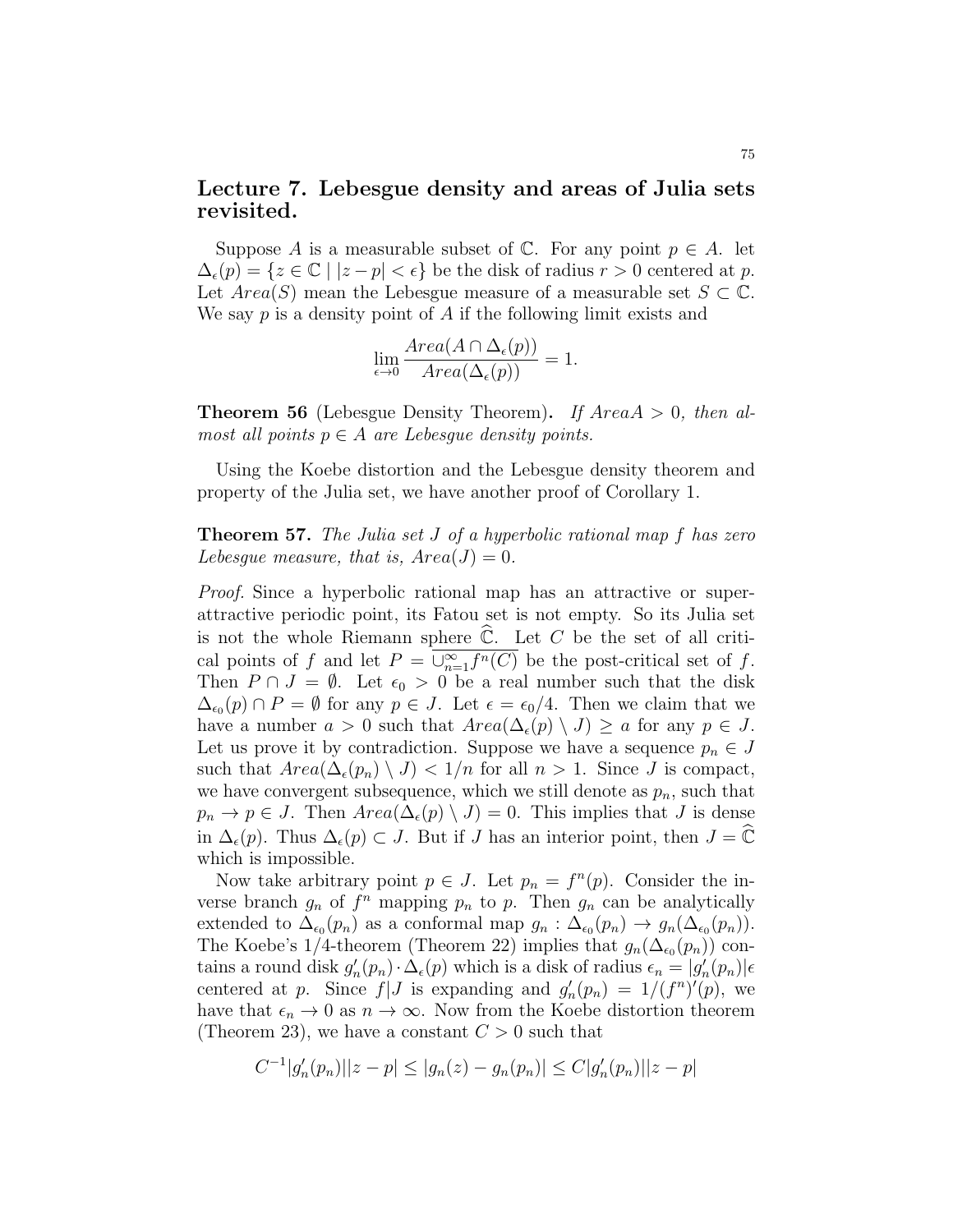## Lecture 7. Lebesgue density and areas of Julia sets revisited.

Suppose $A$ is a measurable subset of $\mathbb{C}$. For any point $p \in A$. let $\Delta_\epsilon(p) = \{z \in \mathbb{C} \mid |z - p| < \epsilon\}$ be the disk of radius $r > 0$ centered at $p$. Let $Area(S)$ mean the Lebesgue measure of a measurable set $S \subset \mathbb{C}$. We say $p$ is a density point of $A$ if the following limit exists and

$$\lim_{\epsilon \to 0} \frac{Area(A \cap \Delta_\epsilon(p))}{Area(\Delta_\epsilon(p))} = 1.$$

**Theorem 56** (Lebesgue Density Theorem)**.** *If $Area A > 0$, then almost all points $p \in A$ are Lebesgue density points.*

Using the Koebe distortion and the Lebesgue density theorem and property of the Julia set, we have another proof of Corollary 1.

**Theorem 57.** *The Julia set $J$ of a hyperbolic rational map $f$ has zero Lebesgue measure, that is, $Area(J) = 0$.*

*Proof.* Since a hyperbolic rational map has an attractive or super-attractive periodic point, its Fatou set is not empty. So its Julia set is not the whole Riemann sphere $\widehat{\mathbb{C}}$. Let $C$ be the set of all critical points of $f$ and let $P = \overline{\cup_{n=1}^{\infty} f^n(C)}$ be the post-critical set of $f$. Then $P \cap J = \emptyset$. Let $\epsilon_0 > 0$ be a real number such that the disk $\Delta_{\epsilon_0}(p) \cap P = \emptyset$ for any $p \in J$. Let $\epsilon = \epsilon_0/4$. Then we claim that we have a number $a > 0$ such that $Area(\Delta_\epsilon(p) \setminus J) \geq a$ for any $p \in J$. Let us prove it by contradiction. Suppose we have a sequence $p_n \in J$ such that $Area(\Delta_\epsilon(p_n) \setminus J) < 1/n$ for all $n > 1$. Since $J$ is compact, we have convergent subsequence, which we still denote as $p_n$, such that $p_n \to p \in J$. Then $Area(\Delta_\epsilon(p) \setminus J) = 0$. This implies that $J$ is dense in $\Delta_\epsilon(p)$. Thus $\Delta_\epsilon(p) \subset J$. But if $J$ has an interior point, then $J = \widehat{\mathbb{C}}$ which is impossible.

Now take arbitrary point $p \in J$. Let $p_n = f^n(p)$. Consider the inverse branch $g_n$ of $f^n$ mapping $p_n$ to $p$. Then $g_n$ can be analytically extended to $\Delta_{\epsilon_0}(p_n)$ as a conformal map $g_n : \Delta_{\epsilon_0}(p_n) \to g_n(\Delta_{\epsilon_0}(p_n))$. The Koebe's 1/4-theorem (Theorem 22) implies that $g_n(\Delta_{\epsilon_0}(p_n))$ contains a round disk $g_n'(p_n) \cdot \Delta_\epsilon(p)$ which is a disk of radius $\epsilon_n = |g_n'(p_n)|\epsilon$ centered at $p$. Since $f|J$ is expanding and $g_n'(p_n) = 1/(f^n)'(p)$, we have that $\epsilon_n \to 0$ as $n \to \infty$. Now from the Koebe distortion theorem (Theorem 23), we have a constant $C > 0$ such that

$$C^{-1}|g_n'(p_n)||z - p| \leq |g_n(z) - g_n(p_n)| \leq C|g_n'(p_n)||z - p|$$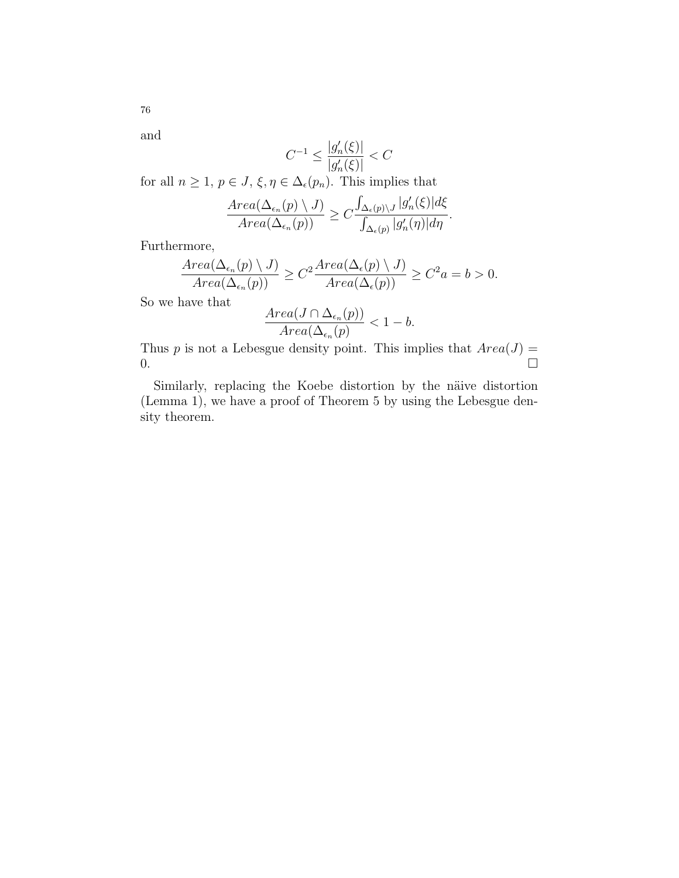and

$$C^{-1} \leq \frac{|g_n'(\xi)|}{|g_n'(\xi)|} < C$$

for all $n \geq 1$, $p \in J$, $\xi, \eta \in \Delta_\epsilon(p_n)$. This implies that

$$\frac{Area(\Delta_{\epsilon_n}(p) \setminus J)}{Area(\Delta_{\epsilon_n}(p))} \geq C \frac{\int_{\Delta_\epsilon(p)\setminus J} |g_n'(\xi)| d\xi}{\int_{\Delta_\epsilon(p)} |g_n'(\eta)| d\eta}.$$

Furthermore,

$$\frac{Area(\Delta_{\epsilon_n}(p) \setminus J)}{Area(\Delta_{\epsilon_n}(p))} \geq C^2 \frac{Area(\Delta_\epsilon(p) \setminus J)}{Area(\Delta_\epsilon(p))} \geq C^2 a = b > 0.$$

So we have that

$$\frac{Area(J \cap \Delta_{\epsilon_n}(p))}{Area(\Delta_{\epsilon_n}(p)} < 1 - b.$$

Thus $p$ is not a Lebesgue density point. This implies that $Area(J) = 0$. □

Similarly, replacing the Koebe distortion by the näive distortion (Lemma 1), we have a proof of Theorem 5 by using the Lebesgue density theorem.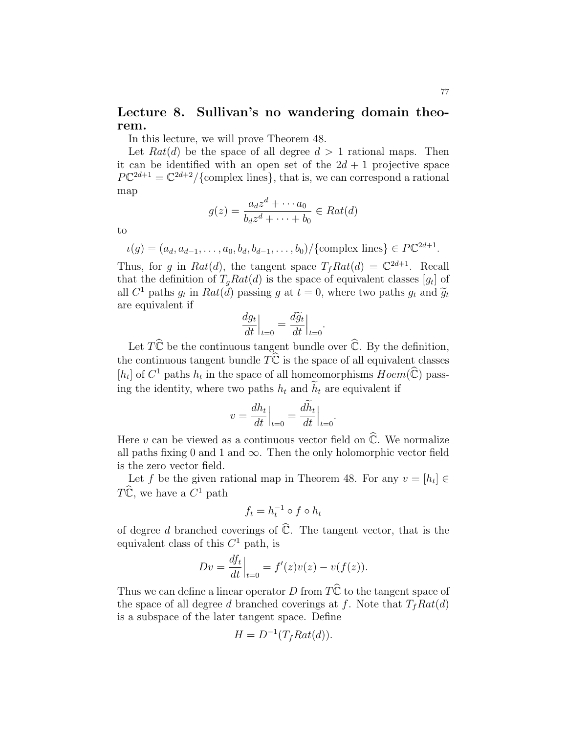# Lecture 8. Sullivan's no wandering domain theorem.

In this lecture, we will prove Theorem 48.

Let $Rat(d)$ be the space of all degree $d > 1$ rational maps. Then it can be identified with an open set of the $2d+1$ projective space $P\mathbb{C}^{2d+1} = \mathbb{C}^{2d+2}/\{\text{complex lines}\}$, that is, we can correspond a rational map

$$g(z) = \frac{a_d z^d + \cdots a_0}{b_d z^d + \cdots + b_0} \in Rat(d)$$

to

$$\iota(g) = (a_d, a_{d-1}, \ldots, a_0, b_d, b_{d-1}, \ldots, b_0)/\{\text{complex lines}\} \in P\mathbb{C}^{2d+1}.$$

Thus, for $g$ in $Rat(d)$, the tangent space $T_f Rat(d) = \mathbb{C}^{2d+1}$. Recall that the definition of $T_g Rat(d)$ is the space of equivalent classes $[g_t]$ of all $C^1$ paths $g_t$ in $Rat(d)$ passing $g$ at $t=0$, where two paths $g_t$ and $\widetilde{g}_t$ are equivalent if

$$\frac{dg_t}{dt}\Big|_{t=0} = \frac{d\widetilde{g}_t}{dt}\Big|_{t=0}.$$

Let $T\widehat{\mathbb{C}}$ be the continuous tangent bundle over $\widehat{\mathbb{C}}$. By the definition, the continuous tangent bundle $T\widehat{\mathbb{C}}$ is the space of all equivalent classes $[h_t]$ of $C^1$ paths $h_t$ in the space of all homeomorphisms $Hoem(\widehat{\mathbb{C}})$ passing the identity, where two paths $h_t$ and $\widetilde{h}_t$ are equivalent if

$$v = \frac{dh_t}{dt}\Big|_{t=0} = \frac{d\widetilde{h}_t}{dt}\Big|_{t=0}.$$

Here $v$ can be viewed as a continuous vector field on $\widehat{\mathbb{C}}$. We normalize all paths fixing 0 and 1 and $\infty$. Then the only holomorphic vector field is the zero vector field.

Let $f$ be the given rational map in Theorem 48. For any $v = [h_t] \in T\widehat{\mathbb{C}}$, we have a $C^1$ path

$$f_t = h_t^{-1} \circ f \circ h_t$$

of degree $d$ branched coverings of $\widehat{\mathbb{C}}$. The tangent vector, that is the equivalent class of this $C^1$ path, is

$$Dv = \frac{df_t}{dt}\Big|_{t=0} = f'(z)v(z) - v(f(z)).$$

Thus we can define a linear operator $D$ from $T\widehat{\mathbb{C}}$ to the tangent space of the space of all degree $d$ branched coverings at $f$. Note that $T_f Rat(d)$ is a subspace of the later tangent space. Define

$$H = D^{-1}(T_f Rat(d)).$$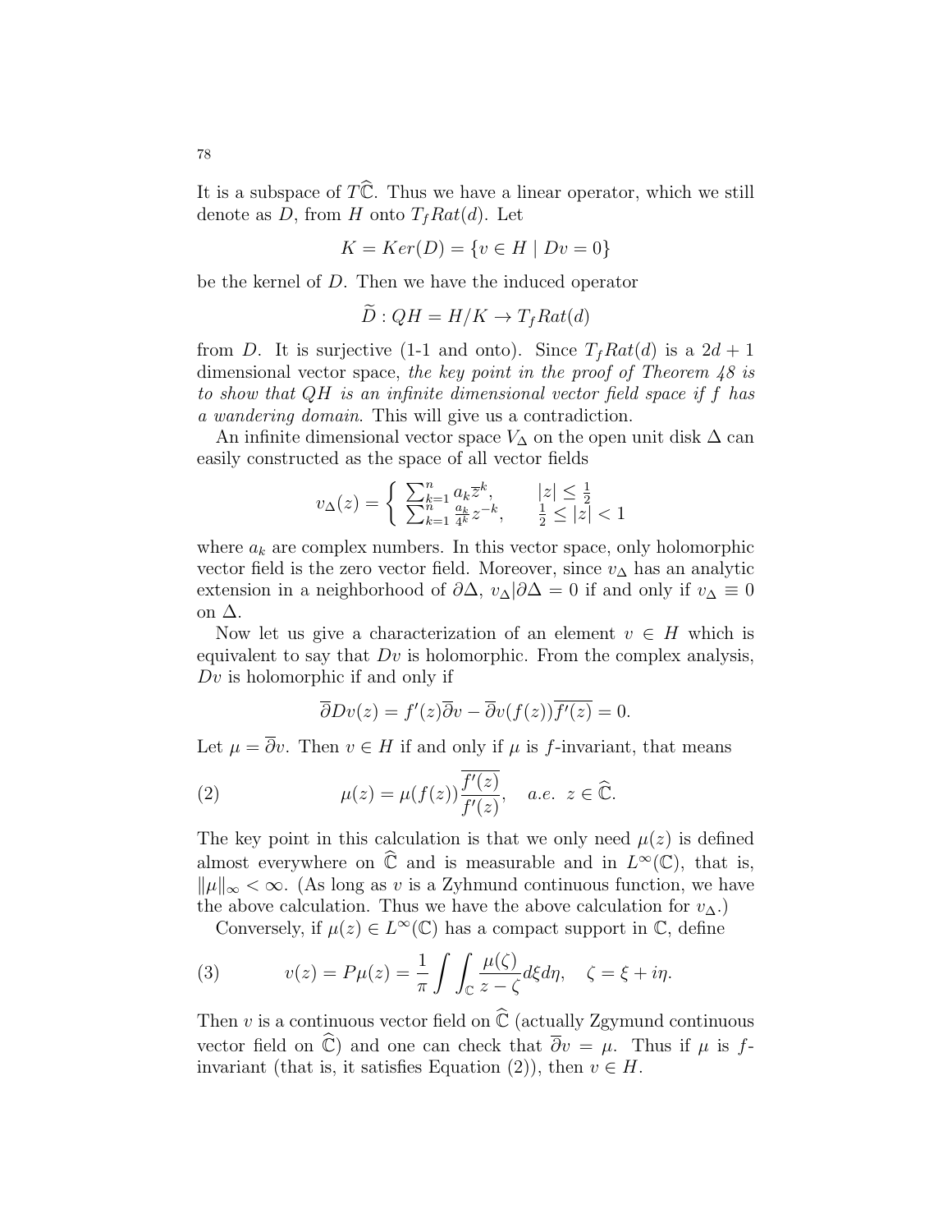It is a subspace of $T\widehat{\mathbb{C}}$. Thus we have a linear operator, which we still denote as $D$, from $H$ onto $T_f Rat(d)$. Let

$$K = Ker(D) = \{v \in H \mid Dv = 0\}$$

be the kernel of $D$. Then we have the induced operator

$$\widetilde{D} : QH = H/K \to T_f Rat(d)$$

from $D$. It is surjective (1-1 and onto). Since $T_f Rat(d)$ is a $2d+1$ dimensional vector space, *the key point in the proof of Theorem 48 is to show that $QH$ is an infinite dimensional vector field space if $f$ has a wandering domain*. This will give us a contradiction.

An infinite dimensional vector space $V_\Delta$ on the open unit disk $\Delta$ can easily constructed as the space of all vector fields

$$v_\Delta(z) = \begin{cases} \sum_{k=1}^{n} a_k \overline{z}^k, & |z| \leq \frac{1}{2} \\ \sum_{k=1}^{n} \frac{a_k}{4^k} z^{-k}, & \frac{1}{2} \leq |z| < 1 \end{cases}$$

where $a_k$ are complex numbers. In this vector space, only holomorphic vector field is the zero vector field. Moreover, since $v_\Delta$ has an analytic extension in a neighborhood of $\partial\Delta$, $v_\Delta|\partial\Delta = 0$ if and only if $v_\Delta \equiv 0$ on $\Delta$.

Now let us give a characterization of an element $v \in H$ which is equivalent to say that $Dv$ is holomorphic. From the complex analysis, $Dv$ is holomorphic if and only if

$$\overline{\partial} Dv(z) = f'(z)\overline{\partial} v - \overline{\partial} v(f(z))\overline{f'(z)} = 0.$$

Let $\mu = \overline{\partial} v$. Then $v \in H$ if and only if $\mu$ is $f$-invariant, that means

$$\mu(z) = \mu(f(z))\frac{\overline{f'(z)}}{f'(z)}, \quad a.e. \ \ z \in \widehat{\mathbb{C}}. \tag{2}$$

The key point in this calculation is that we only need $\mu(z)$ is defined almost everywhere on $\widehat{\mathbb{C}}$ and is measurable and in $L^\infty(\mathbb{C})$, that is, $\|\mu\|_\infty < \infty$. (As long as $v$ is a Zyhmund continuous function, we have the above calculation. Thus we have the above calculation for $v_\Delta$.)

Conversely, if $\mu(z) \in L^\infty(\mathbb{C})$ has a compact support in $\mathbb{C}$, define

$$v(z) = P\mu(z) = \frac{1}{\pi}\int\int_{\mathbb{C}} \frac{\mu(\zeta)}{z-\zeta} d\xi d\eta, \quad \zeta = \xi + i\eta. \tag{3}$$

Then $v$ is a continuous vector field on $\widehat{\mathbb{C}}$ (actually Zgymund continuous vector field on $\widehat{\mathbb{C}}$) and one can check that $\overline{\partial} v = \mu$. Thus if $\mu$ is $f$-invariant (that is, it satisfies Equation (2)), then $v \in H$.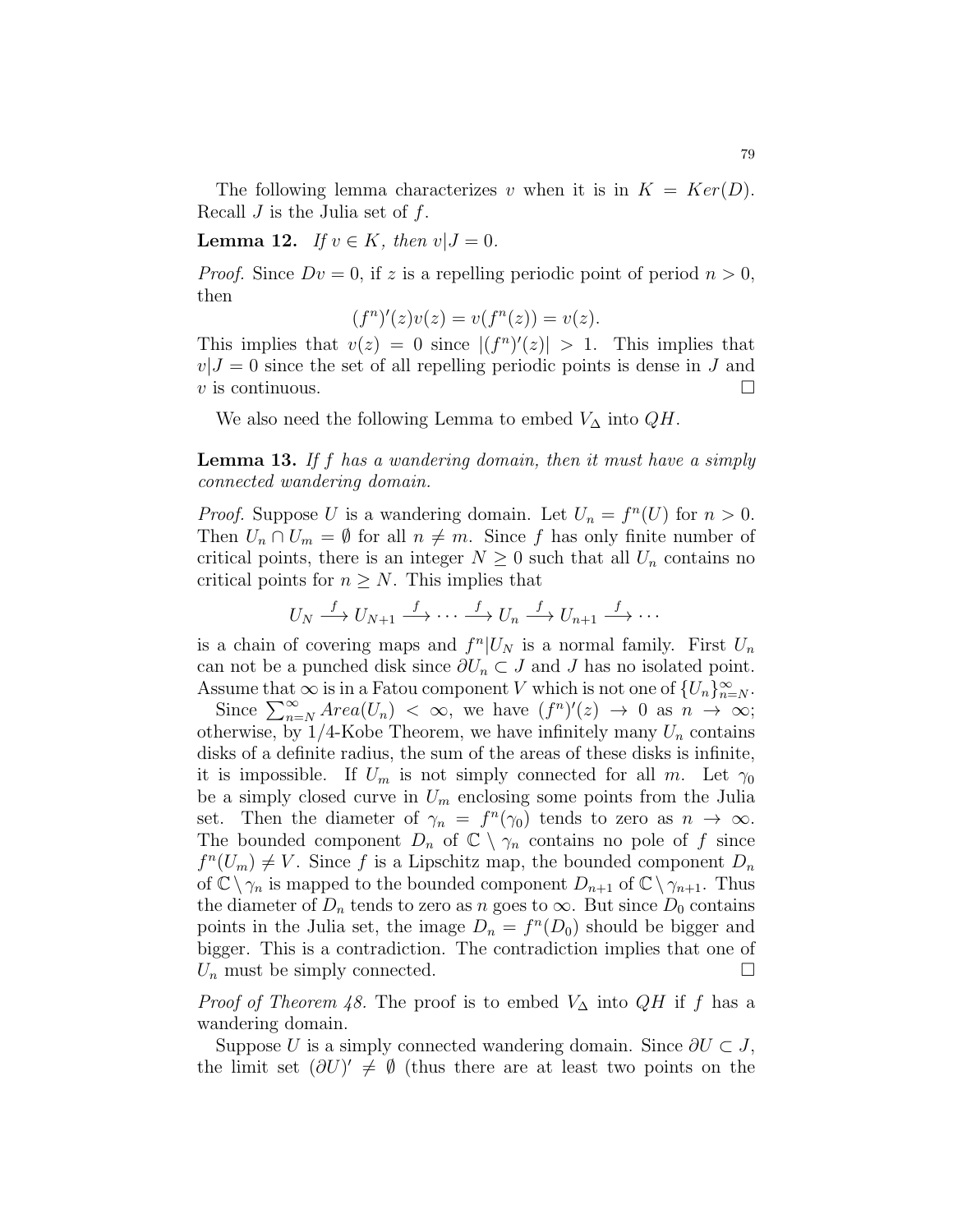The following lemma characterizes $v$ when it is in $K = Ker(D)$. Recall $J$ is the Julia set of $f$.

**Lemma 12.** *If $v \in K$, then $v|J = 0$.*

*Proof.* Since $Dv = 0$, if $z$ is a repelling periodic point of period $n > 0$, then

$$(f^n)'(z)v(z) = v(f^n(z)) = v(z).$$

This implies that $v(z) = 0$ since $|(f^n)'(z)| > 1$. This implies that $v|J = 0$ since the set of all repelling periodic points is dense in $J$ and $v$ is continuous. $\square$

We also need the following Lemma to embed $V_\Delta$ into $QH$.

**Lemma 13.** *If $f$ has a wandering domain, then it must have a simply connected wandering domain.*

*Proof.* Suppose $U$ is a wandering domain. Let $U_n = f^n(U)$ for $n > 0$. Then $U_n \cap U_m = \emptyset$ for all $n \neq m$. Since $f$ has only finite number of critical points, there is an integer $N \geq 0$ such that all $U_n$ contains no critical points for $n \geq N$. This implies that

$$U_N \xrightarrow{f} U_{N+1} \xrightarrow{f} \cdots \xrightarrow{f} U_n \xrightarrow{f} U_{n+1} \xrightarrow{f} \cdots$$

is a chain of covering maps and $f^n|U_N$ is a normal family. First $U_n$ can not be a punched disk since $\partial U_n \subset J$ and $J$ has no isolated point. Assume that $\infty$ is in a Fatou component $V$ which is not one of $\{U_n\}_{n=N}^{\infty}$.

Since $\sum_{n=N}^{\infty} Area(U_n) < \infty$, we have $(f^n)'(z) \to 0$ as $n \to \infty$; otherwise, by 1/4-Kobe Theorem, we have infinitely many $U_n$ contains disks of a definite radius, the sum of the areas of these disks is infinite, it is impossible. If $U_m$ is not simply connected for all $m$. Let $\gamma_0$ be a simply closed curve in $U_m$ enclosing some points from the Julia set. Then the diameter of $\gamma_n = f^n(\gamma_0)$ tends to zero as $n \to \infty$. The bounded component $D_n$ of $\mathbb{C} \setminus \gamma_n$ contains no pole of $f$ since $f^n(U_m) \neq V$. Since $f$ is a Lipschitz map, the bounded component $D_n$ of $\mathbb{C} \setminus \gamma_n$ is mapped to the bounded component $D_{n+1}$ of $\mathbb{C} \setminus \gamma_{n+1}$. Thus the diameter of $D_n$ tends to zero as $n$ goes to $\infty$. But since $D_0$ contains points in the Julia set, the image $D_n = f^n(D_0)$ should be bigger and bigger. This is a contradiction. The contradiction implies that one of $U_n$ must be simply connected. $\square$

*Proof of Theorem 48.* The proof is to embed $V_\Delta$ into $QH$ if $f$ has a wandering domain.

Suppose $U$ is a simply connected wandering domain. Since $\partial U \subset J$, the limit set $(\partial U)' \neq \emptyset$ (thus there are at least two points on the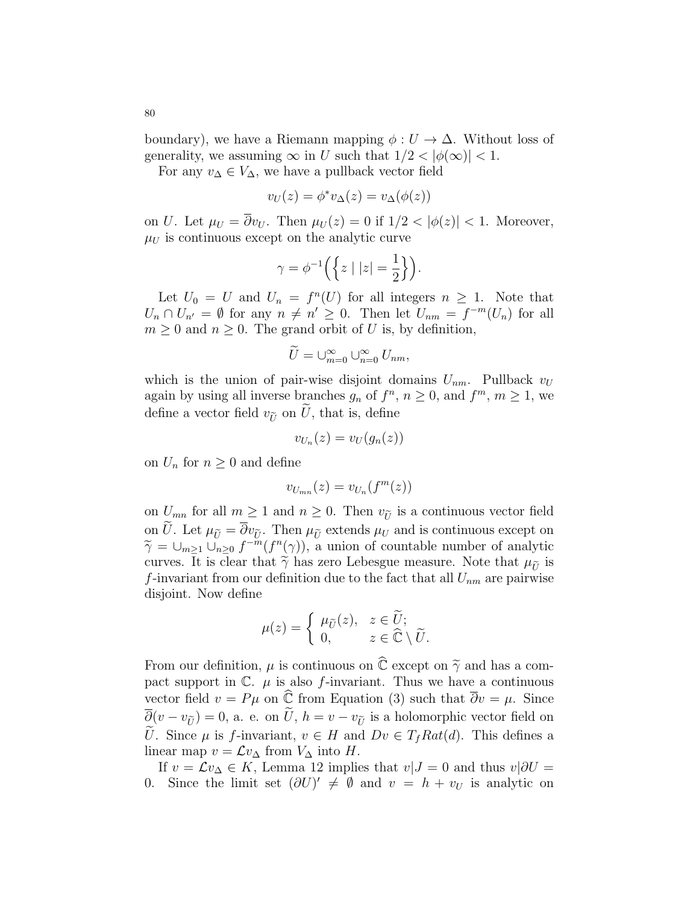boundary), we have a Riemann mapping $\phi : U \to \Delta$. Without loss of generality, we assuming $\infty$ in $U$ such that $1/2 < |\phi(\infty)| < 1$.

For any $v_\Delta \in V_\Delta$, we have a pullback vector field

$$v_U(z) = \phi^* v_\Delta(z) = v_\Delta(\phi(z))$$

on $U$. Let $\mu_U = \overline{\partial} v_U$. Then $\mu_U(z) = 0$ if $1/2 < |\phi(z)| < 1$. Moreover, $\mu_U$ is continuous except on the analytic curve

$$\gamma = \phi^{-1}\Big(\Big\{ z \mid |z| = \frac{1}{2} \Big\}\Big).$$

Let $U_0 = U$ and $U_n = f^n(U)$ for all integers $n \geq 1$. Note that $U_n \cap U_{n'} = \emptyset$ for any $n \neq n' \geq 0$. Then let $U_{nm} = f^{-m}(U_n)$ for all $m \geq 0$ and $n \geq 0$. The grand orbit of $U$ is, by definition,

$$\widetilde{U} = \cup_{m=0}^{\infty} \cup_{n=0}^{\infty} U_{nm},$$

which is the union of pair-wise disjoint domains $U_{nm}$. Pullback $v_U$ again by using all inverse branches $g_n$ of $f^n$, $n \geq 0$, and $f^m$, $m \geq 1$, we define a vector field $v_{\widetilde{U}}$ on $\widetilde{U}$, that is, define

$$v_{U_n}(z) = v_U(g_n(z))$$

on $U_n$ for $n \geq 0$ and define

$$v_{U_{mn}}(z) = v_{U_n}(f^m(z))$$

on $U_{mn}$ for all $m \geq 1$ and $n \geq 0$. Then $v_{\widetilde{U}}$ is a continuous vector field on $\widetilde{U}$. Let $\mu_{\widetilde{U}} = \overline{\partial} v_{\widetilde{U}}$. Then $\mu_{\widetilde{U}}$ extends $\mu_U$ and is continuous except on $\widetilde{\gamma} = \cup_{m \geq 1} \cup_{n \geq 0} f^{-m}(f^n(\gamma))$, a union of countable number of analytic curves. It is clear that $\widetilde{\gamma}$ has zero Lebesgue measure. Note that $\mu_{\widetilde{U}}$ is $f$-invariant from our definition due to the fact that all $U_{nm}$ are pairwise disjoint. Now define

$$\mu(z) = \begin{cases} \mu_{\widetilde{U}}(z), & z \in \widetilde{U}; \\ 0, & z \in \widehat{\mathbb{C}} \setminus \widetilde{U}. \end{cases}$$

From our definition, $\mu$ is continuous on $\widehat{\mathbb{C}}$ except on $\widetilde{\gamma}$ and has a compact support in $\mathbb{C}$. $\mu$ is also $f$-invariant. Thus we have a continuous vector field $v = P\mu$ on $\widehat{\mathbb{C}}$ from Equation (3) such that $\overline{\partial} v = \mu$. Since $\overline{\partial}(v - v_{\widetilde{U}}) = 0$, a. e. on $\widetilde{U}$, $h = v - v_{\widetilde{U}}$ is a holomorphic vector field on $\widetilde{U}$. Since $\mu$ is $f$-invariant, $v \in H$ and $Dv \in T_f Rat(d)$. This defines a linear map $v = \mathcal{L} v_\Delta$ from $V_\Delta$ into $H$.

If $v = \mathcal{L} v_\Delta \in K$, Lemma 12 implies that $v|J = 0$ and thus $v|\partial U = 0$. Since the limit set $(\partial U)' \neq \emptyset$ and $v = h + v_U$ is analytic on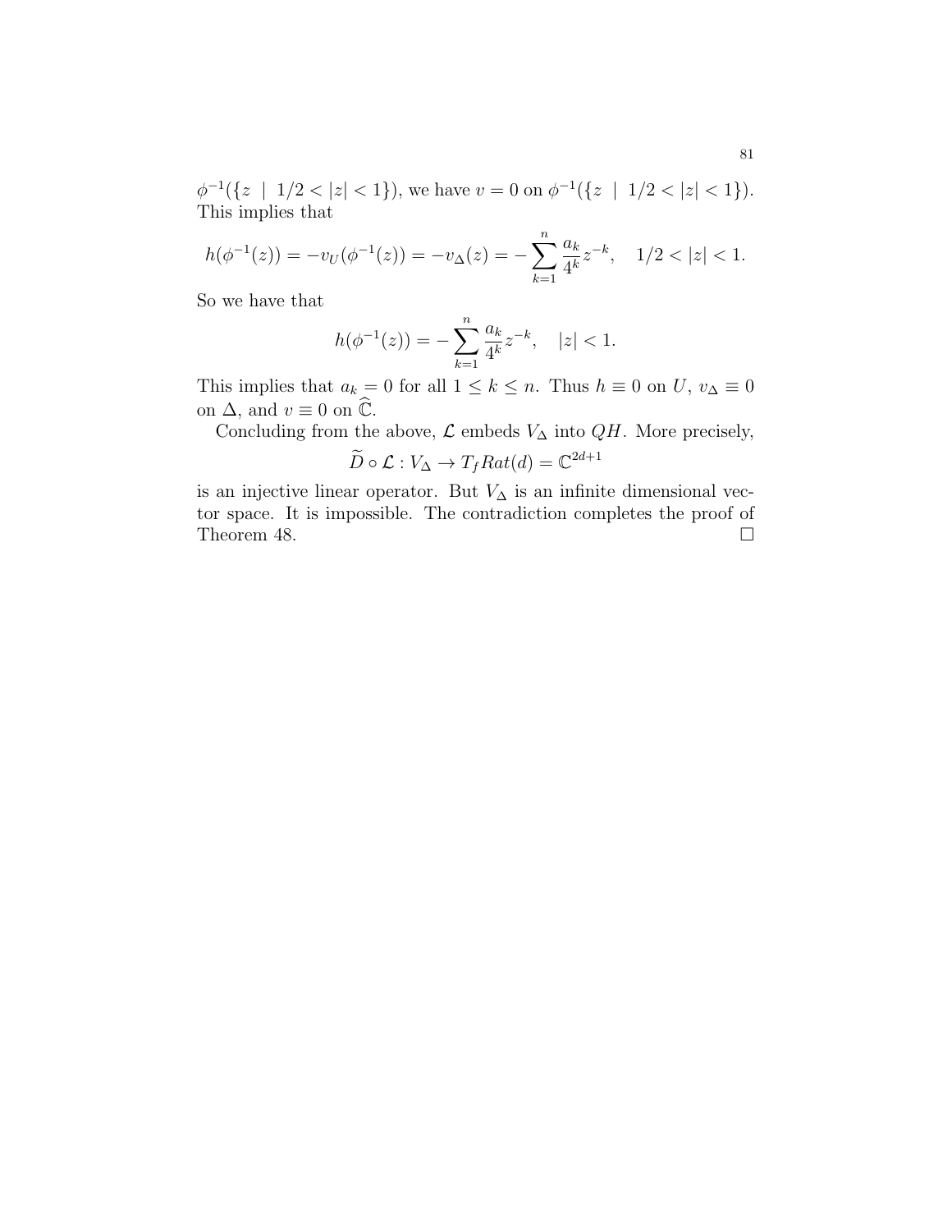$\phi^{-1}(\{z \mid 1/2 < |z| < 1\})$, we have $v = 0$ on $\phi^{-1}(\{z \mid 1/2 < |z| < 1\})$. This implies that

$$h(\phi^{-1}(z)) = -v_U(\phi^{-1}(z)) = -v_\Delta(z) = -\sum_{k=1}^{n} \frac{a_k}{4^k} z^{-k}, \quad 1/2 < |z| < 1.$$

So we have that

$$h(\phi^{-1}(z)) = -\sum_{k=1}^{n} \frac{a_k}{4^k} z^{-k}, \quad |z| < 1.$$

This implies that $a_k = 0$ for all $1 \leq k \leq n$. Thus $h \equiv 0$ on $U$, $v_\Delta \equiv 0$ on $\Delta$, and $v \equiv 0$ on $\widehat{\mathbb{C}}$.

Concluding from the above, $\mathcal{L}$ embeds $V_\Delta$ into $QH$. More precisely,

$$\widetilde{D} \circ \mathcal{L} : V_\Delta \to T_f Rat(d) = \mathbb{C}^{2d+1}$$

is an injective linear operator. But $V_\Delta$ is an infinite dimensional vector space. It is impossible. The contradiction completes the proof of Theorem 48. $\square$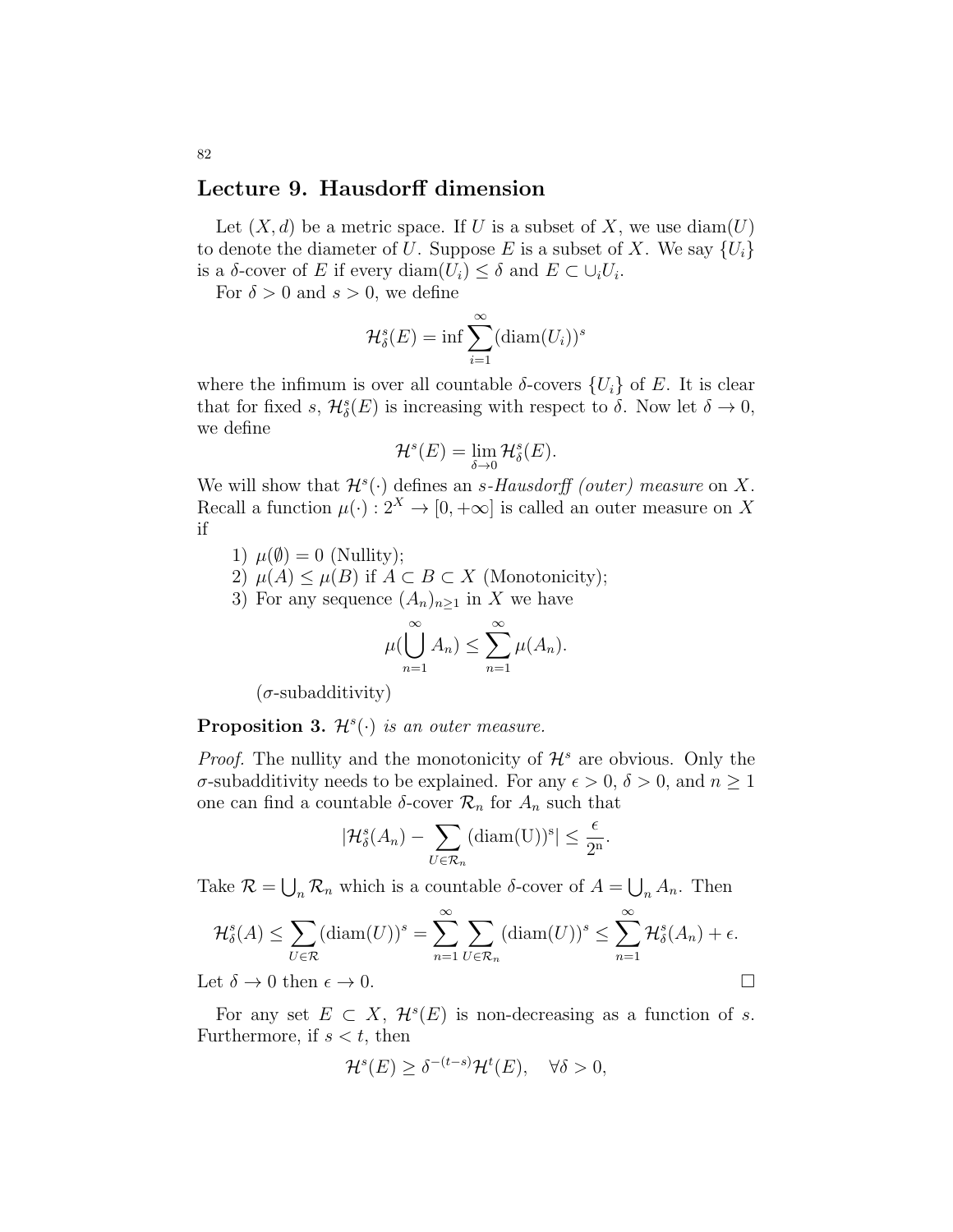## Lecture 9. Hausdorff dimension

Let $(X, d)$ be a metric space. If $U$ is a subset of $X$, we use $\mathrm{diam}(U)$ to denote the diameter of $U$. Suppose $E$ is a subset of $X$. We say $\{U_i\}$ is a $\delta$-cover of $E$ if every $\mathrm{diam}(U_i) \leq \delta$ and $E \subset \cup_i U_i$.

For $\delta > 0$ and $s > 0$, we define

$$\mathcal{H}^s_\delta(E) = \inf \sum_{i=1}^{\infty} (\mathrm{diam}(U_i))^s$$

where the infimum is over all countable $\delta$-covers $\{U_i\}$ of $E$. It is clear that for fixed $s$, $\mathcal{H}^s_\delta(E)$ is increasing with respect to $\delta$. Now let $\delta \to 0$, we define

$$\mathcal{H}^s(E) = \lim_{\delta \to 0} \mathcal{H}^s_\delta(E).$$

We will show that $\mathcal{H}^s(\cdot)$ defines an *s-Hausdorff (outer) measure* on $X$. Recall a function $\mu(\cdot) : 2^X \to [0, +\infty]$ is called an outer measure on $X$ if

1) $\mu(\emptyset) = 0$ (Nullity);
2) $\mu(A) \leq \mu(B)$ if $A \subset B \subset X$ (Monotonicity);
3) For any sequence $(A_n)_{n \geq 1}$ in $X$ we have

$$\mu(\bigcup_{n=1}^{\infty} A_n) \leq \sum_{n=1}^{\infty} \mu(A_n).$$

($\sigma$-subadditivity)

**Proposition 3.** *$\mathcal{H}^s(\cdot)$ is an outer measure.*

*Proof.* The nullity and the monotonicity of $\mathcal{H}^s$ are obvious. Only the $\sigma$-subadditivity needs to be explained. For any $\epsilon > 0$, $\delta > 0$, and $n \geq 1$ one can find a countable $\delta$-cover $\mathcal{R}_n$ for $A_n$ such that

$$|\mathcal{H}^s_\delta(A_n) - \sum_{U \in \mathcal{R}_n} (\mathrm{diam(U)})^s| \leq \frac{\epsilon}{2^{\mathrm{n}}}.$$

Take $\mathcal{R} = \bigcup_n \mathcal{R}_n$ which is a countable $\delta$-cover of $A = \bigcup_n A_n$. Then

$$\mathcal{H}^s_\delta(A) \leq \sum_{U \in \mathcal{R}} (\mathrm{diam}(U))^s = \sum_{n=1}^{\infty} \sum_{U \in \mathcal{R}_n} (\mathrm{diam}(U))^s \leq \sum_{n=1}^{\infty} \mathcal{H}^s_\delta(A_n) + \epsilon.$$

Let $\delta \to 0$ then $\epsilon \to 0$. $\square$

For any set $E \subset X$, $\mathcal{H}^s(E)$ is non-decreasing as a function of $s$. Furthermore, if $s < t$, then

$$\mathcal{H}^s(E) \geq \delta^{-(t-s)} \mathcal{H}^t(E), \quad \forall \delta > 0,$$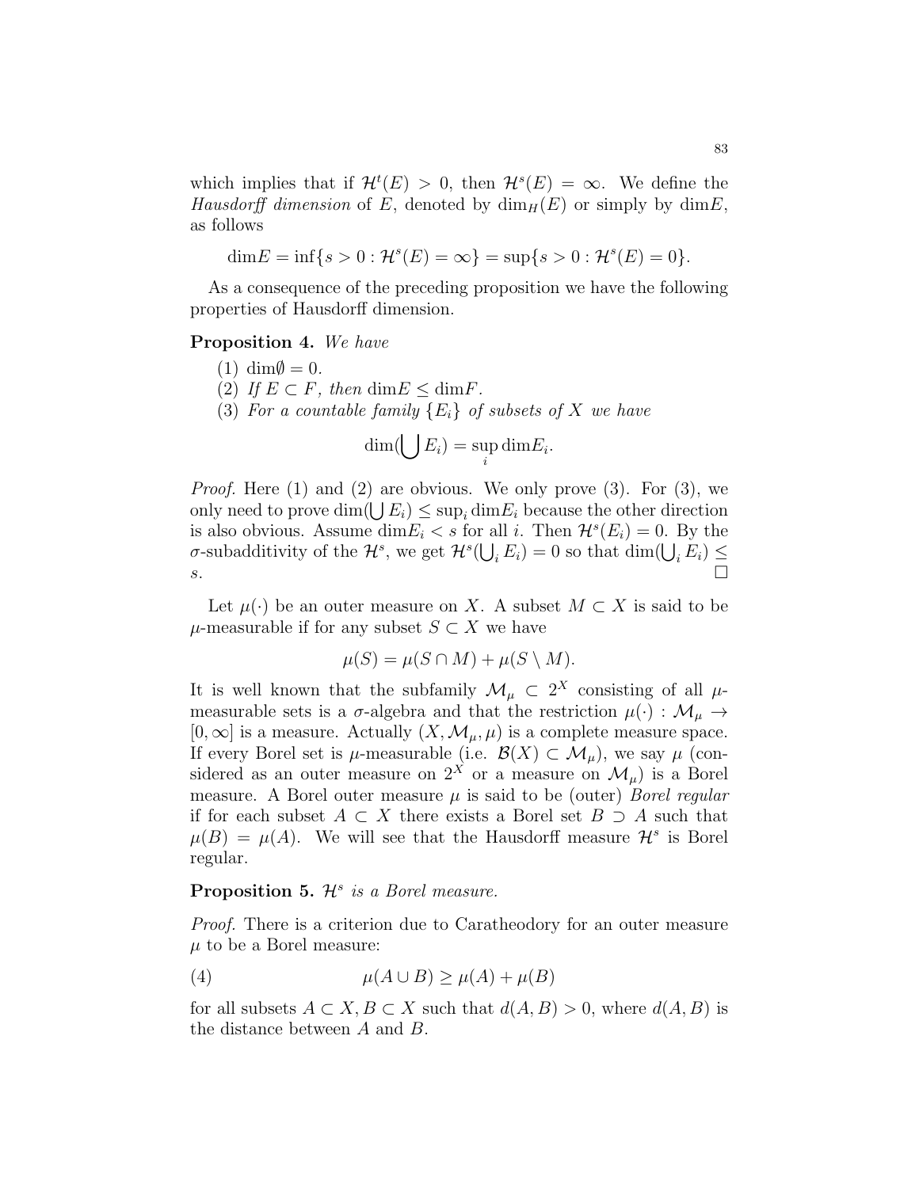which implies that if $\mathcal{H}^t(E) > 0$, then $\mathcal{H}^s(E) = \infty$. We define the *Hausdorff dimension* of $E$, denoted by $\dim_H(E)$ or simply by $\dim E$, as follows

$$\dim E = \inf\{s > 0 : \mathcal{H}^s(E) = \infty\} = \sup\{s > 0 : \mathcal{H}^s(E) = 0\}.$$

As a consequence of the preceding proposition we have the following properties of Hausdorff dimension.

**Proposition 4.** *We have*

(1) $\dim\emptyset = 0$.
(2) *If* $E \subset F$, *then* $\dim E \leq \dim F$.
(3) *For a countable family* $\{E_i\}$ *of subsets of* $X$ *we have*

$$\dim(\bigcup E_i) = \sup_i \dim E_i.$$

*Proof.* Here (1) and (2) are obvious. We only prove (3). For (3), we only need to prove $\dim(\bigcup E_i) \leq \sup_i \dim E_i$ because the other direction is also obvious. Assume $\dim E_i < s$ for all $i$. Then $\mathcal{H}^s(E_i) = 0$. By the $\sigma$-subadditivity of the $\mathcal{H}^s$, we get $\mathcal{H}^s(\bigcup_i E_i) = 0$ so that $\dim(\bigcup_i E_i) \leq s$. □

Let $\mu(\cdot)$ be an outer measure on $X$. A subset $M \subset X$ is said to be $\mu$-measurable if for any subset $S \subset X$ we have

$$\mu(S) = \mu(S \cap M) + \mu(S \setminus M).$$

It is well known that the subfamily $\mathcal{M}_\mu \subset 2^X$ consisting of all $\mu$-measurable sets is a $\sigma$-algebra and that the restriction $\mu(\cdot) : \mathcal{M}_\mu \to [0, \infty]$ is a measure. Actually $(X, \mathcal{M}_\mu, \mu)$ is a complete measure space. If every Borel set is $\mu$-measurable (i.e. $\mathcal{B}(X) \subset \mathcal{M}_\mu$), we say $\mu$ (considered as an outer measure on $2^X$ or a measure on $\mathcal{M}_\mu$) is a Borel measure. A Borel outer measure $\mu$ is said to be (outer) *Borel regular* if for each subset $A \subset X$ there exists a Borel set $B \supset A$ such that $\mu(B) = \mu(A)$. We will see that the Hausdorff measure $\mathcal{H}^s$ is Borel regular.

**Proposition 5.** *$\mathcal{H}^s$ is a Borel measure.*

*Proof.* There is a criterion due to Caratheodory for an outer measure $\mu$ to be a Borel measure:

$$\mu(A \cup B) \geq \mu(A) + \mu(B) \tag{4}$$

for all subsets $A \subset X, B \subset X$ such that $d(A, B) > 0$, where $d(A, B)$ is the distance between $A$ and $B$.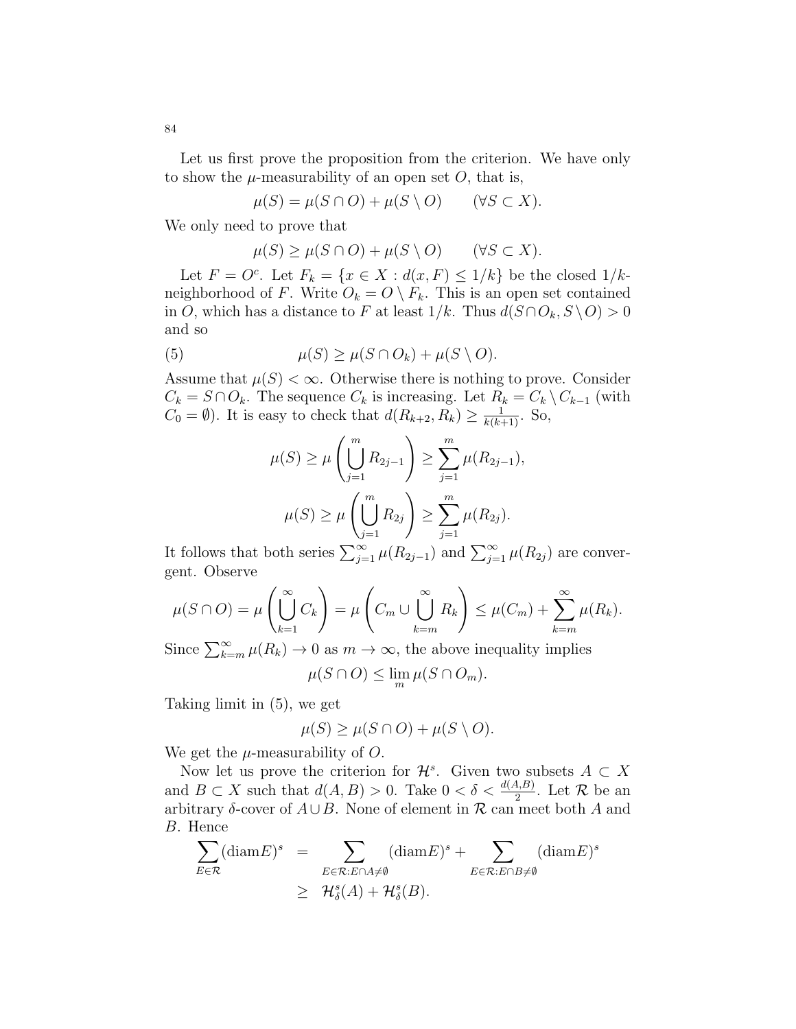Let us first prove the proposition from the criterion. We have only to show the $\mu$-measurability of an open set $O$, that is,

$$\mu(S) = \mu(S \cap O) + \mu(S \setminus O) \qquad (\forall S \subset X).$$

We only need to prove that

$$\mu(S) \geq \mu(S \cap O) + \mu(S \setminus O) \qquad (\forall S \subset X).$$

Let $F = O^c$. Let $F_k = \{x \in X : d(x, F) \leq 1/k\}$ be the closed $1/k$-neighborhood of $F$. Write $O_k = O \setminus F_k$. This is an open set contained in $O$, which has a distance to $F$ at least $1/k$. Thus $d(S \cap O_k, S \setminus O) > 0$ and so

$$\mu(S) \geq \mu(S \cap O_k) + \mu(S \setminus O). \tag{5}$$

Assume that $\mu(S) < \infty$. Otherwise there is nothing to prove. Consider $C_k = S \cap O_k$. The sequence $C_k$ is increasing. Let $R_k = C_k \setminus C_{k-1}$ (with $C_0 = \emptyset$). It is easy to check that $d(R_{k+2}, R_k) \geq \frac{1}{k(k+1)}$. So,

$$\mu(S) \geq \mu\left(\bigcup_{j=1}^{m} R_{2j-1}\right) \geq \sum_{j=1}^{m} \mu(R_{2j-1}),$$

$$\mu(S) \geq \mu\left(\bigcup_{j=1}^{m} R_{2j}\right) \geq \sum_{j=1}^{m} \mu(R_{2j}).$$

It follows that both series $\sum_{j=1}^{\infty} \mu(R_{2j-1})$ and $\sum_{j=1}^{\infty} \mu(R_{2j})$ are convergent. Observe

$$\mu(S \cap O) = \mu\left(\bigcup_{k=1}^{\infty} C_k\right) = \mu\left(C_m \cup \bigcup_{k=m}^{\infty} R_k\right) \leq \mu(C_m) + \sum_{k=m}^{\infty} \mu(R_k).$$

Since $\sum_{k=m}^{\infty} \mu(R_k) \to 0$ as $m \to \infty$, the above inequality implies

$$\mu(S \cap O) \leq \lim_{m} \mu(S \cap O_m).$$

Taking limit in (5), we get

$$\mu(S) \geq \mu(S \cap O) + \mu(S \setminus O).$$

We get the $\mu$-measurability of $O$.

Now let us prove the criterion for $\mathcal{H}^s$. Given two subsets $A \subset X$ and $B \subset X$ such that $d(A, B) > 0$. Take $0 < \delta < \frac{d(A,B)}{2}$. Let $\mathcal{R}$ be an arbitrary $\delta$-cover of $A \cup B$. None of element in $\mathcal{R}$ can meet both $A$ and $B$. Hence

$$\begin{aligned}
\sum_{E \in \mathcal{R}} (\mathrm{diam} E)^s &= \sum_{E \in \mathcal{R} : E \cap A \neq \emptyset} (\mathrm{diam} E)^s + \sum_{E \in \mathcal{R} : E \cap B \neq \emptyset} (\mathrm{diam} E)^s \\
&\geq \mathcal{H}^s_\delta(A) + \mathcal{H}^s_\delta(B).
\end{aligned}$$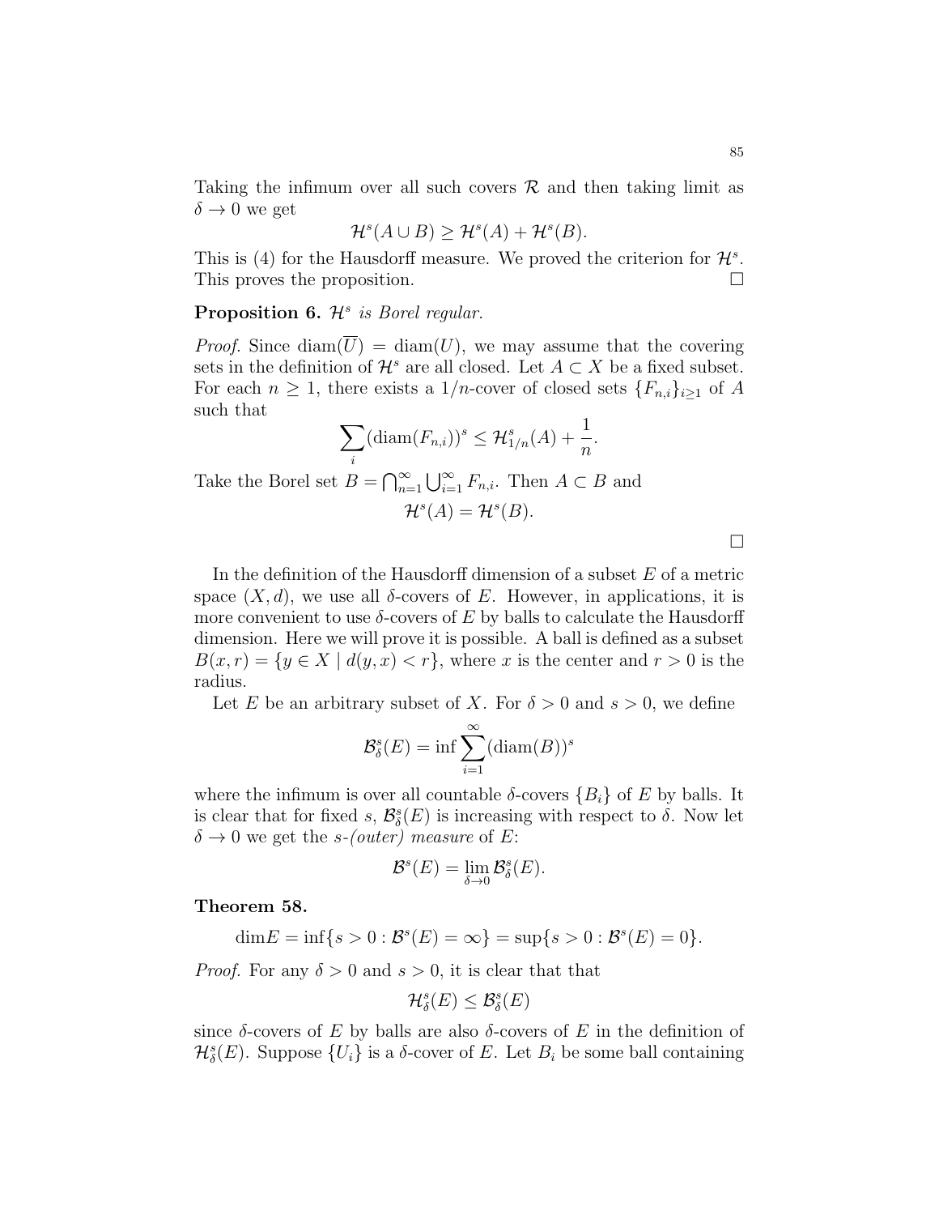Taking the infimum over all such covers $\mathcal{R}$ and then taking limit as $\delta \to 0$ we get

$$\mathcal{H}^s(A \cup B) \geq \mathcal{H}^s(A) + \mathcal{H}^s(B).$$

This is (4) for the Hausdorff measure. We proved the criterion for $\mathcal{H}^s$. This proves the proposition. □

**Proposition 6.** *$\mathcal{H}^s$ is Borel regular.*

*Proof.* Since $\text{diam}(\overline{U}) = \text{diam}(U)$, we may assume that the covering sets in the definition of $\mathcal{H}^s$ are all closed. Let $A \subset X$ be a fixed subset. For each $n \geq 1$, there exists a $1/n$-cover of closed sets $\{F_{n,i}\}_{i \geq 1}$ of $A$ such that

$$\sum_i (\text{diam}(F_{n,i}))^s \leq \mathcal{H}^s_{1/n}(A) + \frac{1}{n}.$$

Take the Borel set $B = \bigcap_{n=1}^\infty \bigcup_{i=1}^\infty F_{n,i}$. Then $A \subset B$ and

$$\mathcal{H}^s(A) = \mathcal{H}^s(B).$$

□

In the definition of the Hausdorff dimension of a subset $E$ of a metric space $(X, d)$, we use all $\delta$-covers of $E$. However, in applications, it is more convenient to use $\delta$-covers of $E$ by balls to calculate the Hausdorff dimension. Here we will prove it is possible. A ball is defined as a subset $B(x, r) = \{y \in X \mid d(y, x) < r\}$, where $x$ is the center and $r > 0$ is the radius.

Let $E$ be an arbitrary subset of $X$. For $\delta > 0$ and $s > 0$, we define

$$\mathcal{B}^s_\delta(E) = \inf \sum_{i=1}^\infty (\text{diam}(B))^s$$

where the infimum is over all countable $\delta$-covers $\{B_i\}$ of $E$ by balls. It is clear that for fixed $s$, $\mathcal{B}^s_\delta(E)$ is increasing with respect to $\delta$. Now let $\delta \to 0$ we get the *$s$-(outer) measure* of $E$:

$$\mathcal{B}^s(E) = \lim_{\delta \to 0} \mathcal{B}^s_\delta(E).$$

**Theorem 58.**

$$\text{dim} E = \inf\{s > 0 : \mathcal{B}^s(E) = \infty\} = \sup\{s > 0 : \mathcal{B}^s(E) = 0\}.$$

*Proof.* For any $\delta > 0$ and $s > 0$, it is clear that that

$$\mathcal{H}^s_\delta(E) \leq \mathcal{B}^s_\delta(E)$$

since $\delta$-covers of $E$ by balls are also $\delta$-covers of $E$ in the definition of $\mathcal{H}^s_\delta(E)$. Suppose $\{U_i\}$ is a $\delta$-cover of $E$. Let $B_i$ be some ball containing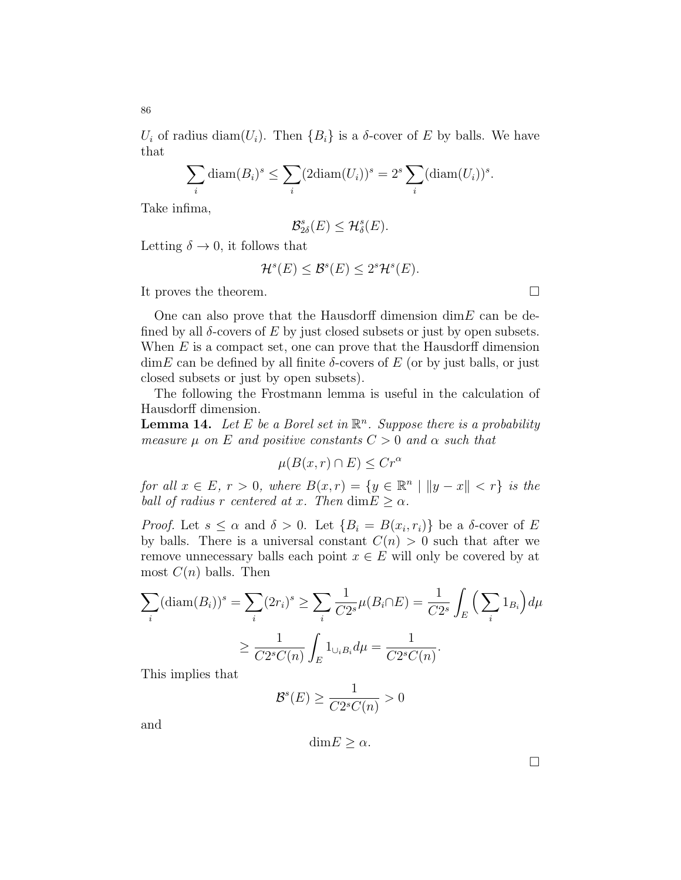$U_i$ of radius $\text{diam}(U_i)$. Then $\{B_i\}$ is a $\delta$-cover of $E$ by balls. We have that

$$\sum_i \text{diam}(B_i)^s \leq \sum_i (2\text{diam}(U_i))^s = 2^s \sum_i (\text{diam}(U_i))^s.$$

Take infima,

$$\mathcal{B}^s_{2\delta}(E) \leq \mathcal{H}^s_\delta(E).$$

Letting $\delta \to 0$, it follows that

$$\mathcal{H}^s(E) \leq \mathcal{B}^s(E) \leq 2^s \mathcal{H}^s(E).$$

It proves the theorem. □

One can also prove that the Hausdorff dimension $\dim E$ can be defined by all $\delta$-covers of $E$ by just closed subsets or just by open subsets. When $E$ is a compact set, one can prove that the Hausdorff dimension $\dim E$ can be defined by all finite $\delta$-covers of $E$ (or by just balls, or just closed subsets or just by open subsets).

The following the Frostmann lemma is useful in the calculation of Hausdorff dimension.

**Lemma 14.** *Let $E$ be a Borel set in $\mathbb{R}^n$. Suppose there is a probability measure $\mu$ on $E$ and positive constants $C > 0$ and $\alpha$ such that*

$$\mu(B(x,r) \cap E) \leq C r^\alpha$$

*for all $x \in E$, $r > 0$, where $B(x,r) = \{y \in \mathbb{R}^n \mid \|y - x\| < r\}$ is the ball of radius $r$ centered at $x$. Then $\dim E \geq \alpha$.*

*Proof.* Let $s \leq \alpha$ and $\delta > 0$. Let $\{B_i = B(x_i, r_i)\}$ be a $\delta$-cover of $E$ by balls. There is a universal constant $C(n) > 0$ such that after we remove unnecessary balls each point $x \in E$ will only be covered by at most $C(n)$ balls. Then

$$\sum_i (\text{diam}(B_i))^s = \sum_i (2r_i)^s \geq \sum_i \frac{1}{C2^s} \mu(B_i \cap E) = \frac{1}{C2^s} \int_E \Big( \sum_i 1_{B_i} \Big) d\mu$$

$$\geq \frac{1}{C2^s C(n)} \int_E 1_{\cup_i B_i} d\mu = \frac{1}{C2^s C(n)}.$$

This implies that

$$\mathcal{B}^s(E) \geq \frac{1}{C2^s C(n)} > 0$$

and

$$\dim E \geq \alpha.$$

□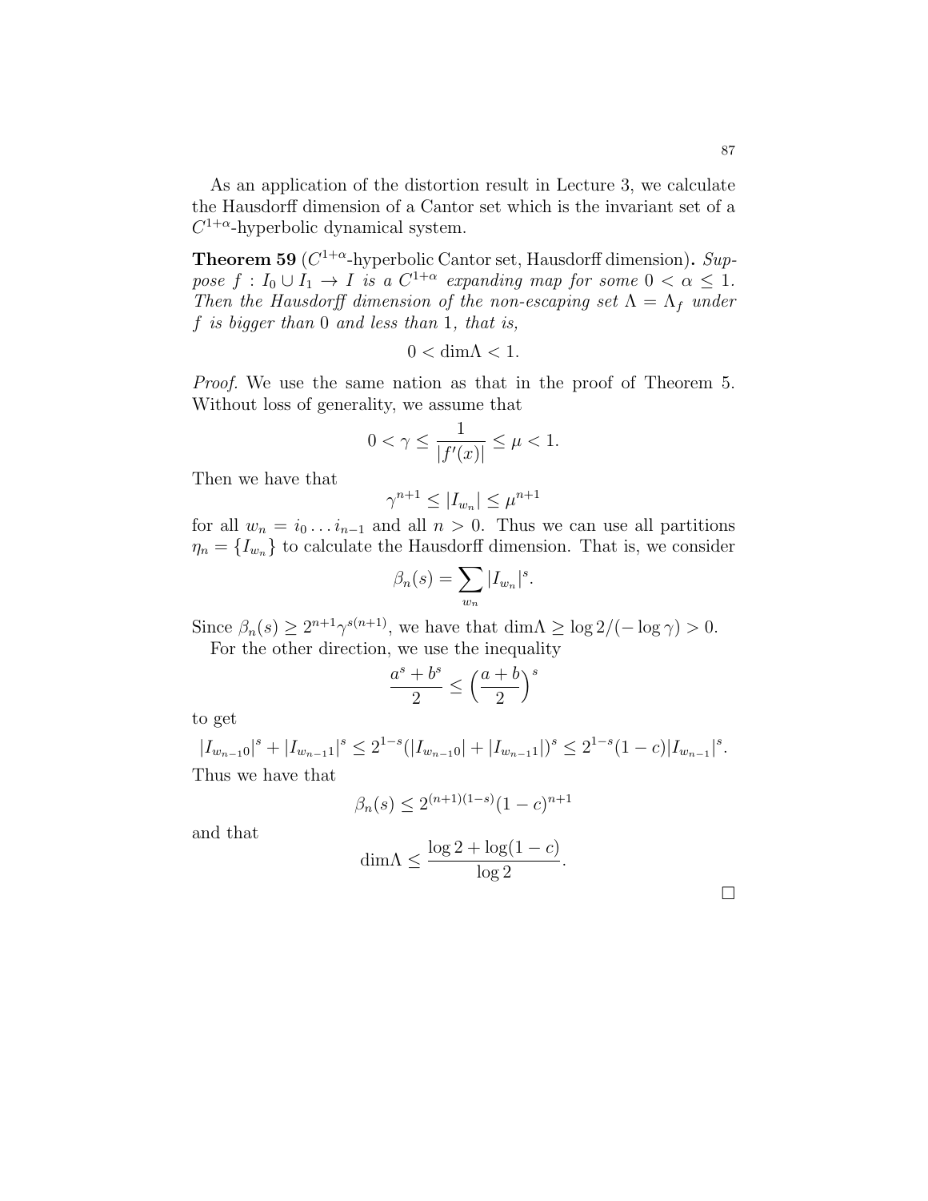As an application of the distortion result in Lecture 3, we calculate the Hausdorff dimension of a Cantor set which is the invariant set of a $C^{1+\alpha}$-hyperbolic dynamical system.

**Theorem 59** ($C^{1+\alpha}$-hyperbolic Cantor set, Hausdorff dimension)**.** *Suppose $f : I_0 \cup I_1 \to I$ is a $C^{1+\alpha}$ expanding map for some $0 < \alpha \leq 1$. Then the Hausdorff dimension of the non-escaping set $\Lambda = \Lambda_f$ under $f$ is bigger than 0 and less than 1, that is,*

$$0 < \dim\Lambda < 1.$$

*Proof.* We use the same nation as that in the proof of Theorem 5. Without loss of generality, we assume that

$$0 < \gamma \leq \frac{1}{|f'(x)|} \leq \mu < 1.$$

Then we have that

$$\gamma^{n+1} \leq |I_{w_n}| \leq \mu^{n+1}$$

for all $w_n = i_0 \dots i_{n-1}$ and all $n > 0$. Thus we can use all partitions $\eta_n = \{I_{w_n}\}$ to calculate the Hausdorff dimension. That is, we consider

$$\beta_n(s) = \sum_{w_n} |I_{w_n}|^s.$$

Since $\beta_n(s) \geq 2^{n+1}\gamma^{s(n+1)}$, we have that $\dim\Lambda \geq \log 2/(-\log\gamma) > 0$.

For the other direction, we use the inequality

$$\frac{a^s + b^s}{2} \leq \Big(\frac{a+b}{2}\Big)^s$$

to get

$$|I_{w_{n-1}0}|^s + |I_{w_{n-1}1}|^s \leq 2^{1-s}(|I_{w_{n-1}0}| + |I_{w_{n-1}1}|)^s \leq 2^{1-s}(1-c)|I_{w_{n-1}}|^s.$$

Thus we have that

$$\beta_n(s) \leq 2^{(n+1)(1-s)}(1-c)^{n+1}$$

and that

$$\dim\Lambda \leq \frac{\log 2 + \log(1-c)}{\log 2}.$$

$\square$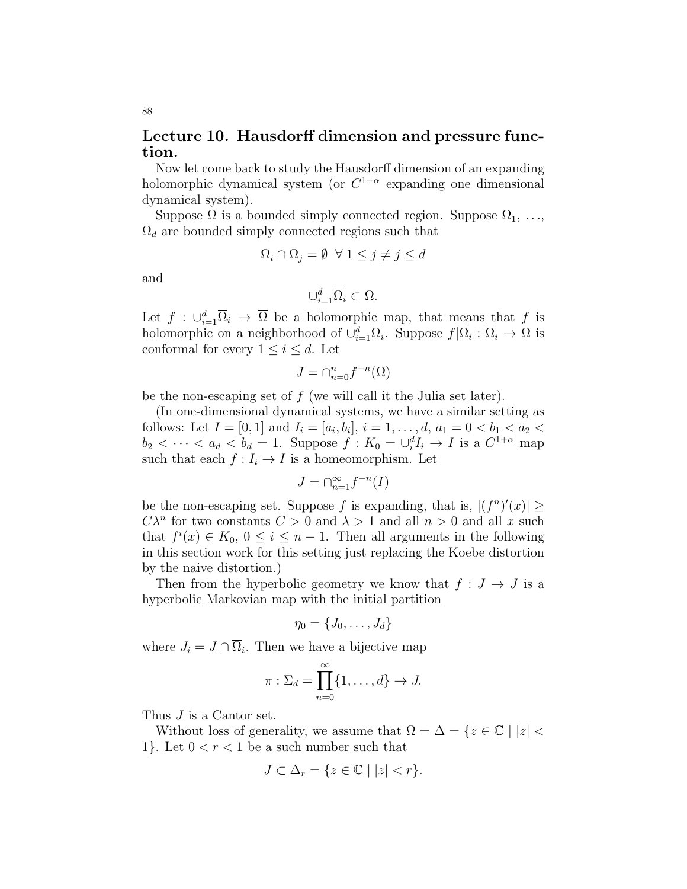## Lecture 10. Hausdorff dimension and pressure function.

Now let come back to study the Hausdorff dimension of an expanding holomorphic dynamical system (or $C^{1+\alpha}$ expanding one dimensional dynamical system).

Suppose $\Omega$ is a bounded simply connected region. Suppose $\Omega_1$, ..., $\Omega_d$ are bounded simply connected regions such that

$$\overline{\Omega}_i \cap \overline{\Omega}_j = \emptyset \ \ \forall\ 1 \leq j \neq j \leq d$$

and

$$\cup_{i=1}^{d} \overline{\Omega}_i \subset \Omega.$$

Let $f : \cup_{i=1}^{d} \overline{\Omega}_i \to \overline{\Omega}$ be a holomorphic map, that means that $f$ is holomorphic on a neighborhood of $\cup_{i=1}^{d} \overline{\Omega}_i$. Suppose $f|\overline{\Omega}_i : \overline{\Omega}_i \to \overline{\Omega}$ is conformal for every $1 \leq i \leq d$. Let

$$J = \cap_{n=0}^{n} f^{-n}(\overline{\Omega})$$

be the non-escaping set of $f$ (we will call it the Julia set later).

(In one-dimensional dynamical systems, we have a similar setting as follows: Let $I = [0, 1]$ and $I_i = [a_i, b_i]$, $i = 1, \ldots, d$, $a_1 = 0 < b_1 < a_2 < b_2 < \cdots < a_d < b_d = 1$. Suppose $f : K_0 = \cup_i^d I_i \to I$ is a $C^{1+\alpha}$ map such that each $f : I_i \to I$ is a homeomorphism. Let

$$J = \cap_{n=1}^{\infty} f^{-n}(I)$$

be the non-escaping set. Suppose $f$ is expanding, that is, $|(f^n)'(x)| \geq C\lambda^n$ for two constants $C > 0$ and $\lambda > 1$ and all $n > 0$ and all $x$ such that $f^i(x) \in K_0$, $0 \leq i \leq n-1$. Then all arguments in the following in this section work for this setting just replacing the Koebe distortion by the naive distortion.)

Then from the hyperbolic geometry we know that $f : J \to J$ is a hyperbolic Markovian map with the initial partition

$$\eta_0 = \{J_0, \ldots, J_d\}$$

where $J_i = J \cap \overline{\Omega}_i$. Then we have a bijective map

$$\pi : \Sigma_d = \prod_{n=0}^{\infty} \{1, \ldots, d\} \to J.$$

Thus $J$ is a Cantor set.

Without loss of generality, we assume that $\Omega = \Delta = \{z \in \mathbb{C} \mid |z| < 1\}$. Let $0 < r < 1$ be a such number such that

$$J \subset \Delta_r = \{z \in \mathbb{C} \mid |z| < r\}.$$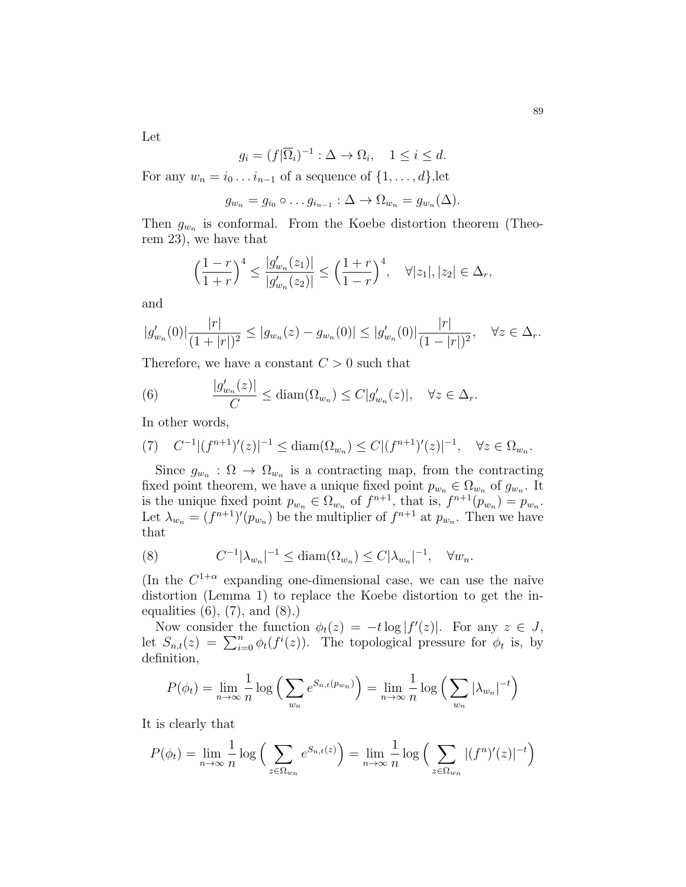Let

$$g_i = (f|\overline{\Omega}_i)^{-1} : \Delta \to \Omega_i, \quad 1 \leq i \leq d.$$

For any $w_n = i_0 \ldots i_{n-1}$ of a sequence of $\{1, \ldots, d\}$,let

$$g_{w_n} = g_{i_0} \circ \ldots g_{i_{n-1}} : \Delta \to \Omega_{w_n} = g_{w_n}(\Delta).$$

Then $g_{w_n}$ is conformal. From the Koebe distortion theorem (Theorem 23), we have that

$$\Big(\frac{1-r}{1+r}\Big)^4 \leq \frac{|g'_{w_n}(z_1)|}{|g'_{w_n}(z_2)|} \leq \Big(\frac{1+r}{1-r}\Big)^4, \quad \forall |z_1|, |z_2| \in \Delta_r,$$

and

$$|g'_{w_n}(0)| \frac{|r|}{(1+|r|)^2} \leq |g_{w_n}(z) - g_{w_n}(0)| \leq |g'_{w_n}(0)| \frac{|r|}{(1-|r|)^2}, \quad \forall z \in \Delta_r.$$

Therefore, we have a constant $C > 0$ such that

$$\frac{|g'_{w_n}(z)|}{C} \leq \mathrm{diam}(\Omega_{w_n}) \leq C|g'_{w_n}(z)|, \quad \forall z \in \Delta_r. \tag{6}$$

In other words,

$$C^{-1}|(f^{n+1})'(z)|^{-1} \leq \mathrm{diam}(\Omega_{w_n}) \leq C|(f^{n+1})'(z)|^{-1}, \quad \forall z \in \Omega_{w_n}. \tag{7}$$

Since $g_{w_n} : \Omega \to \Omega_{w_n}$ is a contracting map, from the contracting fixed point theorem, we have a unique fixed point $p_{w_n} \in \Omega_{w_n}$ of $g_{w_n}$. It is the unique fixed point $p_{w_n} \in \Omega_{w_n}$ of $f^{n+1}$, that is, $f^{n+1}(p_{w_n}) = p_{w_n}$. Let $\lambda_{w_n} = (f^{n+1})'(p_{w_n})$ be the multiplier of $f^{n+1}$ at $p_{w_n}$. Then we have that

$$C^{-1}|\lambda_{w_n}|^{-1} \leq \mathrm{diam}(\Omega_{w_n}) \leq C|\lambda_{w_n}|^{-1}, \quad \forall w_n. \tag{8}$$

(In the $C^{1+\alpha}$ expanding one-dimensional case, we can use the naive distortion (Lemma 1) to replace the Koebe distortion to get the inequalities (6), (7), and (8).)

Now consider the function $\phi_t(z) = -t \log |f'(z)|$. For any $z \in J$, let $S_{n,t}(z) = \sum_{i=0}^{n} \phi_t(f^i(z))$. The topological pressure for $\phi_t$ is, by definition,

$$P(\phi_t) = \lim_{n\to\infty} \frac{1}{n} \log \Big( \sum_{w_n} e^{S_{n,t}(p_{w_n})} \Big) = \lim_{n\to\infty} \frac{1}{n} \log \Big( \sum_{w_n} |\lambda_{w_n}|^{-t} \Big)$$

It is clearly that

$$P(\phi_t) = \lim_{n\to\infty} \frac{1}{n} \log \Big( \sum_{z \in \Omega_{w_n}} e^{S_{n,t}(z)} \Big) = \lim_{n\to\infty} \frac{1}{n} \log \Big( \sum_{z \in \Omega_{w_n}} |(f^n)'(z)|^{-t} \Big)$$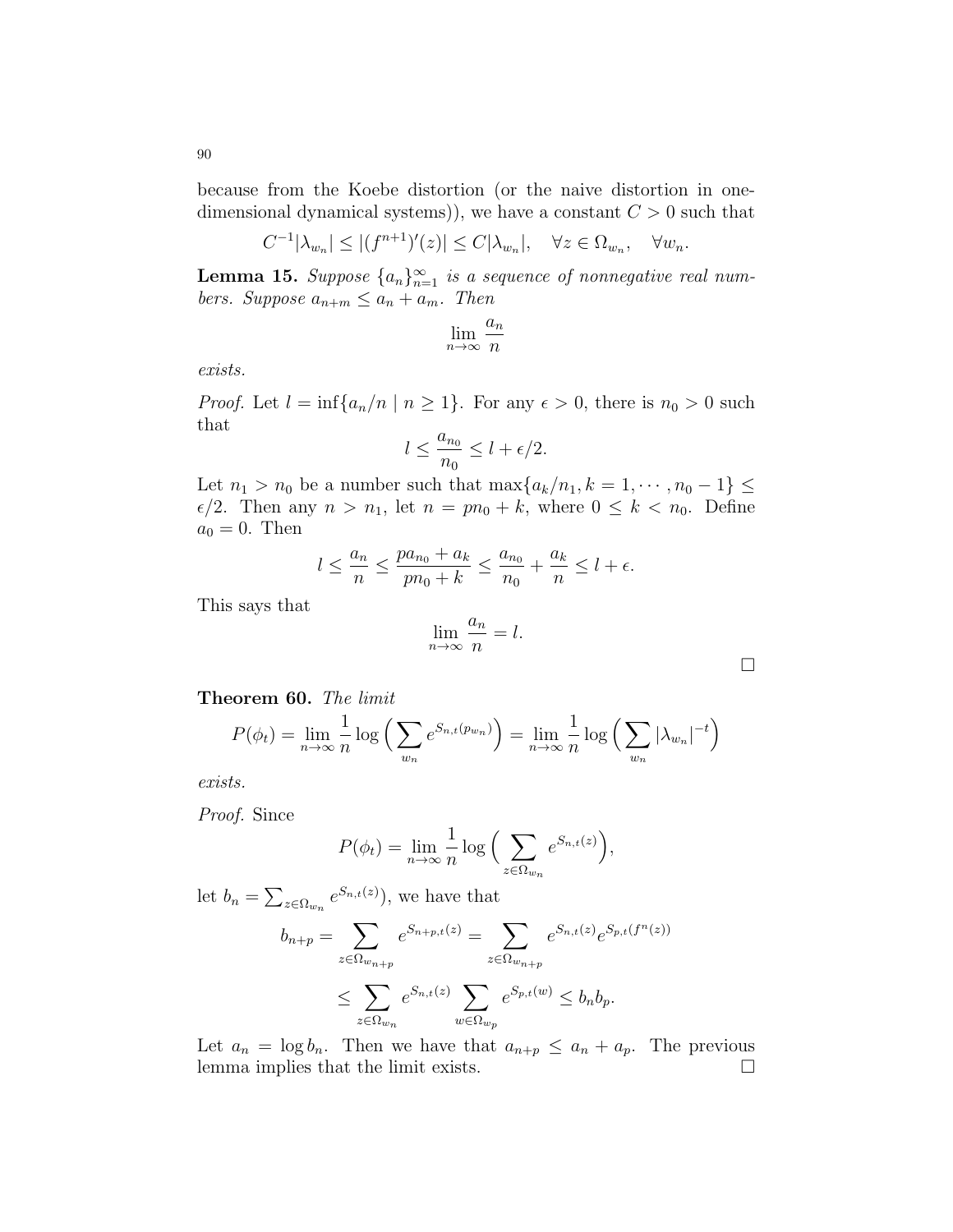because from the Koebe distortion (or the naive distortion in one-dimensional dynamical systems)), we have a constant $C > 0$ such that

$$C^{-1}|\lambda_{w_n}| \leq |(f^{n+1})'(z)| \leq C|\lambda_{w_n}|, \quad \forall z \in \Omega_{w_n}, \quad \forall w_n.$$

**Lemma 15.** *Suppose $\{a_n\}_{n=1}^{\infty}$ is a sequence of nonnegative real numbers. Suppose $a_{n+m} \leq a_n + a_m$. Then*

$$\lim_{n\to\infty} \frac{a_n}{n}$$

*exists.*

*Proof.* Let $l = \inf\{a_n/n \mid n \geq 1\}$. For any $\epsilon > 0$, there is $n_0 > 0$ such that

$$l \leq \frac{a_{n_0}}{n_0} \leq l + \epsilon/2.$$

Let $n_1 > n_0$ be a number such that $\max\{a_k/n_1, k = 1, \cdots, n_0 - 1\} \leq \epsilon/2$. Then any $n > n_1$, let $n = pn_0 + k$, where $0 \leq k < n_0$. Define $a_0 = 0$. Then

$$l \leq \frac{a_n}{n} \leq \frac{pa_{n_0} + a_k}{pn_0 + k} \leq \frac{a_{n_0}}{n_0} + \frac{a_k}{n} \leq l + \epsilon.$$

This says that

$$\lim_{n\to\infty} \frac{a_n}{n} = l.$$

$\square$

**Theorem 60.** *The limit*

$$P(\phi_t) = \lim_{n\to\infty} \frac{1}{n} \log\Big(\sum_{w_n} e^{S_{n,t}(p_{w_n})}\Big) = \lim_{n\to\infty} \frac{1}{n} \log\Big(\sum_{w_n} |\lambda_{w_n}|^{-t}\Big)$$

*exists.*

*Proof.* Since

$$P(\phi_t) = \lim_{n\to\infty} \frac{1}{n} \log\Big(\sum_{z\in\Omega_{w_n}} e^{S_{n,t}(z)}\Big),$$

let $b_n = \sum_{z\in\Omega_{w_n}} e^{S_{n,t}(z)})$, we have that

$$b_{n+p} = \sum_{z\in\Omega_{w_{n+p}}} e^{S_{n+p,t}(z)} = \sum_{z\in\Omega_{w_{n+p}}} e^{S_{n,t}(z)} e^{S_{p,t}(f^n(z))}$$

$$\leq \sum_{z\in\Omega_{w_n}} e^{S_{n,t}(z)} \sum_{w\in\Omega_{w_p}} e^{S_{p,t}(w)} \leq b_n b_p.$$

Let $a_n = \log b_n$. Then we have that $a_{n+p} \leq a_n + a_p$. The previous lemma implies that the limit exists. $\square$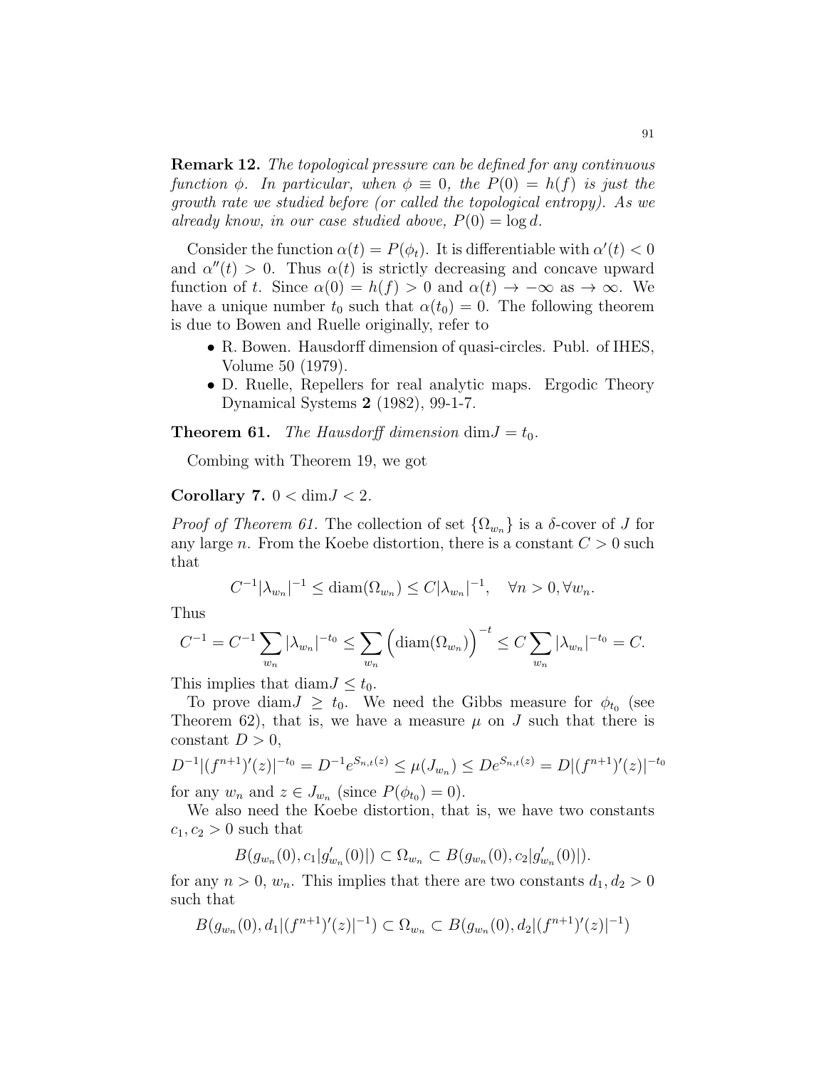**Remark 12.** *The topological pressure can be defined for any continuous function $\phi$. In particular, when $\phi \equiv 0$, the $P(0) = h(f)$ is just the growth rate we studied before (or called the topological entropy). As we already know, in our case studied above, $P(0) = \log d$.*

Consider the function $\alpha(t) = P(\phi_t)$. It is differentiable with $\alpha'(t) < 0$ and $\alpha''(t) > 0$. Thus $\alpha(t)$ is strictly decreasing and concave upward function of $t$. Since $\alpha(0) = h(f) > 0$ and $\alpha(t) \to -\infty$ as $\to \infty$. We have a unique number $t_0$ such that $\alpha(t_0) = 0$. The following theorem is due to Bowen and Ruelle originally, refer to

- R. Bowen. Hausdorff dimension of quasi-circles. Publ. of IHES, Volume 50 (1979).
- D. Ruelle, Repellers for real analytic maps. Ergodic Theory Dynamical Systems **2** (1982), 99-1-7.

**Theorem 61.** *The Hausdorff dimension* $\dim J = t_0$.

Combing with Theorem 19, we got

**Corollary 7.** $0 < \dim J < 2$.

*Proof of Theorem 61.* The collection of set $\{\Omega_{w_n}\}$ is a $\delta$-cover of $J$ for any large $n$. From the Koebe distortion, there is a constant $C > 0$ such that

$$C^{-1}|\lambda_{w_n}|^{-1} \leq \operatorname{diam}(\Omega_{w_n}) \leq C|\lambda_{w_n}|^{-1}, \quad \forall n > 0, \forall w_n.$$

Thus

$$C^{-1} = C^{-1}\sum_{w_n} |\lambda_{w_n}|^{-t_0} \leq \sum_{w_n} \Big(\operatorname{diam}(\Omega_{w_n})\Big)^{-t} \leq C\sum_{w_n} |\lambda_{w_n}|^{-t_0} = C.$$

This implies that $\operatorname{diam} J \leq t_0$.

To prove $\operatorname{diam} J \geq t_0$. We need the Gibbs measure for $\phi_{t_0}$ (see Theorem 62), that is, we have a measure $\mu$ on $J$ such that there is constant $D > 0$,

$$D^{-1}|(f^{n+1})'(z)|^{-t_0} = D^{-1}e^{S_{n,t}(z)} \leq \mu(J_{w_n}) \leq De^{S_{n,t}(z)} = D|(f^{n+1})'(z)|^{-t_0}$$

for any $w_n$ and $z \in J_{w_n}$ (since $P(\phi_{t_0}) = 0$).

We also need the Koebe distortion, that is, we have two constants $c_1, c_2 > 0$ such that

$$B(g_{w_n}(0), c_1|g'_{w_n}(0)|) \subset \Omega_{w_n} \subset B(g_{w_n}(0), c_2|g'_{w_n}(0)|).$$

for any $n > 0$, $w_n$. This implies that there are two constants $d_1, d_2 > 0$ such that

$$B(g_{w_n}(0), d_1|(f^{n+1})'(z)|^{-1}) \subset \Omega_{w_n} \subset B(g_{w_n}(0), d_2|(f^{n+1})'(z)|^{-1})$$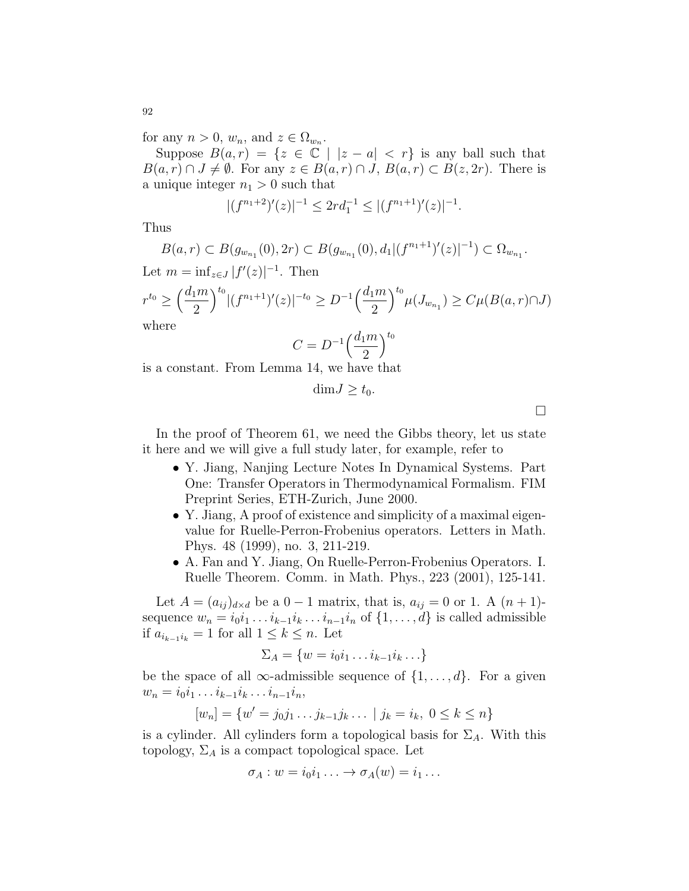for any $n > 0$, $w_n$, and $z \in \Omega_{w_n}$.

Suppose $B(a,r) = \{z \in \mathbb{C} \mid |z-a| < r\}$ is any ball such that $B(a,r) \cap J \neq \emptyset$. For any $z \in B(a,r) \cap J$, $B(a,r) \subset B(z,2r)$. There is a unique integer $n_1 > 0$ such that

$$|(f^{n_1+2})'(z)|^{-1} \leq 2rd_1^{-1} \leq |(f^{n_1+1})'(z)|^{-1}.$$

Thus

$$B(a,r) \subset B(g_{w_{n_1}}(0), 2r) \subset B(g_{w_{n_1}}(0), d_1|(f^{n_1+1})'(z)|^{-1}) \subset \Omega_{w_{n_1}}.$$

Let $m = \inf_{z \in J} |f'(z)|^{-1}$. Then

$$r^{t_0} \geq \Big(\frac{d_1 m}{2}\Big)^{t_0} |(f^{n_1+1})'(z)|^{-t_0} \geq D^{-1}\Big(\frac{d_1 m}{2}\Big)^{t_0} \mu(J_{w_{n_1}}) \geq C\mu(B(a,r)\cap J)$$

where

$$C = D^{-1}\Big(\frac{d_1 m}{2}\Big)^{t_0}$$

is a constant. From Lemma 14, we have that

$$\dim J \geq t_0.$$

□

In the proof of Theorem 61, we need the Gibbs theory, let us state it here and we will give a full study later, for example, refer to

- Y. Jiang, Nanjing Lecture Notes In Dynamical Systems. Part One: Transfer Operators in Thermodynamical Formalism. FIM Preprint Series, ETH-Zurich, June 2000.
- Y. Jiang, A proof of existence and simplicity of a maximal eigenvalue for Ruelle-Perron-Frobenius operators. Letters in Math. Phys. 48 (1999), no. 3, 211-219.
- A. Fan and Y. Jiang, On Ruelle-Perron-Frobenius Operators. I. Ruelle Theorem. Comm. in Math. Phys., 223 (2001), 125-141.

Let $A = (a_{ij})_{d\times d}$ be a $0-1$ matrix, that is, $a_{ij} = 0$ or $1$. A $(n+1)$-sequence $w_n = i_0 i_1 \ldots i_{k-1} i_k \ldots i_{n-1} i_n$ of $\{1, \ldots, d\}$ is called admissible if $a_{i_{k-1}i_k} = 1$ for all $1 \leq k \leq n$. Let

$$\Sigma_A = \{w = i_0 i_1 \ldots i_{k-1} i_k \ldots\}$$

be the space of all $\infty$-admissible sequence of $\{1, \ldots, d\}$. For a given $w_n = i_0 i_1 \ldots i_{k-1} i_k \ldots i_{n-1} i_n$,

$$[w_n] = \{w' = j_0 j_1 \ldots j_{k-1} j_k \ldots \mid j_k = i_k,\ 0 \leq k \leq n\}$$

is a cylinder. All cylinders form a topological basis for $\Sigma_A$. With this topology, $\Sigma_A$ is a compact topological space. Let

$$\sigma_A : w = i_0 i_1 \ldots \to \sigma_A(w) = i_1 \ldots$$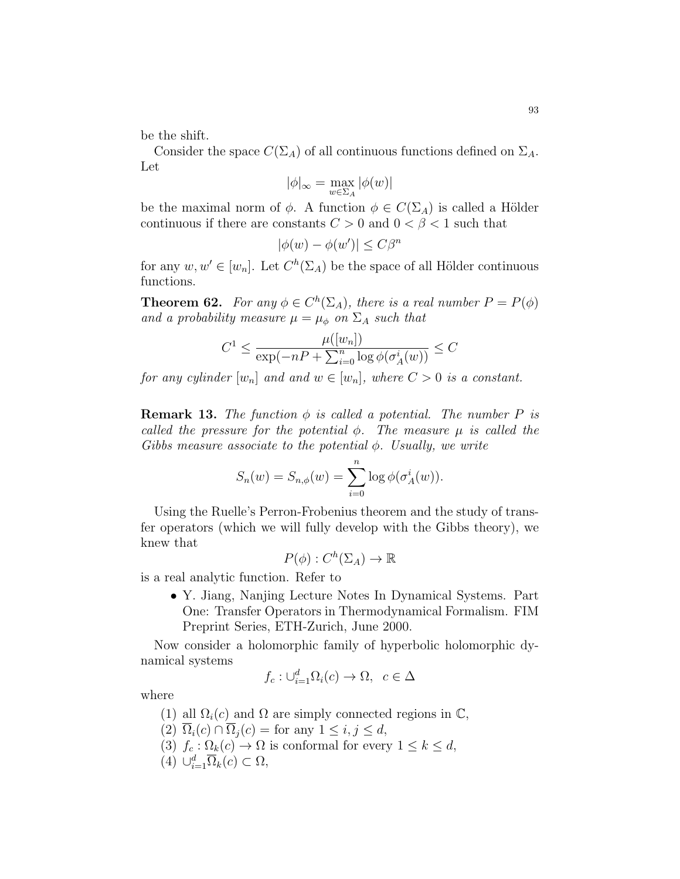be the shift.

Consider the space $C(\Sigma_A)$ of all continuous functions defined on $\Sigma_A$. Let

$$|\phi|_\infty = \max_{w \in \Sigma_A} |\phi(w)|$$

be the maximal norm of $\phi$. A function $\phi \in C(\Sigma_A)$ is called a Hölder continuous if there are constants $C > 0$ and $0 < \beta < 1$ such that

$$|\phi(w) - \phi(w')| \leq C\beta^n$$

for any $w, w' \in [w_n]$. Let $C^h(\Sigma_A)$ be the space of all Hölder continuous functions.

**Theorem 62.** *For any $\phi \in C^h(\Sigma_A)$, there is a real number $P = P(\phi)$ and a probability measure $\mu = \mu_\phi$ on $\Sigma_A$ such that*

$$C^1 \leq \frac{\mu([w_n])}{\exp(-nP + \sum_{i=0}^{n} \log \phi(\sigma_A^i(w))} \leq C$$

*for any cylinder $[w_n]$ and and $w \in [w_n]$, where $C > 0$ is a constant.*

**Remark 13.** *The function $\phi$ is called a potential. The number $P$ is called the pressure for the potential $\phi$. The measure $\mu$ is called the Gibbs measure associate to the potential $\phi$. Usually, we write*

$$S_n(w) = S_{n,\phi}(w) = \sum_{i=0}^{n} \log \phi(\sigma_A^i(w)).$$

Using the Ruelle's Perron-Frobenius theorem and the study of transfer operators (which we will fully develop with the Gibbs theory), we knew that

$$P(\phi) : C^h(\Sigma_A) \to \mathbb{R}$$

is a real analytic function. Refer to

- Y. Jiang, Nanjing Lecture Notes In Dynamical Systems. Part One: Transfer Operators in Thermodynamical Formalism. FIM Preprint Series, ETH-Zurich, June 2000.

Now consider a holomorphic family of hyperbolic holomorphic dynamical systems

$$f_c : \cup_{i=1}^{d} \Omega_i(c) \to \Omega, \ \ c \in \Delta$$

where

1. all $\Omega_i(c)$ and $\Omega$ are simply connected regions in $\mathbb{C}$,
2. $\overline{\Omega}_i(c) \cap \overline{\Omega}_j(c) =$ for any $1 \leq i, j \leq d$,
3. $f_c : \Omega_k(c) \to \Omega$ is conformal for every $1 \leq k \leq d$,
4. $\cup_{i=1}^{d} \overline{\Omega}_k(c) \subset \Omega$,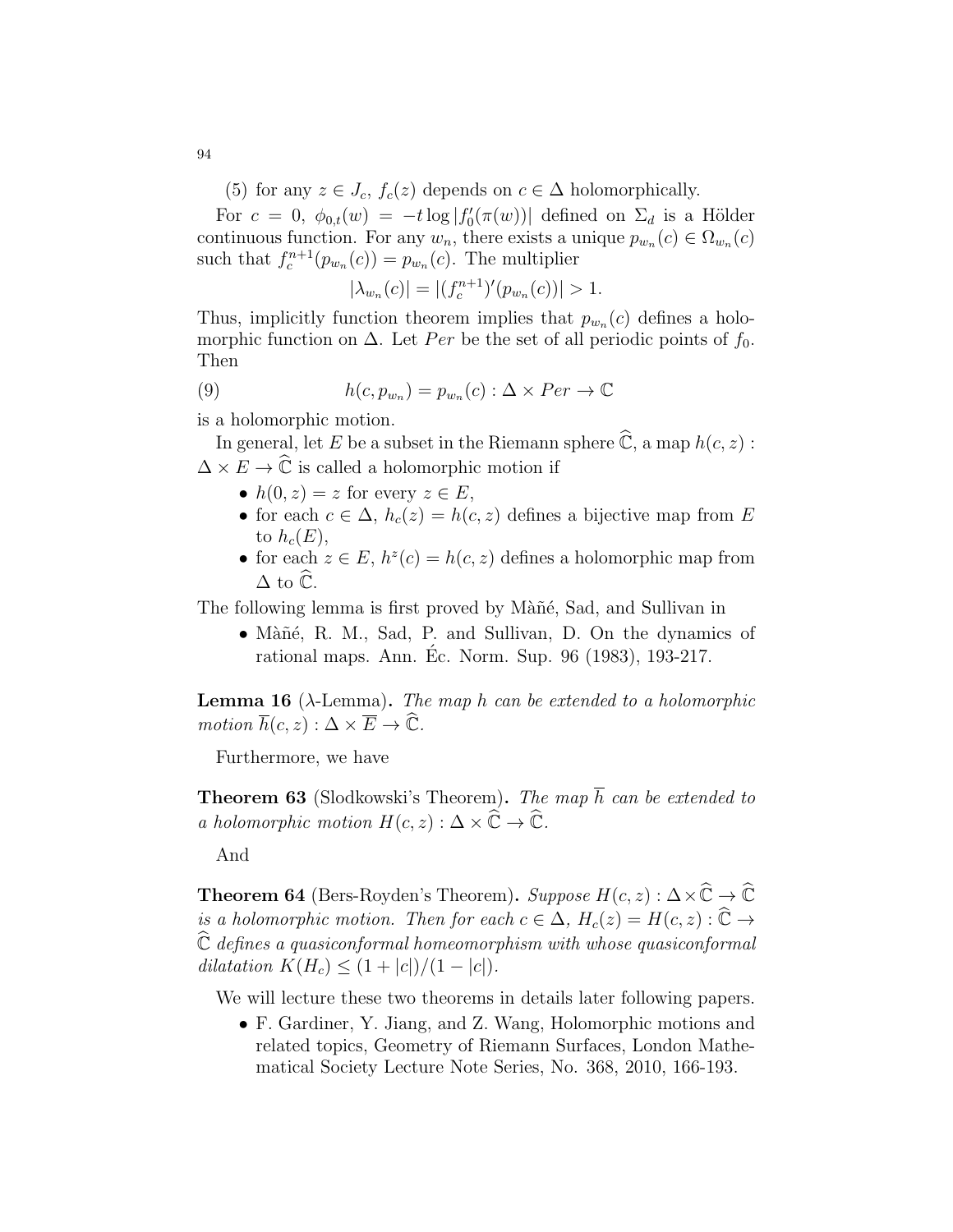(5) for any $z \in J_c$, $f_c(z)$ depends on $c \in \Delta$ holomorphically.

For $c = 0$, $\phi_{0,t}(w) = -t \log |f_0'(\pi(w))|$ defined on $\Sigma_d$ is a Hölder continuous function. For any $w_n$, there exists a unique $p_{w_n}(c) \in \Omega_{w_n}(c)$ such that $f_c^{n+1}(p_{w_n}(c)) = p_{w_n}(c)$. The multiplier

$$|\lambda_{w_n}(c)| = |(f_c^{n+1})'(p_{w_n}(c))| > 1.$$

Thus, implicitly function theorem implies that $p_{w_n}(c)$ defines a holomorphic function on $\Delta$. Let $Per$ be the set of all periodic points of $f_0$. Then

$$h(c, p_{w_n}) = p_{w_n}(c) : \Delta \times Per \to \mathbb{C} \tag{9}$$

is a holomorphic motion.

In general, let $E$ be a subset in the Riemann sphere $\widehat{\mathbb{C}}$, a map $h(c, z) : \Delta \times E \to \widehat{\mathbb{C}}$ is called a holomorphic motion if

- $h(0, z) = z$ for every $z \in E$,
- for each $c \in \Delta$, $h_c(z) = h(c, z)$ defines a bijective map from $E$ to $h_c(E)$,
- for each $z \in E$, $h^z(c) = h(c, z)$ defines a holomorphic map from $\Delta$ to $\widehat{\mathbb{C}}$.

The following lemma is first proved by Màñé, Sad, and Sullivan in

- Màñé, R. M., Sad, P. and Sullivan, D. On the dynamics of rational maps. Ann. Éc. Norm. Sup. 96 (1983), 193-217.

**Lemma 16** ($\lambda$-Lemma)**.** *The map $h$ can be extended to a holomorphic motion $\overline{h}(c, z) : \Delta \times \overline{E} \to \widehat{\mathbb{C}}$.*

Furthermore, we have

**Theorem 63** (Slodkowski's Theorem)**.** *The map $\overline{h}$ can be extended to a holomorphic motion $H(c, z) : \Delta \times \widehat{\mathbb{C}} \to \widehat{\mathbb{C}}$.*

And

**Theorem 64** (Bers-Royden's Theorem)**.** *Suppose $H(c, z) : \Delta \times \widehat{\mathbb{C}} \to \widehat{\mathbb{C}}$ is a holomorphic motion. Then for each $c \in \Delta$, $H_c(z) = H(c, z) : \widehat{\mathbb{C}} \to \widehat{\mathbb{C}}$ defines a quasiconformal homeomorphism with whose quasiconformal dilatation $K(H_c) \leq (1 + |c|)/(1 - |c|)$.*

We will lecture these two theorems in details later following papers.

- F. Gardiner, Y. Jiang, and Z. Wang, Holomorphic motions and related topics, Geometry of Riemann Surfaces, London Mathematical Society Lecture Note Series, No. 368, 2010, 166-193.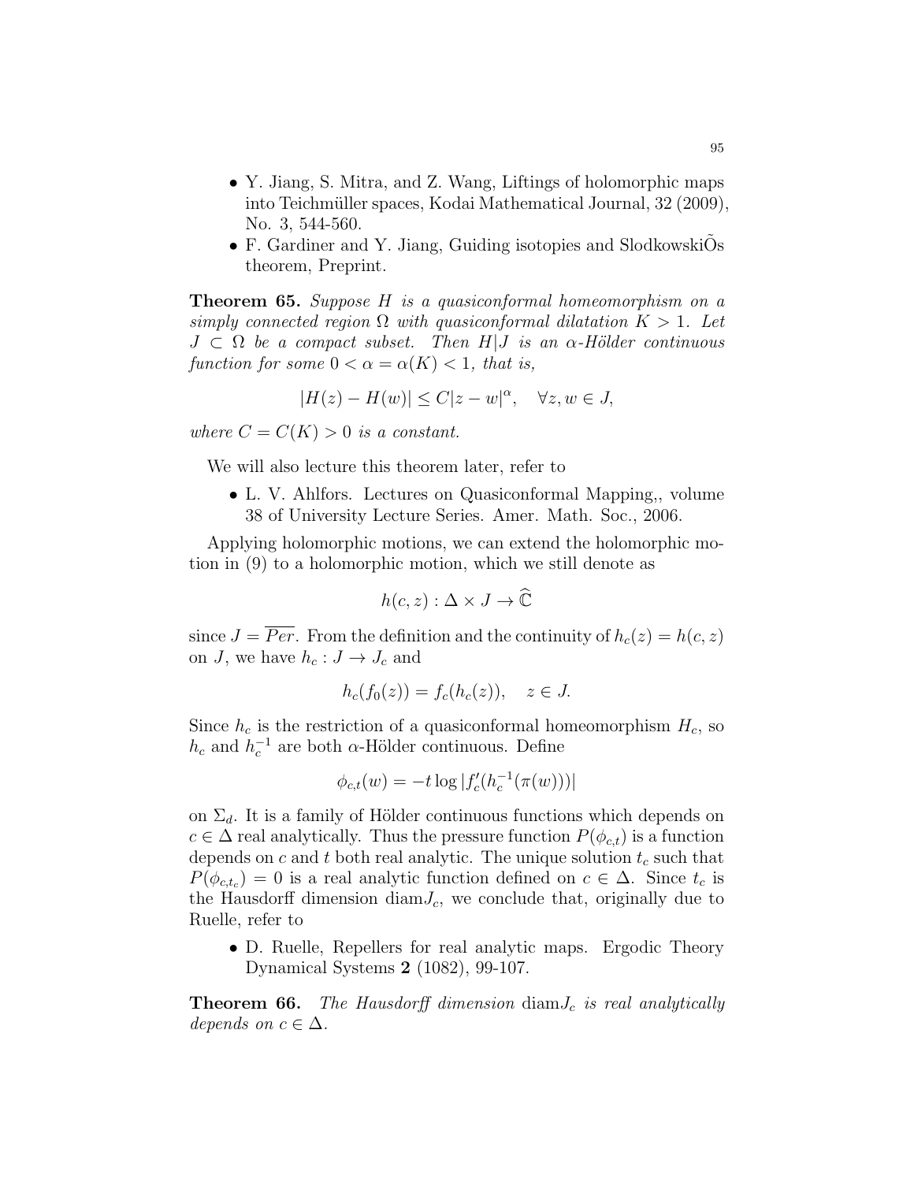- Y. Jiang, S. Mitra, and Z. Wang, Liftings of holomorphic maps into Teichmüller spaces, Kodai Mathematical Journal, 32 (2009), No. 3, 544-560.
- F. Gardiner and Y. Jiang, Guiding isotopies and SlodkowskiÕs theorem, Preprint.

**Theorem 65.** *Suppose $H$ is a quasiconformal homeomorphism on a simply connected region $\Omega$ with quasiconformal dilatation $K > 1$. Let $J \subset \Omega$ be a compact subset. Then $H|J$ is an $\alpha$-Hölder continuous function for some $0 < \alpha = \alpha(K) < 1$, that is,*

$$|H(z) - H(w)| \leq C|z - w|^{\alpha}, \quad \forall z, w \in J,$$

*where $C = C(K) > 0$ is a constant.*

We will also lecture this theorem later, refer to

- L. V. Ahlfors. Lectures on Quasiconformal Mapping,, volume 38 of University Lecture Series. Amer. Math. Soc., 2006.

Applying holomorphic motions, we can extend the holomorphic motion in (9) to a holomorphic motion, which we still denote as

$$h(c, z) : \Delta \times J \to \widehat{\mathbb{C}}$$

since $J = \overline{Per}$. From the definition and the continuity of $h_c(z) = h(c, z)$ on $J$, we have $h_c : J \to J_c$ and

$$h_c(f_0(z)) = f_c(h_c(z)), \quad z \in J.$$

Since $h_c$ is the restriction of a quasiconformal homeomorphism $H_c$, so $h_c$ and $h_c^{-1}$ are both $\alpha$-Hölder continuous. Define

$$\phi_{c,t}(w) = -t \log |f_c'(h_c^{-1}(\pi(w)))|$$

on $\Sigma_d$. It is a family of Hölder continuous functions which depends on $c \in \Delta$ real analytically. Thus the pressure function $P(\phi_{c,t})$ is a function depends on $c$ and $t$ both real analytic. The unique solution $t_c$ such that $P(\phi_{c,t_c}) = 0$ is a real analytic function defined on $c \in \Delta$. Since $t_c$ is the Hausdorff dimension $\text{diam} J_c$, we conclude that, originally due to Ruelle, refer to

- D. Ruelle, Repellers for real analytic maps. Ergodic Theory Dynamical Systems **2** (1082), 99-107.

**Theorem 66.** *The Hausdorff dimension* $\text{diam} J_c$ *is real analytically depends on $c \in \Delta$.*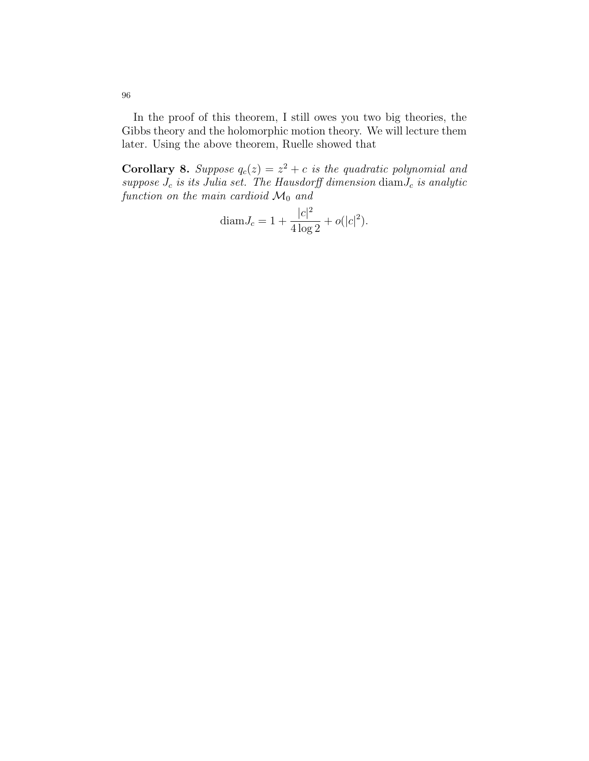In the proof of this theorem, I still owes you two big theories, the Gibbs theory and the holomorphic motion theory. We will lecture them later. Using the above theorem, Ruelle showed that

**Corollary 8.** *Suppose $q_c(z) = z^2 + c$ is the quadratic polynomial and suppose $J_c$ is its Julia set. The Hausdorff dimension* $\text{diam} J_c$ *is analytic function on the main cardioid $\mathcal{M}_0$ and*

$$\text{diam} J_c = 1 + \frac{|c|^2}{4 \log 2} + o(|c|^2).$$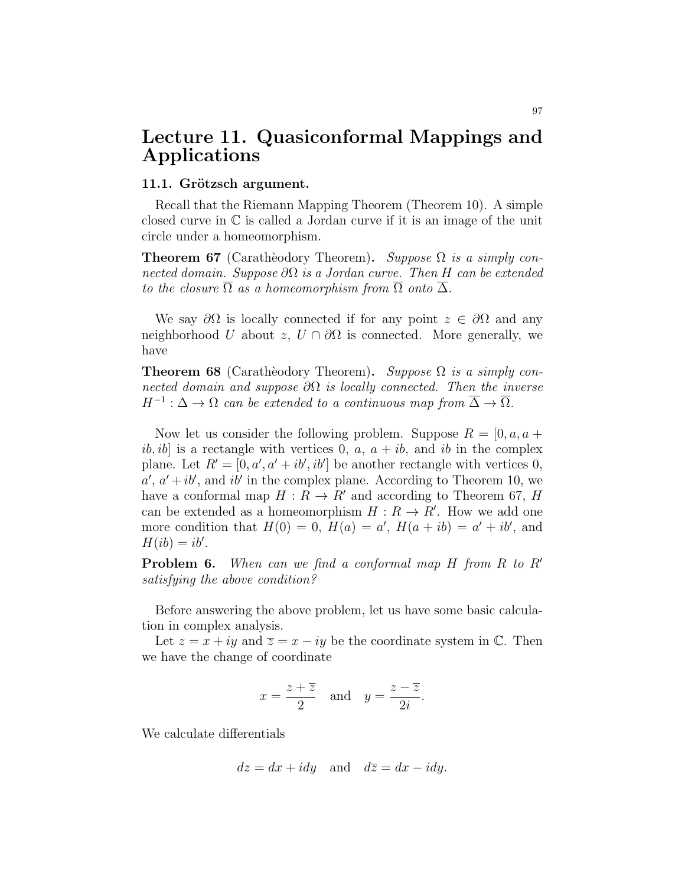# Lecture 11. Quasiconformal Mappings and Applications

## 11.1. Grötzsch argument.

Recall that the Riemann Mapping Theorem (Theorem 10). A simple closed curve in $\mathbb{C}$ is called a Jordan curve if it is an image of the unit circle under a homeomorphism.

**Theorem 67** (Carathèodory Theorem)**.** *Suppose $\Omega$ is a simply connected domain. Suppose $\partial\Omega$ is a Jordan curve. Then $H$ can be extended to the closure $\overline{\Omega}$ as a homeomorphism from $\overline{\Omega}$ onto $\overline{\Delta}$.*

We say $\partial\Omega$ is locally connected if for any point $z \in \partial\Omega$ and any neighborhood $U$ about $z$, $U \cap \partial\Omega$ is connected. More generally, we have

**Theorem 68** (Carathèodory Theorem)**.** *Suppose $\Omega$ is a simply connected domain and suppose $\partial\Omega$ is locally connected. Then the inverse $H^{-1} : \Delta \to \Omega$ can be extended to a continuous map from $\overline{\Delta} \to \overline{\Omega}$.*

Now let us consider the following problem. Suppose $R = [0, a, a + ib, ib]$ is a rectangle with vertices $0$, $a$, $a + ib$, and $ib$ in the complex plane. Let $R' = [0, a', a' + ib', ib']$ be another rectangle with vertices $0$, $a'$, $a' + ib'$, and $ib'$ in the complex plane. According to Theorem 10, we have a conformal map $H : R \to R'$ and according to Theorem 67, $H$ can be extended as a homeomorphism $H : R \to R'$. How we add one more condition that $H(0) = 0$, $H(a) = a'$, $H(a + ib) = a' + ib'$, and $H(ib) = ib'$.

**Problem 6.** *When can we find a conformal map $H$ from $R$ to $R'$ satisfying the above condition?*

Before answering the above problem, let us have some basic calculation in complex analysis.

Let $z = x + iy$ and $\overline{z} = x - iy$ be the coordinate system in $\mathbb{C}$. Then we have the change of coordinate

$$x = \frac{z + \overline{z}}{2} \quad \text{and} \quad y = \frac{z - \overline{z}}{2i}.$$

We calculate differentials

$$dz = dx + idy \quad \text{and} \quad d\overline{z} = dx - idy.$$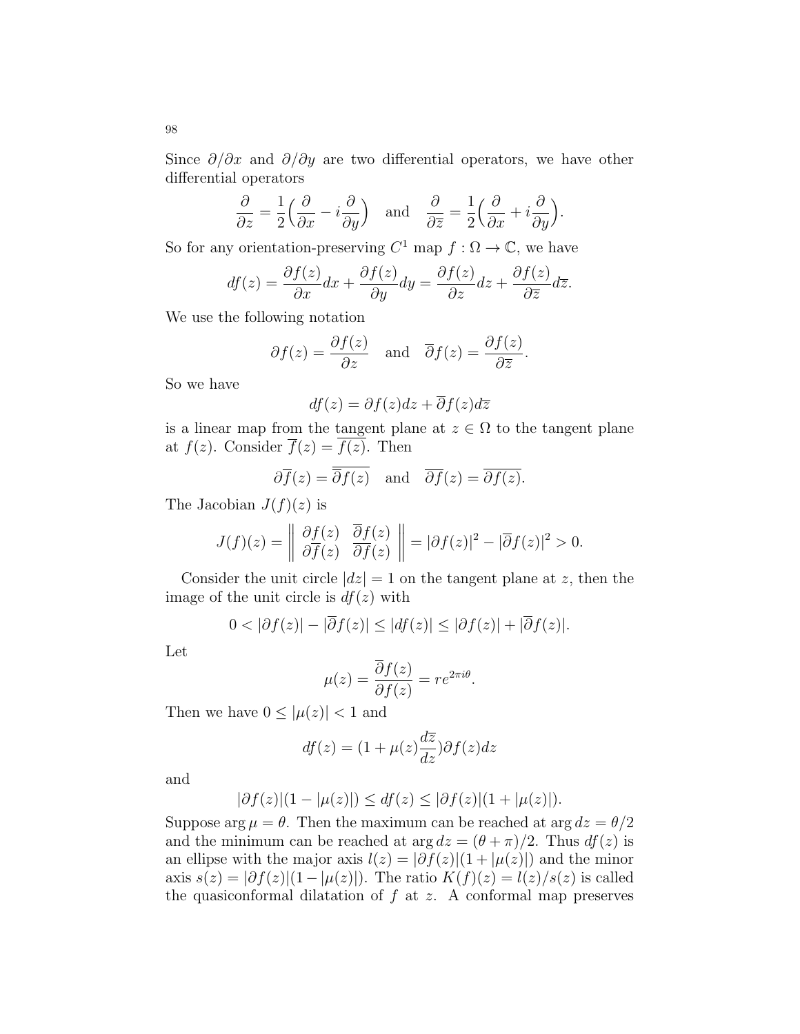Since $\partial/\partial x$ and $\partial/\partial y$ are two differential operators, we have other differential operators

$$\frac{\partial}{\partial z} = \frac{1}{2}\Big(\frac{\partial}{\partial x} - i\frac{\partial}{\partial y}\Big) \quad \text{and} \quad \frac{\partial}{\partial \overline{z}} = \frac{1}{2}\Big(\frac{\partial}{\partial x} + i\frac{\partial}{\partial y}\Big).$$

So for any orientation-preserving $C^1$ map $f : \Omega \to \mathbb{C}$, we have

$$df(z) = \frac{\partial f(z)}{\partial x}dx + \frac{\partial f(z)}{\partial y}dy = \frac{\partial f(z)}{\partial z}dz + \frac{\partial f(z)}{\partial \overline{z}}d\overline{z}.$$

We use the following notation

$$\partial f(z) = \frac{\partial f(z)}{\partial z} \quad \text{and} \quad \overline{\partial} f(z) = \frac{\partial f(z)}{\partial \overline{z}}.$$

So we have

$$df(z) = \partial f(z)dz + \overline{\partial} f(z)d\overline{z}$$

is a linear map from the tangent plane at $z \in \Omega$ to the tangent plane at $f(z)$. Consider $\overline{f}(z) = \overline{f(z)}$. Then

$$\partial \overline{f}(z) = \overline{\overline{\partial} f(z)} \quad \text{and} \quad \overline{\partial f}(z) = \overline{\partial f(z)}.$$

The Jacobian $J(f)(z)$ is

$$J(f)(z) = \left\| \begin{array}{cc} \partial f(z) & \overline{\partial} f(z) \\ \partial \overline{f}(z) & \overline{\partial f}(z) \end{array} \right\| = |\partial f(z)|^2 - |\overline{\partial} f(z)|^2 > 0.$$

Consider the unit circle $|dz| = 1$ on the tangent plane at $z$, then the image of the unit circle is $df(z)$ with

$$0 < |\partial f(z)| - |\overline{\partial} f(z)| \le |df(z)| \le |\partial f(z)| + |\overline{\partial} f(z)|.$$

Let

$$\mu(z) = \frac{\overline{\partial} f(z)}{\partial f(z)} = re^{2\pi i\theta}.$$

Then we have $0 \le |\mu(z)| < 1$ and

$$df(z) = (1 + \mu(z)\frac{d\overline{z}}{dz})\partial f(z)dz$$

and

$$|\partial f(z)|(1 - |\mu(z)|) \le df(z) \le |\partial f(z)|(1 + |\mu(z)|).$$

Suppose $\arg \mu = \theta$. Then the maximum can be reached at $\arg dz = \theta/2$ and the minimum can be reached at $\arg dz = (\theta + \pi)/2$. Thus $df(z)$ is an ellipse with the major axis $l(z) = |\partial f(z)|(1 + |\mu(z)|)$ and the minor axis $s(z) = |\partial f(z)|(1 - |\mu(z)|)$. The ratio $K(f)(z) = l(z)/s(z)$ is called the quasiconformal dilatation of $f$ at $z$. A conformal map preserves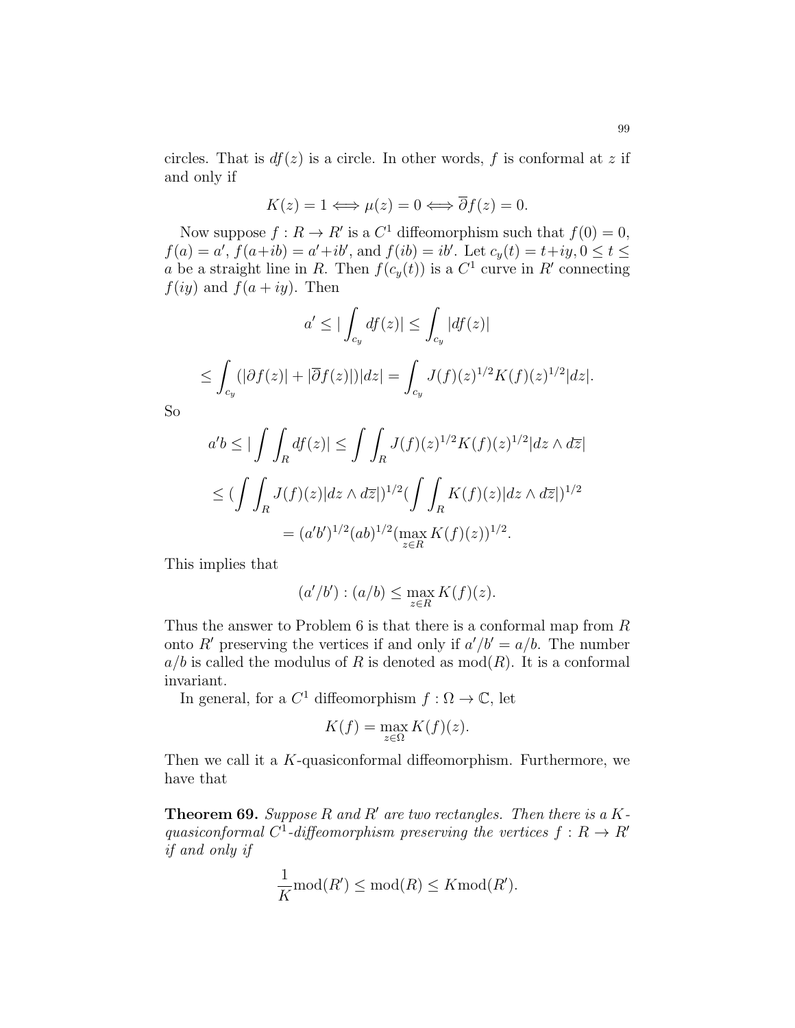circles. That is $df(z)$ is a circle. In other words, $f$ is conformal at $z$ if and only if

$$K(z) = 1 \Longleftrightarrow \mu(z) = 0 \Longleftrightarrow \overline{\partial} f(z) = 0.$$

Now suppose $f : R \to R'$ is a $C^1$ diffeomorphism such that $f(0) = 0$, $f(a) = a'$, $f(a+ib) = a'+ib'$, and $f(ib) = ib'$. Let $c_y(t) = t+iy, 0 \leq t \leq a$ be a straight line in $R$. Then $f(c_y(t))$ is a $C^1$ curve in $R'$ connecting $f(iy)$ and $f(a+iy)$. Then

$$a' \leq |\int_{c_y} df(z)| \leq \int_{c_y} |df(z)|$$

$$\leq \int_{c_y} (|\partial f(z)| + |\overline{\partial} f(z)|)|dz| = \int_{c_y} J(f)(z)^{1/2} K(f)(z)^{1/2} |dz|.$$

So

$$a'b \leq |\int\int_R df(z)| \leq \int\int_R J(f)(z)^{1/2} K(f)(z)^{1/2} |dz \wedge d\overline{z}|$$

$$\leq (\int\int_R J(f)(z) |dz \wedge d\overline{z}|)^{1/2} (\int\int_R K(f)(z) |dz \wedge d\overline{z}|)^{1/2}$$

$$= (a'b')^{1/2} (ab)^{1/2} (\max_{z \in R} K(f)(z))^{1/2}.$$

This implies that

$$(a'/b') : (a/b) \leq \max_{z \in R} K(f)(z).$$

Thus the answer to Problem 6 is that there is a conformal map from $R$ onto $R'$ preserving the vertices if and only if $a'/b' = a/b$. The number $a/b$ is called the modulus of $R$ is denoted as $\mathrm{mod}(R)$. It is a conformal invariant.

In general, for a $C^1$ diffeomorphism $f : \Omega \to \mathbb{C}$, let

$$K(f) = \max_{z \in \Omega} K(f)(z).$$

Then we call it a $K$-quasiconformal diffeomorphism. Furthermore, we have that

**Theorem 69.** *Suppose $R$ and $R'$ are two rectangles. Then there is a $K$-quasiconformal $C^1$-diffeomorphism preserving the vertices $f : R \to R'$ if and only if*

$$\frac{1}{K} \mathrm{mod}(R') \leq \mathrm{mod}(R) \leq K \mathrm{mod}(R').$$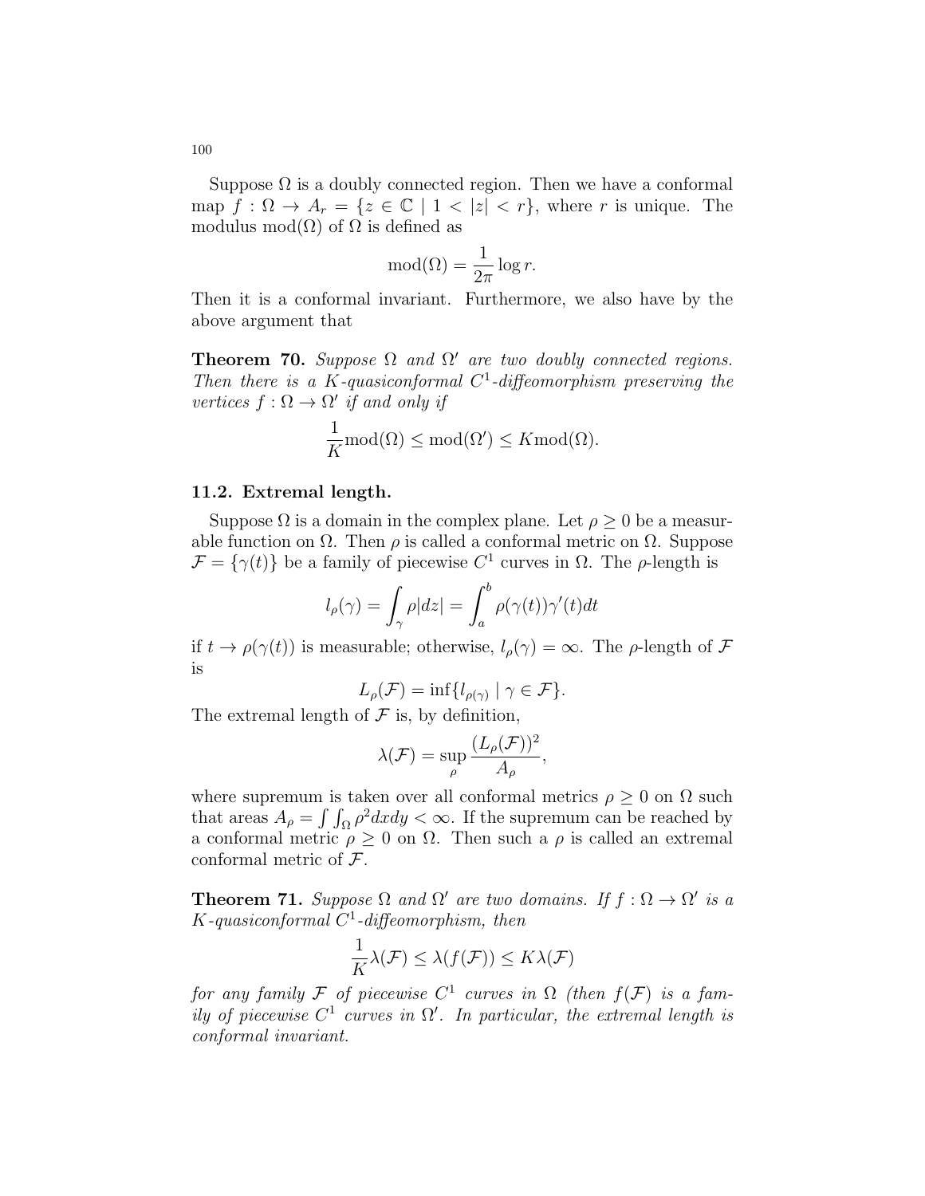Suppose $\Omega$ is a doubly connected region. Then we have a conformal map $f : \Omega \to A_r = \{z \in \mathbb{C} \mid 1 < |z| < r\}$, where $r$ is unique. The modulus $\mathrm{mod}(\Omega)$ of $\Omega$ is defined as

$$\mathrm{mod}(\Omega) = \frac{1}{2\pi} \log r.$$

Then it is a conformal invariant. Furthermore, we also have by the above argument that

**Theorem 70.** *Suppose $\Omega$ and $\Omega'$ are two doubly connected regions. Then there is a $K$-quasiconformal $C^1$-diffeomorphism preserving the vertices $f : \Omega \to \Omega'$ if and only if*

$$\frac{1}{K}\mathrm{mod}(\Omega) \leq \mathrm{mod}(\Omega') \leq K\mathrm{mod}(\Omega).$$

### 11.2. Extremal length.

Suppose $\Omega$ is a domain in the complex plane. Let $\rho \geq 0$ be a measurable function on $\Omega$. Then $\rho$ is called a conformal metric on $\Omega$. Suppose $\mathcal{F} = \{\gamma(t)\}$ be a family of piecewise $C^1$ curves in $\Omega$. The $\rho$-length is

$$l_\rho(\gamma) = \int_\gamma \rho |dz| = \int_a^b \rho(\gamma(t))\gamma'(t)dt$$

if $t \to \rho(\gamma(t))$ is measurable; otherwise, $l_\rho(\gamma) = \infty$. The $\rho$-length of $\mathcal{F}$ is

$$L_\rho(\mathcal{F}) = \inf\{l_{\rho(\gamma)} \mid \gamma \in \mathcal{F}\}.$$

The extremal length of $\mathcal{F}$ is, by definition,

$$\lambda(\mathcal{F}) = \sup_\rho \frac{(L_\rho(\mathcal{F}))^2}{A_\rho},$$

where supremum is taken over all conformal metrics $\rho \geq 0$ on $\Omega$ such that areas $A_\rho = \int\int_\Omega \rho^2 dxdy < \infty$. If the supremum can be reached by a conformal metric $\rho \geq 0$ on $\Omega$. Then such a $\rho$ is called an extremal conformal metric of $\mathcal{F}$.

**Theorem 71.** *Suppose $\Omega$ and $\Omega'$ are two domains. If $f : \Omega \to \Omega'$ is a $K$-quasiconformal $C^1$-diffeomorphism, then*

$$\frac{1}{K}\lambda(\mathcal{F}) \leq \lambda(f(\mathcal{F})) \leq K\lambda(\mathcal{F})$$

*for any family $\mathcal{F}$ of piecewise $C^1$ curves in $\Omega$ (then $f(\mathcal{F})$ is a family of piecewise $C^1$ curves in $\Omega'$. In particular, the extremal length is conformal invariant.*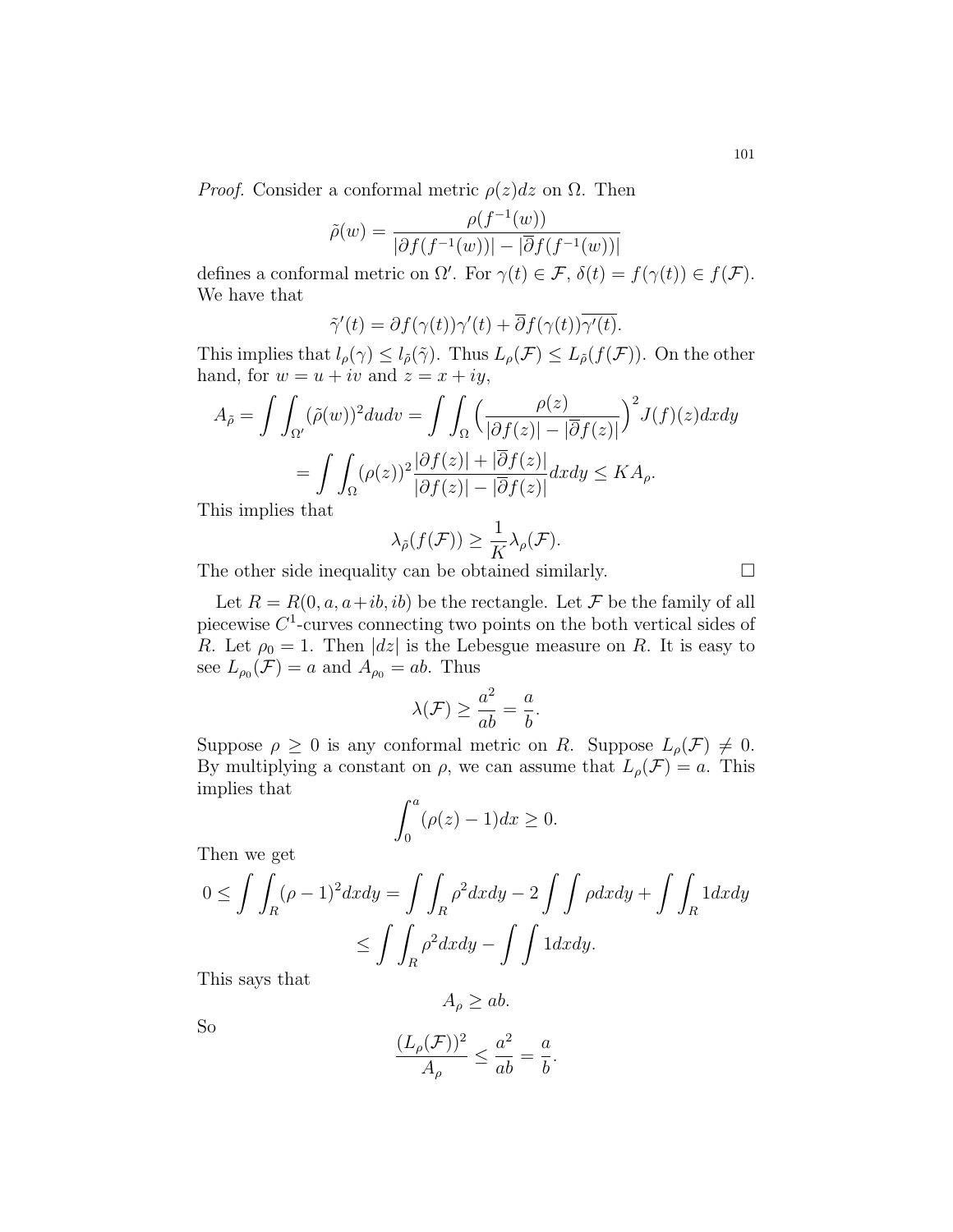*Proof.* Consider a conformal metric $\rho(z)dz$ on $\Omega$. Then

$$\tilde{\rho}(w) = \frac{\rho(f^{-1}(w))}{|\partial f(f^{-1}(w))| - |\overline{\partial} f(f^{-1}(w))|}$$

defines a conformal metric on $\Omega'$. For $\gamma(t) \in \mathcal{F}$, $\delta(t) = f(\gamma(t)) \in f(\mathcal{F})$. We have that

$$\tilde{\gamma}'(t) = \partial f(\gamma(t))\gamma'(t) + \overline{\partial} f(\gamma(t))\overline{\gamma'(t)}.$$

This implies that $l_\rho(\gamma) \leq l_{\tilde{\rho}}(\tilde{\gamma})$. Thus $L_\rho(\mathcal{F}) \leq L_{\tilde{\rho}}(f(\mathcal{F}))$. On the other hand, for $w = u + iv$ and $z = x + iy$,

$$A_{\tilde{\rho}} = \int\int_{\Omega'} (\tilde{\rho}(w))^2 dudv = \int\int_{\Omega} \Big(\frac{\rho(z)}{|\partial f(z)| - |\overline{\partial} f(z)|}\Big)^2 J(f)(z)dxdy$$

$$= \int\int_{\Omega} (\rho(z))^2 \frac{|\partial f(z)| + |\overline{\partial} f(z)|}{|\partial f(z)| - |\overline{\partial} f(z)|} dxdy \leq K A_\rho.$$

This implies that

$$\lambda_{\tilde{\rho}}(f(\mathcal{F})) \geq \frac{1}{K}\lambda_\rho(\mathcal{F}).$$

The other side inequality can be obtained similarly. $\square$

Let $R = R(0, a, a+ib, ib)$ be the rectangle. Let $\mathcal{F}$ be the family of all piecewise $C^1$-curves connecting two points on the both vertical sides of $R$. Let $\rho_0 = 1$. Then $|dz|$ is the Lebesgue measure on $R$. It is easy to see $L_{\rho_0}(\mathcal{F}) = a$ and $A_{\rho_0} = ab$. Thus

$$\lambda(\mathcal{F}) \geq \frac{a^2}{ab} = \frac{a}{b}.$$

Suppose $\rho \geq 0$ is any conformal metric on $R$. Suppose $L_\rho(\mathcal{F}) \neq 0$. By multiplying a constant on $\rho$, we can assume that $L_\rho(\mathcal{F}) = a$. This implies that

$$\int_0^a (\rho(z) - 1)dx \geq 0.$$

Then we get

$$0 \leq \int\int_R (\rho - 1)^2 dxdy = \int\int_R \rho^2 dxdy - 2\int\int \rho dxdy + \int\int_R 1 dxdy$$

$$\leq \int\int_R \rho^2 dxdy - \int\int 1 dxdy.$$

This says that

$$A_\rho \geq ab.$$

So

$$\frac{(L_\rho(\mathcal{F}))^2}{A_\rho} \leq \frac{a^2}{ab} = \frac{a}{b}.$$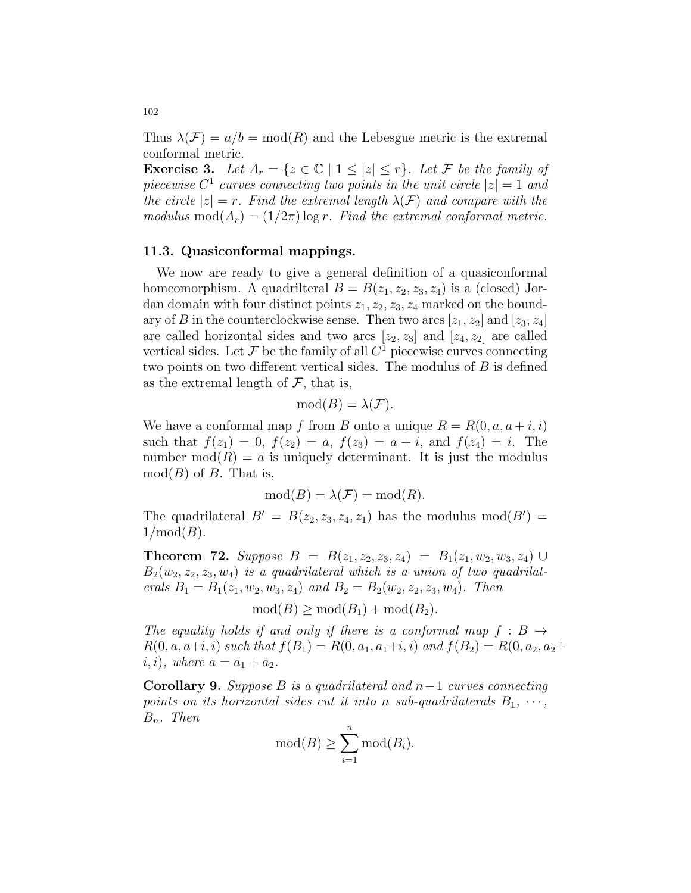Thus $\lambda(\mathcal{F}) = a/b = \mathrm{mod}(R)$ and the Lebesgue metric is the extremal conformal metric.

**Exercise 3.** *Let $A_r = \{z \in \mathbb{C} \mid 1 \leq |z| \leq r\}$. Let $\mathcal{F}$ be the family of piecewise $C^1$ curves connecting two points in the unit circle $|z| = 1$ and the circle $|z| = r$. Find the extremal length $\lambda(\mathcal{F})$ and compare with the modulus $\mathrm{mod}(A_r) = (1/2\pi)\log r$. Find the extremal conformal metric.*

### 11.3. Quasiconformal mappings.

We now are ready to give a general definition of a quasiconformal homeomorphism. A quadrilteral $B = B(z_1, z_2, z_3, z_4)$ is a (closed) Jordan domain with four distinct points $z_1, z_2, z_3, z_4$ marked on the boundary of $B$ in the counterclockwise sense. Then two arcs $[z_1, z_2]$ and $[z_3, z_4]$ are called horizontal sides and two arcs $[z_2, z_3]$ and $[z_4, z_2]$ are called vertical sides. Let $\mathcal{F}$ be the family of all $C^1$ piecewise curves connecting two points on two different vertical sides. The modulus of $B$ is defined as the extremal length of $\mathcal{F}$, that is,

$$\mathrm{mod}(B) = \lambda(\mathcal{F}).$$

We have a conformal map $f$ from $B$ onto a unique $R = R(0, a, a+i, i)$ such that $f(z_1) = 0$, $f(z_2) = a$, $f(z_3) = a + i$, and $f(z_4) = i$. The number $\mathrm{mod}(R) = a$ is uniquely determinant. It is just the modulus $\mathrm{mod}(B)$ of $B$. That is,

$$\mathrm{mod}(B) = \lambda(\mathcal{F}) = \mathrm{mod}(R).$$

The quadrilateral $B' = B(z_2, z_3, z_4, z_1)$ has the modulus $\mathrm{mod}(B') = 1/\mathrm{mod}(B)$.

**Theorem 72.** *Suppose $B = B(z_1, z_2, z_3, z_4) = B_1(z_1, w_2, w_3, z_4) \cup B_2(w_2, z_2, z_3, w_4)$ is a quadrilateral which is a union of two quadrilaterals $B_1 = B_1(z_1, w_2, w_3, z_4)$ and $B_2 = B_2(w_2, z_2, z_3, w_4)$. Then*

$$\mathrm{mod}(B) \geq \mathrm{mod}(B_1) + \mathrm{mod}(B_2).$$

*The equality holds if and only if there is a conformal map $f : B \to R(0, a, a+i, i)$ such that $f(B_1) = R(0, a_1, a_1+i, i)$ and $f(B_2) = R(0, a_2, a_2+i, i)$, where $a = a_1 + a_2$.*

**Corollary 9.** *Suppose $B$ is a quadrilateral and $n-1$ curves connecting points on its horizontal sides cut it into $n$ sub-quadrilaterals $B_1, \cdots, B_n$. Then*

$$\mathrm{mod}(B) \geq \sum_{i=1}^{n} \mathrm{mod}(B_i).$$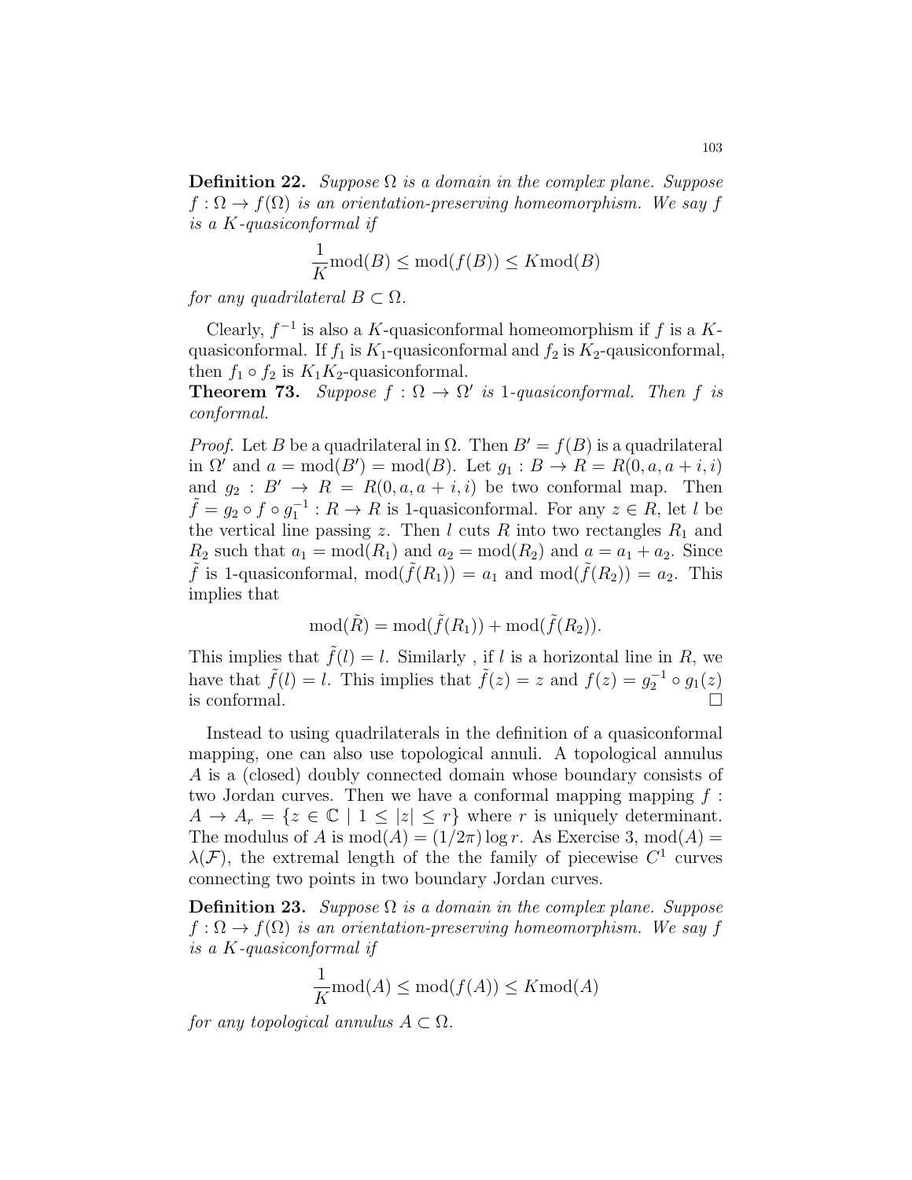**Definition 22.** *Suppose $\Omega$ is a domain in the complex plane. Suppose $f : \Omega \to f(\Omega)$ is an orientation-preserving homeomorphism. We say $f$ is a $K$-quasiconformal if*

$$\frac{1}{K}\text{mod}(B) \leq \text{mod}(f(B)) \leq K\text{mod}(B)$$

*for any quadrilateral $B \subset \Omega$.*

Clearly, $f^{-1}$ is also a $K$-quasiconformal homeomorphism if $f$ is a $K$-quasiconformal. If $f_1$ is $K_1$-quasiconformal and $f_2$ is $K_2$-qausiconformal, then $f_1 \circ f_2$ is $K_1K_2$-quasiconformal.

**Theorem 73.** *Suppose $f : \Omega \to \Omega'$ is 1-quasiconformal. Then $f$ is conformal.*

*Proof.* Let $B$ be a quadrilateral in $\Omega$. Then $B' = f(B)$ is a quadrilateral in $\Omega'$ and $a = \text{mod}(B') = \text{mod}(B)$. Let $g_1 : B \to R = R(0, a, a+i, i)$ and $g_2 : B' \to R = R(0, a, a+i, i)$ be two conformal map. Then $\tilde{f} = g_2 \circ f \circ g_1^{-1} : R \to R$ is 1-quasiconformal. For any $z \in R$, let $l$ be the vertical line passing $z$. Then $l$ cuts $R$ into two rectangles $R_1$ and $R_2$ such that $a_1 = \text{mod}(R_1)$ and $a_2 = \text{mod}(R_2)$ and $a = a_1 + a_2$. Since $\tilde{f}$ is 1-quasiconformal, $\text{mod}(\tilde{f}(R_1)) = a_1$ and $\text{mod}(\tilde{f}(R_2)) = a_2$. This implies that

$$\text{mod}(\tilde{R}) = \text{mod}(\tilde{f}(R_1)) + \text{mod}(\tilde{f}(R_2)).$$

This implies that $\tilde{f}(l) = l$. Similarly , if $l$ is a horizontal line in $R$, we have that $\tilde{f}(l) = l$. This implies that $\tilde{f}(z) = z$ and $f(z) = g_2^{-1} \circ g_1(z)$ is conformal. $\square$

Instead to using quadrilaterals in the definition of a quasiconformal mapping, one can also use topological annuli. A topological annulus $A$ is a (closed) doubly connected domain whose boundary consists of two Jordan curves. Then we have a conformal mapping mapping $f : A \to A_r = \{z \in \mathbb{C} \mid 1 \leq |z| \leq r\}$ where $r$ is uniquely determinant. The modulus of $A$ is $\text{mod}(A) = (1/2\pi)\log r$. As Exercise 3, $\text{mod}(A) = \lambda(\mathcal{F})$, the extremal length of the the family of piecewise $C^1$ curves connecting two points in two boundary Jordan curves.

**Definition 23.** *Suppose $\Omega$ is a domain in the complex plane. Suppose $f : \Omega \to f(\Omega)$ is an orientation-preserving homeomorphism. We say $f$ is a $K$-quasiconformal if*

$$\frac{1}{K}\text{mod}(A) \leq \text{mod}(f(A)) \leq K\text{mod}(A)$$

*for any topological annulus $A \subset \Omega$.*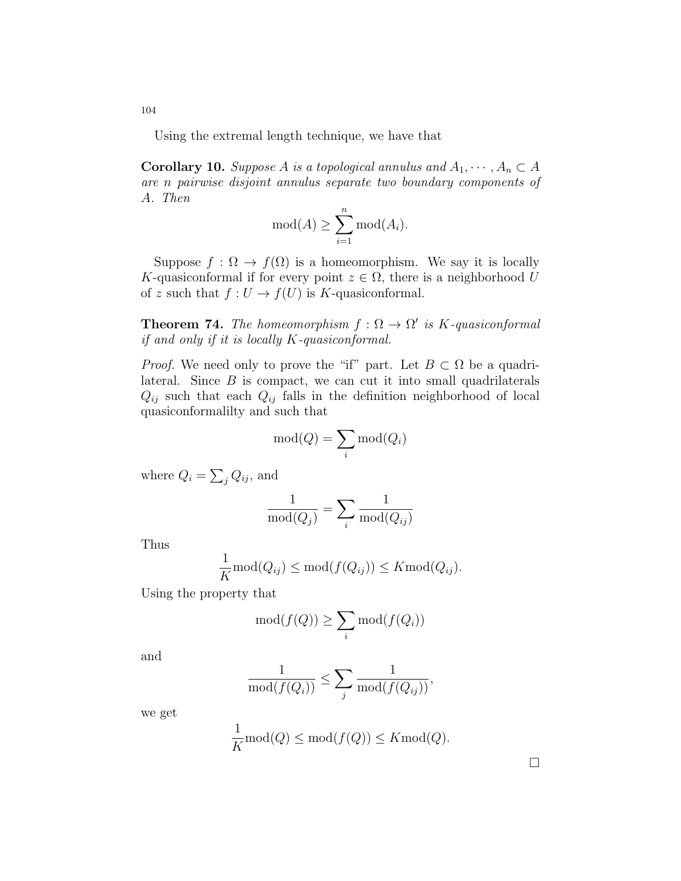Using the extremal length technique, we have that

**Corollary 10.** *Suppose $A$ is a topological annulus and $A_1, \cdots, A_n \subset A$ are $n$ pairwise disjoint annulus separate two boundary components of $A$. Then*

$$\mathrm{mod}(A) \geq \sum_{i=1}^{n} \mathrm{mod}(A_i).$$

Suppose $f : \Omega \to f(\Omega)$ is a homeomorphism. We say it is locally $K$-quasiconformal if for every point $z \in \Omega$, there is a neighborhood $U$ of $z$ such that $f : U \to f(U)$ is $K$-quasiconformal.

**Theorem 74.** *The homeomorphism $f : \Omega \to \Omega'$ is $K$-quasiconformal if and only if it is locally $K$-quasiconformal.*

*Proof.* We need only to prove the "if" part. Let $B \subset \Omega$ be a quadrilateral. Since $B$ is compact, we can cut it into small quadrilaterals $Q_{ij}$ such that each $Q_{ij}$ falls in the definition neighborhood of local quasiconformalilty and such that

$$\mathrm{mod}(Q) = \sum_i \mathrm{mod}(Q_i)$$

where $Q_i = \sum_j Q_{ij}$, and

$$\frac{1}{\mathrm{mod}(Q_j)} = \sum_i \frac{1}{\mathrm{mod}(Q_{ij})}$$

Thus

$$\frac{1}{K}\mathrm{mod}(Q_{ij}) \leq \mathrm{mod}(f(Q_{ij})) \leq K\mathrm{mod}(Q_{ij}).$$

Using the property that

$$\mathrm{mod}(f(Q)) \geq \sum_i \mathrm{mod}(f(Q_i))$$

and

$$\frac{1}{\mathrm{mod}(f(Q_i))} \leq \sum_j \frac{1}{\mathrm{mod}(f(Q_{ij}))},$$

we get

$$\frac{1}{K}\mathrm{mod}(Q) \leq \mathrm{mod}(f(Q)) \leq K\mathrm{mod}(Q).$$

□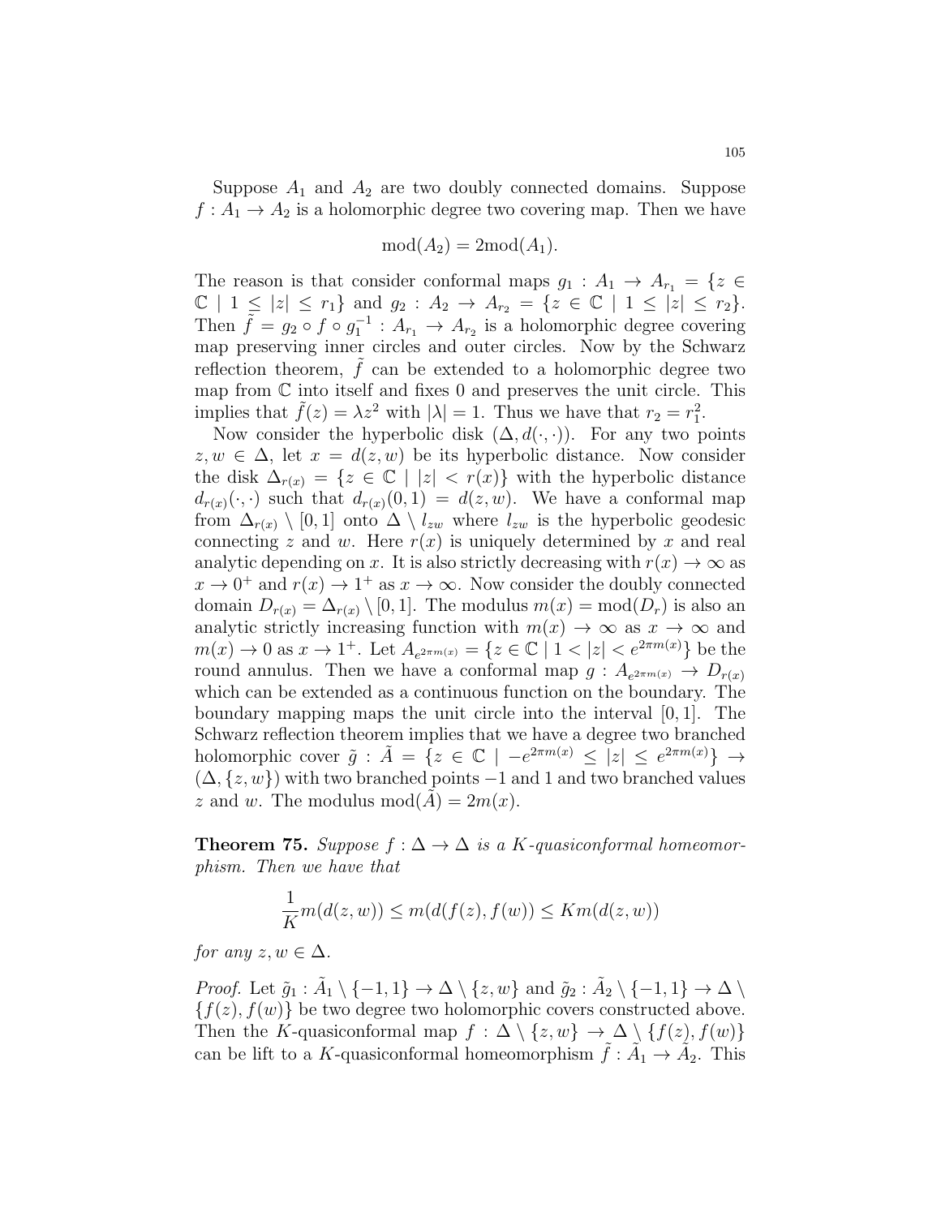Suppose $A_1$ and $A_2$ are two doubly connected domains. Suppose $f : A_1 \to A_2$ is a holomorphic degree two covering map. Then we have

$$\mathrm{mod}(A_2) = 2\mathrm{mod}(A_1).$$

The reason is that consider conformal maps $g_1 : A_1 \to A_{r_1} = \{z \in \mathbb{C} \mid 1 \leq |z| \leq r_1\}$ and $g_2 : A_2 \to A_{r_2} = \{z \in \mathbb{C} \mid 1 \leq |z| \leq r_2\}$. Then $\tilde{f} = g_2 \circ f \circ g_1^{-1} : A_{r_1} \to A_{r_2}$ is a holomorphic degree covering map preserving inner circles and outer circles. Now by the Schwarz reflection theorem, $\tilde{f}$ can be extended to a holomorphic degree two map from $\mathbb{C}$ into itself and fixes 0 and preserves the unit circle. This implies that $\tilde{f}(z) = \lambda z^2$ with $|\lambda| = 1$. Thus we have that $r_2 = r_1^2$.

Now consider the hyperbolic disk $(\Delta, d(\cdot, \cdot))$. For any two points $z, w \in \Delta$, let $x = d(z, w)$ be its hyperbolic distance. Now consider the disk $\Delta_{r(x)} = \{z \in \mathbb{C} \mid |z| < r(x)\}$ with the hyperbolic distance $d_{r(x)}(\cdot, \cdot)$ such that $d_{r(x)}(0, 1) = d(z, w)$. We have a conformal map from $\Delta_{r(x)} \setminus [0, 1]$ onto $\Delta \setminus l_{zw}$ where $l_{zw}$ is the hyperbolic geodesic connecting $z$ and $w$. Here $r(x)$ is uniquely determined by $x$ and real analytic depending on $x$. It is also strictly decreasing with $r(x) \to \infty$ as $x \to 0^+$ and $r(x) \to 1^+$ as $x \to \infty$. Now consider the doubly connected domain $D_{r(x)} = \Delta_{r(x)} \setminus [0, 1]$. The modulus $m(x) = \mathrm{mod}(D_r)$ is also an analytic strictly increasing function with $m(x) \to \infty$ as $x \to \infty$ and $m(x) \to 0$ as $x \to 1^+$. Let $A_{e^{2\pi m(x)}} = \{z \in \mathbb{C} \mid 1 < |z| < e^{2\pi m(x)}\}$ be the round annulus. Then we have a conformal map $g : A_{e^{2\pi m(x)}} \to D_{r(x)}$ which can be extended as a continuous function on the boundary. The boundary mapping maps the unit circle into the interval $[0, 1]$. The Schwarz reflection theorem implies that we have a degree two branched holomorphic cover $\tilde{g} : \tilde{A} = \{z \in \mathbb{C} \mid -e^{2\pi m(x)} \leq |z| \leq e^{2\pi m(x)}\} \to (\Delta, \{z, w\})$ with two branched points $-1$ and $1$ and two branched values $z$ and $w$. The modulus $\mathrm{mod}(\tilde{A}) = 2m(x)$.

**Theorem 75.** *Suppose $f : \Delta \to \Delta$ is a $K$-quasiconformal homeomorphism. Then we have that*

$$\frac{1}{K} m(d(z, w)) \leq m(d(f(z), f(w)) \leq K m(d(z, w))$$

*for any $z, w \in \Delta$.*

*Proof.* Let $\tilde{g}_1 : \tilde{A}_1 \setminus \{-1, 1\} \to \Delta \setminus \{z, w\}$ and $\tilde{g}_2 : \tilde{A}_2 \setminus \{-1, 1\} \to \Delta \setminus \{f(z), f(w)\}$ be two degree two holomorphic covers constructed above. Then the $K$-quasiconformal map $f : \Delta \setminus \{z, w\} \to \Delta \setminus \{f(z), f(w)\}$ can be lift to a $K$-quasiconformal homeomorphism $\tilde{f} : \tilde{A}_1 \to \tilde{A}_2$. This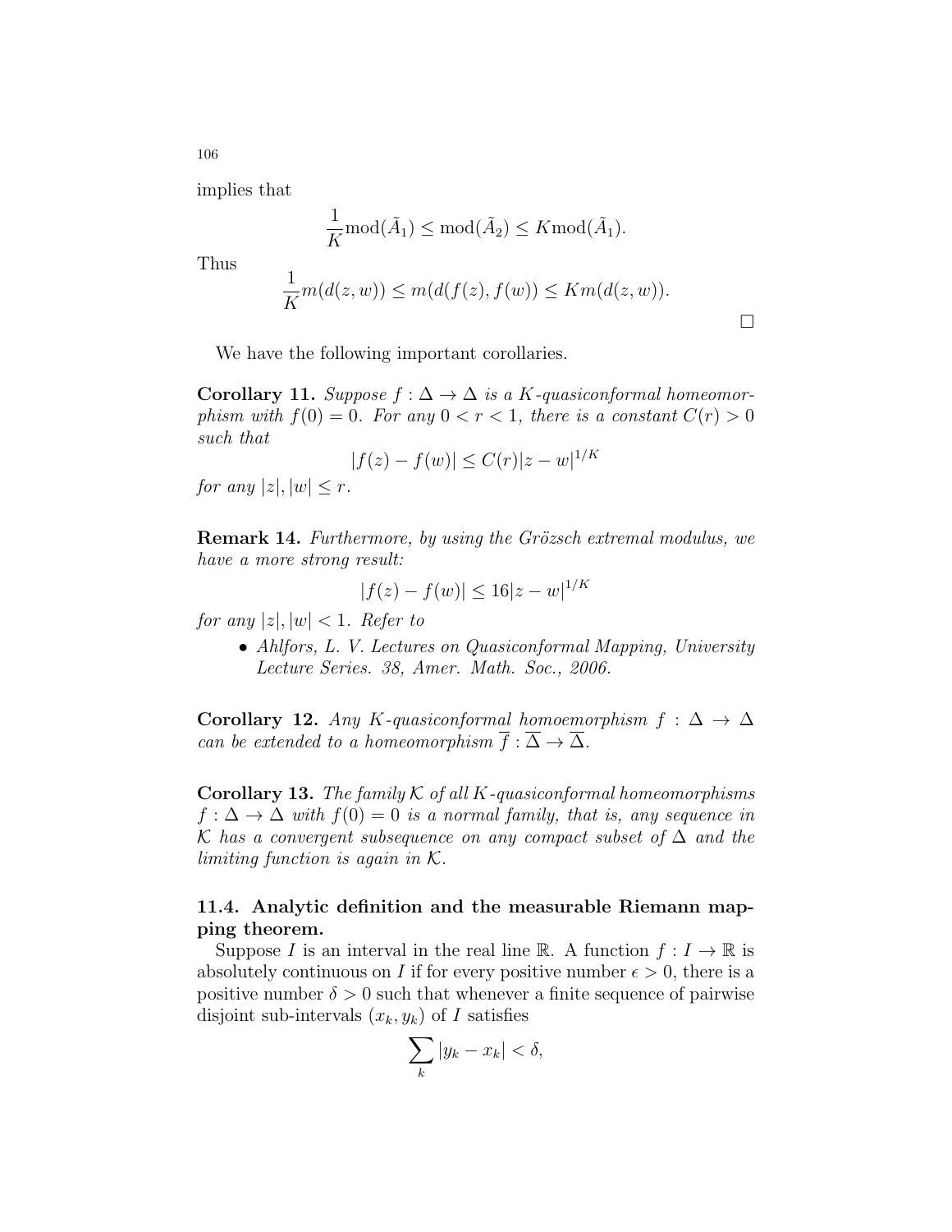implies that

$$\frac{1}{K}\text{mod}(\tilde{A}_1) \leq \text{mod}(\tilde{A}_2) \leq K\text{mod}(\tilde{A}_1).$$

Thus

$$\frac{1}{K}m(d(z,w)) \leq m(d(f(z),f(w)) \leq Km(d(z,w)).$$

□

We have the following important corollaries.

**Corollary 11.** *Suppose $f : \Delta \to \Delta$ is a $K$-quasiconformal homeomorphism with $f(0) = 0$. For any $0 < r < 1$, there is a constant $C(r) > 0$ such that*

$$|f(z) - f(w)| \leq C(r)|z - w|^{1/K}$$

*for any $|z|, |w| \leq r$.*

**Remark 14.** *Furthermore, by using the Grözsch extremal modulus, we have a more strong result:*

$$|f(z) - f(w)| \leq 16|z - w|^{1/K}$$

*for any $|z|, |w| < 1$. Refer to*

- *Ahlfors, L. V. Lectures on Quasiconformal Mapping, University Lecture Series. 38, Amer. Math. Soc., 2006.*

**Corollary 12.** *Any $K$-quasiconformal homoemorphism $f : \Delta \to \Delta$ can be extended to a homeomorphism $\overline{f} : \overline{\Delta} \to \overline{\Delta}$.*

**Corollary 13.** *The family $\mathcal{K}$ of all $K$-quasiconformal homeomorphisms $f : \Delta \to \Delta$ with $f(0) = 0$ is a normal family, that is, any sequence in $\mathcal{K}$ has a convergent subsequence on any compact subset of $\Delta$ and the limiting function is again in $\mathcal{K}$.*

### 11.4. Analytic definition and the measurable Riemann mapping theorem.

Suppose $I$ is an interval in the real line $\mathbb{R}$. A function $f : I \to \mathbb{R}$ is absolutely continuous on $I$ if for every positive number $\epsilon > 0$, there is a positive number $\delta > 0$ such that whenever a finite sequence of pairwise disjoint sub-intervals $(x_k, y_k)$ of $I$ satisfies

$$\sum_k |y_k - x_k| < \delta,$$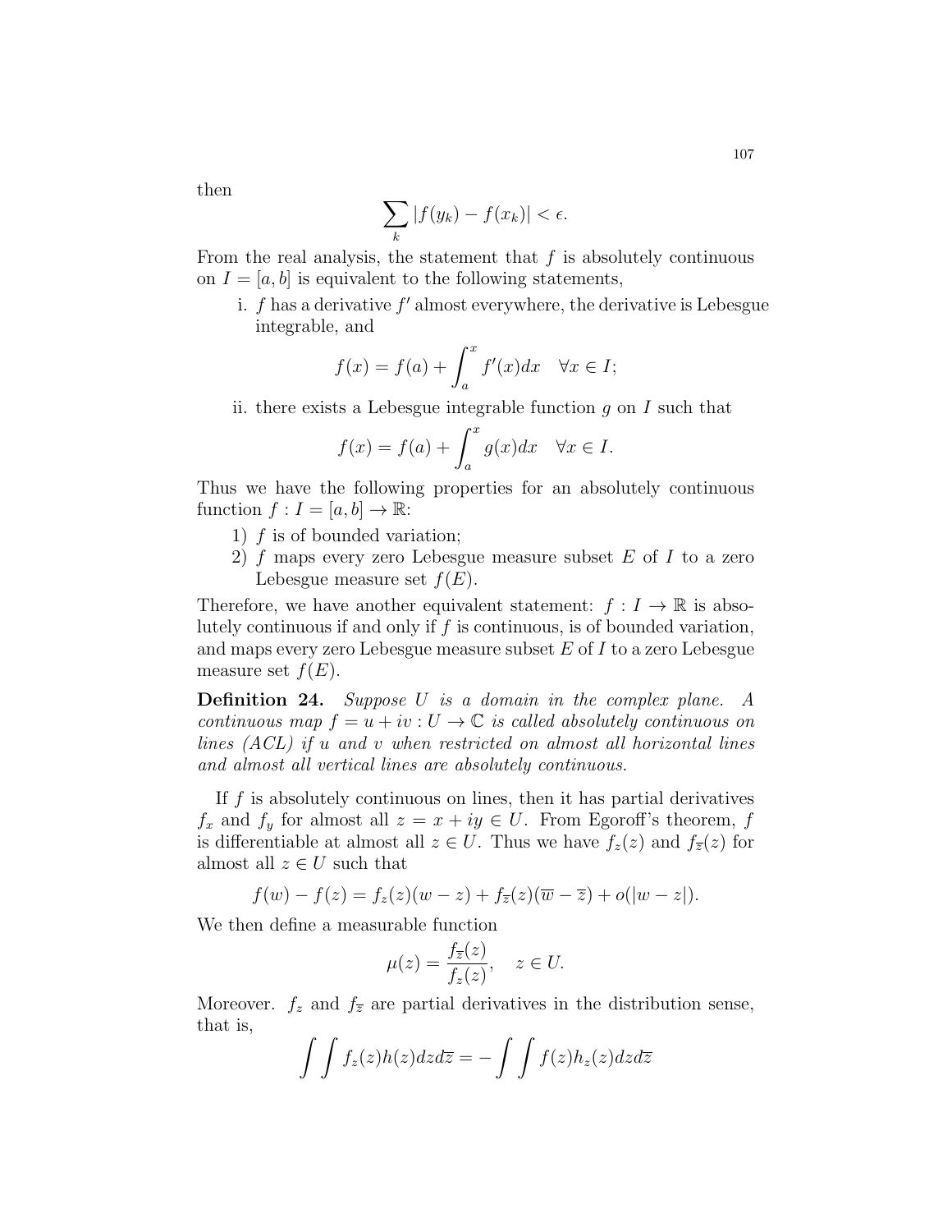then

$$\sum_k |f(y_k) - f(x_k)| < \epsilon.$$

From the real analysis, the statement that $f$ is absolutely continuous on $I = [a, b]$ is equivalent to the following statements,

i. $f$ has a derivative $f'$ almost everywhere, the derivative is Lebesgue integrable, and

$$f(x) = f(a) + \int_a^x f'(x)dx \quad \forall x \in I;$$

ii. there exists a Lebesgue integrable function $g$ on $I$ such that

$$f(x) = f(a) + \int_a^x g(x)dx \quad \forall x \in I.$$

Thus we have the following properties for an absolutely continuous function $f : I = [a, b] \to \mathbb{R}$:

1) $f$ is of bounded variation;
2) $f$ maps every zero Lebesgue measure subset $E$ of $I$ to a zero Lebesgue measure set $f(E)$.

Therefore, we have another equivalent statement: $f : I \to \mathbb{R}$ is absolutely continuous if and only if $f$ is continuous, is of bounded variation, and maps every zero Lebesgue measure subset $E$ of $I$ to a zero Lebesgue measure set $f(E)$.

**Definition 24.** *Suppose $U$ is a domain in the complex plane. A continuous map $f = u + iv : U \to \mathbb{C}$ is called absolutely continuous on lines (ACL) if $u$ and $v$ when restricted on almost all horizontal lines and almost all vertical lines are absolutely continuous.*

If $f$ is absolutely continuous on lines, then it has partial derivatives $f_x$ and $f_y$ for almost all $z = x + iy \in U$. From Egoroff's theorem, $f$ is differentiable at almost all $z \in U$. Thus we have $f_z(z)$ and $f_{\overline{z}}(z)$ for almost all $z \in U$ such that

$$f(w) - f(z) = f_z(z)(w - z) + f_{\overline{z}}(z)(\overline{w} - \overline{z}) + o(|w - z|).$$

We then define a measurable function

$$\mu(z) = \frac{f_{\overline{z}}(z)}{f_z(z)}, \quad z \in U.$$

Moreover. $f_z$ and $f_{\overline{z}}$ are partial derivatives in the distribution sense, that is,

$$\int\int f_z(z)h(z)dzd\overline{z} = -\int\int f(z)h_z(z)dzd\overline{z}$$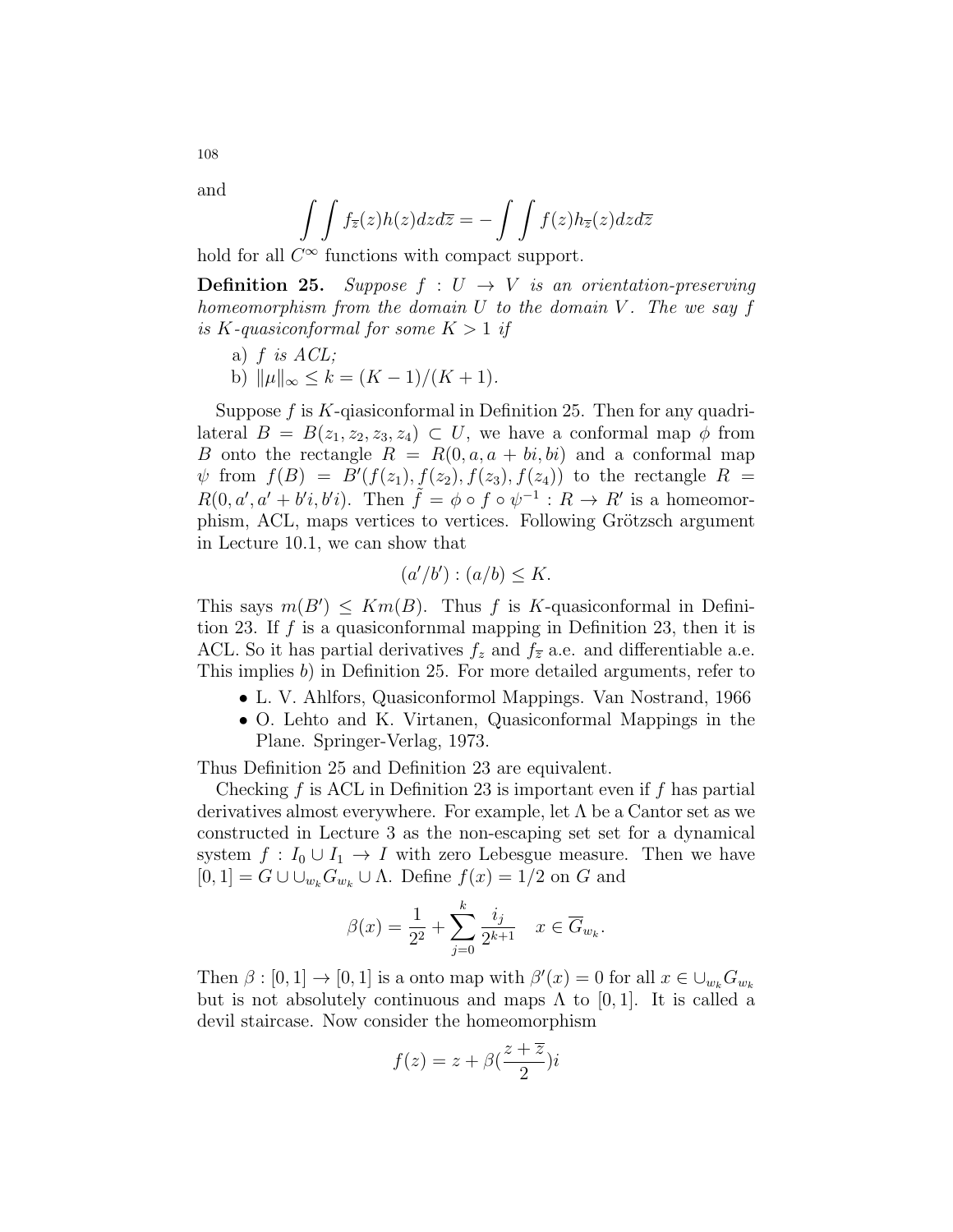and

$$\int\int f_{\overline{z}}(z)h(z)dzd\overline{z} = -\int\int f(z)h_{\overline{z}}(z)dzd\overline{z}$$

hold for all $C^\infty$ functions with compact support.

**Definition 25.** *Suppose $f : U \to V$ is an orientation-preserving homeomorphism from the domain $U$ to the domain $V$. The we say $f$ is $K$-quasiconformal for some $K > 1$ if*

a) *$f$ is ACL;*

b) *$\|\mu\|_\infty \leq k = (K-1)/(K+1)$.*

Suppose $f$ is $K$-qiasiconformal in Definition 25. Then for any quadrilateral $B = B(z_1, z_2, z_3, z_4) \subset U$, we have a conformal map $\phi$ from $B$ onto the rectangle $R = R(0, a, a + bi, bi)$ and a conformal map $\psi$ from $f(B) = B'(f(z_1), f(z_2), f(z_3), f(z_4))$ to the rectangle $R = R(0, a', a' + b'i, b'i)$. Then $\tilde{f} = \phi \circ f \circ \psi^{-1} : R \to R'$ is a homeomorphism, ACL, maps vertices to vertices. Following Grötzsch argument in Lecture 10.1, we can show that

$$(a'/b') : (a/b) \leq K.$$

This says $m(B') \leq Km(B)$. Thus $f$ is $K$-quasiconformal in Definition 23. If $f$ is a quasiconfornmal mapping in Definition 23, then it is ACL. So it has partial derivatives $f_z$ and $f_{\overline{z}}$ a.e. and differentiable a.e. This implies *b)* in Definition 25. For more detailed arguments, refer to

- L. V. Ahlfors, Quasiconformol Mappings. Van Nostrand, 1966
- O. Lehto and K. Virtanen, Quasiconformal Mappings in the Plane. Springer-Verlag, 1973.

Thus Definition 25 and Definition 23 are equivalent.

Checking $f$ is ACL in Definition 23 is important even if $f$ has partial derivatives almost everywhere. For example, let $\Lambda$ be a Cantor set as we constructed in Lecture 3 as the non-escaping set set for a dynamical system $f : I_0 \cup I_1 \to I$ with zero Lebesgue measure. Then we have $[0, 1] = G \cup \cup_{w_k} G_{w_k} \cup \Lambda$. Define $f(x) = 1/2$ on $G$ and

$$\beta(x) = \frac{1}{2^2} + \sum_{j=0}^{k} \frac{i_j}{2^{k+1}} \quad x \in \overline{G}_{w_k}.$$

Then $\beta : [0, 1] \to [0, 1]$ is a onto map with $\beta'(x) = 0$ for all $x \in \cup_{w_k} G_{w_k}$ but is not absolutely continuous and maps $\Lambda$ to $[0, 1]$. It is called a devil staircase. Now consider the homeomorphism

$$f(z) = z + \beta(\frac{z + \overline{z}}{2})i$$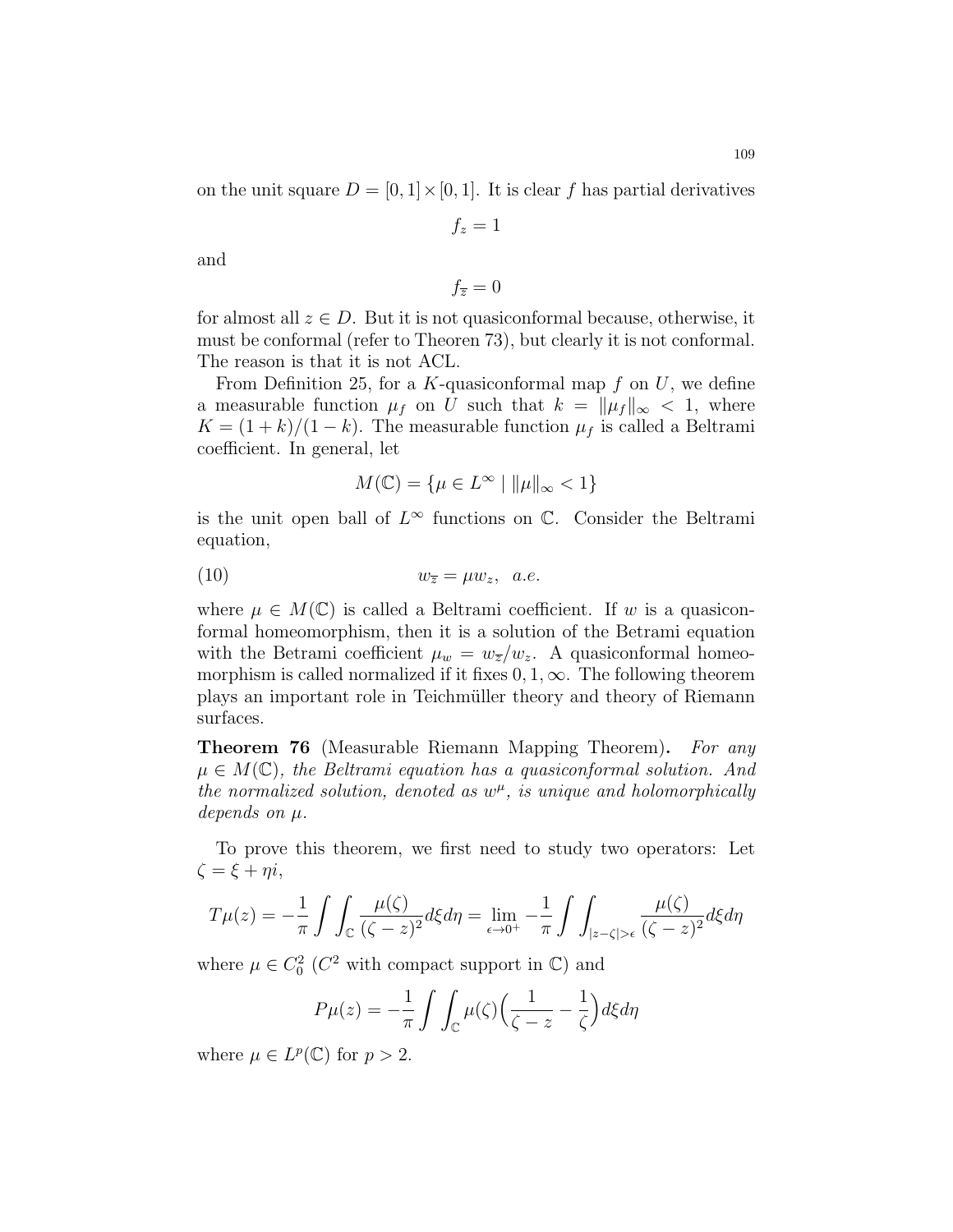on the unit square $D = [0,1] \times [0,1]$. It is clear $f$ has partial derivatives

$$f_z = 1$$

and

$$f_{\overline{z}} = 0$$

for almost all $z \in D$. But it is not quasiconformal because, otherwise, it must be conformal (refer to Theoren 73), but clearly it is not conformal. The reason is that it is not ACL.

From Definition 25, for a $K$-quasiconformal map $f$ on $U$, we define a measurable function $\mu_f$ on $U$ such that $k = \|\mu_f\|_\infty < 1$, where $K = (1+k)/(1-k)$. The measurable function $\mu_f$ is called a Beltrami coefficient. In general, let

$$M(\mathbb{C}) = \{\mu \in L^\infty \mid \|\mu\|_\infty < 1\}$$

is the unit open ball of $L^\infty$ functions on $\mathbb{C}$. Consider the Beltrami equation,

$$w_{\overline{z}} = \mu w_z, \quad a.e. \tag{10}$$

where $\mu \in M(\mathbb{C})$ is called a Beltrami coefficient. If $w$ is a quasiconformal homeomorphism, then it is a solution of the Betrami equation with the Betrami coefficient $\mu_w = w_{\overline{z}}/w_z$. A quasiconformal homeomorphism is called normalized if it fixes $0, 1, \infty$. The following theorem plays an important role in Teichmüller theory and theory of Riemann surfaces.

**Theorem 76** (Measurable Riemann Mapping Theorem)**.** *For any $\mu \in M(\mathbb{C})$, the Beltrami equation has a quasiconformal solution. And the normalized solution, denoted as $w^\mu$, is unique and holomorphically depends on $\mu$.*

To prove this theorem, we first need to study two operators: Let $\zeta = \xi + \eta i$,

$$T\mu(z) = -\frac{1}{\pi} \int\int_{\mathbb{C}} \frac{\mu(\zeta)}{(\zeta - z)^2} d\xi d\eta = \lim_{\epsilon \to 0^+} -\frac{1}{\pi} \int\int_{|z-\zeta|>\epsilon} \frac{\mu(\zeta)}{(\zeta - z)^2} d\xi d\eta$$

where $\mu \in C_0^2$ ($C^2$ with compact support in $\mathbb{C}$) and

$$P\mu(z) = -\frac{1}{\pi} \int\int_{\mathbb{C}} \mu(\zeta) \Big( \frac{1}{\zeta - z} - \frac{1}{\zeta} \Big) d\xi d\eta$$

where $\mu \in L^p(\mathbb{C})$ for $p > 2$.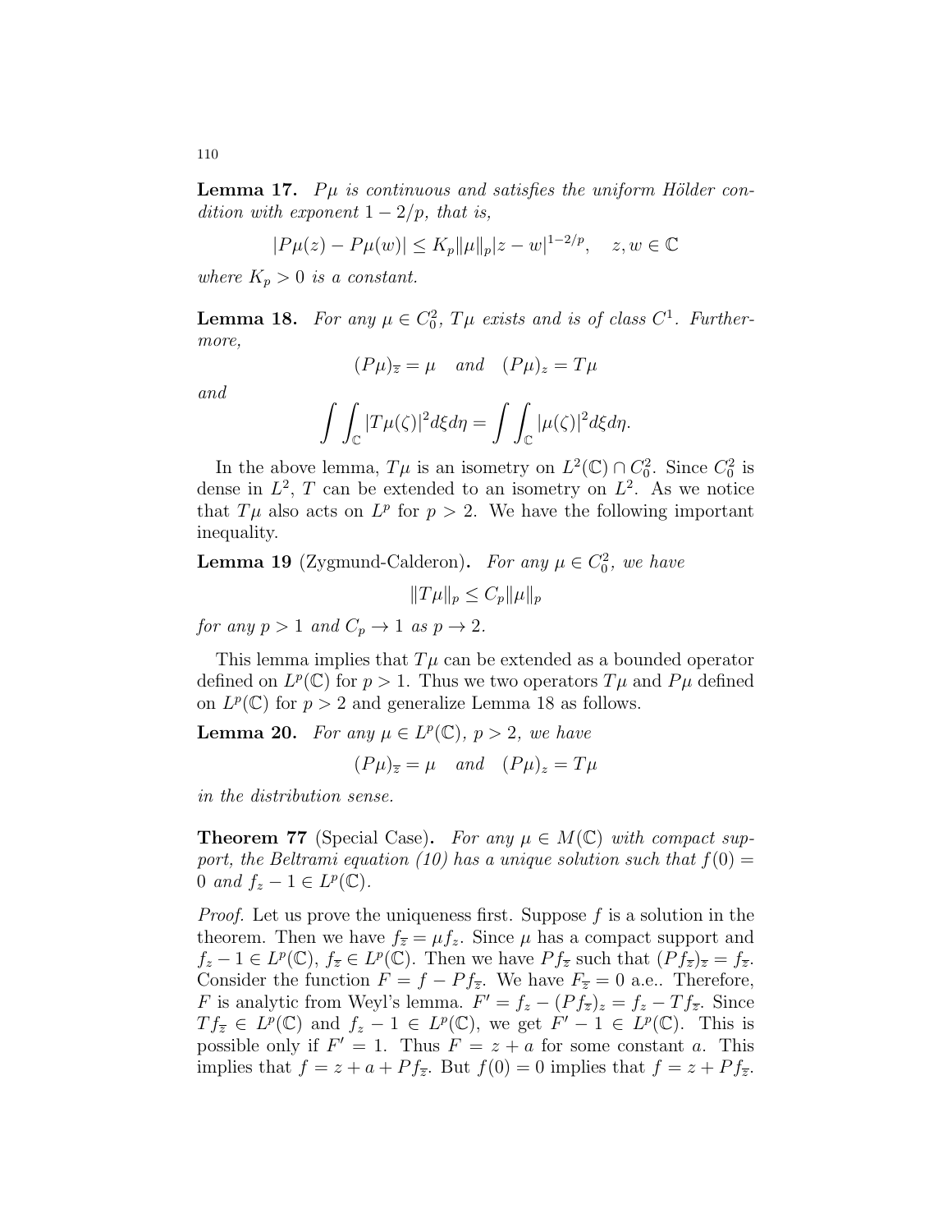**Lemma 17.** *$P\mu$ is continuous and satisfies the uniform Hölder condition with exponent $1 - 2/p$, that is,*

$$|P\mu(z) - P\mu(w)| \le K_p \|\mu\|_p |z - w|^{1-2/p}, \quad z, w \in \mathbb{C}$$

*where $K_p > 0$ is a constant.*

**Lemma 18.** *For any $\mu \in C_0^2$, $T\mu$ exists and is of class $C^1$. Furthermore,*

$$(P\mu)_{\overline{z}} = \mu \quad \text{and} \quad (P\mu)_z = T\mu$$

*and*

$$\int\int_{\mathbb{C}} |T\mu(\zeta)|^2 d\xi d\eta = \int\int_{\mathbb{C}} |\mu(\zeta)|^2 d\xi d\eta.$$

In the above lemma, $T\mu$ is an isometry on $L^2(\mathbb{C}) \cap C_0^2$. Since $C_0^2$ is dense in $L^2$, $T$ can be extended to an isometry on $L^2$. As we notice that $T\mu$ also acts on $L^p$ for $p > 2$. We have the following important inequality.

**Lemma 19** (Zygmund-Calderon)**.** *For any $\mu \in C_0^2$, we have*

$$\|T\mu\|_p \le C_p \|\mu\|_p$$

*for any $p > 1$ and $C_p \to 1$ as $p \to 2$.*

This lemma implies that $T\mu$ can be extended as a bounded operator defined on $L^p(\mathbb{C})$ for $p > 1$. Thus we two operators $T\mu$ and $P\mu$ defined on $L^p(\mathbb{C})$ for $p > 2$ and generalize Lemma 18 as follows.

**Lemma 20.** *For any $\mu \in L^p(\mathbb{C})$, $p > 2$, we have*

$$(P\mu)_{\overline{z}} = \mu \quad \text{and} \quad (P\mu)_z = T\mu$$

*in the distribution sense.*

**Theorem 77** (Special Case)**.** *For any $\mu \in M(\mathbb{C})$ with compact support, the Beltrami equation (10) has a unique solution such that $f(0) = 0$ and $f_z - 1 \in L^p(\mathbb{C})$.*

*Proof.* Let us prove the uniqueness first. Suppose $f$ is a solution in the theorem. Then we have $f_{\overline{z}} = \mu f_z$. Since $\mu$ has a compact support and $f_z - 1 \in L^p(\mathbb{C})$, $f_{\overline{z}} \in L^p(\mathbb{C})$. Then we have $Pf_{\overline{z}}$ such that $(Pf_{\overline{z}})_{\overline{z}} = f_{\overline{z}}$. Consider the function $F = f - Pf_{\overline{z}}$. We have $F_{\overline{z}} = 0$ a.e.. Therefore, $F$ is analytic from Weyl's lemma. $F' = f_z - (Pf_{\overline{z}})_z = f_z - Tf_{\overline{z}}$. Since $Tf_{\overline{z}} \in L^p(\mathbb{C})$ and $f_z - 1 \in L^p(\mathbb{C})$, we get $F' - 1 \in L^p(\mathbb{C})$. This is possible only if $F' = 1$. Thus $F = z + a$ for some constant $a$. This implies that $f = z + a + Pf_{\overline{z}}$. But $f(0) = 0$ implies that $f = z + Pf_{\overline{z}}$.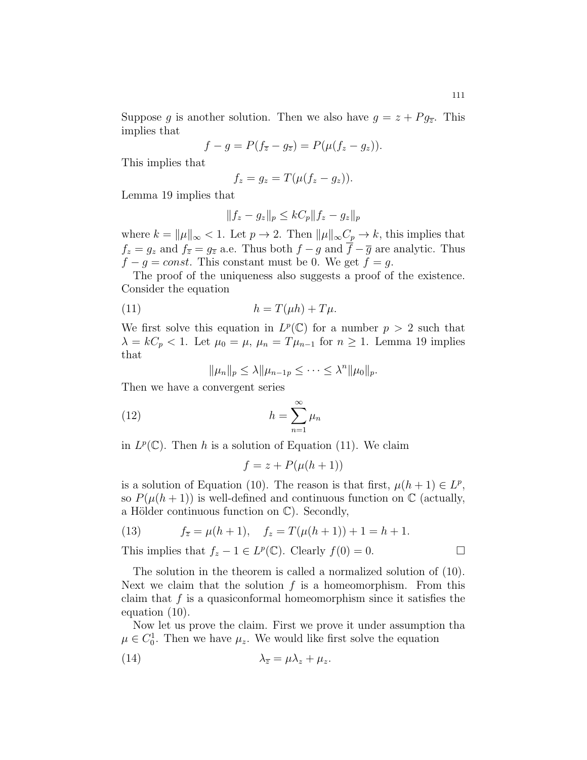Suppose $g$ is another solution. Then we also have $g = z + Pg_{\overline{z}}$. This implies that

$$f - g = P(f_{\overline{z}} - g_{\overline{z}}) = P(\mu(f_z - g_z)).$$

This implies that

$$f_z = g_z = T(\mu(f_z - g_z)).$$

Lemma 19 implies that

$$\|f_z - g_z\|_p \leq kC_p \|f_z - g_z\|_p$$

where $k = \|\mu\|_\infty < 1$. Let $p \to 2$. Then $\|\mu\|_\infty C_p \to k$, this implies that $f_z = g_z$ and $f_{\overline{z}} = g_{\overline{z}}$ a.e. Thus both $f - g$ and $\overline{f} - \overline{g}$ are analytic. Thus $f - g = const$. This constant must be 0. We get $f = g$.

The proof of the uniqueness also suggests a proof of the existence. Consider the equation

$$h = T(\mu h) + T\mu. \tag{11}$$

We first solve this equation in $L^p(\mathbb{C})$ for a number $p > 2$ such that $\lambda = kC_p < 1$. Let $\mu_0 = \mu$, $\mu_n = T\mu_{n-1}$ for $n \geq 1$. Lemma 19 implies that

$$\|\mu_n\|_p \leq \lambda \|\mu_{n-1p} \leq \cdots \leq \lambda^n \|\mu_0\|_p.$$

Then we have a convergent series

$$h = \sum_{n=1}^{\infty} \mu_n \tag{12}$$

in $L^p(\mathbb{C})$. Then $h$ is a solution of Equation (11). We claim

$$f = z + P(\mu(h + 1))$$

is a solution of Equation (10). The reason is that first, $\mu(h + 1) \in L^p$, so $P(\mu(h + 1))$ is well-defined and continuous function on $\mathbb{C}$ (actually, a Hölder continuous function on $\mathbb{C}$). Secondly,

$$f_{\overline{z}} = \mu(h + 1), \quad f_z = T(\mu(h + 1)) + 1 = h + 1. \tag{13}$$

This implies that $f_z - 1 \in L^p(\mathbb{C})$. Clearly $f(0) = 0$. □

The solution in the theorem is called a normalized solution of (10). Next we claim that the solution $f$ is a homeomorphism. From this claim that $f$ is a quasiconformal homeomorphism since it satisfies the equation (10).

Now let us prove the claim. First we prove it under assumption tha $\mu \in C_0^1$. Then we have $\mu_z$. We would like first solve the equation

$$\lambda_{\overline{z}} = \mu \lambda_z + \mu_z. \tag{14}$$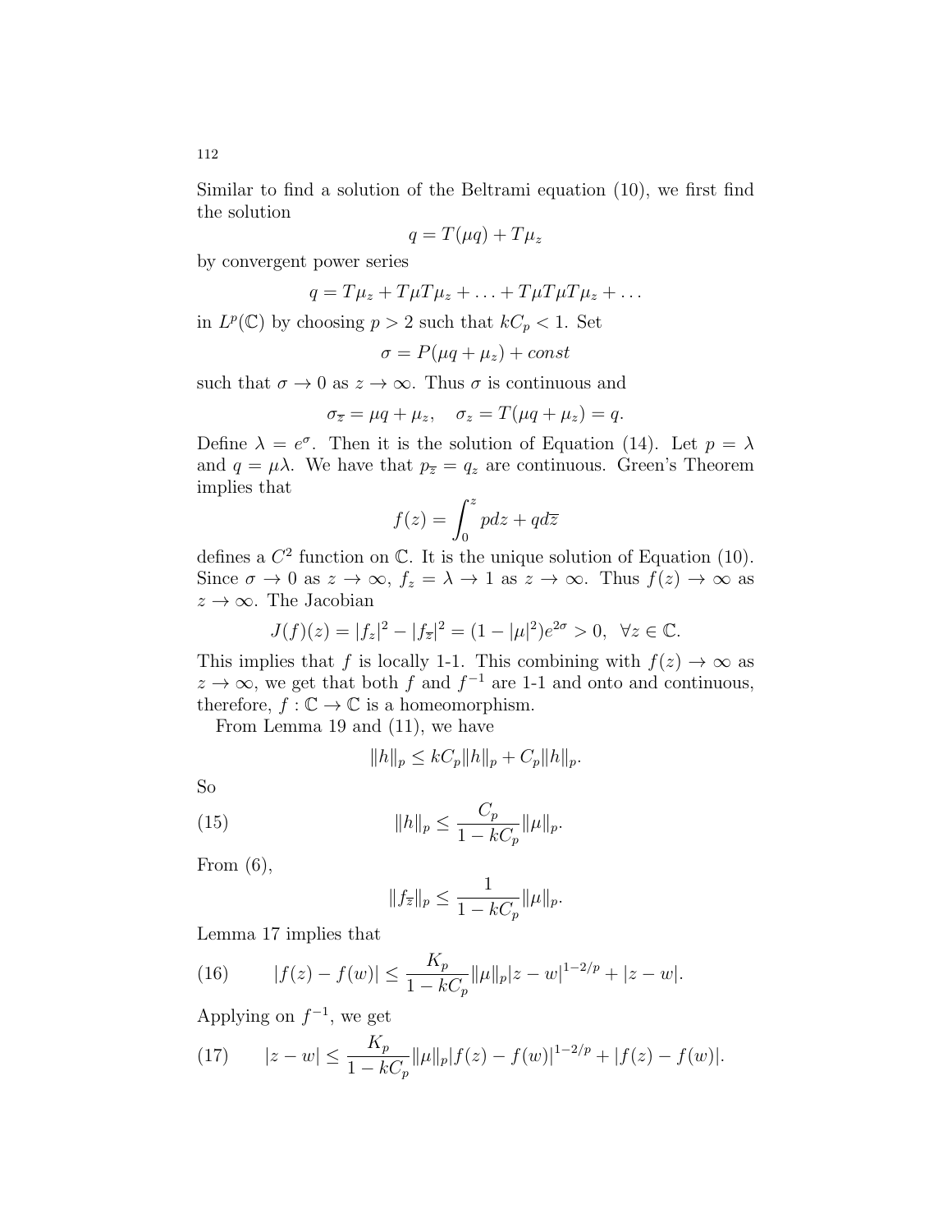Similar to find a solution of the Beltrami equation (10), we first find the solution

$$q = T(\mu q) + T\mu_z$$

by convergent power series

$$q = T\mu_z + T\mu T\mu_z + \ldots + T\mu T\mu T\mu_z + \ldots$$

in $L^p(\mathbb{C})$ by choosing $p > 2$ such that $kC_p < 1$. Set

$$\sigma = P(\mu q + \mu_z) + const$$

such that $\sigma \to 0$ as $z \to \infty$. Thus $\sigma$ is continuous and

$$\sigma_{\overline{z}} = \mu q + \mu_z, \quad \sigma_z = T(\mu q + \mu_z) = q.$$

Define $\lambda = e^{\sigma}$. Then it is the solution of Equation (14). Let $p = \lambda$ and $q = \mu\lambda$. We have that $p_{\overline{z}} = q_z$ are continuous. Green's Theorem implies that

$$f(z) = \int_0^z p dz + q d\overline{z}$$

defines a $C^2$ function on $\mathbb{C}$. It is the unique solution of Equation (10). Since $\sigma \to 0$ as $z \to \infty$, $f_z = \lambda \to 1$ as $z \to \infty$. Thus $f(z) \to \infty$ as $z \to \infty$. The Jacobian

$$J(f)(z) = |f_z|^2 - |f_{\overline{z}}|^2 = (1 - |\mu|^2)e^{2\sigma} > 0, \ \ \forall z \in \mathbb{C}.$$

This implies that $f$ is locally 1-1. This combining with $f(z) \to \infty$ as $z \to \infty$, we get that both $f$ and $f^{-1}$ are 1-1 and onto and continuous, therefore, $f : \mathbb{C} \to \mathbb{C}$ is a homeomorphism.

From Lemma 19 and (11), we have

$$\|h\|_p \leq kC_p\|h\|_p + C_p\|h\|_p.$$

So

$$\|h\|_p \leq \frac{C_p}{1 - kC_p}\|\mu\|_p. \tag{15}$$

From (6),

$$\|f_{\overline{z}}\|_p \leq \frac{1}{1 - kC_p}\|\mu\|_p.$$

Lemma 17 implies that

$$|f(z) - f(w)| \leq \frac{K_p}{1 - kC_p}\|\mu\|_p|z - w|^{1-2/p} + |z - w|. \tag{16}$$

Applying on $f^{-1}$, we get

$$|z - w| \leq \frac{K_p}{1 - kC_p}\|\mu\|_p|f(z) - f(w)|^{1-2/p} + |f(z) - f(w)|. \tag{17}$$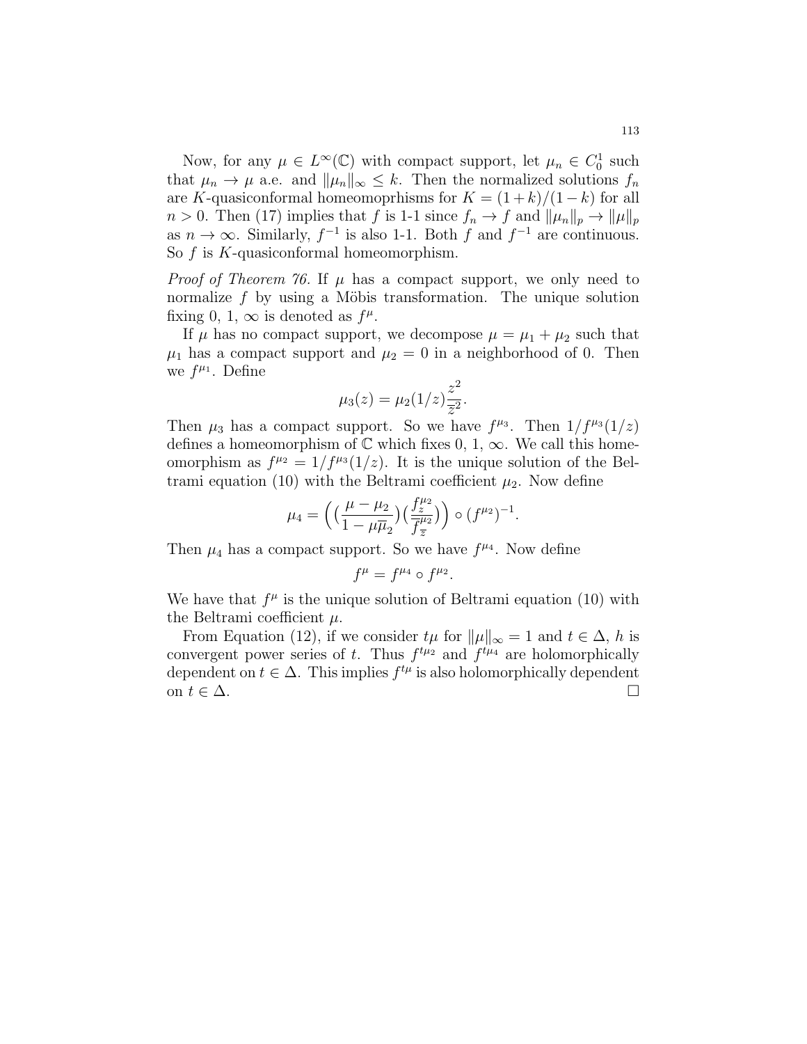Now, for any $\mu \in L^\infty(\mathbb{C})$ with compact support, let $\mu_n \in C_0^1$ such that $\mu_n \to \mu$ a.e. and $\|\mu_n\|_\infty \leq k$. Then the normalized solutions $f_n$ are $K$-quasiconformal homeomoprhisms for $K = (1+k)/(1-k)$ for all $n > 0$. Then (17) implies that $f$ is 1-1 since $f_n \to f$ and $\|\mu_n\|_p \to \|\mu\|_p$ as $n \to \infty$. Similarly, $f^{-1}$ is also 1-1. Both $f$ and $f^{-1}$ are continuous. So $f$ is $K$-quasiconformal homeomorphism.

*Proof of Theorem 76.* If $\mu$ has a compact support, we only need to normalize $f$ by using a Möbis transformation. The unique solution fixing 0, 1, $\infty$ is denoted as $f^\mu$.

If $\mu$ has no compact support, we decompose $\mu = \mu_1 + \mu_2$ such that $\mu_1$ has a compact support and $\mu_2 = 0$ in a neighborhood of 0. Then we $f^{\mu_1}$. Define

$$\mu_3(z) = \mu_2(1/z)\frac{z^2}{\overline{z}^2}.$$

Then $\mu_3$ has a compact support. So we have $f^{\mu_3}$. Then $1/f^{\mu_3}(1/z)$ defines a homeomorphism of $\mathbb{C}$ which fixes 0, 1, $\infty$. We call this homeomorphism as $f^{\mu_2} = 1/f^{\mu_3}(1/z)$. It is the unique solution of the Beltrami equation (10) with the Beltrami coefficient $\mu_2$. Now define

$$\mu_4 = \Big(\big(\frac{\mu - \mu_2}{1 - \mu\overline{\mu}_2}\big)\big(\frac{f_z^{\mu_2}}{\overline{f_{\overline{z}}^{\mu_2}}}\big)\Big) \circ (f^{\mu_2})^{-1}.$$

Then $\mu_4$ has a compact support. So we have $f^{\mu_4}$. Now define

$$f^\mu = f^{\mu_4} \circ f^{\mu_2}.$$

We have that $f^\mu$ is the unique solution of Beltrami equation (10) with the Beltrami coefficient $\mu$.

From Equation (12), if we consider $t\mu$ for $\|\mu\|_\infty = 1$ and $t \in \Delta$, $h$ is convergent power series of $t$. Thus $f^{t\mu_2}$ and $f^{t\mu_4}$ are holomorphically dependent on $t \in \Delta$. This implies $f^{t\mu}$ is also holomorphically dependent on $t \in \Delta$. $\square$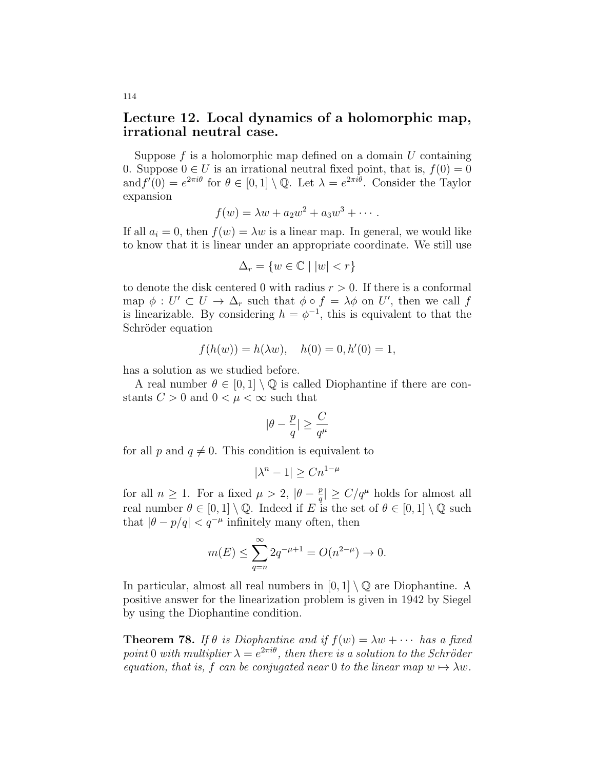## Lecture 12. Local dynamics of a holomorphic map, irrational neutral case.

Suppose $f$ is a holomorphic map defined on a domain $U$ containing 0. Suppose $0 \in U$ is an irrational neutral fixed point, that is, $f(0) = 0$ and$f'(0) = e^{2\pi i\theta}$ for $\theta \in [0,1] \setminus \mathbb{Q}$. Let $\lambda = e^{2\pi i\theta}$. Consider the Taylor expansion

$$f(w) = \lambda w + a_2 w^2 + a_3 w^3 + \cdots .$$

If all $a_i = 0$, then $f(w) = \lambda w$ is a linear map. In general, we would like to know that it is linear under an appropriate coordinate. We still use

$$\Delta_r = \{w \in \mathbb{C} \mid |w| < r\}$$

to denote the disk centered 0 with radius $r > 0$. If there is a conformal map $\phi : U' \subset U \to \Delta_r$ such that $\phi \circ f = \lambda\phi$ on $U'$, then we call $f$ is linearizable. By considering $h = \phi^{-1}$, this is equivalent to that the Schröder equation

$$f(h(w)) = h(\lambda w), \quad h(0) = 0, h'(0) = 1,$$

has a solution as we studied before.

A real number $\theta \in [0,1] \setminus \mathbb{Q}$ is called Diophantine if there are constants $C > 0$ and $0 < \mu < \infty$ such that

$$|\theta - \frac{p}{q}| \geq \frac{C}{q^{\mu}}$$

for all $p$ and $q \neq 0$. This condition is equivalent to

$$|\lambda^n - 1| \geq C n^{1-\mu}$$

for all $n \geq 1$. For a fixed $\mu > 2$, $|\theta - \frac{p}{q}| \geq C/q^{\mu}$ holds for almost all real number $\theta \in [0,1] \setminus \mathbb{Q}$. Indeed if $E$ is the set of $\theta \in [0,1] \setminus \mathbb{Q}$ such that $|\theta - p/q| < q^{-\mu}$ infinitely many often, then

$$m(E) \leq \sum_{q=n}^{\infty} 2q^{-\mu+1} = O(n^{2-\mu}) \to 0.$$

In particular, almost all real numbers in $[0,1] \setminus \mathbb{Q}$ are Diophantine. A positive answer for the linearization problem is given in 1942 by Siegel by using the Diophantine condition.

**Theorem 78.** *If $\theta$ is Diophantine and if $f(w) = \lambda w + \cdots$ has a fixed point 0 with multiplier $\lambda = e^{2\pi i\theta}$, then there is a solution to the Schröder equation, that is, $f$ can be conjugated near 0 to the linear map $w \mapsto \lambda w$.*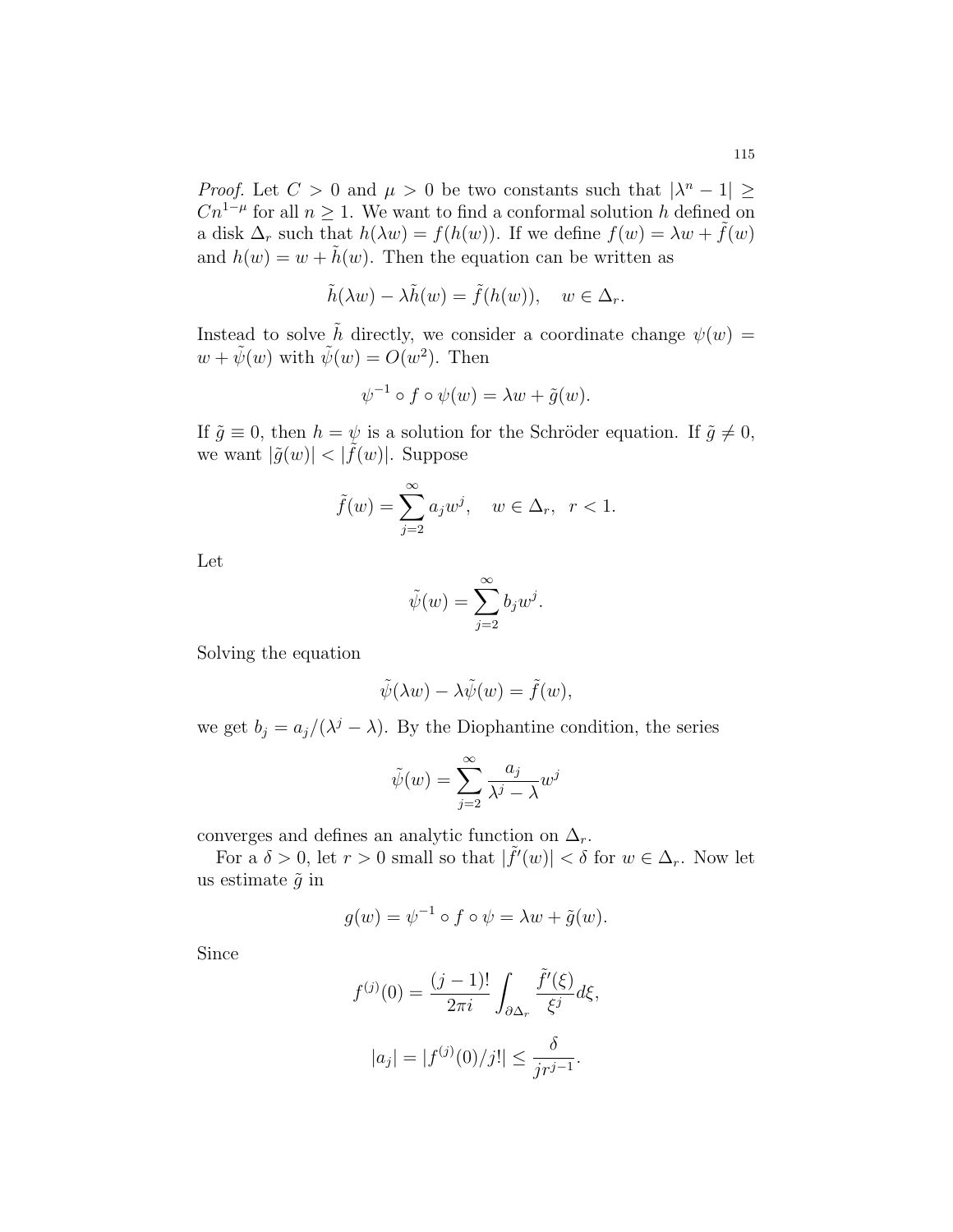*Proof.* Let $C > 0$ and $\mu > 0$ be two constants such that $|\lambda^n - 1| \geq Cn^{1-\mu}$ for all $n \geq 1$. We want to find a conformal solution $h$ defined on a disk $\Delta_r$ such that $h(\lambda w) = f(h(w))$. If we define $f(w) = \lambda w + \tilde{f}(w)$ and $h(w) = w + \tilde{h}(w)$. Then the equation can be written as

$$\tilde{h}(\lambda w) - \lambda \tilde{h}(w) = \tilde{f}(h(w)), \quad w \in \Delta_r.$$

Instead to solve $\tilde{h}$ directly, we consider a coordinate change $\psi(w) = w + \tilde{\psi}(w)$ with $\tilde{\psi}(w) = O(w^2)$. Then

$$\psi^{-1} \circ f \circ \psi(w) = \lambda w + \tilde{g}(w).$$

If $\tilde{g} \equiv 0$, then $h = \psi$ is a solution for the Schröder equation. If $\tilde{g} \neq 0$, we want $|\tilde{g}(w)| < |\tilde{f}(w)|$. Suppose

$$\tilde{f}(w) = \sum_{j=2}^{\infty} a_j w^j, \quad w \in \Delta_r, \ \ r < 1.$$

Let

$$\tilde{\psi}(w) = \sum_{j=2}^{\infty} b_j w^j.$$

Solving the equation

$$\tilde{\psi}(\lambda w) - \lambda \tilde{\psi}(w) = \tilde{f}(w),$$

we get $b_j = a_j/(\lambda^j - \lambda)$. By the Diophantine condition, the series

$$\tilde{\psi}(w) = \sum_{j=2}^{\infty} \frac{a_j}{\lambda^j - \lambda} w^j$$

converges and defines an analytic function on $\Delta_r$.

For a $\delta > 0$, let $r > 0$ small so that $|\tilde{f}'(w)| < \delta$ for $w \in \Delta_r$. Now let us estimate $\tilde{g}$ in

$$g(w) = \psi^{-1} \circ f \circ \psi = \lambda w + \tilde{g}(w).$$

Since

$$f^{(j)}(0) = \frac{(j-1)!}{2\pi i} \int_{\partial \Delta_r} \frac{\tilde{f}'(\xi)}{\xi^j} d\xi,$$

$$|a_j| = |f^{(j)}(0)/j!| \leq \frac{\delta}{jr^{j-1}}.$$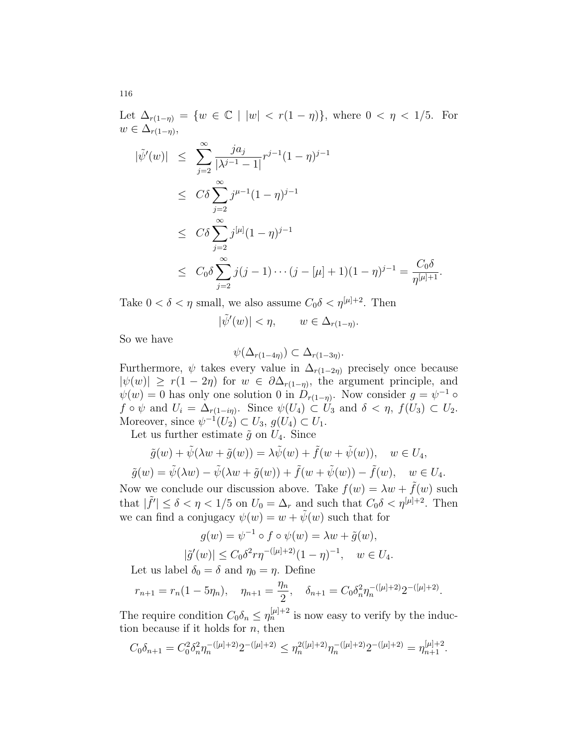Let $\Delta_{r(1-\eta)} = \{w \in \mathbb{C} \mid |w| < r(1-\eta)\}$, where $0 < \eta < 1/5$. For $w \in \Delta_{r(1-\eta)}$,

$$
\begin{aligned}
|\tilde{\psi}'(w)| &\le \sum_{j=2}^{\infty} \frac{j a_j}{|\lambda^{j-1}-1|} r^{j-1}(1-\eta)^{j-1} \\
&\le C\delta \sum_{j=2}^{\infty} j^{\mu-1}(1-\eta)^{j-1} \\
&\le C\delta \sum_{j=2}^{\infty} j^{[\mu]}(1-\eta)^{j-1} \\
&\le C_0\delta \sum_{j=2}^{\infty} j(j-1)\cdots(j-[\mu]+1)(1-\eta)^{j-1} = \frac{C_0\delta}{\eta^{[\mu]+1}}.
\end{aligned}
$$

Take $0 < \delta < \eta$ small, we also assume $C_0\delta < \eta^{[\mu]+2}$. Then

$$
|\tilde{\psi}'(w)| < \eta, \qquad w \in \Delta_{r(1-\eta)}.
$$

So we have

$$
\psi(\Delta_{r(1-4\eta)}) \subset \Delta_{r(1-3\eta)}.
$$

Furthermore, $\psi$ takes every value in $\Delta_{r(1-2\eta)}$ precisely once because $|\psi(w)| \ge r(1-2\eta)$ for $w \in \partial\Delta_{r(1-\eta)}$, the argument principle, and $\psi(w) = 0$ has only one solution 0 in $D_{r(1-\eta)}$. Now consider $g = \psi^{-1} \circ f \circ \psi$ and $U_i = \Delta_{r(1-i\eta)}$. Since $\psi(U_4) \subset U_3$ and $\delta < \eta$, $f(U_3) \subset U_2$. Moreover, since $\psi^{-1}(U_2) \subset U_3$, $g(U_4) \subset U_1$.

Let us further estimate $\tilde{g}$ on $U_4$. Since

$$
\tilde{g}(w) + \tilde{\psi}(\lambda w + \tilde{g}(w)) = \lambda\tilde{\psi}(w) + \tilde{f}(w + \tilde{\psi}(w)), \quad w \in U_4,
$$

$$
\tilde{g}(w) = \tilde{\psi}(\lambda w) - \tilde{\psi}(\lambda w + \tilde{g}(w)) + \tilde{f}(w + \tilde{\psi}(w)) - \tilde{f}(w), \quad w \in U_4.
$$

Now we conclude our discussion above. Take $f(w) = \lambda w + \tilde{f}(w)$ such that $|\tilde{f}'| \le \delta < \eta < 1/5$ on $U_0 = \Delta_r$ and such that $C_0\delta < \eta^{[\mu]+2}$. Then we can find a conjugacy $\psi(w) = w + \tilde{\psi}(w)$ such that for

$$
g(w) = \psi^{-1} \circ f \circ \psi(w) = \lambda w + \tilde{g}(w),
$$

$$
|\tilde{g}'(w)| \le C_0\delta^2 r \eta^{-([\mu]+2)}(1-\eta)^{-1}, \quad w \in U_4.
$$

Let us label $\delta_0 = \delta$ and $\eta_0 = \eta$. Define

$$
r_{n+1} = r_n(1-5\eta_n), \quad \eta_{n+1} = \frac{\eta_n}{2}, \quad \delta_{n+1} = C_0\delta_n^2 \eta_n^{-([\mu]+2)} 2^{-([\mu]+2)}.
$$

The require condition $C_0\delta_n \le \eta_n^{[\mu]+2}$ is now easy to verify by the induction because if it holds for $n$, then

$$
C_0\delta_{n+1} = C_0^2\delta_n^2\eta_n^{-([\mu]+2)}2^{-([\mu]+2)} \le \eta_n^{2([\mu]+2)}\eta_n^{-([\mu]+2)}2^{-([\mu]+2)} = \eta_{n+1}^{[\mu]+2}.
$$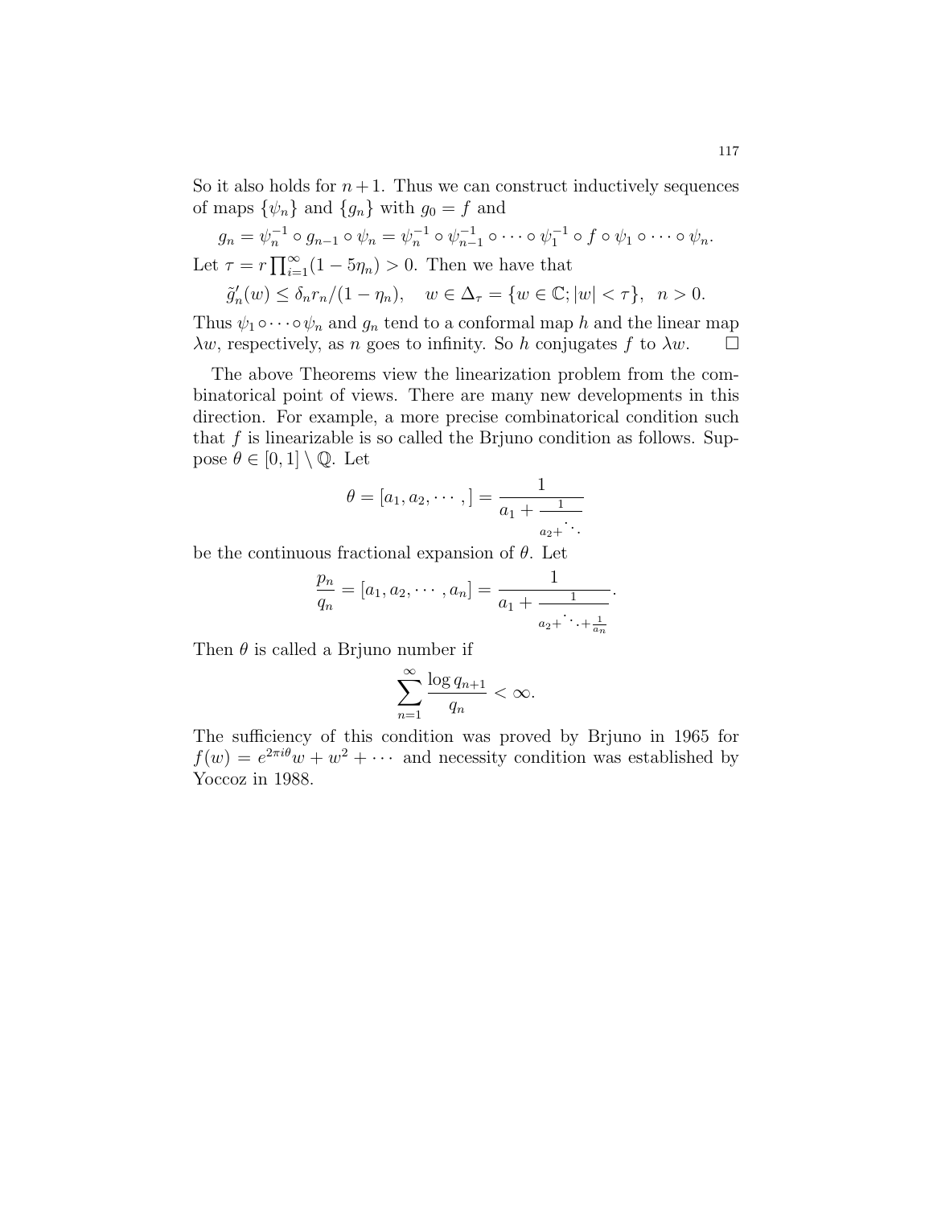So it also holds for $n+1$. Thus we can construct inductively sequences of maps $\{\psi_n\}$ and $\{g_n\}$ with $g_0 = f$ and

$$g_n = \psi_n^{-1} \circ g_{n-1} \circ \psi_n = \psi_n^{-1} \circ \psi_{n-1}^{-1} \circ \cdots \circ \psi_1^{-1} \circ f \circ \psi_1 \circ \cdots \circ \psi_n.$$

Let $\tau = r \prod_{i=1}^{\infty}(1 - 5\eta_n) > 0$. Then we have that

$$\tilde{g}_n'(w) \leq \delta_n r_n/(1-\eta_n), \quad w \in \Delta_\tau = \{w \in \mathbb{C}; |w| < \tau\}, \ \ n > 0.$$

Thus $\psi_1 \circ \cdots \circ \psi_n$ and $g_n$ tend to a conformal map $h$ and the linear map $\lambda w$, respectively, as $n$ goes to infinity. So $h$ conjugates $f$ to $\lambda w$. $\square$

The above Theorems view the linearization problem from the combinatorical point of views. There are many new developments in this direction. For example, a more precise combinatorical condition such that $f$ is linearizable is so called the Brjuno condition as follows. Suppose $\theta \in [0,1] \setminus \mathbb{Q}$. Let

$$\theta = [a_1, a_2, \cdots, ] = \cfrac{1}{a_1 + \cfrac{1}{a_2 + \ddots}}$$

be the continuous fractional expansion of $\theta$. Let

$$\frac{p_n}{q_n} = [a_1, a_2, \cdots, a_n] = \cfrac{1}{a_1 + \cfrac{1}{a_2 + \ddots + \cfrac{1}{a_n}}}.$$

Then $\theta$ is called a Brjuno number if

$$\sum_{n=1}^{\infty} \frac{\log q_{n+1}}{q_n} < \infty.$$

The sufficiency of this condition was proved by Brjuno in 1965 for $f(w) = e^{2\pi i \theta} w + w^2 + \cdots$ and necessity condition was established by Yoccoz in 1988.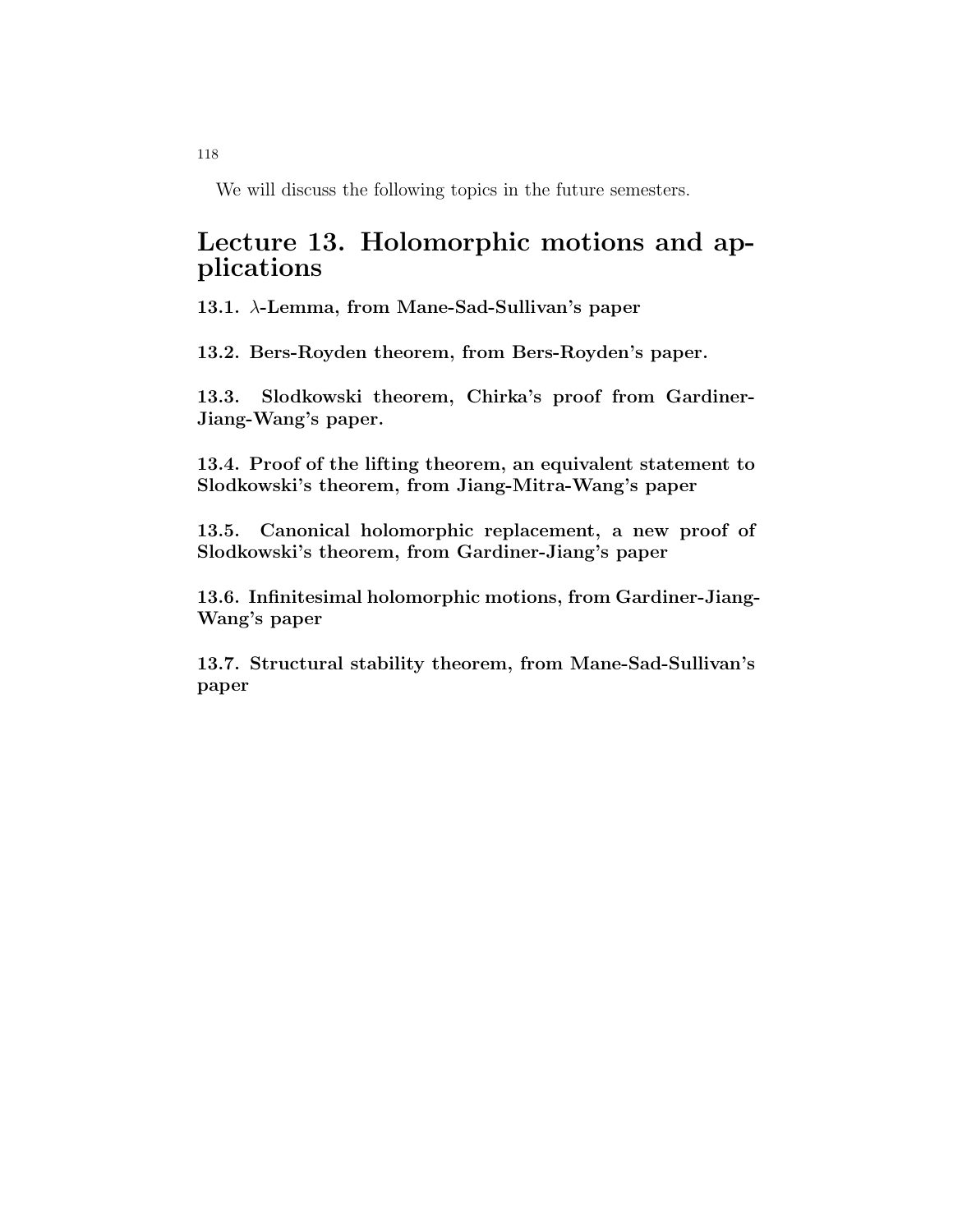We will discuss the following topics in the future semesters.

# Lecture 13. Holomorphic motions and applications

### 13.1. $\lambda$-Lemma, from Mane-Sad-Sullivan's paper

### 13.2. Bers-Royden theorem, from Bers-Royden's paper.

### 13.3. Slodkowski theorem, Chirka's proof from Gardiner-Jiang-Wang's paper.

### 13.4. Proof of the lifting theorem, an equivalent statement to Slodkowski's theorem, from Jiang-Mitra-Wang's paper

### 13.5. Canonical holomorphic replacement, a new proof of Slodkowski's theorem, from Gardiner-Jiang's paper

### 13.6. Infinitesimal holomorphic motions, from Gardiner-Jiang-Wang's paper

### 13.7. Structural stability theorem, from Mane-Sad-Sullivan's paper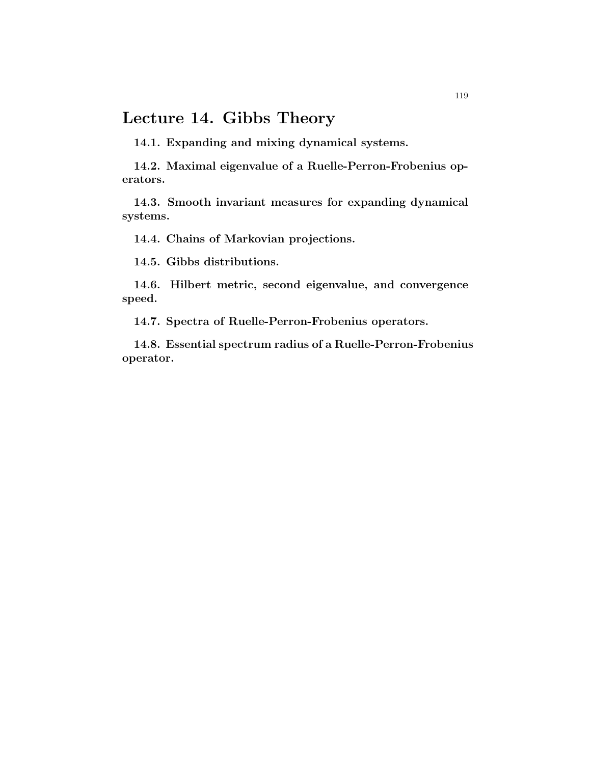# Lecture 14. Gibbs Theory

**14.1. Expanding and mixing dynamical systems.**

**14.2. Maximal eigenvalue of a Ruelle-Perron-Frobenius operators.**

**14.3. Smooth invariant measures for expanding dynamical systems.**

**14.4. Chains of Markovian projections.**

**14.5. Gibbs distributions.**

**14.6. Hilbert metric, second eigenvalue, and convergence speed.**

**14.7. Spectra of Ruelle-Perron-Frobenius operators.**

**14.8. Essential spectrum radius of a Ruelle-Perron-Frobenius operator.**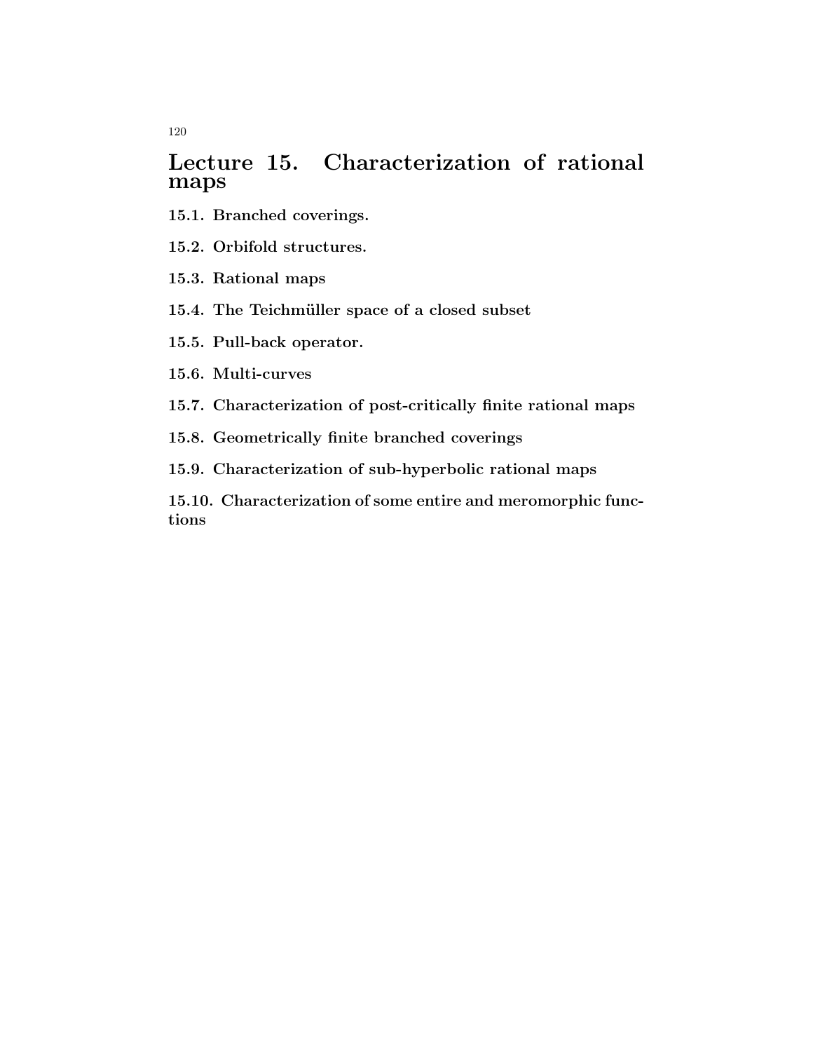# Lecture 15. Characterization of rational maps

## 15.1. Branched coverings.

## 15.2. Orbifold structures.

## 15.3. Rational maps

## 15.4. The Teichmüller space of a closed subset

## 15.5. Pull-back operator.

## 15.6. Multi-curves

## 15.7. Characterization of post-critically finite rational maps

## 15.8. Geometrically finite branched coverings

## 15.9. Characterization of sub-hyperbolic rational maps

## 15.10. Characterization of some entire and meromorphic functions